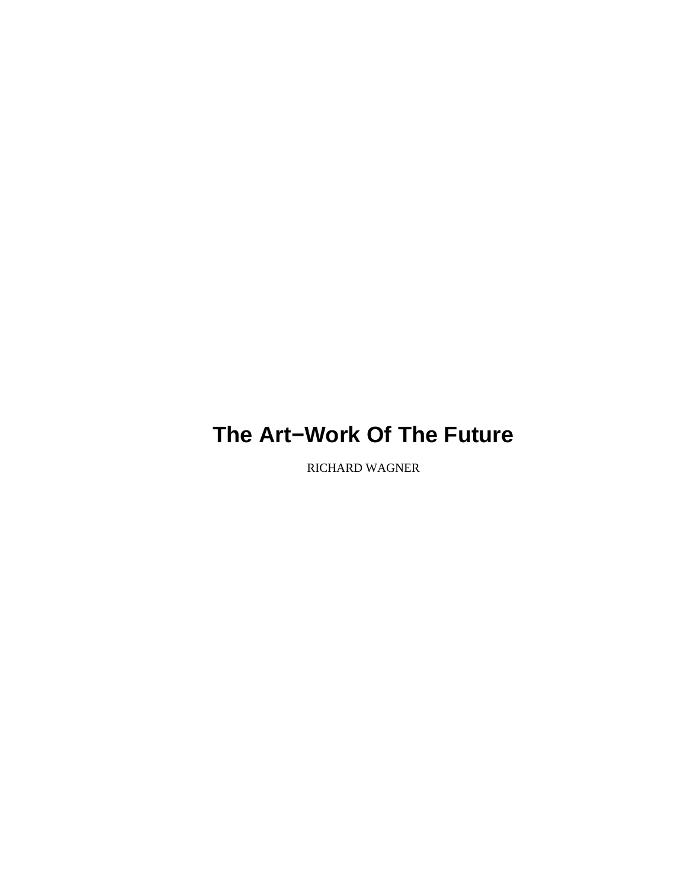# The Art−Work Of The Future

RICHARD WAGNER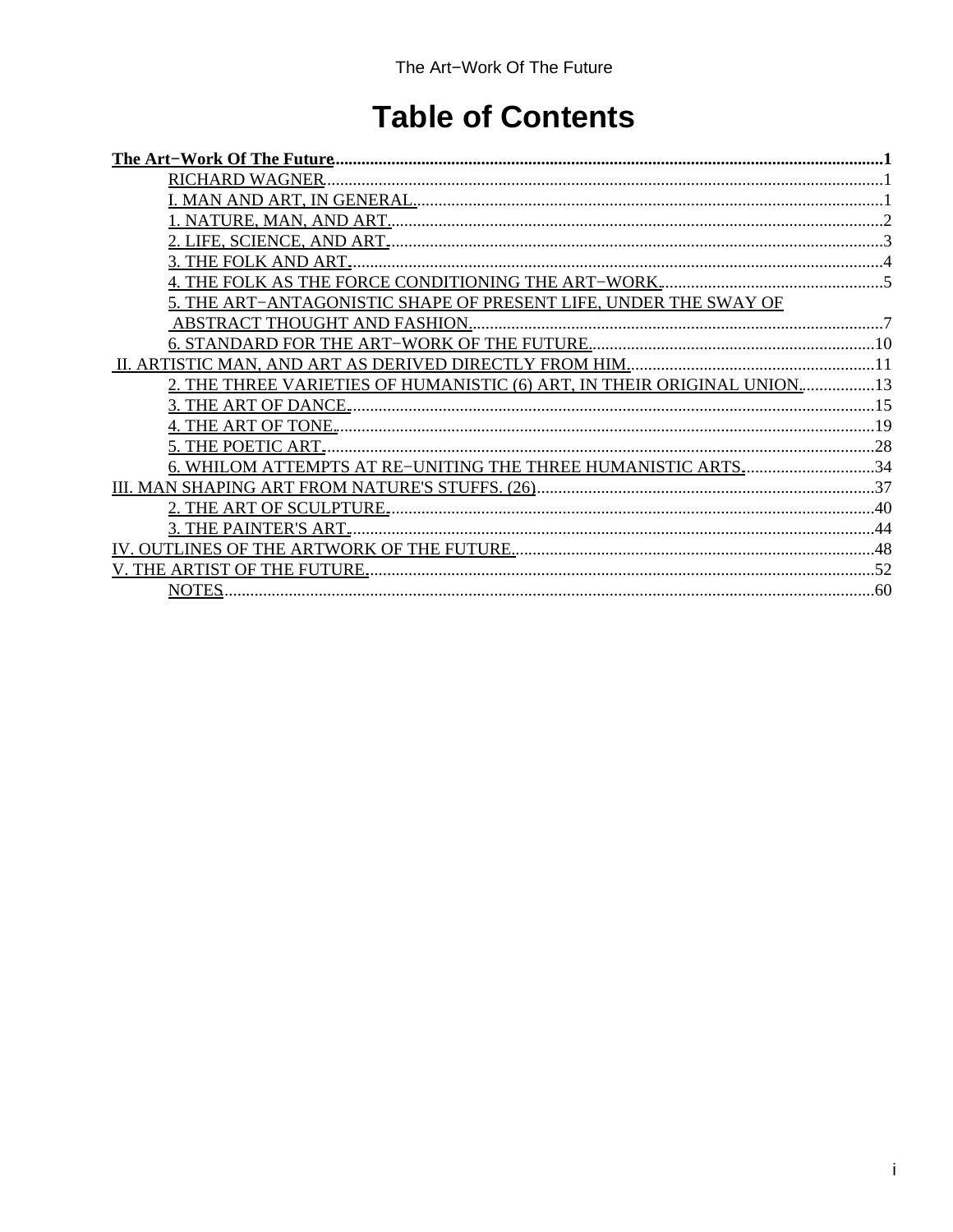# Table of Contents

**The Art−Work Of The Future**.....1

- RICHARD WAGNER.....1
- I. MAN AND ART, IN GENERAL.....1
- 1. NATURE, MAN, AND ART.....2
- 2. LIFE, SCIENCE, AND ART.....3
- 3. THE FOLK AND ART.....4
- 4. THE FOLK AS THE FORCE CONDITIONING THE ART−WORK.....5
- 5. THE ART−ANTAGONISTIC SHAPE OF PRESENT LIFE, UNDER THE SWAY OF ABSTRACT THOUGHT AND FASHION.....7
- 6. STANDARD FOR THE ART−WORK OF THE FUTURE.....10

II. ARTISTIC MAN, AND ART AS DERIVED DIRECTLY FROM HIM.....11

- 2. THE THREE VARIETIES OF HUMANISTIC (6) ART, IN THEIR ORIGINAL UNION.....13
- 3. THE ART OF DANCE.....15
- 4. THE ART OF TONE.....19
- 5. THE POETIC ART.....28
- 6. WHILOM ATTEMPTS AT RE−UNITING THE THREE HUMANISTIC ARTS.....34

III. MAN SHAPING ART FROM NATURE'S STUFFS. (26).....37

- 2. THE ART OF SCULPTURE.....40
- 3. THE PAINTER'S ART.....44

IV. OUTLINES OF THE ARTWORK OF THE FUTURE.....48

V. THE ARTIST OF THE FUTURE.....52

- NOTES.....60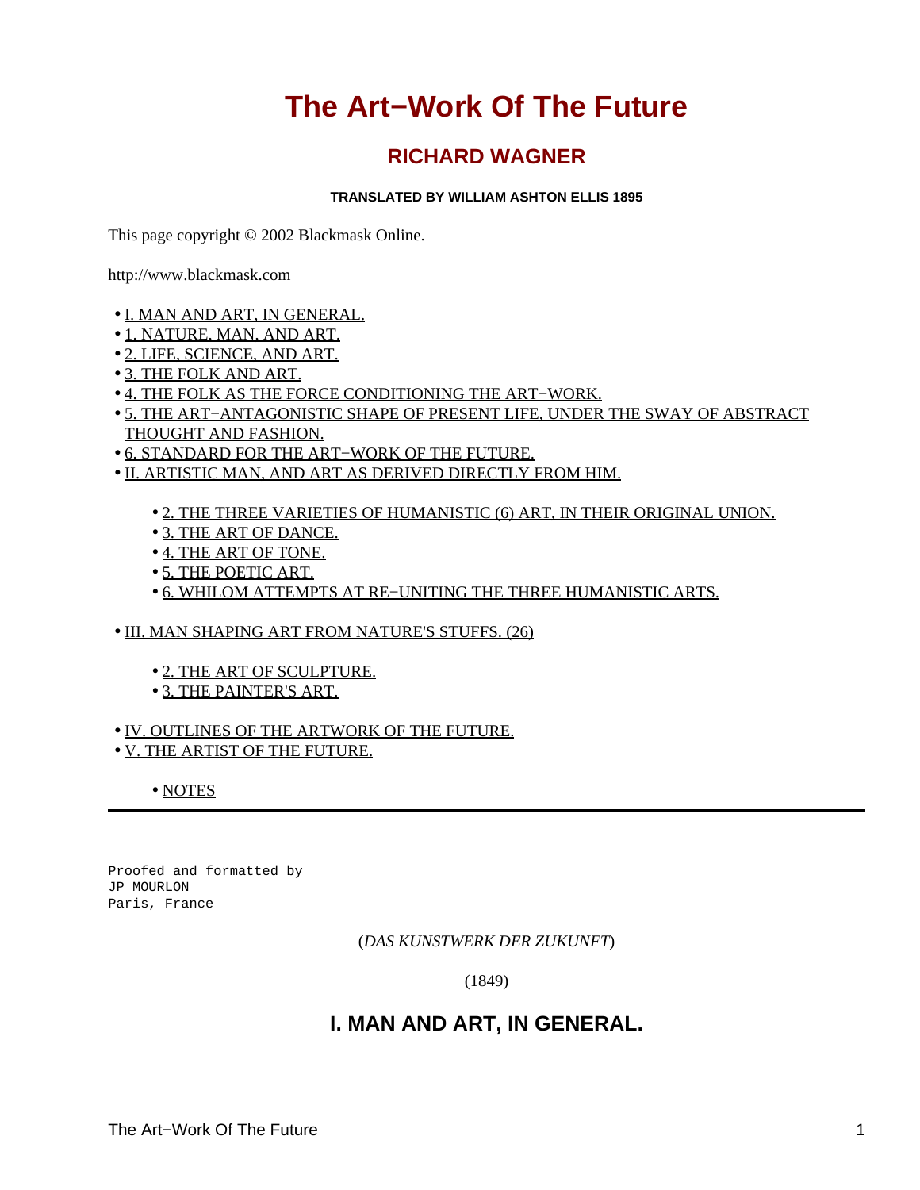# The Art−Work Of The Future

## RICHARD WAGNER

**TRANSLATED BY WILLIAM ASHTON ELLIS 1895**

This page copyright © 2002 Blackmask Online.

http://www.blackmask.com

- I. MAN AND ART, IN GENERAL.
- 1. NATURE, MAN, AND ART.
- 2. LIFE, SCIENCE, AND ART.
- 3. THE FOLK AND ART.
- 4. THE FOLK AS THE FORCE CONDITIONING THE ART−WORK.
- 5. THE ART−ANTAGONISTIC SHAPE OF PRESENT LIFE, UNDER THE SWAY OF ABSTRACT THOUGHT AND FASHION.
- 6. STANDARD FOR THE ART−WORK OF THE FUTURE.
- II. ARTISTIC MAN, AND ART AS DERIVED DIRECTLY FROM HIM.
    - 2. THE THREE VARIETIES OF HUMANISTIC (6) ART, IN THEIR ORIGINAL UNION.
    - 3. THE ART OF DANCE.
    - 4. THE ART OF TONE.
    - 5. THE POETIC ART.
    - 6. WHILOM ATTEMPTS AT RE−UNITING THE THREE HUMANISTIC ARTS.
- III. MAN SHAPING ART FROM NATURE'S STUFFS. (26)
    - 2. THE ART OF SCULPTURE.
    - 3. THE PAINTER'S ART.
- IV. OUTLINES OF THE ARTWORK OF THE FUTURE.
- V. THE ARTIST OF THE FUTURE.
    - NOTES

---

```
Proofed and formatted by
JP MOURLON
Paris, France
```

(*DAS KUNSTWERK DER ZUKUNFT*)

(1849)

## I. MAN AND ART, IN GENERAL.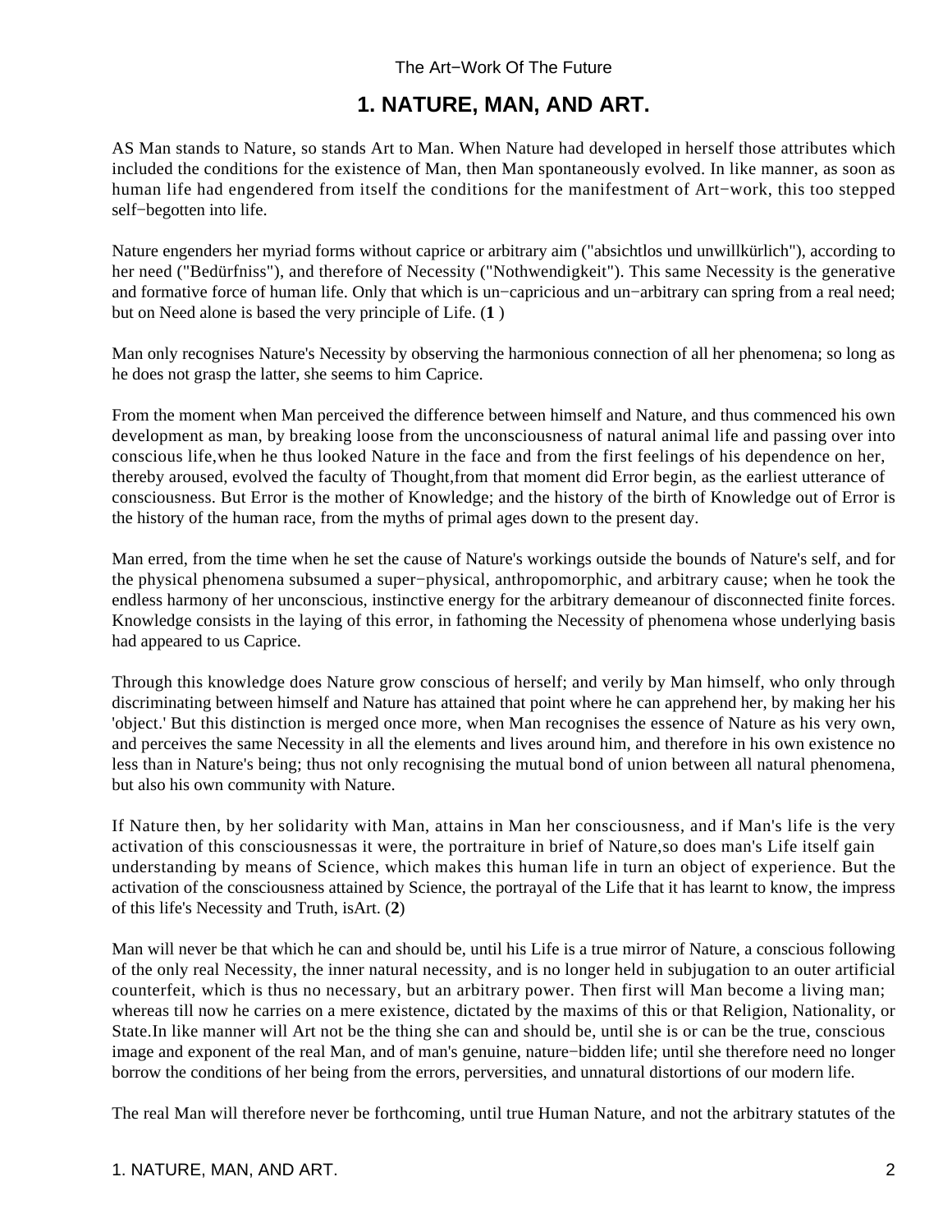## 1. NATURE, MAN, AND ART.

AS Man stands to Nature, so stands Art to Man. When Nature had developed in herself those attributes which included the conditions for the existence of Man, then Man spontaneously evolved. In like manner, as soon as human life had engendered from itself the conditions for the manifestment of Art−work, this too stepped self−begotten into life.

Nature engenders her myriad forms without caprice or arbitrary aim ("absichtlos und unwillkürlich"), according to her need ("Bedürfniss"), and therefore of Necessity ("Nothwendigkeit"). This same Necessity is the generative and formative force of human life. Only that which is un−capricious and un−arbitrary can spring from a real need; but on Need alone is based the very principle of Life. (**1** )

Man only recognises Nature's Necessity by observing the harmonious connection of all her phenomena; so long as he does not grasp the latter, she seems to him Caprice.

From the moment when Man perceived the difference between himself and Nature, and thus commenced his own development as man, by breaking loose from the unconsciousness of natural animal life and passing over into conscious life,when he thus looked Nature in the face and from the first feelings of his dependence on her, thereby aroused, evolved the faculty of Thought,from that moment did Error begin, as the earliest utterance of consciousness. But Error is the mother of Knowledge; and the history of the birth of Knowledge out of Error is the history of the human race, from the myths of primal ages down to the present day.

Man erred, from the time when he set the cause of Nature's workings outside the bounds of Nature's self, and for the physical phenomena subsumed a super−physical, anthropomorphic, and arbitrary cause; when he took the endless harmony of her unconscious, instinctive energy for the arbitrary demeanour of disconnected finite forces. Knowledge consists in the laying of this error, in fathoming the Necessity of phenomena whose underlying basis had appeared to us Caprice.

Through this knowledge does Nature grow conscious of herself; and verily by Man himself, who only through discriminating between himself and Nature has attained that point where he can apprehend her, by making her his 'object.' But this distinction is merged once more, when Man recognises the essence of Nature as his very own, and perceives the same Necessity in all the elements and lives around him, and therefore in his own existence no less than in Nature's being; thus not only recognising the mutual bond of union between all natural phenomena, but also his own community with Nature.

If Nature then, by her solidarity with Man, attains in Man her consciousness, and if Man's life is the very activation of this consciousnessas it were, the portraiture in brief of Nature,so does man's Life itself gain understanding by means of Science, which makes this human life in turn an object of experience. But the activation of the consciousness attained by Science, the portrayal of the Life that it has learnt to know, the impress of this life's Necessity and Truth, isArt. (**2**)

Man will never be that which he can and should be, until his Life is a true mirror of Nature, a conscious following of the only real Necessity, the inner natural necessity, and is no longer held in subjugation to an outer artificial counterfeit, which is thus no necessary, but an arbitrary power. Then first will Man become a living man; whereas till now he carries on a mere existence, dictated by the maxims of this or that Religion, Nationality, or State.In like manner will Art not be the thing she can and should be, until she is or can be the true, conscious image and exponent of the real Man, and of man's genuine, nature−bidden life; until she therefore need no longer borrow the conditions of her being from the errors, perversities, and unnatural distortions of our modern life.

The real Man will therefore never be forthcoming, until true Human Nature, and not the arbitrary statutes of the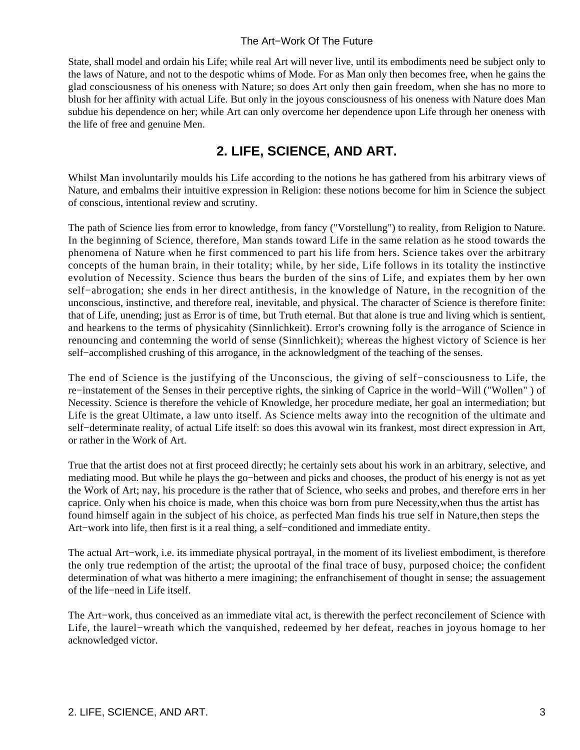State, shall model and ordain his Life; while real Art will never live, until its embodiments need be subject only to the laws of Nature, and not to the despotic whims of Mode. For as Man only then becomes free, when he gains the glad consciousness of his oneness with Nature; so does Art only then gain freedom, when she has no more to blush for her affinity with actual Life. But only in the joyous consciousness of his oneness with Nature does Man subdue his dependence on her; while Art can only overcome her dependence upon Life through her oneness with the life of free and genuine Men.

## 2. LIFE, SCIENCE, AND ART.

Whilst Man involuntarily moulds his Life according to the notions he has gathered from his arbitrary views of Nature, and embalms their intuitive expression in Religion: these notions become for him in Science the subject of conscious, intentional review and scrutiny.

The path of Science lies from error to knowledge, from fancy ("Vorstellung") to reality, from Religion to Nature. In the beginning of Science, therefore, Man stands toward Life in the same relation as he stood towards the phenomena of Nature when he first commenced to part his life from hers. Science takes over the arbitrary concepts of the human brain, in their totality; while, by her side, Life follows in its totality the instinctive evolution of Necessity. Science thus bears the burden of the sins of Life, and expiates them by her own self−abrogation; she ends in her direct antithesis, in the knowledge of Nature, in the recognition of the unconscious, instinctive, and therefore real, inevitable, and physical. The character of Science is therefore finite: that of Life, unending; just as Error is of time, but Truth eternal. But that alone is true and living which is sentient, and hearkens to the terms of physicahity (Sinnlichkeit). Error's crowning folly is the arrogance of Science in renouncing and contemning the world of sense (Sinnlichkeit); whereas the highest victory of Science is her self−accomplished crushing of this arrogance, in the acknowledgment of the teaching of the senses.

The end of Science is the justifying of the Unconscious, the giving of self−consciousness to Life, the re−instatement of the Senses in their perceptive rights, the sinking of Caprice in the world−Will ("Wollen" ) of Necessity. Science is therefore the vehicle of Knowledge, her procedure mediate, her goal an intermediation; but Life is the great Ultimate, a law unto itself. As Science melts away into the recognition of the ultimate and self−determinate reality, of actual Life itself: so does this avowal win its frankest, most direct expression in Art, or rather in the Work of Art.

True that the artist does not at first proceed directly; he certainly sets about his work in an arbitrary, selective, and mediating mood. But while he plays the go−between and picks and chooses, the product of his energy is not as yet the Work of Art; nay, his procedure is the rather that of Science, who seeks and probes, and therefore errs in her caprice. Only when his choice is made, when this choice was born from pure Necessity,when thus the artist has found himself again in the subject of his choice, as perfected Man finds his true self in Nature,then steps the Art−work into life, then first is it a real thing, a self−conditioned and immediate entity.

The actual Art−work, i.e. its immediate physical portrayal, in the moment of its liveliest embodiment, is therefore the only true redemption of the artist; the uprootal of the final trace of busy, purposed choice; the confident determination of what was hitherto a mere imagining; the enfranchisement of thought in sense; the assuagement of the life−need in Life itself.

The Art−work, thus conceived as an immediate vital act, is therewith the perfect reconcilement of Science with Life, the laurel−wreath which the vanquished, redeemed by her defeat, reaches in joyous homage to her acknowledged victor.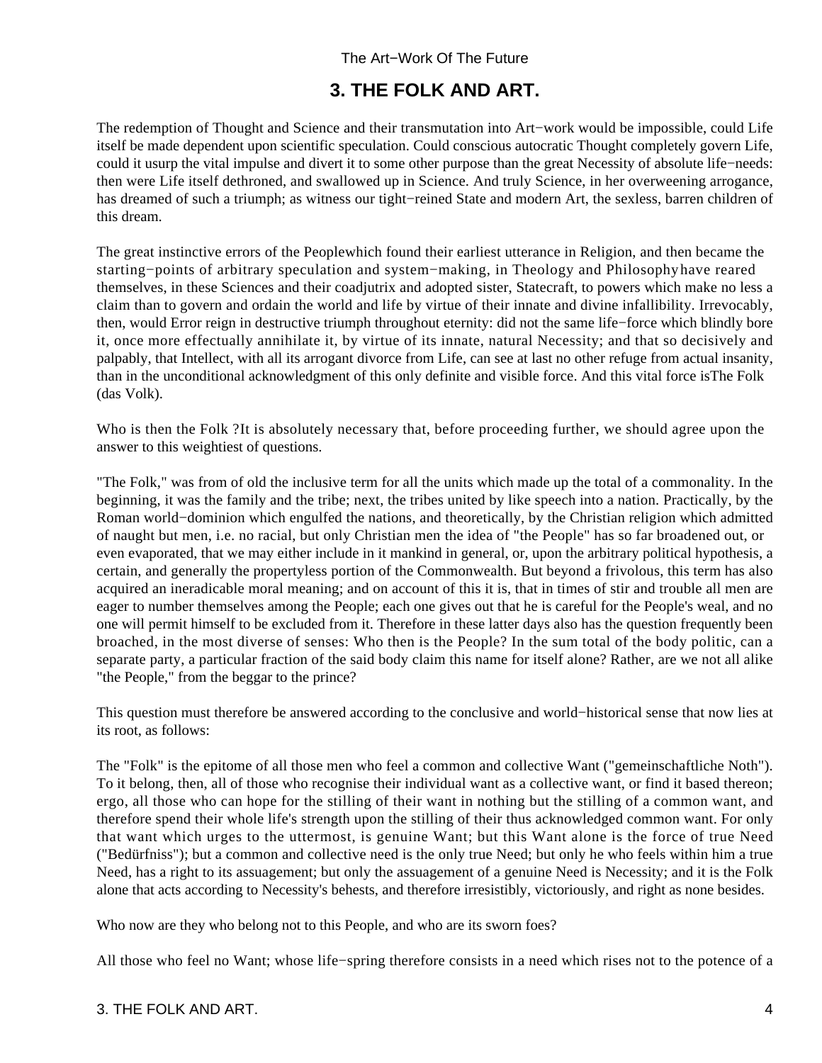## 3. THE FOLK AND ART.

The redemption of Thought and Science and their transmutation into Art−work would be impossible, could Life itself be made dependent upon scientific speculation. Could conscious autocratic Thought completely govern Life, could it usurp the vital impulse and divert it to some other purpose than the great Necessity of absolute life−needs: then were Life itself dethroned, and swallowed up in Science. And truly Science, in her overweening arrogance, has dreamed of such a triumph; as witness our tight−reined State and modern Art, the sexless, barren children of this dream.

The great instinctive errors of the Peoplewhich found their earliest utterance in Religion, and then became the starting−points of arbitrary speculation and system−making, in Theology and Philosophyhave reared themselves, in these Sciences and their coadjutrix and adopted sister, Statecraft, to powers which make no less a claim than to govern and ordain the world and life by virtue of their innate and divine infallibility. Irrevocably, then, would Error reign in destructive triumph throughout eternity: did not the same life−force which blindly bore it, once more effectually annihilate it, by virtue of its innate, natural Necessity; and that so decisively and palpably, that Intellect, with all its arrogant divorce from Life, can see at last no other refuge from actual insanity, than in the unconditional acknowledgment of this only definite and visible force. And this vital force isThe Folk (das Volk).

Who is then the Folk ?It is absolutely necessary that, before proceeding further, we should agree upon the answer to this weightiest of questions.

"The Folk," was from of old the inclusive term for all the units which made up the total of a commonality. In the beginning, it was the family and the tribe; next, the tribes united by like speech into a nation. Practically, by the Roman world−dominion which engulfed the nations, and theoretically, by the Christian religion which admitted of naught but men, i.e. no racial, but only Christian men the idea of "the People" has so far broadened out, or even evaporated, that we may either include in it mankind in general, or, upon the arbitrary political hypothesis, a certain, and generally the propertyless portion of the Commonwealth. But beyond a frivolous, this term has also acquired an ineradicable moral meaning; and on account of this it is, that in times of stir and trouble all men are eager to number themselves among the People; each one gives out that he is careful for the People's weal, and no one will permit himself to be excluded from it. Therefore in these latter days also has the question frequently been broached, in the most diverse of senses: Who then is the People? In the sum total of the body politic, can a separate party, a particular fraction of the said body claim this name for itself alone? Rather, are we not all alike "the People," from the beggar to the prince?

This question must therefore be answered according to the conclusive and world−historical sense that now lies at its root, as follows:

The "Folk" is the epitome of all those men who feel a common and collective Want ("gemeinschaftliche Noth"). To it belong, then, all of those who recognise their individual want as a collective want, or find it based thereon; ergo, all those who can hope for the stilling of their want in nothing but the stilling of a common want, and therefore spend their whole life's strength upon the stilling of their thus acknowledged common want. For only that want which urges to the uttermost, is genuine Want; but this Want alone is the force of true Need ("Bedürfniss"); but a common and collective need is the only true Need; but only he who feels within him a true Need, has a right to its assuagement; but only the assuagement of a genuine Need is Necessity; and it is the Folk alone that acts according to Necessity's behests, and therefore irresistibly, victoriously, and right as none besides.

Who now are they who belong not to this People, and who are its sworn foes?

All those who feel no Want; whose life−spring therefore consists in a need which rises not to the potence of a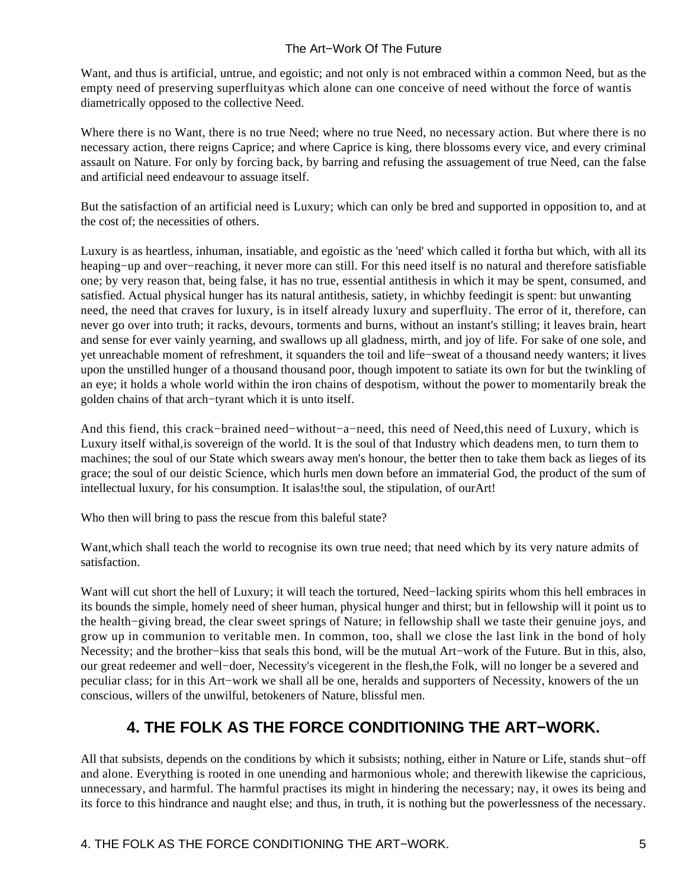Want, and thus is artificial, untrue, and egoistic; and not only is not embraced within a common Need, but as the empty need of preserving superfluityas which alone can one conceive of need without the force of wantis diametrically opposed to the collective Need.

Where there is no Want, there is no true Need; where no true Need, no necessary action. But where there is no necessary action, there reigns Caprice; and where Caprice is king, there blossoms every vice, and every criminal assault on Nature. For only by forcing back, by barring and refusing the assuagement of true Need, can the false and artificial need endeavour to assuage itself.

But the satisfaction of an artificial need is Luxury; which can only be bred and supported in opposition to, and at the cost of; the necessities of others.

Luxury is as heartless, inhuman, insatiable, and egoistic as the 'need' which called it fortha but which, with all its heaping−up and over−reaching, it never more can still. For this need itself is no natural and therefore satisfiable one; by very reason that, being false, it has no true, essential antithesis in which it may be spent, consumed, and satisfied. Actual physical hunger has its natural antithesis, satiety, in whichby feedingit is spent: but unwanting need, the need that craves for luxury, is in itself already luxury and superfluity. The error of it, therefore, can never go over into truth; it racks, devours, torments and burns, without an instant's stilling; it leaves brain, heart and sense for ever vainly yearning, and swallows up all gladness, mirth, and joy of life. For sake of one sole, and yet unreachable moment of refreshment, it squanders the toil and life−sweat of a thousand needy wanters; it lives upon the unstilled hunger of a thousand thousand poor, though impotent to satiate its own for but the twinkling of an eye; it holds a whole world within the iron chains of despotism, without the power to momentarily break the golden chains of that arch−tyrant which it is unto itself.

And this fiend, this crack−brained need−without−a−need, this need of Need,this need of Luxury, which is Luxury itself withal,is sovereign of the world. It is the soul of that Industry which deadens men, to turn them to machines; the soul of our State which swears away men's honour, the better then to take them back as lieges of its grace; the soul of our deistic Science, which hurls men down before an immaterial God, the product of the sum of intellectual luxury, for his consumption. It isalas!the soul, the stipulation, of ourArt!

Who then will bring to pass the rescue from this baleful state?

Want,which shall teach the world to recognise its own true need; that need which by its very nature admits of satisfaction.

Want will cut short the hell of Luxury; it will teach the tortured, Need−lacking spirits whom this hell embraces in its bounds the simple, homely need of sheer human, physical hunger and thirst; but in fellowship will it point us to the health−giving bread, the clear sweet springs of Nature; in fellowship shall we taste their genuine joys, and grow up in communion to veritable men. In common, too, shall we close the last link in the bond of holy Necessity; and the brother−kiss that seals this bond, will be the mutual Art−work of the Future. But in this, also, our great redeemer and well−doer, Necessity's vicegerent in the flesh,the Folk, will no longer be a severed and peculiar class; for in this Art−work we shall all be one, heralds and supporters of Necessity, knowers of the un conscious, willers of the unwilful, betokeners of Nature, blissful men.

## 4. THE FOLK AS THE FORCE CONDITIONING THE ART−WORK.

All that subsists, depends on the conditions by which it subsists; nothing, either in Nature or Life, stands shut−off and alone. Everything is rooted in one unending and harmonious whole; and therewith likewise the capricious, unnecessary, and harmful. The harmful practises its might in hindering the necessary; nay, it owes its being and its force to this hindrance and naught else; and thus, in truth, it is nothing but the powerlessness of the necessary.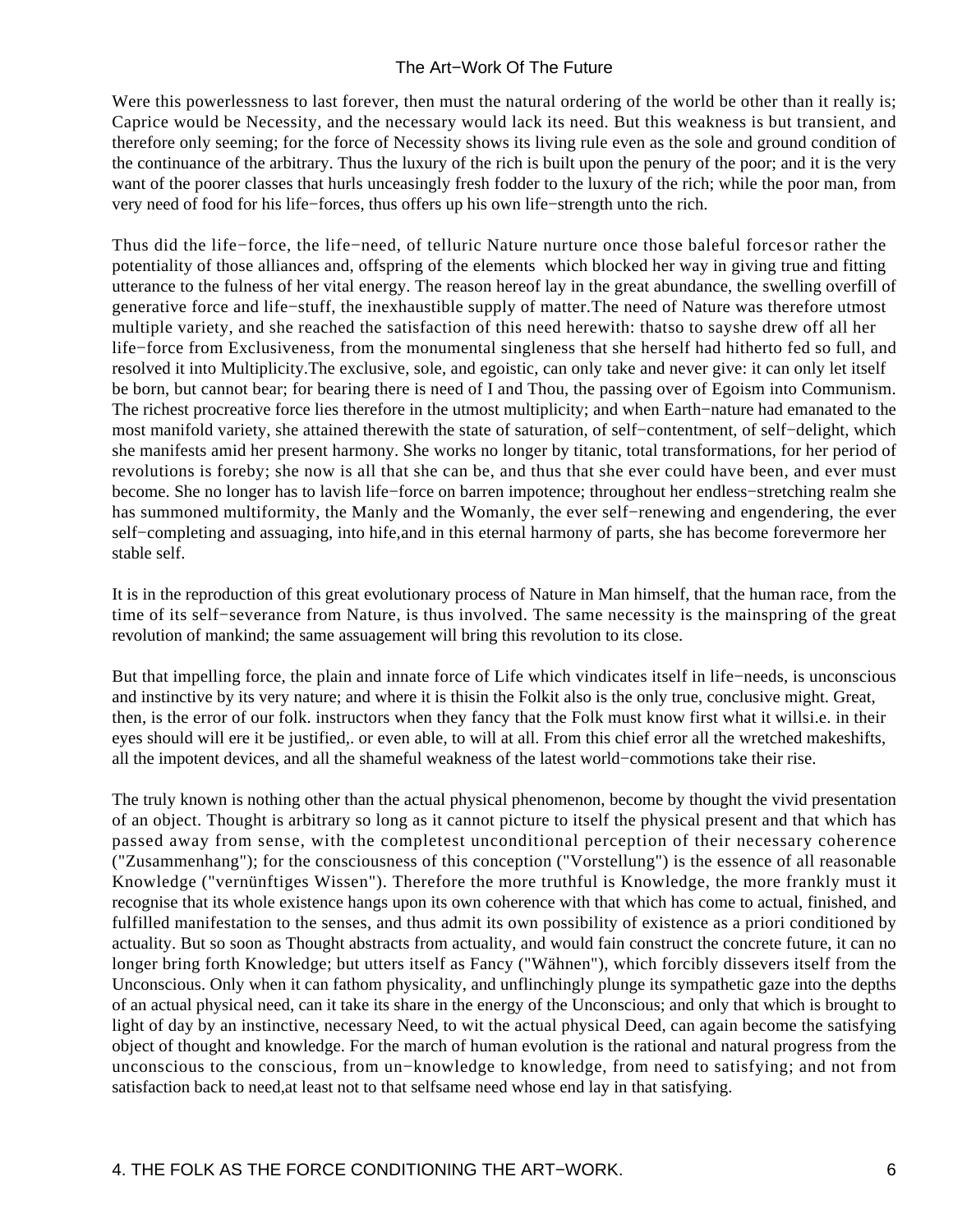Were this powerlessness to last forever, then must the natural ordering of the world be other than it really is; Caprice would be Necessity, and the necessary would lack its need. But this weakness is but transient, and therefore only seeming; for the force of Necessity shows its living rule even as the sole and ground condition of the continuance of the arbitrary. Thus the luxury of the rich is built upon the penury of the poor; and it is the very want of the poorer classes that hurls unceasingly fresh fodder to the luxury of the rich; while the poor man, from very need of food for his life−forces, thus offers up his own life−strength unto the rich.

Thus did the life−force, the life−need, of telluric Nature nurture once those baleful forcesor rather the potentiality of those alliances and, offspring of the elements  which blocked her way in giving true and fitting utterance to the fulness of her vital energy. The reason hereof lay in the great abundance, the swelling overfill of generative force and life−stuff, the inexhaustible supply of matter.The need of Nature was therefore utmost multiple variety, and she reached the satisfaction of this need herewith: thatso to sayshe drew off all her life−force from Exclusiveness, from the monumental singleness that she herself had hitherto fed so full, and resolved it into Multiplicity.The exclusive, sole, and egoistic, can only take and never give: it can only let itself be born, but cannot bear; for bearing there is need of I and Thou, the passing over of Egoism into Communism. The richest procreative force lies therefore in the utmost multiplicity; and when Earth−nature had emanated to the most manifold variety, she attained therewith the state of saturation, of self−contentment, of self−delight, which she manifests amid her present harmony. She works no longer by titanic, total transformations, for her period of revolutions is foreby; she now is all that she can be, and thus that she ever could have been, and ever must become. She no longer has to lavish life−force on barren impotence; throughout her endless−stretching realm she has summoned multiformity, the Manly and the Womanly, the ever self−renewing and engendering, the ever self−completing and assuaging, into hife,and in this eternal harmony of parts, she has become forevermore her stable self.

It is in the reproduction of this great evolutionary process of Nature in Man himself, that the human race, from the time of its self−severance from Nature, is thus involved. The same necessity is the mainspring of the great revolution of mankind; the same assuagement will bring this revolution to its close.

But that impelling force, the plain and innate force of Life which vindicates itself in life−needs, is unconscious and instinctive by its very nature; and where it is thisin the Folkit also is the only true, conclusive might. Great, then, is the error of our folk. instructors when they fancy that the Folk must know first what it willsi.e. in their eyes should will ere it be justified,. or even able, to will at all. From this chief error all the wretched makeshifts, all the impotent devices, and all the shameful weakness of the latest world−commotions take their rise.

The truly known is nothing other than the actual physical phenomenon, become by thought the vivid presentation of an object. Thought is arbitrary so long as it cannot picture to itself the physical present and that which has passed away from sense, with the completest unconditional perception of their necessary coherence ("Zusammenhang"); for the consciousness of this conception ("Vorstellung") is the essence of all reasonable Knowledge ("vernünftiges Wissen"). Therefore the more truthful is Knowledge, the more frankly must it recognise that its whole existence hangs upon its own coherence with that which has come to actual, finished, and fulfilled manifestation to the senses, and thus admit its own possibility of existence as a priori conditioned by actuality. But so soon as Thought abstracts from actuality, and would fain construct the concrete future, it can no longer bring forth Knowledge; but utters itself as Fancy ("Wähnen"), which forcibly dissevers itself from the Unconscious. Only when it can fathom physicality, and unflinchingly plunge its sympathetic gaze into the depths of an actual physical need, can it take its share in the energy of the Unconscious; and only that which is brought to light of day by an instinctive, necessary Need, to wit the actual physical Deed, can again become the satisfying object of thought and knowledge. For the march of human evolution is the rational and natural progress from the unconscious to the conscious, from un−knowledge to knowledge, from need to satisfying; and not from satisfaction back to need,at least not to that selfsame need whose end lay in that satisfying.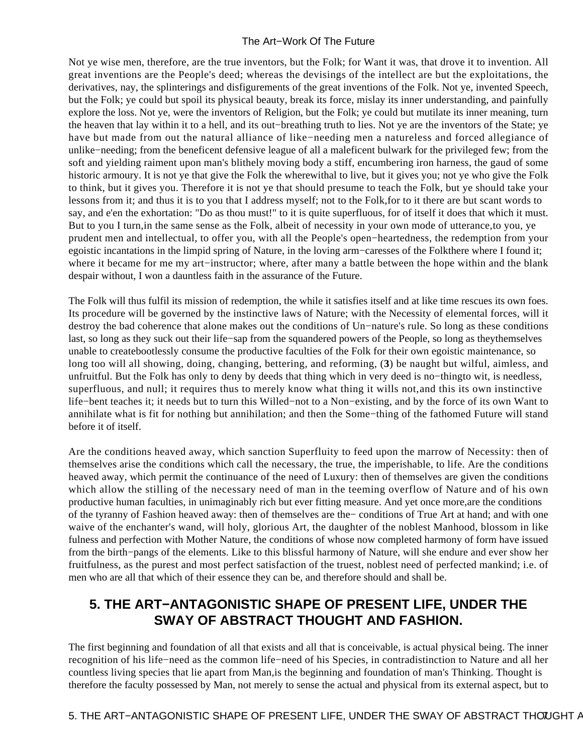Not ye wise men, therefore, are the true inventors, but the Folk; for Want it was, that drove it to invention. All great inventions are the People's deed; whereas the devisings of the intellect are but the exploitations, the derivatives, nay, the splinterings and disfigurements of the great inventions of the Folk. Not ye, invented Speech, but the Folk; ye could but spoil its physical beauty, break its force, mislay its inner understanding, and painfully explore the loss. Not ye, were the inventors of Religion, but the Folk; ye could but mutilate its inner meaning, turn the heaven that lay within it to a hell, and its out−breathing truth to lies. Not ye are the inventors of the State; ye have but made from out the natural alliance of like−needing men a natureless and forced allegiance of unlike−needing; from the beneficent defensive league of all a maleficent bulwark for the privileged few; from the soft and yielding raiment upon man's blithely moving body a stiff, encumbering iron harness, the gaud of some historic armoury. It is not ye that give the Folk the wherewithal to live, but it gives you; not ye who give the Folk to think, but it gives you. Therefore it is not ye that should presume to teach the Folk, but ye should take your lessons from it; and thus it is to you that I address myself; not to the Folk,for to it there are but scant words to say, and e'en the exhortation: "Do as thou must!" to it is quite superfluous, for of itself it does that which it must. But to you I turn,in the same sense as the Folk, albeit of necessity in your own mode of utterance,to you, ye prudent men and intellectual, to offer you, with all the People's open−heartedness, the redemption from your egoistic incantations in the limpid spring of Nature, in the loving arm−caresses of the Folkthere where I found it; where it became for me my art−instructor; where, after many a battle between the hope within and the blank despair without, I won a dauntless faith in the assurance of the Future.

The Folk will thus fulfil its mission of redemption, the while it satisfies itself and at like time rescues its own foes. Its procedure will be governed by the instinctive laws of Nature; with the Necessity of elemental forces, will it destroy the bad coherence that alone makes out the conditions of Un−nature's rule. So long as these conditions last, so long as they suck out their life−sap from the squandered powers of the People, so long as theythemselves unable to createbootlessly consume the productive faculties of the Folk for their own egoistic maintenance, so long too will all showing, doing, changing, bettering, and reforming, (**3**) be naught but wilful, aimless, and unfruitful. But the Folk has only to deny by deeds that thing which in very deed is no−thingto wit, is needless, superfluous, and null; it requires thus to merely know what thing it wills not,and this its own instinctive life−bent teaches it; it needs but to turn this Willed−not to a Non−existing, and by the force of its own Want to annihilate what is fit for nothing but annihilation; and then the Some−thing of the fathomed Future will stand before it of itself.

Are the conditions heaved away, which sanction Superfluity to feed upon the marrow of Necessity: then of themselves arise the conditions which call the necessary, the true, the imperishable, to life. Are the conditions heaved away, which permit the continuance of the need of Luxury: then of themselves are given the conditions which allow the stilling of the necessary need of man in the teeming overflow of Nature and of his own productive human faculties, in unimaginably rich but ever fitting measure. And yet once more,are the conditions of the tyranny of Fashion heaved away: then of themselves are the− conditions of True Art at hand; and with one waive of the enchanter's wand, will holy, glorious Art, the daughter of the noblest Manhood, blossom in like fulness and perfection with Mother Nature, the conditions of whose now completed harmony of form have issued from the birth−pangs of the elements. Like to this blissful harmony of Nature, will she endure and ever show her fruitfulness, as the purest and most perfect satisfaction of the truest, noblest need of perfected mankind; i.e. of men who are all that which of their essence they can be, and therefore should and shall be.

## 5. THE ART−ANTAGONISTIC SHAPE OF PRESENT LIFE, UNDER THE SWAY OF ABSTRACT THOUGHT AND FASHION.

The first beginning and foundation of all that exists and all that is conceivable, is actual physical being. The inner recognition of his life−need as the common life−need of his Species, in contradistinction to Nature and all her countless living species that lie apart from Man,is the beginning and foundation of man's Thinking. Thought is therefore the faculty possessed by Man, not merely to sense the actual and physical from its external aspect, but to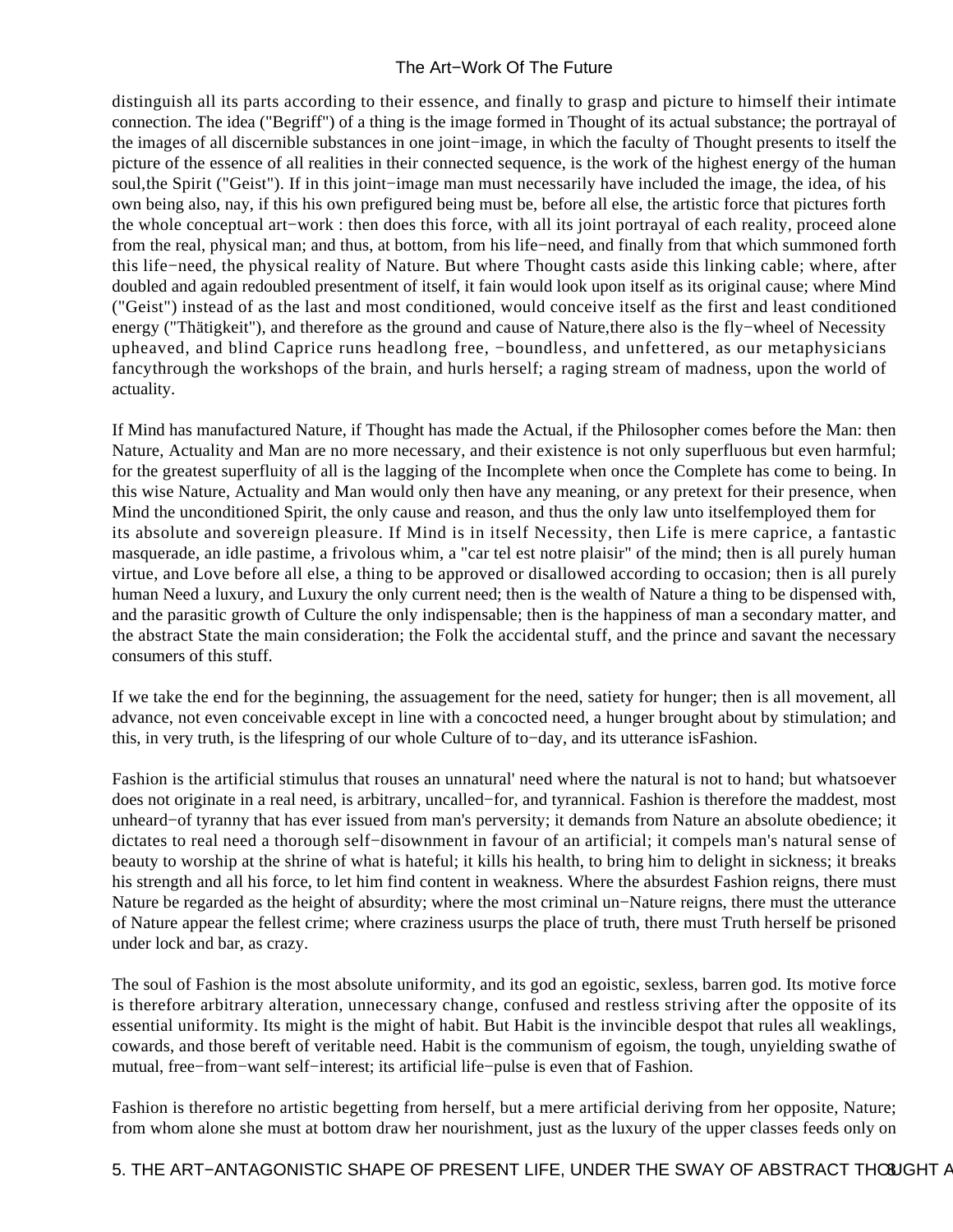distinguish all its parts according to their essence, and finally to grasp and picture to himself their intimate connection. The idea ("Begriff") of a thing is the image formed in Thought of its actual substance; the portrayal of the images of all discernible substances in one joint−image, in which the faculty of Thought presents to itself the picture of the essence of all realities in their connected sequence, is the work of the highest energy of the human soul,the Spirit ("Geist"). If in this joint−image man must necessarily have included the image, the idea, of his own being also, nay, if this his own prefigured being must be, before all else, the artistic force that pictures forth the whole conceptual art−work : then does this force, with all its joint portrayal of each reality, proceed alone from the real, physical man; and thus, at bottom, from his life−need, and finally from that which summoned forth this life−need, the physical reality of Nature. But where Thought casts aside this linking cable; where, after doubled and again redoubled presentment of itself, it fain would look upon itself as its original cause; where Mind ("Geist") instead of as the last and most conditioned, would conceive itself as the first and least conditioned energy ("Thätigkeit"), and therefore as the ground and cause of Nature,there also is the fly−wheel of Necessity upheaved, and blind Caprice runs headlong free, −boundless, and unfettered, as our metaphysicians fancythrough the workshops of the brain, and hurls herself; a raging stream of madness, upon the world of actuality.

If Mind has manufactured Nature, if Thought has made the Actual, if the Philosopher comes before the Man: then Nature, Actuality and Man are no more necessary, and their existence is not only superfluous but even harmful; for the greatest superfluity of all is the lagging of the Incomplete when once the Complete has come to being. In this wise Nature, Actuality and Man would only then have any meaning, or any pretext for their presence, when Mind the unconditioned Spirit, the only cause and reason, and thus the only law unto itselfemployed them for its absolute and sovereign pleasure. If Mind is in itself Necessity, then Life is mere caprice, a fantastic masquerade, an idle pastime, a frivolous whim, a "car tel est notre plaisir" of the mind; then is all purely human virtue, and Love before all else, a thing to be approved or disallowed according to occasion; then is all purely human Need a luxury, and Luxury the only current need; then is the wealth of Nature a thing to be dispensed with, and the parasitic growth of Culture the only indispensable; then is the happiness of man a secondary matter, and the abstract State the main consideration; the Folk the accidental stuff, and the prince and savant the necessary consumers of this stuff.

If we take the end for the beginning, the assuagement for the need, satiety for hunger; then is all movement, all advance, not even conceivable except in line with a concocted need, a hunger brought about by stimulation; and this, in very truth, is the lifespring of our whole Culture of to−day, and its utterance isFashion.

Fashion is the artificial stimulus that rouses an unnatural' need where the natural is not to hand; but whatsoever does not originate in a real need, is arbitrary, uncalled−for, and tyrannical. Fashion is therefore the maddest, most unheard−of tyranny that has ever issued from man's perversity; it demands from Nature an absolute obedience; it dictates to real need a thorough self−disownment in favour of an artificial; it compels man's natural sense of beauty to worship at the shrine of what is hateful; it kills his health, to bring him to delight in sickness; it breaks his strength and all his force, to let him find content in weakness. Where the absurdest Fashion reigns, there must Nature be regarded as the height of absurdity; where the most criminal un−Nature reigns, there must the utterance of Nature appear the fellest crime; where craziness usurps the place of truth, there must Truth herself be prisoned under lock and bar, as crazy.

The soul of Fashion is the most absolute uniformity, and its god an egoistic, sexless, barren god. Its motive force is therefore arbitrary alteration, unnecessary change, confused and restless striving after the opposite of its essential uniformity. Its might is the might of habit. But Habit is the invincible despot that rules all weaklings, cowards, and those bereft of veritable need. Habit is the communism of egoism, the tough, unyielding swathe of mutual, free−from−want self−interest; its artificial life−pulse is even that of Fashion.

Fashion is therefore no artistic begetting from herself, but a mere artificial deriving from her opposite, Nature; from whom alone she must at bottom draw her nourishment, just as the luxury of the upper classes feeds only on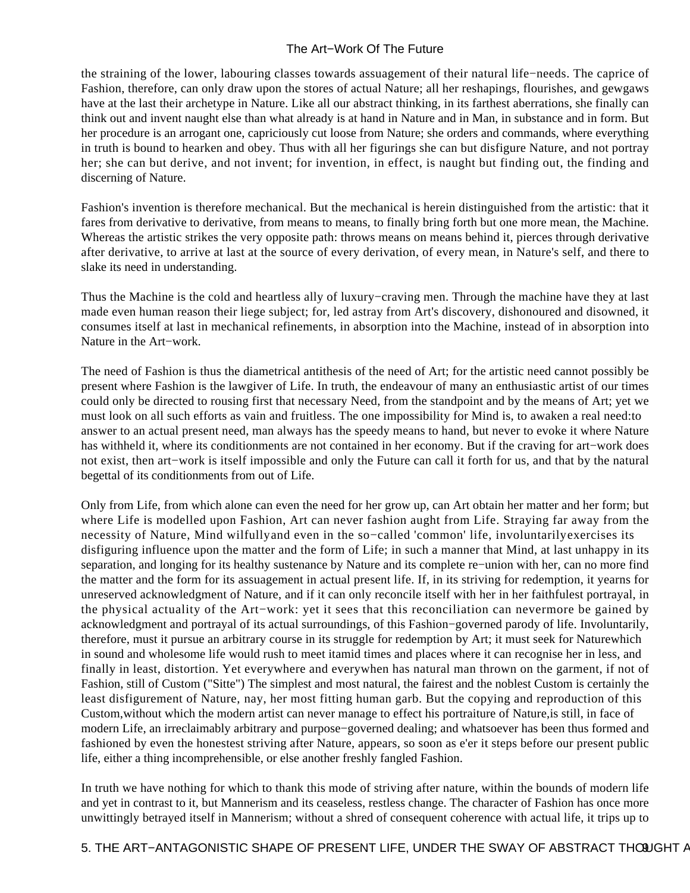the straining of the lower, labouring classes towards assuagement of their natural life−needs. The caprice of Fashion, therefore, can only draw upon the stores of actual Nature; all her reshapings, flourishes, and gewgaws have at the last their archetype in Nature. Like all our abstract thinking, in its farthest aberrations, she finally can think out and invent naught else than what already is at hand in Nature and in Man, in substance and in form. But her procedure is an arrogant one, capriciously cut loose from Nature; she orders and commands, where everything in truth is bound to hearken and obey. Thus with all her figurings she can but disfigure Nature, and not portray her; she can but derive, and not invent; for invention, in effect, is naught but finding out, the finding and discerning of Nature.

Fashion's invention is therefore mechanical. But the mechanical is herein distinguished from the artistic: that it fares from derivative to derivative, from means to means, to finally bring forth but one more mean, the Machine. Whereas the artistic strikes the very opposite path: throws means on means behind it, pierces through derivative after derivative, to arrive at last at the source of every derivation, of every mean, in Nature's self, and there to slake its need in understanding.

Thus the Machine is the cold and heartless ally of luxury−craving men. Through the machine have they at last made even human reason their liege subject; for, led astray from Art's discovery, dishonoured and disowned, it consumes itself at last in mechanical refinements, in absorption into the Machine, instead of in absorption into Nature in the Art−work.

The need of Fashion is thus the diametrical antithesis of the need of Art; for the artistic need cannot possibly be present where Fashion is the lawgiver of Life. In truth, the endeavour of many an enthusiastic artist of our times could only be directed to rousing first that necessary Need, from the standpoint and by the means of Art; yet we must look on all such efforts as vain and fruitless. The one impossibility for Mind is, to awaken a real need:to answer to an actual present need, man always has the speedy means to hand, but never to evoke it where Nature has withheld it, where its conditionments are not contained in her economy. But if the craving for art−work does not exist, then art−work is itself impossible and only the Future can call it forth for us, and that by the natural begettal of its conditionments from out of Life.

Only from Life, from which alone can even the need for her grow up, can Art obtain her matter and her form; but where Life is modelled upon Fashion, Art can never fashion aught from Life. Straying far away from the necessity of Nature, Mind wilfullyand even in the so−called 'common' life, involuntarilyexercises its disfiguring influence upon the matter and the form of Life; in such a manner that Mind, at last unhappy in its separation, and longing for its healthy sustenance by Nature and its complete re−union with her, can no more find the matter and the form for its assuagement in actual present life. If, in its striving for redemption, it yearns for unreserved acknowledgment of Nature, and if it can only reconcile itself with her in her faithfulest portrayal, in the physical actuality of the Art−work: yet it sees that this reconciliation can nevermore be gained by acknowledgment and portrayal of its actual surroundings, of this Fashion−governed parody of life. Involuntarily, therefore, must it pursue an arbitrary course in its struggle for redemption by Art; it must seek for Naturewhich in sound and wholesome life would rush to meet itamid times and places where it can recognise her in less, and finally in least, distortion. Yet everywhere and everywhen has natural man thrown on the garment, if not of Fashion, still of Custom ("Sitte") The simplest and most natural, the fairest and the noblest Custom is certainly the least disfigurement of Nature, nay, her most fitting human garb. But the copying and reproduction of this Custom,without which the modern artist can never manage to effect his portraiture of Nature,is still, in face of modern Life, an irreclaimably arbitrary and purpose−governed dealing; and whatsoever has been thus formed and fashioned by even the honestest striving after Nature, appears, so soon as e'er it steps before our present public life, either a thing incomprehensible, or else another freshly fangled Fashion.

In truth we have nothing for which to thank this mode of striving after nature, within the bounds of modern life and yet in contrast to it, but Mannerism and its ceaseless, restless change. The character of Fashion has once more unwittingly betrayed itself in Mannerism; without a shred of consequent coherence with actual life, it trips up to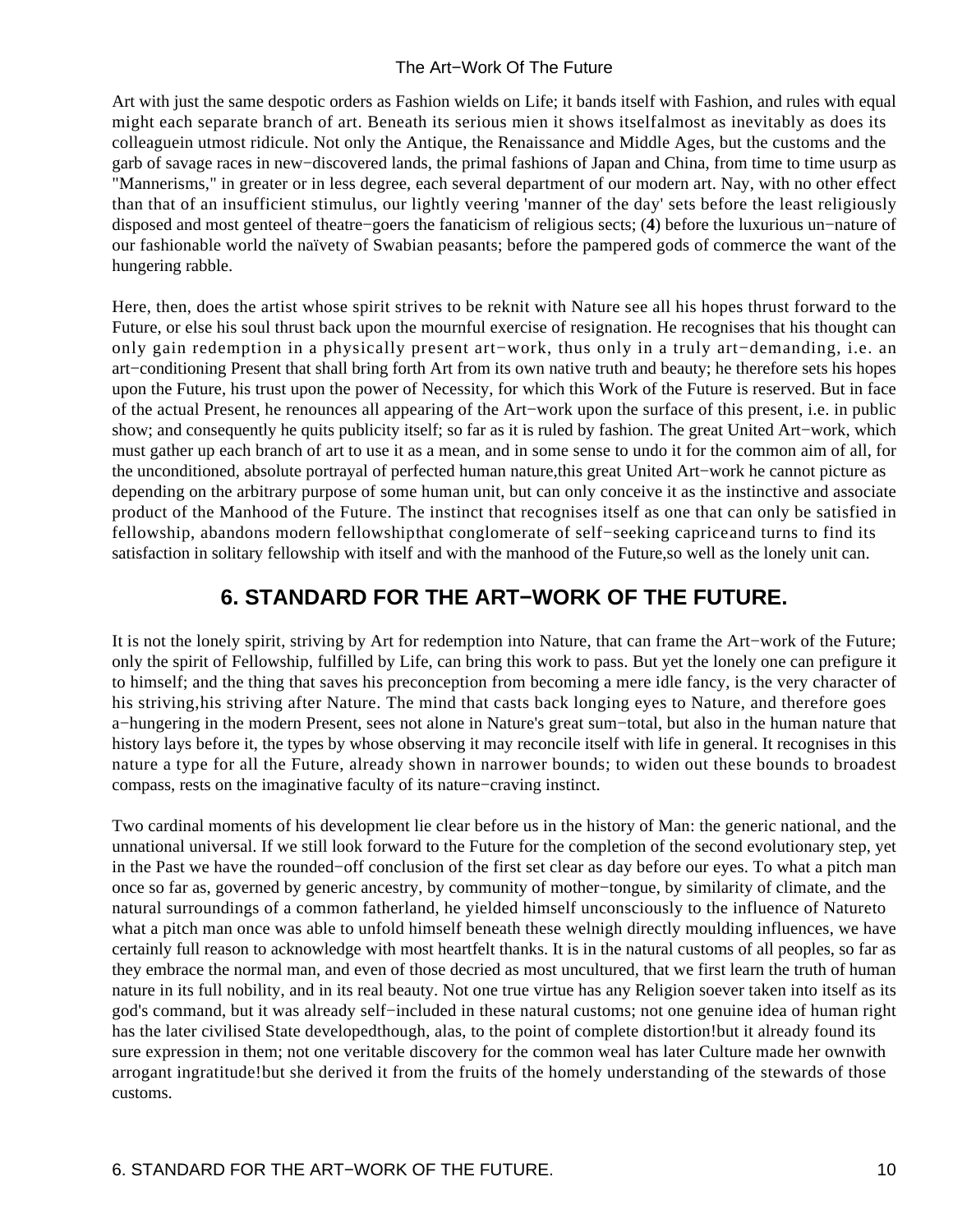Art with just the same despotic orders as Fashion wields on Life; it bands itself with Fashion, and rules with equal might each separate branch of art. Beneath its serious mien it shows itselfalmost as inevitably as does its colleaguein utmost ridicule. Not only the Antique, the Renaissance and Middle Ages, but the customs and the garb of savage races in new−discovered lands, the primal fashions of Japan and China, from time to time usurp as "Mannerisms," in greater or in less degree, each several department of our modern art. Nay, with no other effect than that of an insufficient stimulus, our lightly veering 'manner of the day' sets before the least religiously disposed and most genteel of theatre−goers the fanaticism of religious sects; (**4**) before the luxurious un−nature of our fashionable world the naïvety of Swabian peasants; before the pampered gods of commerce the want of the hungering rabble.

Here, then, does the artist whose spirit strives to be reknit with Nature see all his hopes thrust forward to the Future, or else his soul thrust back upon the mournful exercise of resignation. He recognises that his thought can only gain redemption in a physically present art−work, thus only in a truly art−demanding, i.e. an art−conditioning Present that shall bring forth Art from its own native truth and beauty; he therefore sets his hopes upon the Future, his trust upon the power of Necessity, for which this Work of the Future is reserved. But in face of the actual Present, he renounces all appearing of the Art−work upon the surface of this present, i.e. in public show; and consequently he quits publicity itself; so far as it is ruled by fashion. The great United Art−work, which must gather up each branch of art to use it as a mean, and in some sense to undo it for the common aim of all, for the unconditioned, absolute portrayal of perfected human nature,this great United Art−work he cannot picture as depending on the arbitrary purpose of some human unit, but can only conceive it as the instinctive and associate product of the Manhood of the Future. The instinct that recognises itself as one that can only be satisfied in fellowship, abandons modern fellowshipthat conglomerate of self−seeking capriceand turns to find its satisfaction in solitary fellowship with itself and with the manhood of the Future,so well as the lonely unit can.

## 6. STANDARD FOR THE ART−WORK OF THE FUTURE.

It is not the lonely spirit, striving by Art for redemption into Nature, that can frame the Art−work of the Future; only the spirit of Fellowship, fulfilled by Life, can bring this work to pass. But yet the lonely one can prefigure it to himself; and the thing that saves his preconception from becoming a mere idle fancy, is the very character of his striving,his striving after Nature. The mind that casts back longing eyes to Nature, and therefore goes a−hungering in the modern Present, sees not alone in Nature's great sum−total, but also in the human nature that history lays before it, the types by whose observing it may reconcile itself with life in general. It recognises in this nature a type for all the Future, already shown in narrower bounds; to widen out these bounds to broadest compass, rests on the imaginative faculty of its nature−craving instinct.

Two cardinal moments of his development lie clear before us in the history of Man: the generic national, and the unnational universal. If we still look forward to the Future for the completion of the second evolutionary step, yet in the Past we have the rounded−off conclusion of the first set clear as day before our eyes. To what a pitch man once so far as, governed by generic ancestry, by community of mother−tongue, by similarity of climate, and the natural surroundings of a common fatherland, he yielded himself unconsciously to the influence of Natureto what a pitch man once was able to unfold himself beneath these welnigh directly moulding influences, we have certainly full reason to acknowledge with most heartfelt thanks. It is in the natural customs of all peoples, so far as they embrace the normal man, and even of those decried as most uncultured, that we first learn the truth of human nature in its full nobility, and in its real beauty. Not one true virtue has any Religion soever taken into itself as its god's command, but it was already self−included in these natural customs; not one genuine idea of human right has the later civilised State developedthough, alas, to the point of complete distortion!but it already found its sure expression in them; not one veritable discovery for the common weal has later Culture made her ownwith arrogant ingratitude!but she derived it from the fruits of the homely understanding of the stewards of those customs.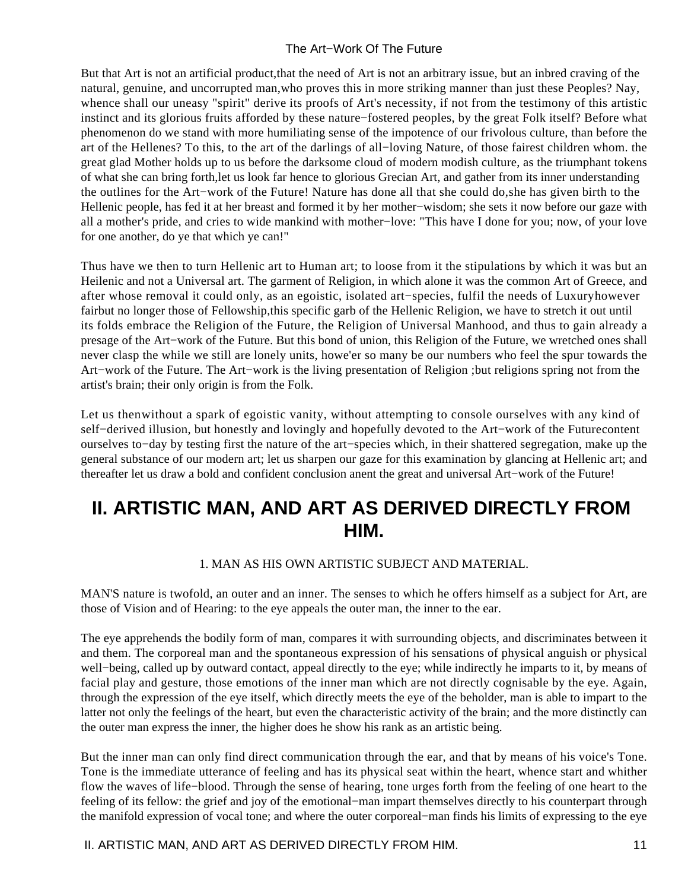But that Art is not an artificial product,that the need of Art is not an arbitrary issue, but an inbred craving of the natural, genuine, and uncorrupted man,who proves this in more striking manner than just these Peoples? Nay, whence shall our uneasy "spirit" derive its proofs of Art's necessity, if not from the testimony of this artistic instinct and its glorious fruits afforded by these nature−fostered peoples, by the great Folk itself? Before what phenomenon do we stand with more humiliating sense of the impotence of our frivolous culture, than before the art of the Hellenes? To this, to the art of the darlings of all−loving Nature, of those fairest children whom. the great glad Mother holds up to us before the darksome cloud of modern modish culture, as the triumphant tokens of what she can bring forth,let us look far hence to glorious Grecian Art, and gather from its inner understanding the outlines for the Art−work of the Future! Nature has done all that she could do,she has given birth to the Hellenic people, has fed it at her breast and formed it by her mother−wisdom; she sets it now before our gaze with all a mother's pride, and cries to wide mankind with mother−love: "This have I done for you; now, of your love for one another, do ye that which ye can!"

Thus have we then to turn Hellenic art to Human art; to loose from it the stipulations by which it was but an Heilenic and not a Universal art. The garment of Religion, in which alone it was the common Art of Greece, and after whose removal it could only, as an egoistic, isolated art−species, fulfil the needs of Luxuryhowever fairbut no longer those of Fellowship,this specific garb of the Hellenic Religion, we have to stretch it out until its folds embrace the Religion of the Future, the Religion of Universal Manhood, and thus to gain already a presage of the Art−work of the Future. But this bond of union, this Religion of the Future, we wretched ones shall never clasp the while we still are lonely units, howe'er so many be our numbers who feel the spur towards the Art−work of the Future. The Art−work is the living presentation of Religion ;but religions spring not from the artist's brain; their only origin is from the Folk.

Let us thenwithout a spark of egoistic vanity, without attempting to console ourselves with any kind of self−derived illusion, but honestly and lovingly and hopefully devoted to the Art−work of the Futurecontent ourselves to−day by testing first the nature of the art−species which, in their shattered segregation, make up the general substance of our modern art; let us sharpen our gaze for this examination by glancing at Hellenic art; and thereafter let us draw a bold and confident conclusion anent the great and universal Art−work of the Future!

# II. ARTISTIC MAN, AND ART AS DERIVED DIRECTLY FROM HIM.

1. MAN AS HIS OWN ARTISTIC SUBJECT AND MATERIAL.

MAN'S nature is twofold, an outer and an inner. The senses to which he offers himself as a subject for Art, are those of Vision and of Hearing: to the eye appeals the outer man, the inner to the ear.

The eye apprehends the bodily form of man, compares it with surrounding objects, and discriminates between it and them. The corporeal man and the spontaneous expression of his sensations of physical anguish or physical well−being, called up by outward contact, appeal directly to the eye; while indirectly he imparts to it, by means of facial play and gesture, those emotions of the inner man which are not directly cognisable by the eye. Again, through the expression of the eye itself, which directly meets the eye of the beholder, man is able to impart to the latter not only the feelings of the heart, but even the characteristic activity of the brain; and the more distinctly can the outer man express the inner, the higher does he show his rank as an artistic being.

But the inner man can only find direct communication through the ear, and that by means of his voice's Tone. Tone is the immediate utterance of feeling and has its physical seat within the heart, whence start and whither flow the waves of life−blood. Through the sense of hearing, tone urges forth from the feeling of one heart to the feeling of its fellow: the grief and joy of the emotional−man impart themselves directly to his counterpart through the manifold expression of vocal tone; and where the outer corporeal−man finds his limits of expressing to the eye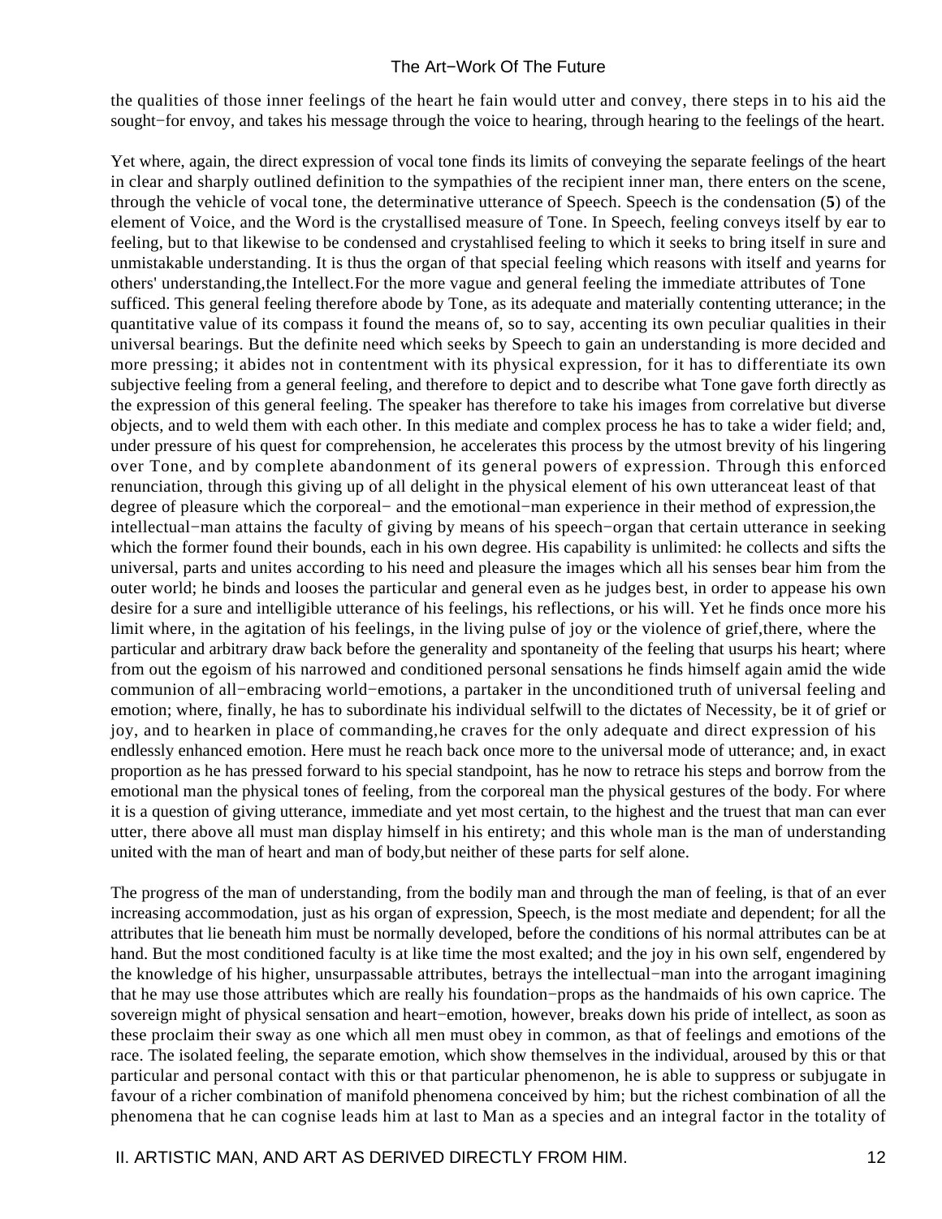the qualities of those inner feelings of the heart he fain would utter and convey, there steps in to his aid the sought−for envoy, and takes his message through the voice to hearing, through hearing to the feelings of the heart.

Yet where, again, the direct expression of vocal tone finds its limits of conveying the separate feelings of the heart in clear and sharply outlined definition to the sympathies of the recipient inner man, there enters on the scene, through the vehicle of vocal tone, the determinative utterance of Speech. Speech is the condensation (**5**) of the element of Voice, and the Word is the crystallised measure of Tone. In Speech, feeling conveys itself by ear to feeling, but to that likewise to be condensed and crystahlised feeling to which it seeks to bring itself in sure and unmistakable understanding. It is thus the organ of that special feeling which reasons with itself and yearns for others' understanding,the Intellect.For the more vague and general feeling the immediate attributes of Tone sufficed. This general feeling therefore abode by Tone, as its adequate and materially contenting utterance; in the quantitative value of its compass it found the means of, so to say, accenting its own peculiar qualities in their universal bearings. But the definite need which seeks by Speech to gain an understanding is more decided and more pressing; it abides not in contentment with its physical expression, for it has to differentiate its own subjective feeling from a general feeling, and therefore to depict and to describe what Tone gave forth directly as the expression of this general feeling. The speaker has therefore to take his images from correlative but diverse objects, and to weld them with each other. In this mediate and complex process he has to take a wider field; and, under pressure of his quest for comprehension, he accelerates this process by the utmost brevity of his lingering over Tone, and by complete abandonment of its general powers of expression. Through this enforced renunciation, through this giving up of all delight in the physical element of his own utteranceat least of that degree of pleasure which the corporeal− and the emotional−man experience in their method of expression,the intellectual−man attains the faculty of giving by means of his speech−organ that certain utterance in seeking which the former found their bounds, each in his own degree. His capability is unlimited: he collects and sifts the universal, parts and unites according to his need and pleasure the images which all his senses bear him from the outer world; he binds and looses the particular and general even as he judges best, in order to appease his own desire for a sure and intelligible utterance of his feelings, his reflections, or his will. Yet he finds once more his limit where, in the agitation of his feelings, in the living pulse of joy or the violence of grief,there, where the particular and arbitrary draw back before the generality and spontaneity of the feeling that usurps his heart; where from out the egoism of his narrowed and conditioned personal sensations he finds himself again amid the wide communion of all−embracing world−emotions, a partaker in the unconditioned truth of universal feeling and emotion; where, finally, he has to subordinate his individual selfwill to the dictates of Necessity, be it of grief or joy, and to hearken in place of commanding,he craves for the only adequate and direct expression of his endlessly enhanced emotion. Here must he reach back once more to the universal mode of utterance; and, in exact proportion as he has pressed forward to his special standpoint, has he now to retrace his steps and borrow from the emotional man the physical tones of feeling, from the corporeal man the physical gestures of the body. For where it is a question of giving utterance, immediate and yet most certain, to the highest and the truest that man can ever utter, there above all must man display himself in his entirety; and this whole man is the man of understanding united with the man of heart and man of body,but neither of these parts for self alone.

The progress of the man of understanding, from the bodily man and through the man of feeling, is that of an ever increasing accommodation, just as his organ of expression, Speech, is the most mediate and dependent; for all the attributes that lie beneath him must be normally developed, before the conditions of his normal attributes can be at hand. But the most conditioned faculty is at like time the most exalted; and the joy in his own self, engendered by the knowledge of his higher, unsurpassable attributes, betrays the intellectual−man into the arrogant imagining that he may use those attributes which are really his foundation−props as the handmaids of his own caprice. The sovereign might of physical sensation and heart−emotion, however, breaks down his pride of intellect, as soon as these proclaim their sway as one which all men must obey in common, as that of feelings and emotions of the race. The isolated feeling, the separate emotion, which show themselves in the individual, aroused by this or that particular and personal contact with this or that particular phenomenon, he is able to suppress or subjugate in favour of a richer combination of manifold phenomena conceived by him; but the richest combination of all the phenomena that he can cognise leads him at last to Man as a species and an integral factor in the totality of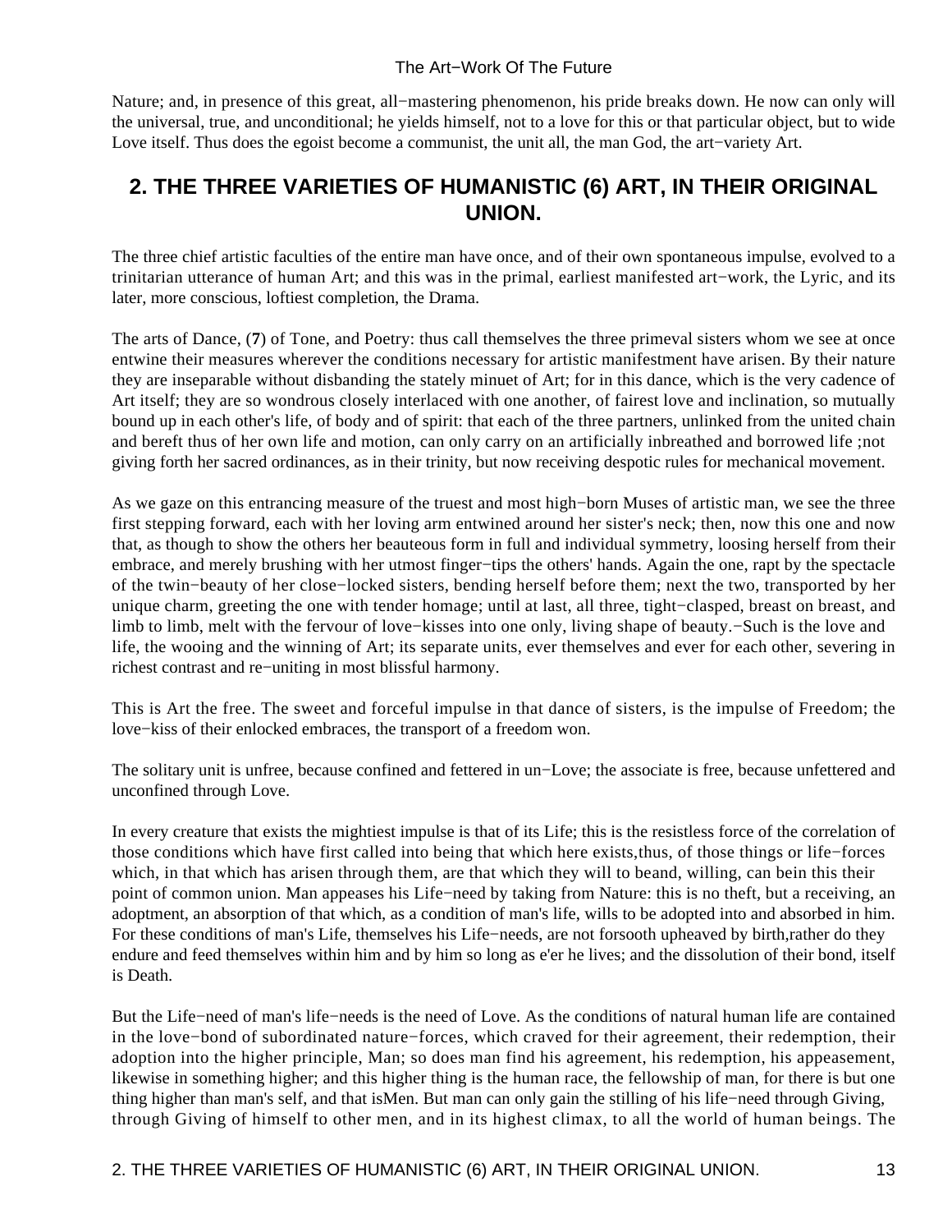Nature; and, in presence of this great, all−mastering phenomenon, his pride breaks down. He now can only will the universal, true, and unconditional; he yields himself, not to a love for this or that particular object, but to wide Love itself. Thus does the egoist become a communist, the unit all, the man God, the art−variety Art.

## 2. THE THREE VARIETIES OF HUMANISTIC (6) ART, IN THEIR ORIGINAL UNION.

The three chief artistic faculties of the entire man have once, and of their own spontaneous impulse, evolved to a trinitarian utterance of human Art; and this was in the primal, earliest manifested art−work, the Lyric, and its later, more conscious, loftiest completion, the Drama.

The arts of Dance, (**7**) of Tone, and Poetry: thus call themselves the three primeval sisters whom we see at once entwine their measures wherever the conditions necessary for artistic manifestment have arisen. By their nature they are inseparable without disbanding the stately minuet of Art; for in this dance, which is the very cadence of Art itself; they are so wondrous closely interlaced with one another, of fairest love and inclination, so mutually bound up in each other's life, of body and of spirit: that each of the three partners, unlinked from the united chain and bereft thus of her own life and motion, can only carry on an artificially inbreathed and borrowed life ;not giving forth her sacred ordinances, as in their trinity, but now receiving despotic rules for mechanical movement.

As we gaze on this entrancing measure of the truest and most high−born Muses of artistic man, we see the three first stepping forward, each with her loving arm entwined around her sister's neck; then, now this one and now that, as though to show the others her beauteous form in full and individual symmetry, loosing herself from their embrace, and merely brushing with her utmost finger−tips the others' hands. Again the one, rapt by the spectacle of the twin−beauty of her close−locked sisters, bending herself before them; next the two, transported by her unique charm, greeting the one with tender homage; until at last, all three, tight−clasped, breast on breast, and limb to limb, melt with the fervour of love−kisses into one only, living shape of beauty.−Such is the love and life, the wooing and the winning of Art; its separate units, ever themselves and ever for each other, severing in richest contrast and re−uniting in most blissful harmony.

This is Art the free. The sweet and forceful impulse in that dance of sisters, is the impulse of Freedom; the love−kiss of their enlocked embraces, the transport of a freedom won.

The solitary unit is unfree, because confined and fettered in un−Love; the associate is free, because unfettered and unconfined through Love.

In every creature that exists the mightiest impulse is that of its Life; this is the resistless force of the correlation of those conditions which have first called into being that which here exists,thus, of those things or life−forces which, in that which has arisen through them, are that which they will to beand, willing, can bein this their point of common union. Man appeases his Life−need by taking from Nature: this is no theft, but a receiving, an adoptment, an absorption of that which, as a condition of man's life, wills to be adopted into and absorbed in him. For these conditions of man's Life, themselves his Life−needs, are not forsooth upheaved by birth,rather do they endure and feed themselves within him and by him so long as e'er he lives; and the dissolution of their bond, itself is Death.

But the Life−need of man's life−needs is the need of Love. As the conditions of natural human life are contained in the love−bond of subordinated nature−forces, which craved for their agreement, their redemption, their adoption into the higher principle, Man; so does man find his agreement, his redemption, his appeasement, likewise in something higher; and this higher thing is the human race, the fellowship of man, for there is but one thing higher than man's self, and that isMen. But man can only gain the stilling of his life−need through Giving, through Giving of himself to other men, and in its highest climax, to all the world of human beings. The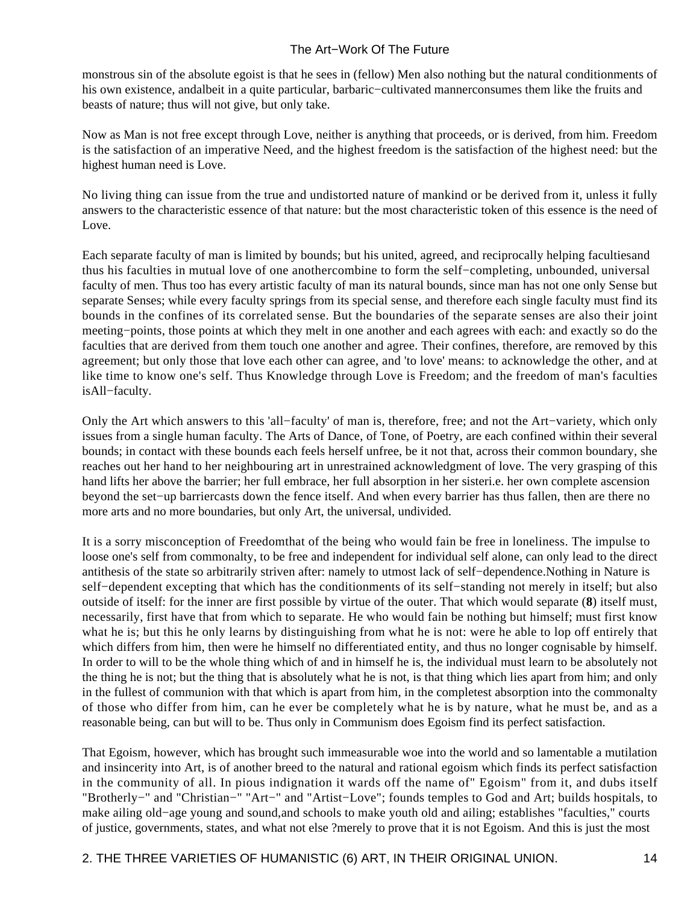monstrous sin of the absolute egoist is that he sees in (fellow) Men also nothing but the natural conditionments of his own existence, andalbeit in a quite particular, barbaric−cultivated mannerconsumes them like the fruits and beasts of nature; thus will not give, but only take.

Now as Man is not free except through Love, neither is anything that proceeds, or is derived, from him. Freedom is the satisfaction of an imperative Need, and the highest freedom is the satisfaction of the highest need: but the highest human need is Love.

No living thing can issue from the true and undistorted nature of mankind or be derived from it, unless it fully answers to the characteristic essence of that nature: but the most characteristic token of this essence is the need of Love.

Each separate faculty of man is limited by bounds; but his united, agreed, and reciprocally helping facultiesand thus his faculties in mutual love of one anothercombine to form the self−completing, unbounded, universal faculty of men. Thus too has every artistic faculty of man its natural bounds, since man has not one only Sense but separate Senses; while every faculty springs from its special sense, and therefore each single faculty must find its bounds in the confines of its correlated sense. But the boundaries of the separate senses are also their joint meeting−points, those points at which they melt in one another and each agrees with each: and exactly so do the faculties that are derived from them touch one another and agree. Their confines, therefore, are removed by this agreement; but only those that love each other can agree, and 'to love' means: to acknowledge the other, and at like time to know one's self. Thus Knowledge through Love is Freedom; and the freedom of man's faculties isAll−faculty.

Only the Art which answers to this 'all−faculty' of man is, therefore, free; and not the Art−variety, which only issues from a single human faculty. The Arts of Dance, of Tone, of Poetry, are each confined within their several bounds; in contact with these bounds each feels herself unfree, be it not that, across their common boundary, she reaches out her hand to her neighbouring art in unrestrained acknowledgment of love. The very grasping of this hand lifts her above the barrier; her full embrace, her full absorption in her sisteri.e. her own complete ascension beyond the set−up barriercasts down the fence itself. And when every barrier has thus fallen, then are there no more arts and no more boundaries, but only Art, the universal, undivided.

It is a sorry misconception of Freedomthat of the being who would fain be free in loneliness. The impulse to loose one's self from commonalty, to be free and independent for individual self alone, can only lead to the direct antithesis of the state so arbitrarily striven after: namely to utmost lack of self−dependence.Nothing in Nature is self−dependent excepting that which has the conditionments of its self−standing not merely in itself; but also outside of itself: for the inner are first possible by virtue of the outer. That which would separate (**8**) itself must, necessarily, first have that from which to separate. He who would fain be nothing but himself; must first know what he is; but this he only learns by distinguishing from what he is not: were he able to lop off entirely that which differs from him, then were he himself no differentiated entity, and thus no longer cognisable by himself. In order to will to be the whole thing which of and in himself he is, the individual must learn to be absolutely not the thing he is not; but the thing that is absolutely what he is not, is that thing which lies apart from him; and only in the fullest of communion with that which is apart from him, in the completest absorption into the commonalty of those who differ from him, can he ever be completely what he is by nature, what he must be, and as a reasonable being, can but will to be. Thus only in Communism does Egoism find its perfect satisfaction.

That Egoism, however, which has brought such immeasurable woe into the world and so lamentable a mutilation and insincerity into Art, is of another breed to the natural and rational egoism which finds its perfect satisfaction in the community of all. In pious indignation it wards off the name of" Egoism" from it, and dubs itself "Brotherly−" and "Christian−" "Art−" and "Artist−Love"; founds temples to God and Art; builds hospitals, to make ailing old−age young and sound,and schools to make youth old and ailing; establishes "faculties," courts of justice, governments, states, and what not else ?merely to prove that it is not Egoism. And this is just the most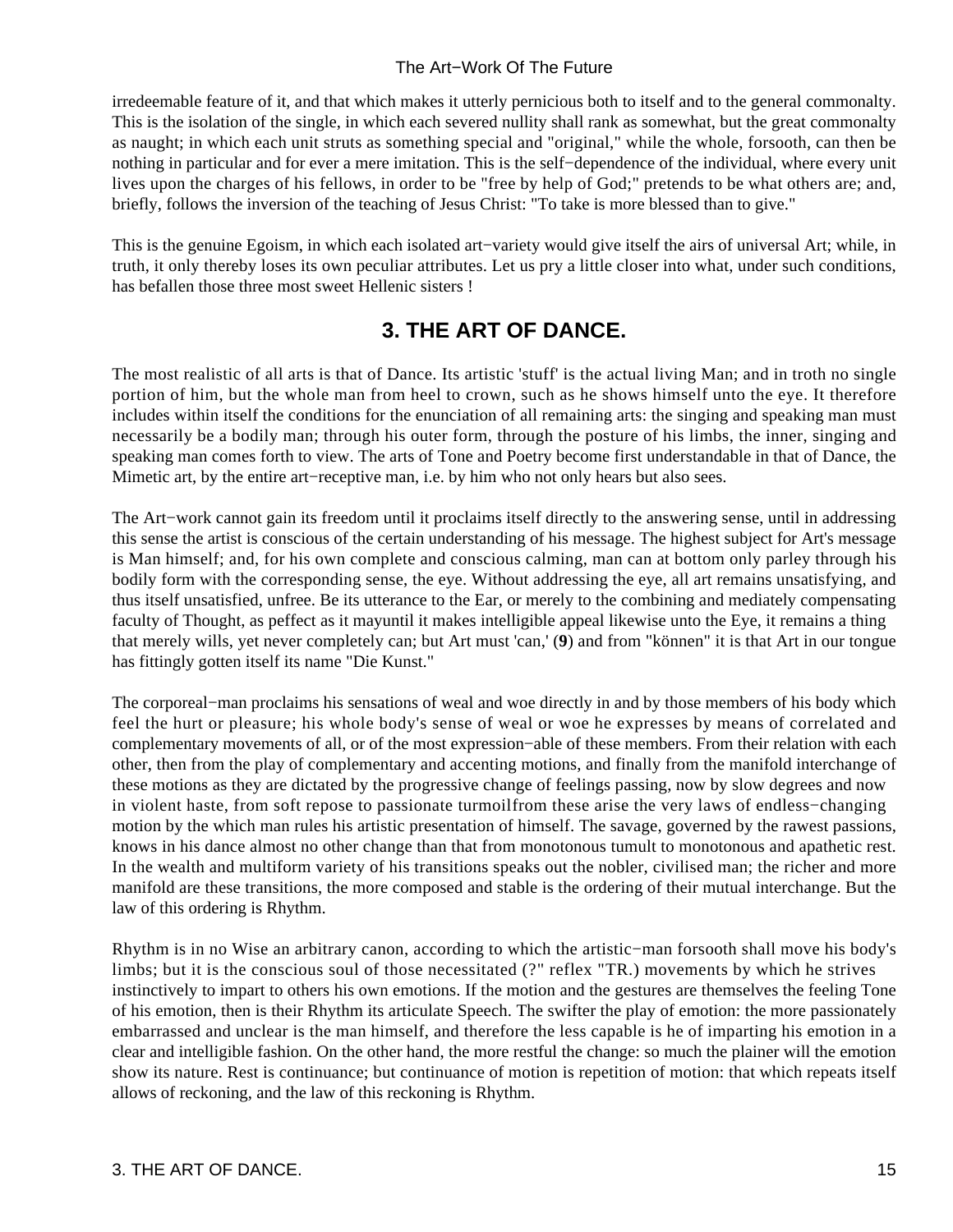irredeemable feature of it, and that which makes it utterly pernicious both to itself and to the general commonalty. This is the isolation of the single, in which each severed nullity shall rank as somewhat, but the great commonalty as naught; in which each unit struts as something special and "original," while the whole, forsooth, can then be nothing in particular and for ever a mere imitation. This is the self−dependence of the individual, where every unit lives upon the charges of his fellows, in order to be "free by help of God;" pretends to be what others are; and, briefly, follows the inversion of the teaching of Jesus Christ: "To take is more blessed than to give."

This is the genuine Egoism, in which each isolated art−variety would give itself the airs of universal Art; while, in truth, it only thereby loses its own peculiar attributes. Let us pry a little closer into what, under such conditions, has befallen those three most sweet Hellenic sisters !

## 3. THE ART OF DANCE.

The most realistic of all arts is that of Dance. Its artistic 'stuff' is the actual living Man; and in troth no single portion of him, but the whole man from heel to crown, such as he shows himself unto the eye. It therefore includes within itself the conditions for the enunciation of all remaining arts: the singing and speaking man must necessarily be a bodily man; through his outer form, through the posture of his limbs, the inner, singing and speaking man comes forth to view. The arts of Tone and Poetry become first understandable in that of Dance, the Mimetic art, by the entire art−receptive man, i.e. by him who not only hears but also sees.

The Art−work cannot gain its freedom until it proclaims itself directly to the answering sense, until in addressing this sense the artist is conscious of the certain understanding of his message. The highest subject for Art's message is Man himself; and, for his own complete and conscious calming, man can at bottom only parley through his bodily form with the corresponding sense, the eye. Without addressing the eye, all art remains unsatisfying, and thus itself unsatisfied, unfree. Be its utterance to the Ear, or merely to the combining and mediately compensating faculty of Thought, as peffect as it mayuntil it makes intelligible appeal likewise unto the Eye, it remains a thing that merely wills, yet never completely can; but Art must 'can,' (**9**) and from "können" it is that Art in our tongue has fittingly gotten itself its name "Die Kunst."

The corporeal−man proclaims his sensations of weal and woe directly in and by those members of his body which feel the hurt or pleasure; his whole body's sense of weal or woe he expresses by means of correlated and complementary movements of all, or of the most expression−able of these members. From their relation with each other, then from the play of complementary and accenting motions, and finally from the manifold interchange of these motions as they are dictated by the progressive change of feelings passing, now by slow degrees and now in violent haste, from soft repose to passionate turmoilfrom these arise the very laws of endless−changing motion by the which man rules his artistic presentation of himself. The savage, governed by the rawest passions, knows in his dance almost no other change than that from monotonous tumult to monotonous and apathetic rest. In the wealth and multiform variety of his transitions speaks out the nobler, civilised man; the richer and more manifold are these transitions, the more composed and stable is the ordering of their mutual interchange. But the law of this ordering is Rhythm.

Rhythm is in no Wise an arbitrary canon, according to which the artistic−man forsooth shall move his body's limbs; but it is the conscious soul of those necessitated (?" reflex "TR.) movements by which he strives instinctively to impart to others his own emotions. If the motion and the gestures are themselves the feeling Tone of his emotion, then is their Rhythm its articulate Speech. The swifter the play of emotion: the more passionately embarrassed and unclear is the man himself, and therefore the less capable is he of imparting his emotion in a clear and intelligible fashion. On the other hand, the more restful the change: so much the plainer will the emotion show its nature. Rest is continuance; but continuance of motion is repetition of motion: that which repeats itself allows of reckoning, and the law of this reckoning is Rhythm.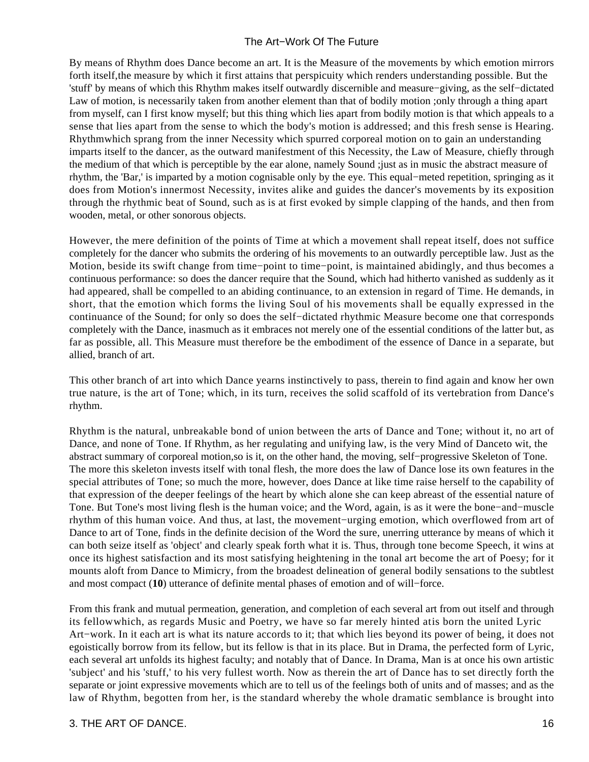By means of Rhythm does Dance become an art. It is the Measure of the movements by which emotion mirrors forth itself,the measure by which it first attains that perspicuity which renders understanding possible. But the 'stuff' by means of which this Rhythm makes itself outwardly discernible and measure−giving, as the self−dictated Law of motion, is necessarily taken from another element than that of bodily motion ;only through a thing apart from myself, can I first know myself; but this thing which lies apart from bodily motion is that which appeals to a sense that lies apart from the sense to which the body's motion is addressed; and this fresh sense is Hearing. Rhythmwhich sprang from the inner Necessity which spurred corporeal motion on to gain an understanding imparts itself to the dancer, as the outward manifestment of this Necessity, the Law of Measure, chiefly through the medium of that which is perceptible by the ear alone, namely Sound ;just as in music the abstract measure of rhythm, the 'Bar,' is imparted by a motion cognisable only by the eye. This equal−meted repetition, springing as it does from Motion's innermost Necessity, invites alike and guides the dancer's movements by its exposition through the rhythmic beat of Sound, such as is at first evoked by simple clapping of the hands, and then from wooden, metal, or other sonorous objects.

However, the mere definition of the points of Time at which a movement shall repeat itself, does not suffice completely for the dancer who submits the ordering of his movements to an outwardly perceptible law. Just as the Motion, beside its swift change from time−point to time−point, is maintained abidingly, and thus becomes a continuous performance: so does the dancer require that the Sound, which had hitherto vanished as suddenly as it had appeared, shall be compelled to an abiding continuance, to an extension in regard of Time. He demands, in short, that the emotion which forms the living Soul of his movements shall be equally expressed in the continuance of the Sound; for only so does the self−dictated rhythmic Measure become one that corresponds completely with the Dance, inasmuch as it embraces not merely one of the essential conditions of the latter but, as far as possible, all. This Measure must therefore be the embodiment of the essence of Dance in a separate, but allied, branch of art.

This other branch of art into which Dance yearns instinctively to pass, therein to find again and know her own true nature, is the art of Tone; which, in its turn, receives the solid scaffold of its vertebration from Dance's rhythm.

Rhythm is the natural, unbreakable bond of union between the arts of Dance and Tone; without it, no art of Dance, and none of Tone. If Rhythm, as her regulating and unifying law, is the very Mind of Danceto wit, the abstract summary of corporeal motion,so is it, on the other hand, the moving, self−progressive Skeleton of Tone. The more this skeleton invests itself with tonal flesh, the more does the law of Dance lose its own features in the special attributes of Tone; so much the more, however, does Dance at like time raise herself to the capability of that expression of the deeper feelings of the heart by which alone she can keep abreast of the essential nature of Tone. But Tone's most living flesh is the human voice; and the Word, again, is as it were the bone−and−muscle rhythm of this human voice. And thus, at last, the movement−urging emotion, which overflowed from art of Dance to art of Tone, finds in the definite decision of the Word the sure, unerring utterance by means of which it can both seize itself as 'object' and clearly speak forth what it is. Thus, through tone become Speech, it wins at once its highest satisfaction and its most satisfying heightening in the tonal art become the art of Poesy; for it mounts aloft from Dance to Mimicry, from the broadest delineation of general bodily sensations to the subtlest and most compact (**10**) utterance of definite mental phases of emotion and of will−force.

From this frank and mutual permeation, generation, and completion of each several art from out itself and through its fellowwhich, as regards Music and Poetry, we have so far merely hinted atis born the united Lyric Art−work. In it each art is what its nature accords to it; that which lies beyond its power of being, it does not egoistically borrow from its fellow, but its fellow is that in its place. But in Drama, the perfected form of Lyric, each several art unfolds its highest faculty; and notably that of Dance. In Drama, Man is at once his own artistic 'subject' and his 'stuff,' to his very fullest worth. Now as therein the art of Dance has to set directly forth the separate or joint expressive movements which are to tell us of the feelings both of units and of masses; and as the law of Rhythm, begotten from her, is the standard whereby the whole dramatic semblance is brought into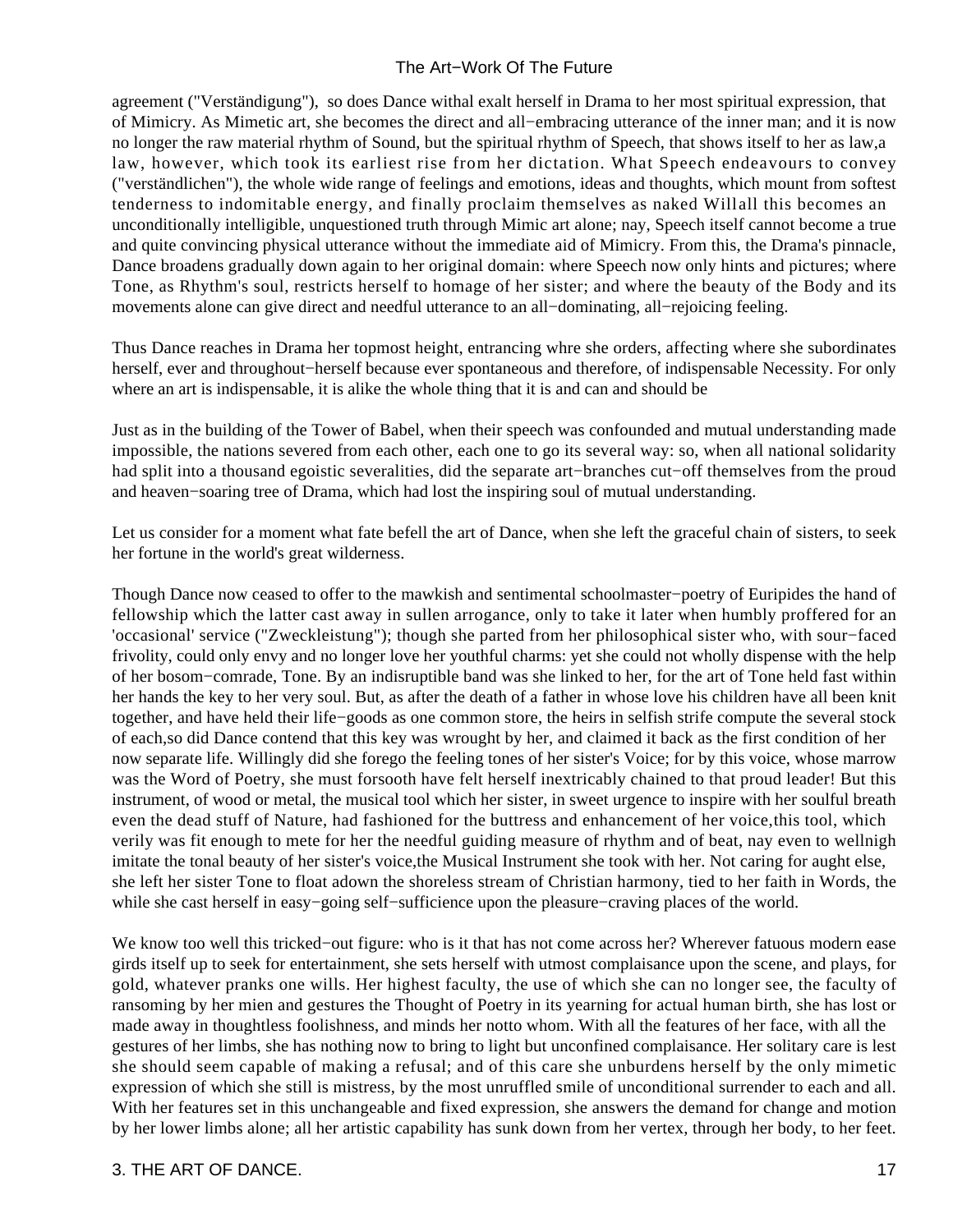agreement ("Verständigung"), so does Dance withal exalt herself in Drama to her most spiritual expression, that of Mimicry. As Mimetic art, she becomes the direct and all−embracing utterance of the inner man; and it is now no longer the raw material rhythm of Sound, but the spiritual rhythm of Speech, that shows itself to her as law,a law, however, which took its earliest rise from her dictation. What Speech endeavours to convey ("verständlichen"), the whole wide range of feelings and emotions, ideas and thoughts, which mount from softest tenderness to indomitable energy, and finally proclaim themselves as naked Willall this becomes an unconditionally intelligible, unquestioned truth through Mimic art alone; nay, Speech itself cannot become a true and quite convincing physical utterance without the immediate aid of Mimicry. From this, the Drama's pinnacle, Dance broadens gradually down again to her original domain: where Speech now only hints and pictures; where Tone, as Rhythm's soul, restricts herself to homage of her sister; and where the beauty of the Body and its movements alone can give direct and needful utterance to an all−dominating, all−rejoicing feeling.

Thus Dance reaches in Drama her topmost height, entrancing whre she orders, affecting where she subordinates herself, ever and throughout−herself because ever spontaneous and therefore, of indispensable Necessity. For only where an art is indispensable, it is alike the whole thing that it is and can and should be

Just as in the building of the Tower of Babel, when their speech was confounded and mutual understanding made impossible, the nations severed from each other, each one to go its several way: so, when all national solidarity had split into a thousand egoistic severalities, did the separate art−branches cut−off themselves from the proud and heaven−soaring tree of Drama, which had lost the inspiring soul of mutual understanding.

Let us consider for a moment what fate befell the art of Dance, when she left the graceful chain of sisters, to seek her fortune in the world's great wilderness.

Though Dance now ceased to offer to the mawkish and sentimental schoolmaster−poetry of Euripides the hand of fellowship which the latter cast away in sullen arrogance, only to take it later when humbly proffered for an 'occasional' service ("Zweckleistung"); though she parted from her philosophical sister who, with sour−faced frivolity, could only envy and no longer love her youthful charms: yet she could not wholly dispense with the help of her bosom−comrade, Tone. By an indisruptible band was she linked to her, for the art of Tone held fast within her hands the key to her very soul. But, as after the death of a father in whose love his children have all been knit together, and have held their life−goods as one common store, the heirs in selfish strife compute the several stock of each,so did Dance contend that this key was wrought by her, and claimed it back as the first condition of her now separate life. Willingly did she forego the feeling tones of her sister's Voice; for by this voice, whose marrow was the Word of Poetry, she must forsooth have felt herself inextricably chained to that proud leader! But this instrument, of wood or metal, the musical tool which her sister, in sweet urgence to inspire with her soulful breath even the dead stuff of Nature, had fashioned for the buttress and enhancement of her voice,this tool, which verily was fit enough to mete for her the needful guiding measure of rhythm and of beat, nay even to wellnigh imitate the tonal beauty of her sister's voice,the Musical Instrument she took with her. Not caring for aught else, she left her sister Tone to float adown the shoreless stream of Christian harmony, tied to her faith in Words, the while she cast herself in easy−going self−sufficience upon the pleasure−craving places of the world.

We know too well this tricked−out figure: who is it that has not come across her? Wherever fatuous modern ease girds itself up to seek for entertainment, she sets herself with utmost complaisance upon the scene, and plays, for gold, whatever pranks one wills. Her highest faculty, the use of which she can no longer see, the faculty of ransoming by her mien and gestures the Thought of Poetry in its yearning for actual human birth, she has lost or made away in thoughtless foolishness, and minds her notto whom. With all the features of her face, with all the gestures of her limbs, she has nothing now to bring to light but unconfined complaisance. Her solitary care is lest she should seem capable of making a refusal; and of this care she unburdens herself by the only mimetic expression of which she still is mistress, by the most unruffled smile of unconditional surrender to each and all. With her features set in this unchangeable and fixed expression, she answers the demand for change and motion by her lower limbs alone; all her artistic capability has sunk down from her vertex, through her body, to her feet.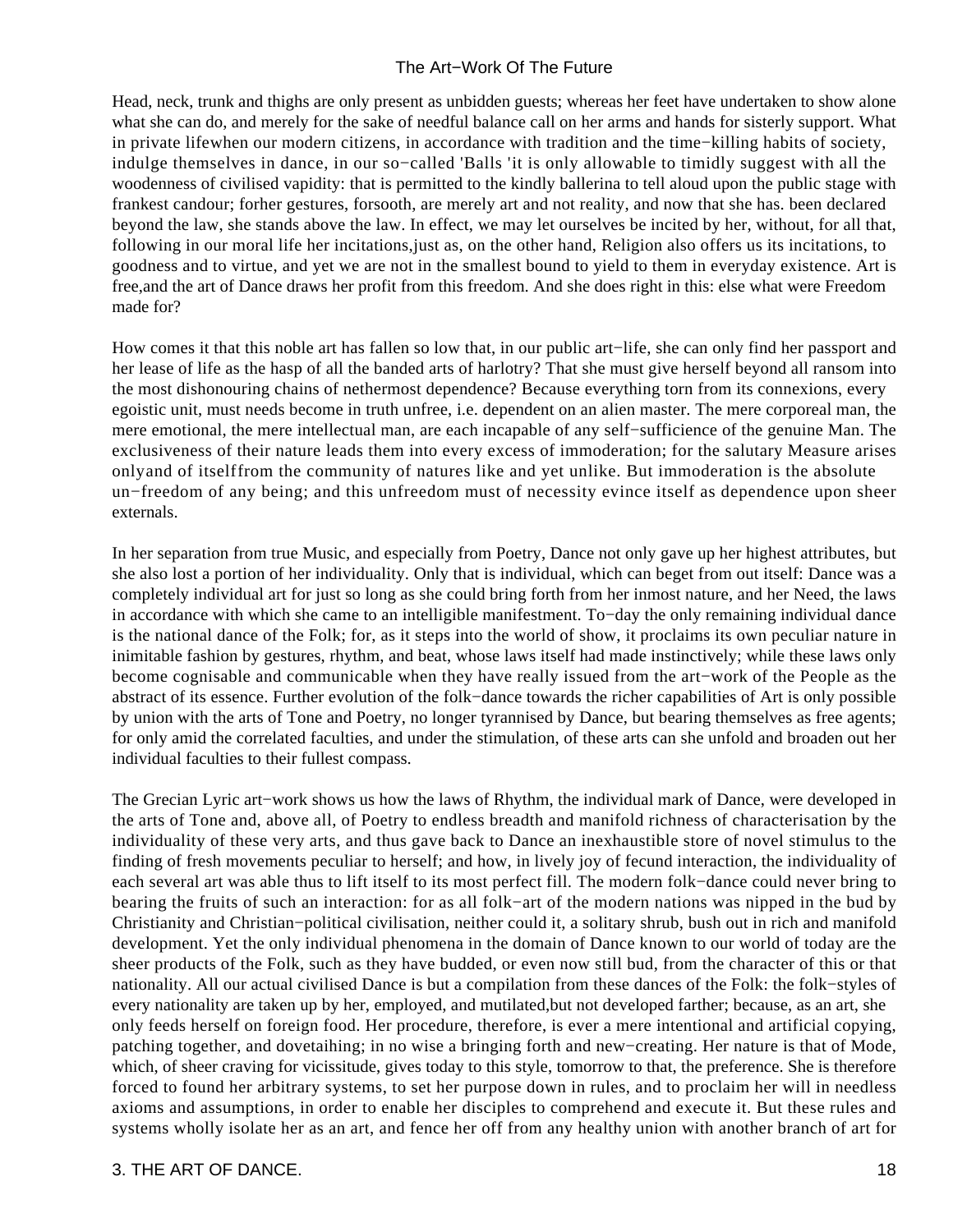Head, neck, trunk and thighs are only present as unbidden guests; whereas her feet have undertaken to show alone what she can do, and merely for the sake of needful balance call on her arms and hands for sisterly support. What in private lifewhen our modern citizens, in accordance with tradition and the time−killing habits of society, indulge themselves in dance, in our so−called 'Balls 'it is only allowable to timidly suggest with all the woodenness of civilised vapidity: that is permitted to the kindly ballerina to tell aloud upon the public stage with frankest candour; forher gestures, forsooth, are merely art and not reality, and now that she has. been declared beyond the law, she stands above the law. In effect, we may let ourselves be incited by her, without, for all that, following in our moral life her incitations,just as, on the other hand, Religion also offers us its incitations, to goodness and to virtue, and yet we are not in the smallest bound to yield to them in everyday existence. Art is free,and the art of Dance draws her profit from this freedom. And she does right in this: else what were Freedom made for?

How comes it that this noble art has fallen so low that, in our public art−life, she can only find her passport and her lease of life as the hasp of all the banded arts of harlotry? That she must give herself beyond all ransom into the most dishonouring chains of nethermost dependence? Because everything torn from its connexions, every egoistic unit, must needs become in truth unfree, i.e. dependent on an alien master. The mere corporeal man, the mere emotional, the mere intellectual man, are each incapable of any self−sufficience of the genuine Man. The exclusiveness of their nature leads them into every excess of immoderation; for the salutary Measure arises onlyand of itselffrom the community of natures like and yet unlike. But immoderation is the absolute un−freedom of any being; and this unfreedom must of necessity evince itself as dependence upon sheer externals.

In her separation from true Music, and especially from Poetry, Dance not only gave up her highest attributes, but she also lost a portion of her individuality. Only that is individual, which can beget from out itself: Dance was a completely individual art for just so long as she could bring forth from her inmost nature, and her Need, the laws in accordance with which she came to an intelligible manifestment. To−day the only remaining individual dance is the national dance of the Folk; for, as it steps into the world of show, it proclaims its own peculiar nature in inimitable fashion by gestures, rhythm, and beat, whose laws itself had made instinctively; while these laws only become cognisable and communicable when they have really issued from the art−work of the People as the abstract of its essence. Further evolution of the folk−dance towards the richer capabilities of Art is only possible by union with the arts of Tone and Poetry, no longer tyrannised by Dance, but bearing themselves as free agents; for only amid the correlated faculties, and under the stimulation, of these arts can she unfold and broaden out her individual faculties to their fullest compass.

The Grecian Lyric art−work shows us how the laws of Rhythm, the individual mark of Dance, were developed in the arts of Tone and, above all, of Poetry to endless breadth and manifold richness of characterisation by the individuality of these very arts, and thus gave back to Dance an inexhaustible store of novel stimulus to the finding of fresh movements peculiar to herself; and how, in lively joy of fecund interaction, the individuality of each several art was able thus to lift itself to its most perfect fill. The modern folk−dance could never bring to bearing the fruits of such an interaction: for as all folk−art of the modern nations was nipped in the bud by Christianity and Christian−political civilisation, neither could it, a solitary shrub, bush out in rich and manifold development. Yet the only individual phenomena in the domain of Dance known to our world of today are the sheer products of the Folk, such as they have budded, or even now still bud, from the character of this or that nationality. All our actual civilised Dance is but a compilation from these dances of the Folk: the folk−styles of every nationality are taken up by her, employed, and mutilated,but not developed farther; because, as an art, she only feeds herself on foreign food. Her procedure, therefore, is ever a mere intentional and artificial copying, patching together, and dovetaihing; in no wise a bringing forth and new−creating. Her nature is that of Mode, which, of sheer craving for vicissitude, gives today to this style, tomorrow to that, the preference. She is therefore forced to found her arbitrary systems, to set her purpose down in rules, and to proclaim her will in needless axioms and assumptions, in order to enable her disciples to comprehend and execute it. But these rules and systems wholly isolate her as an art, and fence her off from any healthy union with another branch of art for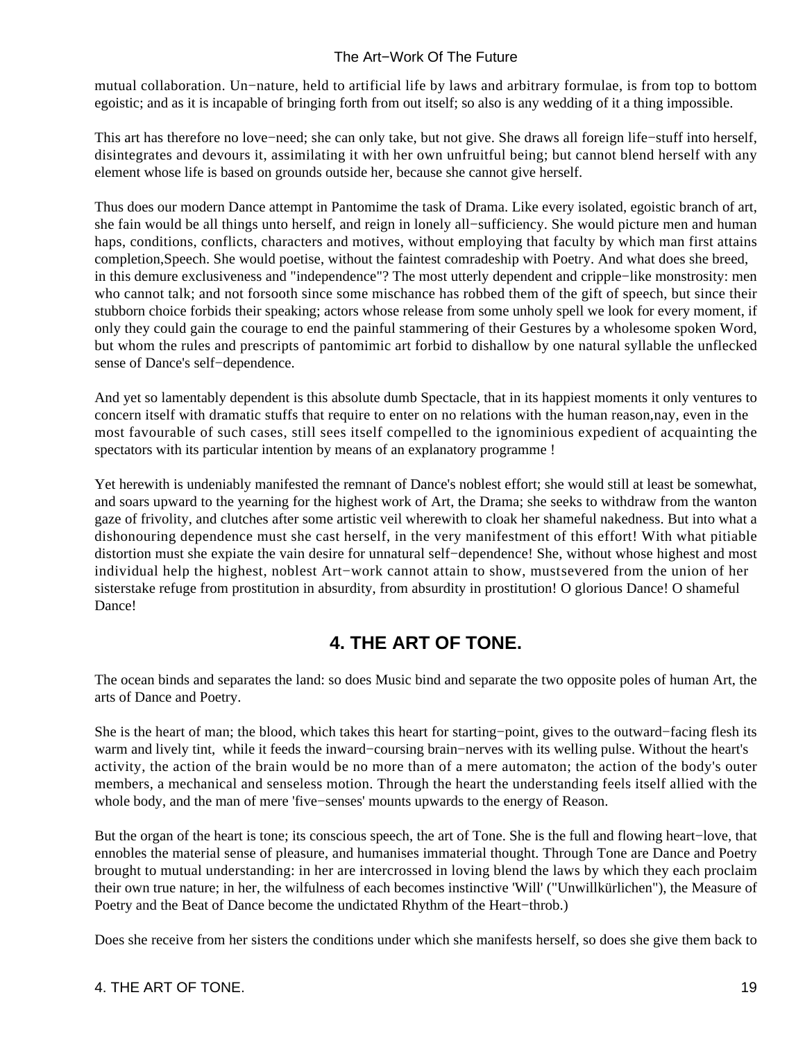mutual collaboration. Un−nature, held to artificial life by laws and arbitrary formulae, is from top to bottom egoistic; and as it is incapable of bringing forth from out itself; so also is any wedding of it a thing impossible.

This art has therefore no love−need; she can only take, but not give. She draws all foreign life−stuff into herself, disintegrates and devours it, assimilating it with her own unfruitful being; but cannot blend herself with any element whose life is based on grounds outside her, because she cannot give herself.

Thus does our modern Dance attempt in Pantomime the task of Drama. Like every isolated, egoistic branch of art, she fain would be all things unto herself, and reign in lonely all−sufficiency. She would picture men and human haps, conditions, conflicts, characters and motives, without employing that faculty by which man first attains completion,Speech. She would poetise, without the faintest comradeship with Poetry. And what does she breed, in this demure exclusiveness and "independence"? The most utterly dependent and cripple−like monstrosity: men who cannot talk; and not forsooth since some mischance has robbed them of the gift of speech, but since their stubborn choice forbids their speaking; actors whose release from some unholy spell we look for every moment, if only they could gain the courage to end the painful stammering of their Gestures by a wholesome spoken Word, but whom the rules and prescripts of pantomimic art forbid to dishallow by one natural syllable the unflecked sense of Dance's self−dependence.

And yet so lamentably dependent is this absolute dumb Spectacle, that in its happiest moments it only ventures to concern itself with dramatic stuffs that require to enter on no relations with the human reason,nay, even in the most favourable of such cases, still sees itself compelled to the ignominious expedient of acquainting the spectators with its particular intention by means of an explanatory programme !

Yet herewith is undeniably manifested the remnant of Dance's noblest effort; she would still at least be somewhat, and soars upward to the yearning for the highest work of Art, the Drama; she seeks to withdraw from the wanton gaze of frivolity, and clutches after some artistic veil wherewith to cloak her shameful nakedness. But into what a dishonouring dependence must she cast herself, in the very manifestment of this effort! With what pitiable distortion must she expiate the vain desire for unnatural self−dependence! She, without whose highest and most individual help the highest, noblest Art−work cannot attain to show, mustsevered from the union of her sisterstake refuge from prostitution in absurdity, from absurdity in prostitution! O glorious Dance! O shameful Dance!

## 4. THE ART OF TONE.

The ocean binds and separates the land: so does Music bind and separate the two opposite poles of human Art, the arts of Dance and Poetry.

She is the heart of man; the blood, which takes this heart for starting−point, gives to the outward−facing flesh its warm and lively tint, while it feeds the inward−coursing brain−nerves with its welling pulse. Without the heart's activity, the action of the brain would be no more than of a mere automaton; the action of the body's outer members, a mechanical and senseless motion. Through the heart the understanding feels itself allied with the whole body, and the man of mere 'five−senses' mounts upwards to the energy of Reason.

But the organ of the heart is tone; its conscious speech, the art of Tone. She is the full and flowing heart−love, that ennobles the material sense of pleasure, and humanises immaterial thought. Through Tone are Dance and Poetry brought to mutual understanding: in her are intercrossed in loving blend the laws by which they each proclaim their own true nature; in her, the wilfulness of each becomes instinctive 'Will' ("Unwillkürlichen"), the Measure of Poetry and the Beat of Dance become the undictated Rhythm of the Heart−throb.)

Does she receive from her sisters the conditions under which she manifests herself, so does she give them back to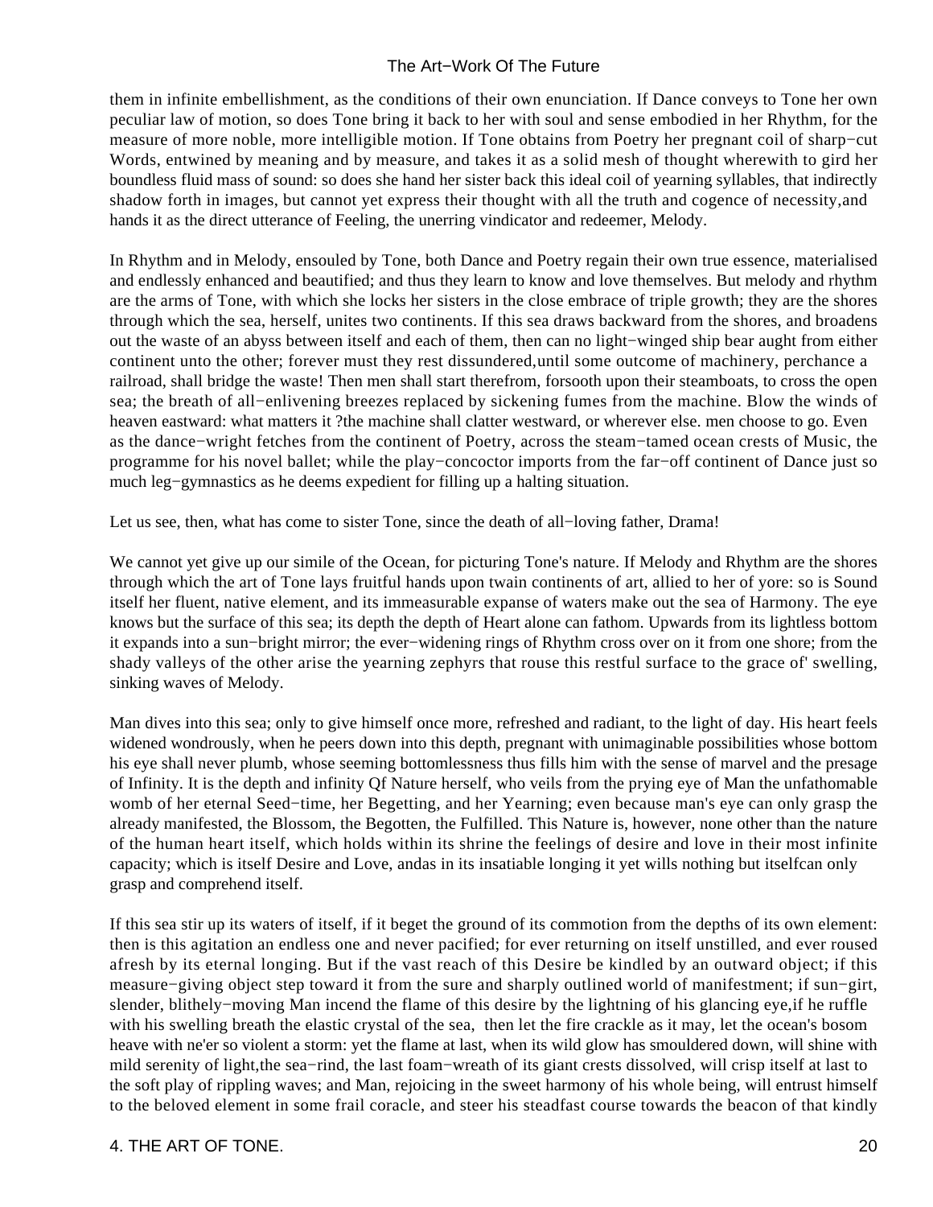them in infinite embellishment, as the conditions of their own enunciation. If Dance conveys to Tone her own peculiar law of motion, so does Tone bring it back to her with soul and sense embodied in her Rhythm, for the measure of more noble, more intelligible motion. If Tone obtains from Poetry her pregnant coil of sharp−cut Words, entwined by meaning and by measure, and takes it as a solid mesh of thought wherewith to gird her boundless fluid mass of sound: so does she hand her sister back this ideal coil of yearning syllables, that indirectly shadow forth in images, but cannot yet express their thought with all the truth and cogence of necessity,and hands it as the direct utterance of Feeling, the unerring vindicator and redeemer, Melody.

In Rhythm and in Melody, ensouled by Tone, both Dance and Poetry regain their own true essence, materialised and endlessly enhanced and beautified; and thus they learn to know and love themselves. But melody and rhythm are the arms of Tone, with which she locks her sisters in the close embrace of triple growth; they are the shores through which the sea, herself, unites two continents. If this sea draws backward from the shores, and broadens out the waste of an abyss between itself and each of them, then can no light−winged ship bear aught from either continent unto the other; forever must they rest dissundered,until some outcome of machinery, perchance a railroad, shall bridge the waste! Then men shall start therefrom, forsooth upon their steamboats, to cross the open sea; the breath of all−enlivening breezes replaced by sickening fumes from the machine. Blow the winds of heaven eastward: what matters it ?the machine shall clatter westward, or wherever else. men choose to go. Even as the dance−wright fetches from the continent of Poetry, across the steam−tamed ocean crests of Music, the programme for his novel ballet; while the play−concoctor imports from the far−off continent of Dance just so much leg−gymnastics as he deems expedient for filling up a halting situation.

Let us see, then, what has come to sister Tone, since the death of all−loving father, Drama!

We cannot yet give up our simile of the Ocean, for picturing Tone's nature. If Melody and Rhythm are the shores through which the art of Tone lays fruitful hands upon twain continents of art, allied to her of yore: so is Sound itself her fluent, native element, and its immeasurable expanse of waters make out the sea of Harmony. The eye knows but the surface of this sea; its depth the depth of Heart alone can fathom. Upwards from its lightless bottom it expands into a sun−bright mirror; the ever−widening rings of Rhythm cross over on it from one shore; from the shady valleys of the other arise the yearning zephyrs that rouse this restful surface to the grace of' swelling, sinking waves of Melody.

Man dives into this sea; only to give himself once more, refreshed and radiant, to the light of day. His heart feels widened wondrously, when he peers down into this depth, pregnant with unimaginable possibilities whose bottom his eye shall never plumb, whose seeming bottomlessness thus fills him with the sense of marvel and the presage of Infinity. It is the depth and infinity Qf Nature herself, who veils from the prying eye of Man the unfathomable womb of her eternal Seed−time, her Begetting, and her Yearning; even because man's eye can only grasp the already manifested, the Blossom, the Begotten, the Fulfilled. This Nature is, however, none other than the nature of the human heart itself, which holds within its shrine the feelings of desire and love in their most infinite capacity; which is itself Desire and Love, andas in its insatiable longing it yet wills nothing but itselfcan only grasp and comprehend itself.

If this sea stir up its waters of itself, if it beget the ground of its commotion from the depths of its own element: then is this agitation an endless one and never pacified; for ever returning on itself unstilled, and ever roused afresh by its eternal longing. But if the vast reach of this Desire be kindled by an outward object; if this measure−giving object step toward it from the sure and sharply outlined world of manifestment; if sun−girt, slender, blithely−moving Man incend the flame of this desire by the lightning of his glancing eye,if he ruffle with his swelling breath the elastic crystal of the sea, then let the fire crackle as it may, let the ocean's bosom heave with ne'er so violent a storm: yet the flame at last, when its wild glow has smouldered down, will shine with mild serenity of light,the sea−rind, the last foam−wreath of its giant crests dissolved, will crisp itself at last to the soft play of rippling waves; and Man, rejoicing in the sweet harmony of his whole being, will entrust himself to the beloved element in some frail coracle, and steer his steadfast course towards the beacon of that kindly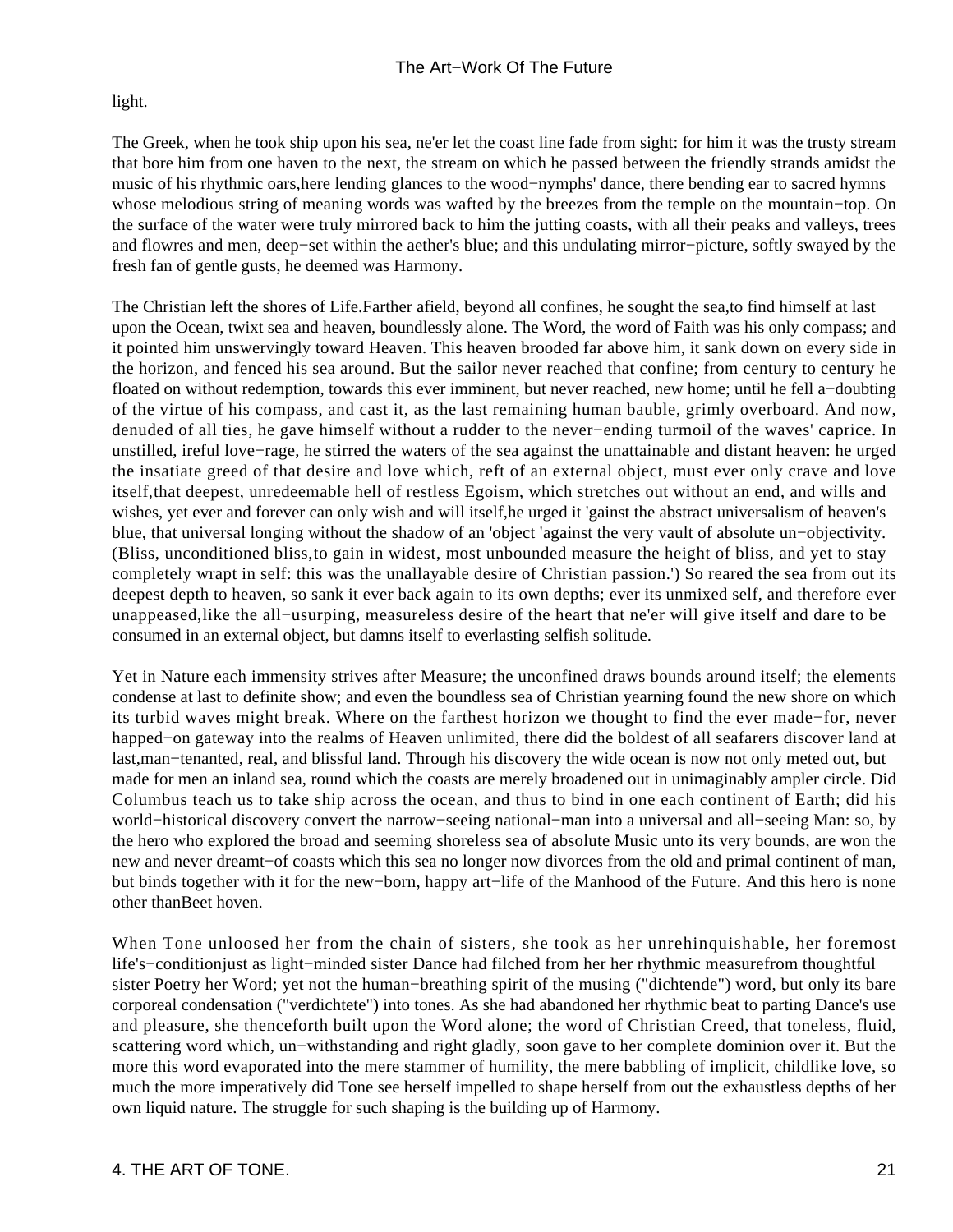light.

The Greek, when he took ship upon his sea, ne'er let the coast line fade from sight: for him it was the trusty stream that bore him from one haven to the next, the stream on which he passed between the friendly strands amidst the music of his rhythmic oars,here lending glances to the wood−nymphs' dance, there bending ear to sacred hymns whose melodious string of meaning words was wafted by the breezes from the temple on the mountain−top. On the surface of the water were truly mirrored back to him the jutting coasts, with all their peaks and valleys, trees and flowres and men, deep−set within the aether's blue; and this undulating mirror−picture, softly swayed by the fresh fan of gentle gusts, he deemed was Harmony.

The Christian left the shores of Life.Farther afield, beyond all confines, he sought the sea,to find himself at last upon the Ocean, twixt sea and heaven, boundlessly alone. The Word, the word of Faith was his only compass; and it pointed him unswervingly toward Heaven. This heaven brooded far above him, it sank down on every side in the horizon, and fenced his sea around. But the sailor never reached that confine; from century to century he floated on without redemption, towards this ever imminent, but never reached, new home; until he fell a−doubting of the virtue of his compass, and cast it, as the last remaining human bauble, grimly overboard. And now, denuded of all ties, he gave himself without a rudder to the never−ending turmoil of the waves' caprice. In unstilled, ireful love−rage, he stirred the waters of the sea against the unattainable and distant heaven: he urged the insatiate greed of that desire and love which, reft of an external object, must ever only crave and love itself,that deepest, unredeemable hell of restless Egoism, which stretches out without an end, and wills and wishes, yet ever and forever can only wish and will itself,he urged it 'gainst the abstract universalism of heaven's blue, that universal longing without the shadow of an 'object 'against the very vault of absolute un−objectivity. (Bliss, unconditioned bliss,to gain in widest, most unbounded measure the height of bliss, and yet to stay completely wrapt in self: this was the unallayable desire of Christian passion.') So reared the sea from out its deepest depth to heaven, so sank it ever back again to its own depths; ever its unmixed self, and therefore ever unappeased,like the all−usurping, measureless desire of the heart that ne'er will give itself and dare to be consumed in an external object, but damns itself to everlasting selfish solitude.

Yet in Nature each immensity strives after Measure; the unconfined draws bounds around itself; the elements condense at last to definite show; and even the boundless sea of Christian yearning found the new shore on which its turbid waves might break. Where on the farthest horizon we thought to find the ever made−for, never happed−on gateway into the realms of Heaven unlimited, there did the boldest of all seafarers discover land at last,man−tenanted, real, and blissful land. Through his discovery the wide ocean is now not only meted out, but made for men an inland sea, round which the coasts are merely broadened out in unimaginably ampler circle. Did Columbus teach us to take ship across the ocean, and thus to bind in one each continent of Earth; did his world−historical discovery convert the narrow−seeing national−man into a universal and all−seeing Man: so, by the hero who explored the broad and seeming shoreless sea of absolute Music unto its very bounds, are won the new and never dreamt−of coasts which this sea no longer now divorces from the old and primal continent of man, but binds together with it for the new−born, happy art−life of the Manhood of the Future. And this hero is none other thanBeet hoven.

When Tone unloosed her from the chain of sisters, she took as her unrehinquishable, her foremost life's−conditionjust as light−minded sister Dance had filched from her her rhythmic measurefrom thoughtful sister Poetry her Word; yet not the human−breathing spirit of the musing ("dichtende") word, but only its bare corporeal condensation ("verdichtete") into tones. As she had abandoned her rhythmic beat to parting Dance's use and pleasure, she thenceforth built upon the Word alone; the word of Christian Creed, that toneless, fluid, scattering word which, un−withstanding and right gladly, soon gave to her complete dominion over it. But the more this word evaporated into the mere stammer of humility, the mere babbling of implicit, childlike love, so much the more imperatively did Tone see herself impelled to shape herself from out the exhaustless depths of her own liquid nature. The struggle for such shaping is the building up of Harmony.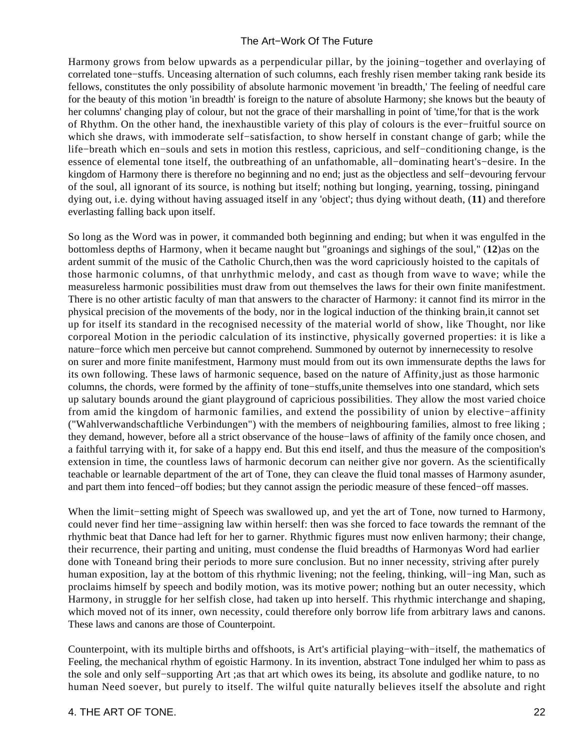Harmony grows from below upwards as a perpendicular pillar, by the joining−together and overlaying of correlated tone−stuffs. Unceasing alternation of such columns, each freshly risen member taking rank beside its fellows, constitutes the only possibility of absolute harmonic movement 'in breadth,' The feeling of needful care for the beauty of this motion 'in breadth' is foreign to the nature of absolute Harmony; she knows but the beauty of her columns' changing play of colour, but not the grace of their marshalling in point of 'time,'for that is the work of Rhythm. On the other hand, the inexhaustible variety of this play of colours is the ever−fruitful source on which she draws, with immoderate self−satisfaction, to show herself in constant change of garb; while the life−breath which en−souls and sets in motion this restless, capricious, and self−conditioning change, is the essence of elemental tone itself, the outbreathing of an unfathomable, all−dominating heart's−desire. In the kingdom of Harmony there is therefore no beginning and no end; just as the objectless and self−devouring fervour of the soul, all ignorant of its source, is nothing but itself; nothing but longing, yearning, tossing, piningand dying out, i.e. dying without having assuaged itself in any 'object'; thus dying without death, (**11**) and therefore everlasting falling back upon itself.

So long as the Word was in power, it commanded both beginning and ending; but when it was engulfed in the bottomless depths of Harmony, when it became naught but "groanings and sighings of the soul," (**12**)as on the ardent summit of the music of the Catholic Church,then was the word capriciously hoisted to the capitals of those harmonic columns, of that unrhythmic melody, and cast as though from wave to wave; while the measureless harmonic possibilities must draw from out themselves the laws for their own finite manifestment. There is no other artistic faculty of man that answers to the character of Harmony: it cannot find its mirror in the physical precision of the movements of the body, nor in the logical induction of the thinking brain,it cannot set up for itself its standard in the recognised necessity of the material world of show, like Thought, nor like corporeal Motion in the periodic calculation of its instinctive, physically governed properties: it is like a nature−force which men perceive but cannot comprehend. Summoned by outernot by innernecessity to resolve on surer and more finite manifestment, Harmony must mould from out its own immensurate depths the laws for its own following. These laws of harmonic sequence, based on the nature of Affinity,just as those harmonic columns, the chords, were formed by the affinity of tone−stuffs,unite themselves into one standard, which sets up salutary bounds around the giant playground of capricious possibilities. They allow the most varied choice from amid the kingdom of harmonic families, and extend the possibility of union by elective−affinity ("Wahlverwandschaftliche Verbindungen") with the members of neighbouring families, almost to free liking ; they demand, however, before all a strict observance of the house−laws of affinity of the family once chosen, and a faithful tarrying with it, for sake of a happy end. But this end itself, and thus the measure of the composition's extension in time, the countless laws of harmonic decorum can neither give nor govern. As the scientifically teachable or learnable department of the art of Tone, they can cleave the fluid tonal masses of Harmony asunder, and part them into fenced−off bodies; but they cannot assign the periodic measure of these fenced−off masses.

When the limit−setting might of Speech was swallowed up, and yet the art of Tone, now turned to Harmony, could never find her time−assigning law within herself: then was she forced to face towards the remnant of the rhythmic beat that Dance had left for her to garner. Rhythmic figures must now enliven harmony; their change, their recurrence, their parting and uniting, must condense the fluid breadths of Harmonyas Word had earlier done with Toneand bring their periods to more sure conclusion. But no inner necessity, striving after purely human exposition, lay at the bottom of this rhythmic livening; not the feeling, thinking, will−ing Man, such as proclaims himself by speech and bodily motion, was its motive power; nothing but an outer necessity, which Harmony, in struggle for her selfish close, had taken up into herself. This rhythmic interchange and shaping, which moved not of its inner, own necessity, could therefore only borrow life from arbitrary laws and canons. These laws and canons are those of Counterpoint.

Counterpoint, with its multiple births and offshoots, is Art's artificial playing−with−itself, the mathematics of Feeling, the mechanical rhythm of egoistic Harmony. In its invention, abstract Tone indulged her whim to pass as the sole and only self−supporting Art ;as that art which owes its being, its absolute and godlike nature, to no human Need soever, but purely to itself. The wilful quite naturally believes itself the absolute and right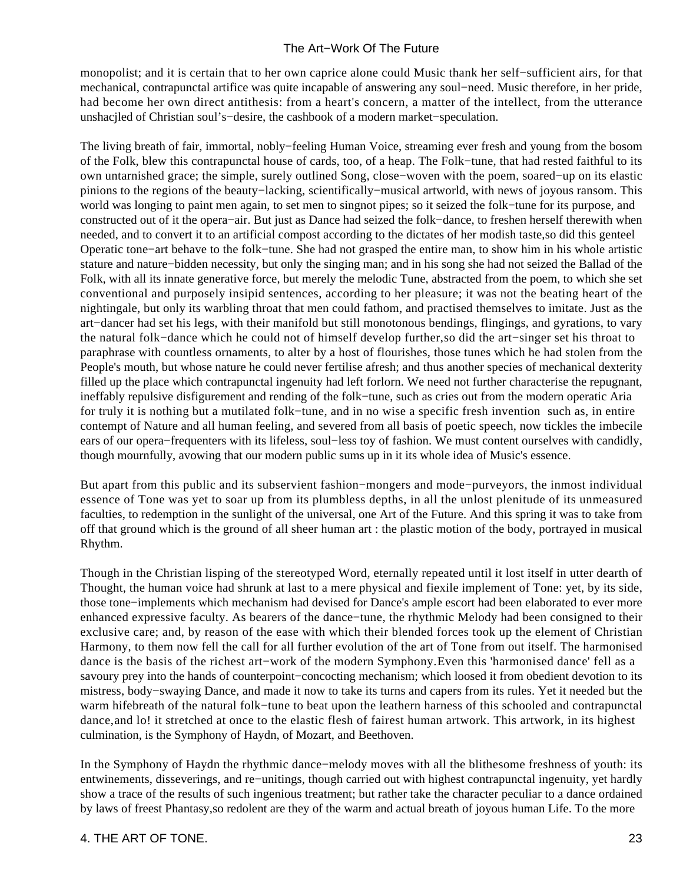monopolist; and it is certain that to her own caprice alone could Music thank her self−sufficient airs, for that mechanical, contrapunctal artifice was quite incapable of answering any soul−need. Music therefore, in her pride, had become her own direct antithesis: from a heart's concern, a matter of the intellect, from the utterance unshacjled of Christian soul's−desire, the cashbook of a modern market−speculation.

The living breath of fair, immortal, nobly−feeling Human Voice, streaming ever fresh and young from the bosom of the Folk, blew this contrapunctal house of cards, too, of a heap. The Folk−tune, that had rested faithful to its own untarnished grace; the simple, surely outlined Song, close−woven with the poem, soared−up on its elastic pinions to the regions of the beauty−lacking, scientifically−musical artworld, with news of joyous ransom. This world was longing to paint men again, to set men to singnot pipes; so it seized the folk−tune for its purpose, and constructed out of it the opera−air. But just as Dance had seized the folk−dance, to freshen herself therewith when needed, and to convert it to an artificial compost according to the dictates of her modish taste,so did this genteel Operatic tone−art behave to the folk−tune. She had not grasped the entire man, to show him in his whole artistic stature and nature−bidden necessity, but only the singing man; and in his song she had not seized the Ballad of the Folk, with all its innate generative force, but merely the melodic Tune, abstracted from the poem, to which she set conventional and purposely insipid sentences, according to her pleasure; it was not the beating heart of the nightingale, but only its warbling throat that men could fathom, and practised themselves to imitate. Just as the art−dancer had set his legs, with their manifold but still monotonous bendings, flingings, and gyrations, to vary the natural folk−dance which he could not of himself develop further,so did the art−singer set his throat to paraphrase with countless ornaments, to alter by a host of flourishes, those tunes which he had stolen from the People's mouth, but whose nature he could never fertilise afresh; and thus another species of mechanical dexterity filled up the place which contrapunctal ingenuity had left forlorn. We need not further characterise the repugnant, ineffably repulsive disfigurement and rending of the folk−tune, such as cries out from the modern operatic Aria for truly it is nothing but a mutilated folk−tune, and in no wise a specific fresh invention such as, in entire contempt of Nature and all human feeling, and severed from all basis of poetic speech, now tickles the imbecile ears of our opera−frequenters with its lifeless, soul−less toy of fashion. We must content ourselves with candidly, though mournfully, avowing that our modern public sums up in it its whole idea of Music's essence.

But apart from this public and its subservient fashion−mongers and mode−purveyors, the inmost individual essence of Tone was yet to soar up from its plumbless depths, in all the unlost plenitude of its unmeasured faculties, to redemption in the sunlight of the universal, one Art of the Future. And this spring it was to take from off that ground which is the ground of all sheer human art : the plastic motion of the body, portrayed in musical Rhythm.

Though in the Christian lisping of the stereotyped Word, eternally repeated until it lost itself in utter dearth of Thought, the human voice had shrunk at last to a mere physical and fiexile implement of Tone: yet, by its side, those tone−implements which mechanism had devised for Dance's ample escort had been elaborated to ever more enhanced expressive faculty. As bearers of the dance−tune, the rhythmic Melody had been consigned to their exclusive care; and, by reason of the ease with which their blended forces took up the element of Christian Harmony, to them now fell the call for all further evolution of the art of Tone from out itself. The harmonised dance is the basis of the richest art−work of the modern Symphony.Even this 'harmonised dance' fell as a savoury prey into the hands of counterpoint−concocting mechanism; which loosed it from obedient devotion to its mistress, body−swaying Dance, and made it now to take its turns and capers from its rules. Yet it needed but the warm hifebreath of the natural folk−tune to beat upon the leathern harness of this schooled and contrapunctal dance,and lo! it stretched at once to the elastic flesh of fairest human artwork. This artwork, in its highest culmination, is the Symphony of Haydn, of Mozart, and Beethoven.

In the Symphony of Haydn the rhythmic dance−melody moves with all the blithesome freshness of youth: its entwinements, disseverings, and re−unitings, though carried out with highest contrapunctal ingenuity, yet hardly show a trace of the results of such ingenious treatment; but rather take the character peculiar to a dance ordained by laws of freest Phantasy,so redolent are they of the warm and actual breath of joyous human Life. To the more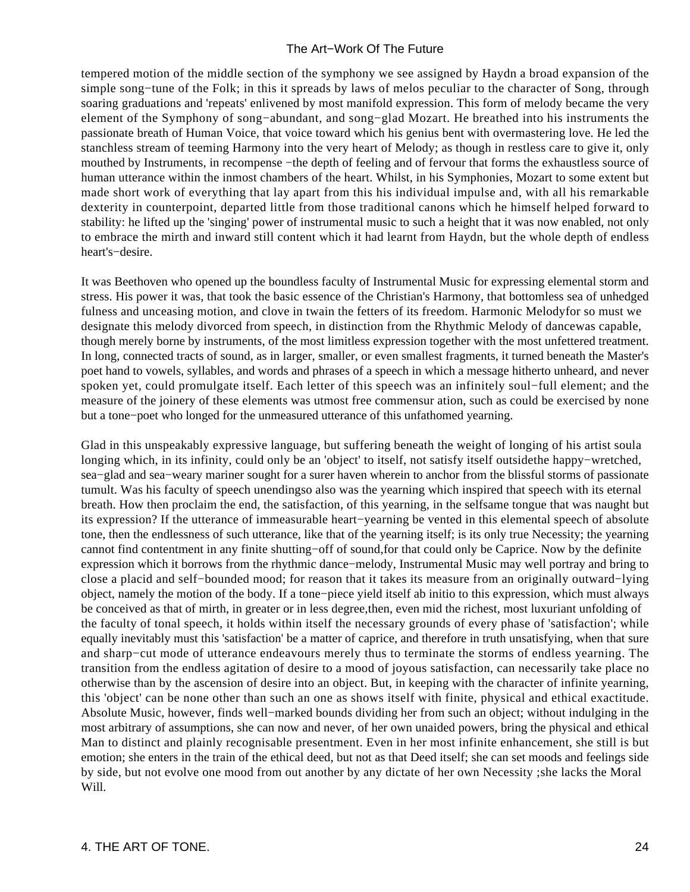tempered motion of the middle section of the symphony we see assigned by Haydn a broad expansion of the simple song−tune of the Folk; in this it spreads by laws of melos peculiar to the character of Song, through soaring graduations and 'repeats' enlivened by most manifold expression. This form of melody became the very element of the Symphony of song−abundant, and song−glad Mozart. He breathed into his instruments the passionate breath of Human Voice, that voice toward which his genius bent with overmastering love. He led the stanchless stream of teeming Harmony into the very heart of Melody; as though in restless care to give it, only mouthed by Instruments, in recompense −the depth of feeling and of fervour that forms the exhaustless source of human utterance within the inmost chambers of the heart. Whilst, in his Symphonies, Mozart to some extent but made short work of everything that lay apart from this his individual impulse and, with all his remarkable dexterity in counterpoint, departed little from those traditional canons which he himself helped forward to stability: he lifted up the 'singing' power of instrumental music to such a height that it was now enabled, not only to embrace the mirth and inward still content which it had learnt from Haydn, but the whole depth of endless heart's−desire.

It was Beethoven who opened up the boundless faculty of Instrumental Music for expressing elemental storm and stress. His power it was, that took the basic essence of the Christian's Harmony, that bottomless sea of unhedged fulness and unceasing motion, and clove in twain the fetters of its freedom. Harmonic Melodyfor so must we designate this melody divorced from speech, in distinction from the Rhythmic Melody of dancewas capable, though merely borne by instruments, of the most limitless expression together with the most unfettered treatment. In long, connected tracts of sound, as in larger, smaller, or even smallest fragments, it turned beneath the Master's poet hand to vowels, syllables, and words and phrases of a speech in which a message hitherto unheard, and never spoken yet, could promulgate itself. Each letter of this speech was an infinitely soul−full element; and the measure of the joinery of these elements was utmost free commensur ation, such as could be exercised by none but a tone−poet who longed for the unmeasured utterance of this unfathomed yearning.

Glad in this unspeakably expressive language, but suffering beneath the weight of longing of his artist soula longing which, in its infinity, could only be an 'object' to itself, not satisfy itself outsidethe happy−wretched, sea−glad and sea−weary mariner sought for a surer haven wherein to anchor from the blissful storms of passionate tumult. Was his faculty of speech unendingso also was the yearning which inspired that speech with its eternal breath. How then proclaim the end, the satisfaction, of this yearning, in the selfsame tongue that was naught but its expression? If the utterance of immeasurable heart−yearning be vented in this elemental speech of absolute tone, then the endlessness of such utterance, like that of the yearning itself; is its only true Necessity; the yearning cannot find contentment in any finite shutting−off of sound,for that could only be Caprice. Now by the definite expression which it borrows from the rhythmic dance−melody, Instrumental Music may well portray and bring to close a placid and self−bounded mood; for reason that it takes its measure from an originally outward−lying object, namely the motion of the body. If a tone−piece yield itself ab initio to this expression, which must always be conceived as that of mirth, in greater or in less degree,then, even mid the richest, most luxuriant unfolding of the faculty of tonal speech, it holds within itself the necessary grounds of every phase of 'satisfaction'; while equally inevitably must this 'satisfaction' be a matter of caprice, and therefore in truth unsatisfying, when that sure and sharp−cut mode of utterance endeavours merely thus to terminate the storms of endless yearning. The transition from the endless agitation of desire to a mood of joyous satisfaction, can necessarily take place no otherwise than by the ascension of desire into an object. But, in keeping with the character of infinite yearning, this 'object' can be none other than such an one as shows itself with finite, physical and ethical exactitude. Absolute Music, however, finds well−marked bounds dividing her from such an object; without indulging in the most arbitrary of assumptions, she can now and never, of her own unaided powers, bring the physical and ethical Man to distinct and plainly recognisable presentment. Even in her most infinite enhancement, she still is but emotion; she enters in the train of the ethical deed, but not as that Deed itself; she can set moods and feelings side by side, but not evolve one mood from out another by any dictate of her own Necessity ;she lacks the Moral Will.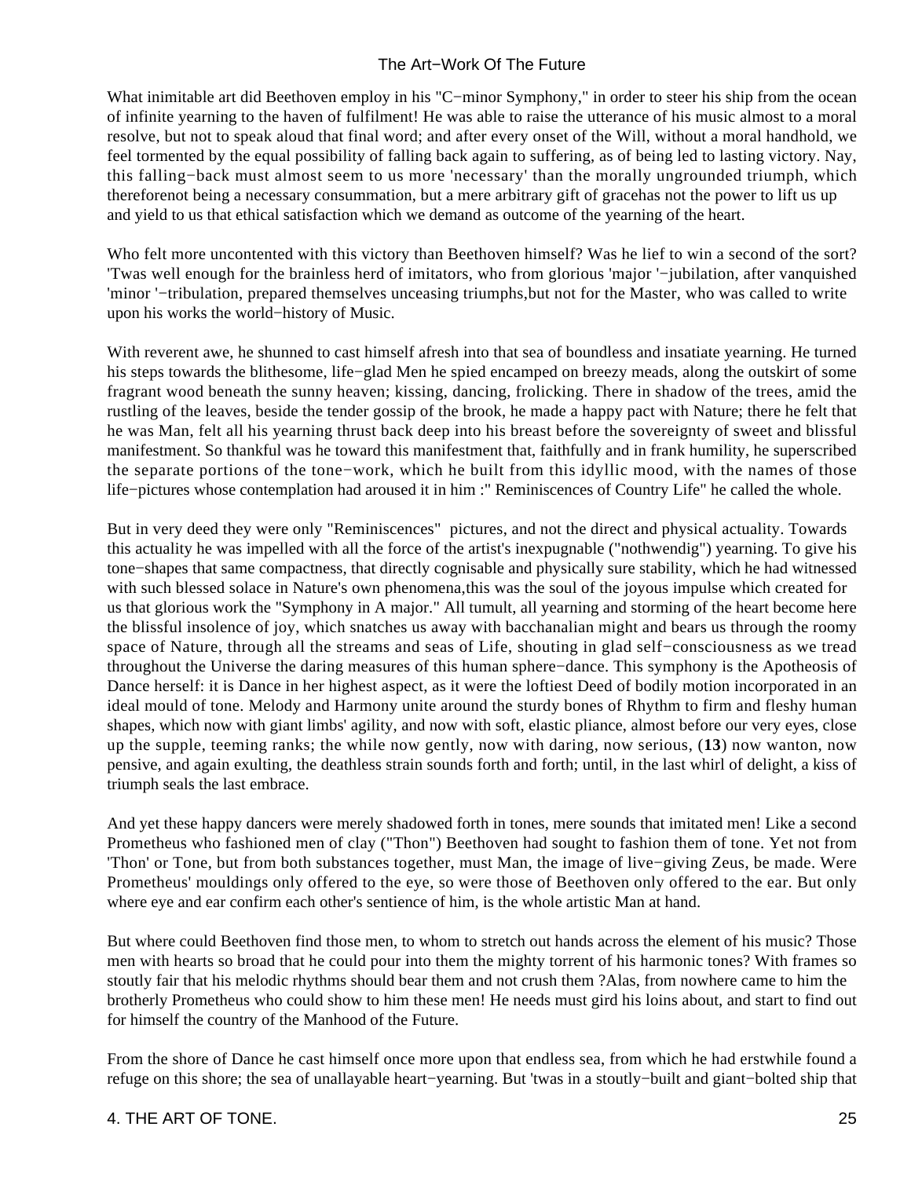What inimitable art did Beethoven employ in his "C−minor Symphony," in order to steer his ship from the ocean of infinite yearning to the haven of fulfilment! He was able to raise the utterance of his music almost to a moral resolve, but not to speak aloud that final word; and after every onset of the Will, without a moral handhold, we feel tormented by the equal possibility of falling back again to suffering, as of being led to lasting victory. Nay, this falling−back must almost seem to us more 'necessary' than the morally ungrounded triumph, which thereforenot being a necessary consummation, but a mere arbitrary gift of gracehas not the power to lift us up and yield to us that ethical satisfaction which we demand as outcome of the yearning of the heart.

Who felt more uncontented with this victory than Beethoven himself? Was he lief to win a second of the sort? 'Twas well enough for the brainless herd of imitators, who from glorious 'major '−jubilation, after vanquished 'minor '−tribulation, prepared themselves unceasing triumphs,but not for the Master, who was called to write upon his works the world−history of Music.

With reverent awe, he shunned to cast himself afresh into that sea of boundless and insatiate yearning. He turned his steps towards the blithesome, life−glad Men he spied encamped on breezy meads, along the outskirt of some fragrant wood beneath the sunny heaven; kissing, dancing, frolicking. There in shadow of the trees, amid the rustling of the leaves, beside the tender gossip of the brook, he made a happy pact with Nature; there he felt that he was Man, felt all his yearning thrust back deep into his breast before the sovereignty of sweet and blissful manifestment. So thankful was he toward this manifestment that, faithfully and in frank humility, he superscribed the separate portions of the tone−work, which he built from this idyllic mood, with the names of those life−pictures whose contemplation had aroused it in him :" Reminiscences of Country Life" he called the whole.

But in very deed they were only "Reminiscences" pictures, and not the direct and physical actuality. Towards this actuality he was impelled with all the force of the artist's inexpugnable ("nothwendig") yearning. To give his tone−shapes that same compactness, that directly cognisable and physically sure stability, which he had witnessed with such blessed solace in Nature's own phenomena,this was the soul of the joyous impulse which created for us that glorious work the "Symphony in A major." All tumult, all yearning and storming of the heart become here the blissful insolence of joy, which snatches us away with bacchanalian might and bears us through the roomy space of Nature, through all the streams and seas of Life, shouting in glad self−consciousness as we tread throughout the Universe the daring measures of this human sphere−dance. This symphony is the Apotheosis of Dance herself: it is Dance in her highest aspect, as it were the loftiest Deed of bodily motion incorporated in an ideal mould of tone. Melody and Harmony unite around the sturdy bones of Rhythm to firm and fleshy human shapes, which now with giant limbs' agility, and now with soft, elastic pliance, almost before our very eyes, close up the supple, teeming ranks; the while now gently, now with daring, now serious, (**13**) now wanton, now pensive, and again exulting, the deathless strain sounds forth and forth; until, in the last whirl of delight, a kiss of triumph seals the last embrace.

And yet these happy dancers were merely shadowed forth in tones, mere sounds that imitated men! Like a second Prometheus who fashioned men of clay ("Thon") Beethoven had sought to fashion them of tone. Yet not from 'Thon' or Tone, but from both substances together, must Man, the image of live−giving Zeus, be made. Were Prometheus' mouldings only offered to the eye, so were those of Beethoven only offered to the ear. But only where eye and ear confirm each other's sentience of him, is the whole artistic Man at hand.

But where could Beethoven find those men, to whom to stretch out hands across the element of his music? Those men with hearts so broad that he could pour into them the mighty torrent of his harmonic tones? With frames so stoutly fair that his melodic rhythms should bear them and not crush them ?Alas, from nowhere came to him the brotherly Prometheus who could show to him these men! He needs must gird his loins about, and start to find out for himself the country of the Manhood of the Future.

From the shore of Dance he cast himself once more upon that endless sea, from which he had erstwhile found a refuge on this shore; the sea of unallayable heart−yearning. But 'twas in a stoutly−built and giant−bolted ship that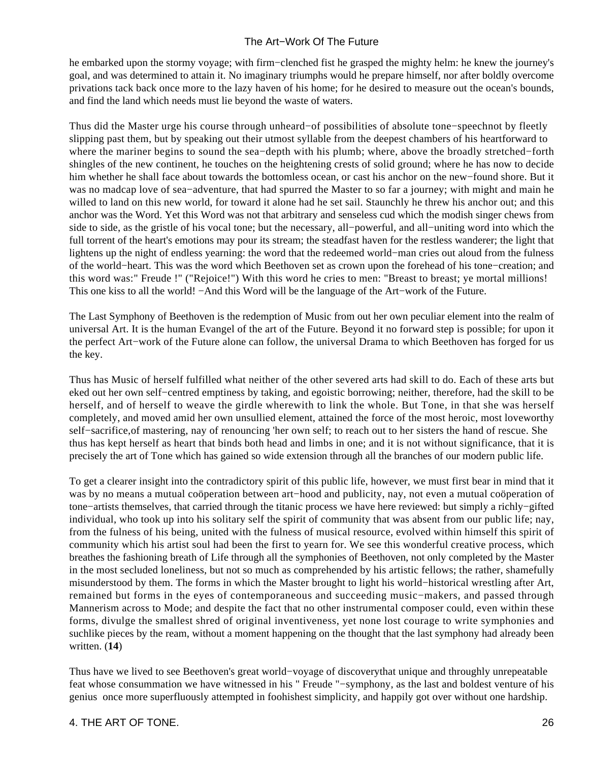he embarked upon the stormy voyage; with firm−clenched fist he grasped the mighty helm: he knew the journey's goal, and was determined to attain it. No imaginary triumphs would he prepare himself, nor after boldly overcome privations tack back once more to the lazy haven of his home; for he desired to measure out the ocean's bounds, and find the land which needs must lie beyond the waste of waters.

Thus did the Master urge his course through unheard−of possibilities of absolute tone−speechnot by fleetly slipping past them, but by speaking out their utmost syllable from the deepest chambers of his heartforward to where the mariner begins to sound the sea−depth with his plumb; where, above the broadly stretched−forth shingles of the new continent, he touches on the heightening crests of solid ground; where he has now to decide him whether he shall face about towards the bottomless ocean, or cast his anchor on the new−found shore. But it was no madcap love of sea−adventure, that had spurred the Master to so far a journey; with might and main he willed to land on this new world, for toward it alone had he set sail. Staunchly he threw his anchor out; and this anchor was the Word. Yet this Word was not that arbitrary and senseless cud which the modish singer chews from side to side, as the gristle of his vocal tone; but the necessary, all−powerful, and all−uniting word into which the full torrent of the heart's emotions may pour its stream; the steadfast haven for the restless wanderer; the light that lightens up the night of endless yearning: the word that the redeemed world−man cries out aloud from the fulness of the world−heart. This was the word which Beethoven set as crown upon the forehead of his tone−creation; and this word was:" Freude !" ("Rejoice!") With this word he cries to men: "Breast to breast; ye mortal millions! This one kiss to all the world! −And this Word will be the language of the Art−work of the Future.

The Last Symphony of Beethoven is the redemption of Music from out her own peculiar element into the realm of universal Art. It is the human Evangel of the art of the Future. Beyond it no forward step is possible; for upon it the perfect Art−work of the Future alone can follow, the universal Drama to which Beethoven has forged for us the key.

Thus has Music of herself fulfilled what neither of the other severed arts had skill to do. Each of these arts but eked out her own self−centred emptiness by taking, and egoistic borrowing; neither, therefore, had the skill to be herself, and of herself to weave the girdle wherewith to link the whole. But Tone, in that she was herself completely, and moved amid her own unsullied element, attained the force of the most heroic, most loveworthy self−sacrifice,of mastering, nay of renouncing 'her own self; to reach out to her sisters the hand of rescue. She thus has kept herself as heart that binds both head and limbs in one; and it is not without significance, that it is precisely the art of Tone which has gained so wide extension through all the branches of our modern public life.

To get a clearer insight into the contradictory spirit of this public life, however, we must first bear in mind that it was by no means a mutual coöperation between art−hood and publicity, nay, not even a mutual coöperation of tone−artists themselves, that carried through the titanic process we have here reviewed: but simply a richly−gifted individual, who took up into his solitary self the spirit of community that was absent from our public life; nay, from the fulness of his being, united with the fulness of musical resource, evolved within himself this spirit of community which his artist soul had been the first to yearn for. We see this wonderful creative process, which breathes the fashioning breath of Life through all the symphonies of Beethoven, not only completed by the Master in the most secluded loneliness, but not so much as comprehended by his artistic fellows; the rather, shamefully misunderstood by them. The forms in which the Master brought to light his world−historical wrestling after Art, remained but forms in the eyes of contemporaneous and succeeding music−makers, and passed through Mannerism across to Mode; and despite the fact that no other instrumental composer could, even within these forms, divulge the smallest shred of original inventiveness, yet none lost courage to write symphonies and suchlike pieces by the ream, without a moment happening on the thought that the last symphony had already been written. (**14**)

Thus have we lived to see Beethoven's great world−voyage of discoverythat unique and throughly unrepeatable feat whose consummation we have witnessed in his " Freude "−symphony, as the last and boldest venture of his genius once more superfluously attempted in foohishest simplicity, and happily got over without one hardship.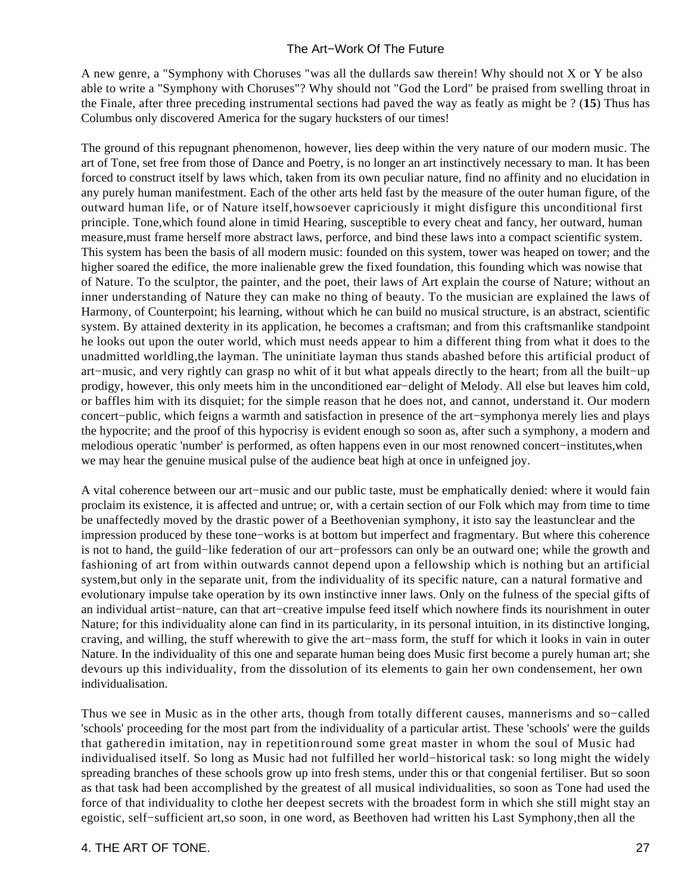A new genre, a "Symphony with Choruses "was all the dullards saw therein! Why should not X or Y be also able to write a "Symphony with Choruses"? Why should not "God the Lord" be praised from swelling throat in the Finale, after three preceding instrumental sections had paved the way as featly as might be ? (**15**) Thus has Columbus only discovered America for the sugary hucksters of our times!

The ground of this repugnant phenomenon, however, lies deep within the very nature of our modern music. The art of Tone, set free from those of Dance and Poetry, is no longer an art instinctively necessary to man. It has been forced to construct itself by laws which, taken from its own peculiar nature, find no affinity and no elucidation in any purely human manifestment. Each of the other arts held fast by the measure of the outer human figure, of the outward human life, or of Nature itself,howsoever capriciously it might disfigure this unconditional first principle. Tone,which found alone in timid Hearing, susceptible to every cheat and fancy, her outward, human measure,must frame herself more abstract laws, perforce, and bind these laws into a compact scientific system. This system has been the basis of all modern music: founded on this system, tower was heaped on tower; and the higher soared the edifice, the more inalienable grew the fixed foundation, this founding which was nowise that of Nature. To the sculptor, the painter, and the poet, their laws of Art explain the course of Nature; without an inner understanding of Nature they can make no thing of beauty. To the musician are explained the laws of Harmony, of Counterpoint; his learning, without which he can build no musical structure, is an abstract, scientific system. By attained dexterity in its application, he becomes a craftsman; and from this craftsmanlike standpoint he looks out upon the outer world, which must needs appear to him a different thing from what it does to the unadmitted worldling,the layman. The uninitiate layman thus stands abashed before this artificial product of art−music, and very rightly can grasp no whit of it but what appeals directly to the heart; from all the built−up prodigy, however, this only meets him in the unconditioned ear−delight of Melody. All else but leaves him cold, or baffles him with its disquiet; for the simple reason that he does not, and cannot, understand it. Our modern concert−public, which feigns a warmth and satisfaction in presence of the art−symphonya merely lies and plays the hypocrite; and the proof of this hypocrisy is evident enough so soon as, after such a symphony, a modern and melodious operatic 'number' is performed, as often happens even in our most renowned concert−institutes,when we may hear the genuine musical pulse of the audience beat high at once in unfeigned joy.

A vital coherence between our art−music and our public taste, must be emphatically denied: where it would fain proclaim its existence, it is affected and untrue; or, with a certain section of our Folk which may from time to time be unaffectedly moved by the drastic power of a Beethovenian symphony, it isto say the leastunclear and the impression produced by these tone−works is at bottom but imperfect and fragmentary. But where this coherence is not to hand, the guild−like federation of our art−professors can only be an outward one; while the growth and fashioning of art from within outwards cannot depend upon a fellowship which is nothing but an artificial system,but only in the separate unit, from the individuality of its specific nature, can a natural formative and evolutionary impulse take operation by its own instinctive inner laws. Only on the fulness of the special gifts of an individual artist−nature, can that art−creative impulse feed itself which nowhere finds its nourishment in outer Nature; for this individuality alone can find in its particularity, in its personal intuition, in its distinctive longing, craving, and willing, the stuff wherewith to give the art−mass form, the stuff for which it looks in vain in outer Nature. In the individuality of this one and separate human being does Music first become a purely human art; she devours up this individuality, from the dissolution of its elements to gain her own condensement, her own individualisation.

Thus we see in Music as in the other arts, though from totally different causes, mannerisms and so−called 'schools' proceeding for the most part from the individuality of a particular artist. These 'schools' were the guilds that gatheredin imitation, nay in repetitionround some great master in whom the soul of Music had individualised itself. So long as Music had not fulfilled her world−historical task: so long might the widely spreading branches of these schools grow up into fresh stems, under this or that congenial fertiliser. But so soon as that task had been accomplished by the greatest of all musical individualities, so soon as Tone had used the force of that individuality to clothe her deepest secrets with the broadest form in which she still might stay an egoistic, self−sufficient art,so soon, in one word, as Beethoven had written his Last Symphony,then all the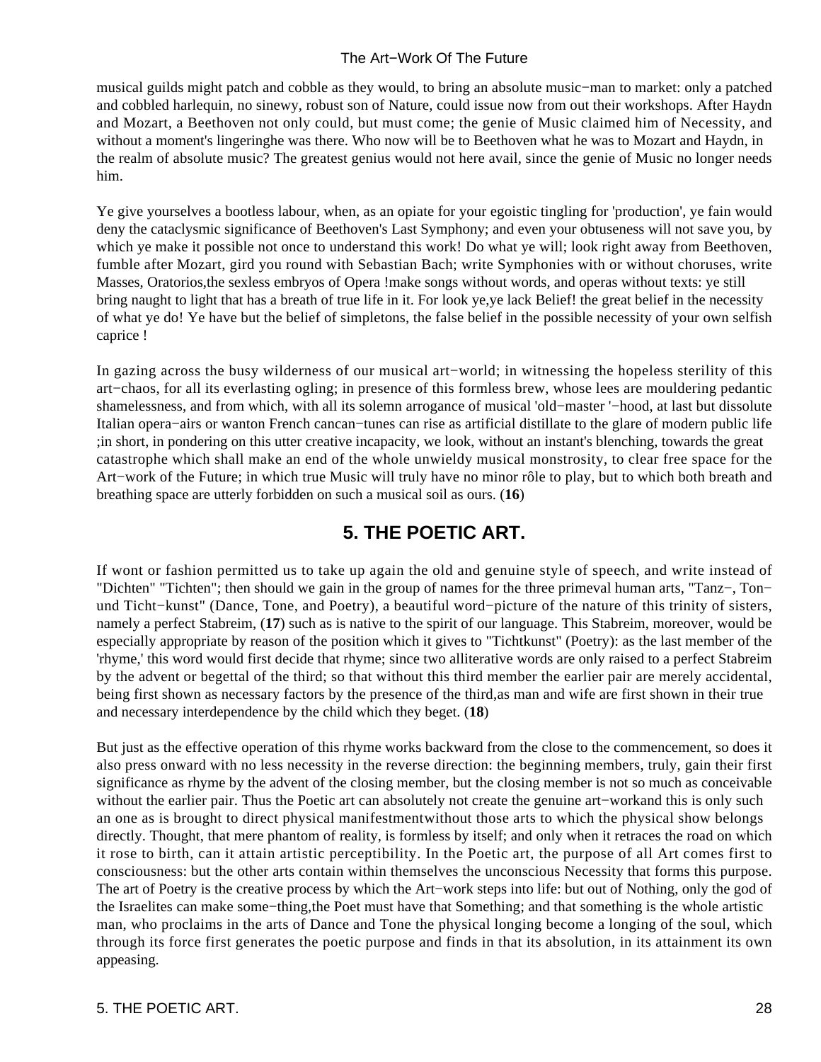musical guilds might patch and cobble as they would, to bring an absolute music−man to market: only a patched and cobbled harlequin, no sinewy, robust son of Nature, could issue now from out their workshops. After Haydn and Mozart, a Beethoven not only could, but must come; the genie of Music claimed him of Necessity, and without a moment's lingeringhe was there. Who now will be to Beethoven what he was to Mozart and Haydn, in the realm of absolute music? The greatest genius would not here avail, since the genie of Music no longer needs him.

Ye give yourselves a bootless labour, when, as an opiate for your egoistic tingling for 'production', ye fain would deny the cataclysmic significance of Beethoven's Last Symphony; and even your obtuseness will not save you, by which ye make it possible not once to understand this work! Do what ye will; look right away from Beethoven, fumble after Mozart, gird you round with Sebastian Bach; write Symphonies with or without choruses, write Masses, Oratorios,the sexless embryos of Opera !make songs without words, and operas without texts: ye still bring naught to light that has a breath of true life in it. For look ye,ye lack Belief! the great belief in the necessity of what ye do! Ye have but the belief of simpletons, the false belief in the possible necessity of your own selfish caprice !

In gazing across the busy wilderness of our musical art−world; in witnessing the hopeless sterility of this art−chaos, for all its everlasting ogling; in presence of this formless brew, whose lees are mouldering pedantic shamelessness, and from which, with all its solemn arrogance of musical 'old−master '−hood, at last but dissolute Italian opera−airs or wanton French cancan−tunes can rise as artificial distillate to the glare of modern public life ;in short, in pondering on this utter creative incapacity, we look, without an instant's blenching, towards the great catastrophe which shall make an end of the whole unwieldy musical monstrosity, to clear free space for the Art−work of the Future; in which true Music will truly have no minor rôle to play, but to which both breath and breathing space are utterly forbidden on such a musical soil as ours. (**16**)

## 5. THE POETIC ART.

If wont or fashion permitted us to take up again the old and genuine style of speech, and write instead of "Dichten" "Tichten"; then should we gain in the group of names for the three primeval human arts, "Tanz−, Ton− und Ticht−kunst" (Dance, Tone, and Poetry), a beautiful word−picture of the nature of this trinity of sisters, namely a perfect Stabreim, (**17**) such as is native to the spirit of our language. This Stabreim, moreover, would be especially appropriate by reason of the position which it gives to "Tichtkunst" (Poetry): as the last member of the 'rhyme,' this word would first decide that rhyme; since two alliterative words are only raised to a perfect Stabreim by the advent or begettal of the third; so that without this third member the earlier pair are merely accidental, being first shown as necessary factors by the presence of the third,as man and wife are first shown in their true and necessary interdependence by the child which they beget. (**18**)

But just as the effective operation of this rhyme works backward from the close to the commencement, so does it also press onward with no less necessity in the reverse direction: the beginning members, truly, gain their first significance as rhyme by the advent of the closing member, but the closing member is not so much as conceivable without the earlier pair. Thus the Poetic art can absolutely not create the genuine art−workand this is only such an one as is brought to direct physical manifestmentwithout those arts to which the physical show belongs directly. Thought, that mere phantom of reality, is formless by itself; and only when it retraces the road on which it rose to birth, can it attain artistic perceptibility. In the Poetic art, the purpose of all Art comes first to consciousness: but the other arts contain within themselves the unconscious Necessity that forms this purpose. The art of Poetry is the creative process by which the Art−work steps into life: but out of Nothing, only the god of the Israelites can make some−thing,the Poet must have that Something; and that something is the whole artistic man, who proclaims in the arts of Dance and Tone the physical longing become a longing of the soul, which through its force first generates the poetic purpose and finds in that its absolution, in its attainment its own appeasing.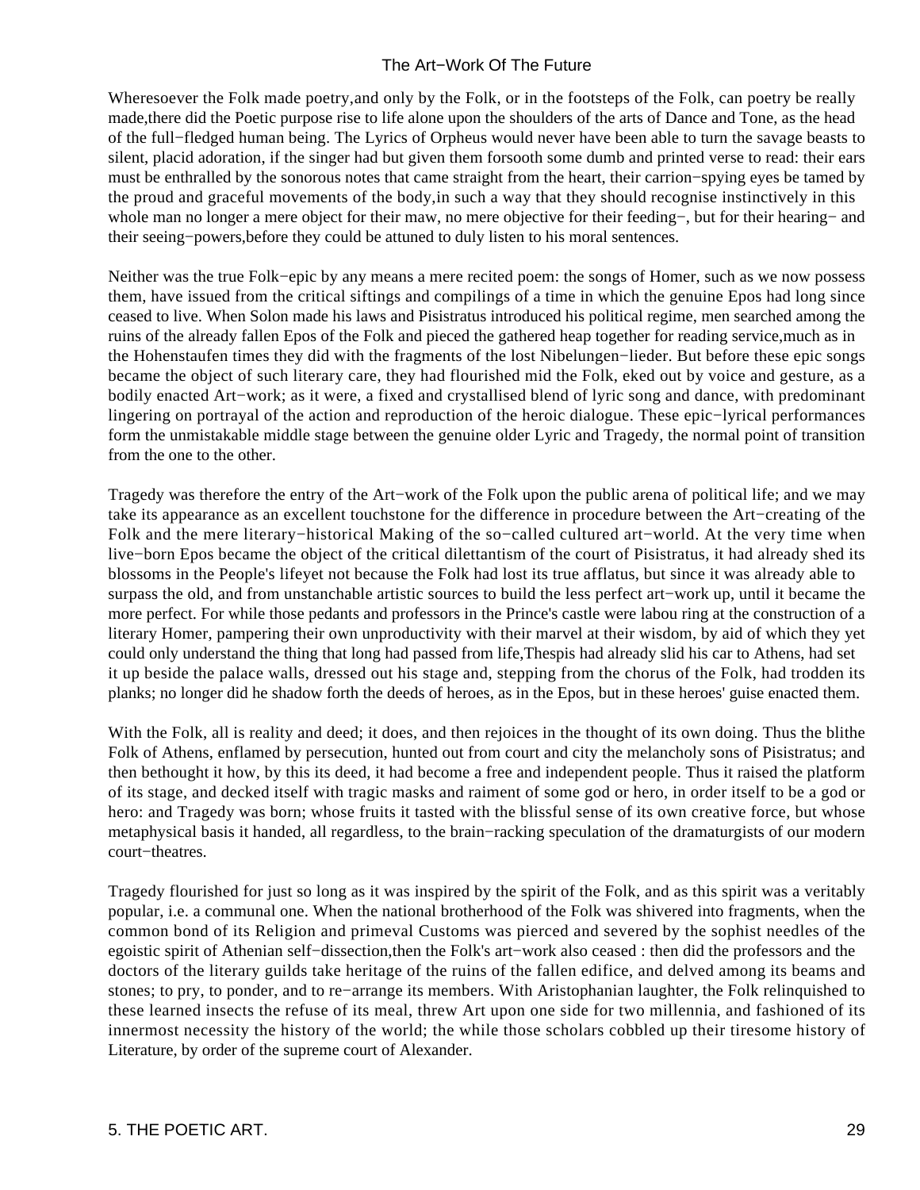Wheresoever the Folk made poetry,and only by the Folk, or in the footsteps of the Folk, can poetry be really made,there did the Poetic purpose rise to life alone upon the shoulders of the arts of Dance and Tone, as the head of the full−fledged human being. The Lyrics of Orpheus would never have been able to turn the savage beasts to silent, placid adoration, if the singer had but given them forsooth some dumb and printed verse to read: their ears must be enthralled by the sonorous notes that came straight from the heart, their carrion−spying eyes be tamed by the proud and graceful movements of the body,in such a way that they should recognise instinctively in this whole man no longer a mere object for their maw, no mere objective for their feeding−, but for their hearing− and their seeing−powers,before they could be attuned to duly listen to his moral sentences.

Neither was the true Folk−epic by any means a mere recited poem: the songs of Homer, such as we now possess them, have issued from the critical siftings and compilings of a time in which the genuine Epos had long since ceased to live. When Solon made his laws and Pisistratus introduced his political regime, men searched among the ruins of the already fallen Epos of the Folk and pieced the gathered heap together for reading service,much as in the Hohenstaufen times they did with the fragments of the lost Nibelungen−lieder. But before these epic songs became the object of such literary care, they had flourished mid the Folk, eked out by voice and gesture, as a bodily enacted Art−work; as it were, a fixed and crystallised blend of lyric song and dance, with predominant lingering on portrayal of the action and reproduction of the heroic dialogue. These epic−lyrical performances form the unmistakable middle stage between the genuine older Lyric and Tragedy, the normal point of transition from the one to the other.

Tragedy was therefore the entry of the Art−work of the Folk upon the public arena of political life; and we may take its appearance as an excellent touchstone for the difference in procedure between the Art−creating of the Folk and the mere literary−historical Making of the so−called cultured art−world. At the very time when live−born Epos became the object of the critical dilettantism of the court of Pisistratus, it had already shed its blossoms in the People's lifeyet not because the Folk had lost its true afflatus, but since it was already able to surpass the old, and from unstanchable artistic sources to build the less perfect art−work up, until it became the more perfect. For while those pedants and professors in the Prince's castle were labou ring at the construction of a literary Homer, pampering their own unproductivity with their marvel at their wisdom, by aid of which they yet could only understand the thing that long had passed from life,Thespis had already slid his car to Athens, had set it up beside the palace walls, dressed out his stage and, stepping from the chorus of the Folk, had trodden its planks; no longer did he shadow forth the deeds of heroes, as in the Epos, but in these heroes' guise enacted them.

With the Folk, all is reality and deed; it does, and then rejoices in the thought of its own doing. Thus the blithe Folk of Athens, enflamed by persecution, hunted out from court and city the melancholy sons of Pisistratus; and then bethought it how, by this its deed, it had become a free and independent people. Thus it raised the platform of its stage, and decked itself with tragic masks and raiment of some god or hero, in order itself to be a god or hero: and Tragedy was born; whose fruits it tasted with the blissful sense of its own creative force, but whose metaphysical basis it handed, all regardless, to the brain−racking speculation of the dramaturgists of our modern court−theatres.

Tragedy flourished for just so long as it was inspired by the spirit of the Folk, and as this spirit was a veritably popular, i.e. a communal one. When the national brotherhood of the Folk was shivered into fragments, when the common bond of its Religion and primeval Customs was pierced and severed by the sophist needles of the egoistic spirit of Athenian self−dissection,then the Folk's art−work also ceased : then did the professors and the doctors of the literary guilds take heritage of the ruins of the fallen edifice, and delved among its beams and stones; to pry, to ponder, and to re−arrange its members. With Aristophanian laughter, the Folk relinquished to these learned insects the refuse of its meal, threw Art upon one side for two millennia, and fashioned of its innermost necessity the history of the world; the while those scholars cobbled up their tiresome history of Literature, by order of the supreme court of Alexander.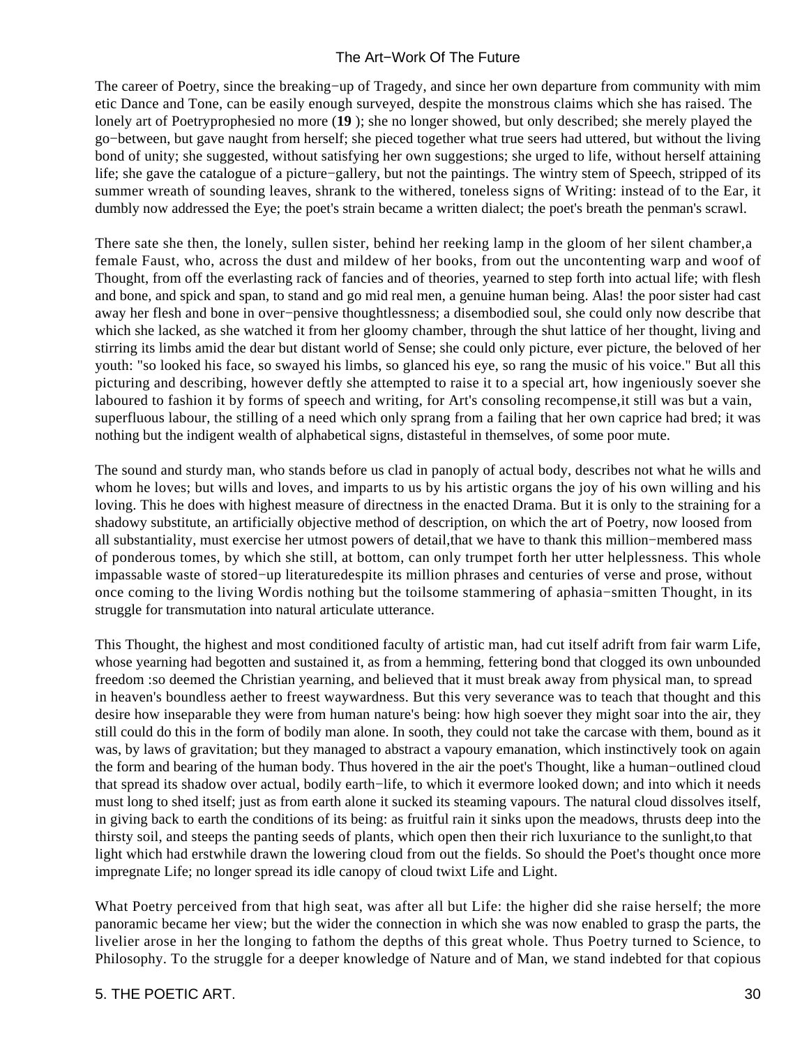The career of Poetry, since the breaking−up of Tragedy, and since her own departure from community with mim etic Dance and Tone, can be easily enough surveyed, despite the monstrous claims which she has raised. The lonely art of Poetryprophesied no more (**19** ); she no longer showed, but only described; she merely played the go−between, but gave naught from herself; she pieced together what true seers had uttered, but without the living bond of unity; she suggested, without satisfying her own suggestions; she urged to life, without herself attaining life; she gave the catalogue of a picture−gallery, but not the paintings. The wintry stem of Speech, stripped of its summer wreath of sounding leaves, shrank to the withered, toneless signs of Writing: instead of to the Ear, it dumbly now addressed the Eye; the poet's strain became a written dialect; the poet's breath the penman's scrawl.

There sate she then, the lonely, sullen sister, behind her reeking lamp in the gloom of her silent chamber,a female Faust, who, across the dust and mildew of her books, from out the uncontenting warp and woof of Thought, from off the everlasting rack of fancies and of theories, yearned to step forth into actual life; with flesh and bone, and spick and span, to stand and go mid real men, a genuine human being. Alas! the poor sister had cast away her flesh and bone in over−pensive thoughtlessness; a disembodied soul, she could only now describe that which she lacked, as she watched it from her gloomy chamber, through the shut lattice of her thought, living and stirring its limbs amid the dear but distant world of Sense; she could only picture, ever picture, the beloved of her youth: "so looked his face, so swayed his limbs, so glanced his eye, so rang the music of his voice." But all this picturing and describing, however deftly she attempted to raise it to a special art, how ingeniously soever she laboured to fashion it by forms of speech and writing, for Art's consoling recompense,it still was but a vain, superfluous labour, the stilling of a need which only sprang from a failing that her own caprice had bred; it was nothing but the indigent wealth of alphabetical signs, distasteful in themselves, of some poor mute.

The sound and sturdy man, who stands before us clad in panoply of actual body, describes not what he wills and whom he loves; but wills and loves, and imparts to us by his artistic organs the joy of his own willing and his loving. This he does with highest measure of directness in the enacted Drama. But it is only to the straining for a shadowy substitute, an artificially objective method of description, on which the art of Poetry, now loosed from all substantiality, must exercise her utmost powers of detail,that we have to thank this million−membered mass of ponderous tomes, by which she still, at bottom, can only trumpet forth her utter helplessness. This whole impassable waste of stored−up literaturedespite its million phrases and centuries of verse and prose, without once coming to the living Wordis nothing but the toilsome stammering of aphasia−smitten Thought, in its struggle for transmutation into natural articulate utterance.

This Thought, the highest and most conditioned faculty of artistic man, had cut itself adrift from fair warm Life, whose yearning had begotten and sustained it, as from a hemming, fettering bond that clogged its own unbounded freedom :so deemed the Christian yearning, and believed that it must break away from physical man, to spread in heaven's boundless aether to freest waywardness. But this very severance was to teach that thought and this desire how inseparable they were from human nature's being: how high soever they might soar into the air, they still could do this in the form of bodily man alone. In sooth, they could not take the carcase with them, bound as it was, by laws of gravitation; but they managed to abstract a vapoury emanation, which instinctively took on again the form and bearing of the human body. Thus hovered in the air the poet's Thought, like a human−outlined cloud that spread its shadow over actual, bodily earth−life, to which it evermore looked down; and into which it needs must long to shed itself; just as from earth alone it sucked its steaming vapours. The natural cloud dissolves itself, in giving back to earth the conditions of its being: as fruitful rain it sinks upon the meadows, thrusts deep into the thirsty soil, and steeps the panting seeds of plants, which open then their rich luxuriance to the sunlight,to that light which had erstwhile drawn the lowering cloud from out the fields. So should the Poet's thought once more impregnate Life; no longer spread its idle canopy of cloud twixt Life and Light.

What Poetry perceived from that high seat, was after all but Life: the higher did she raise herself; the more panoramic became her view; but the wider the connection in which she was now enabled to grasp the parts, the livelier arose in her the longing to fathom the depths of this great whole. Thus Poetry turned to Science, to Philosophy. To the struggle for a deeper knowledge of Nature and of Man, we stand indebted for that copious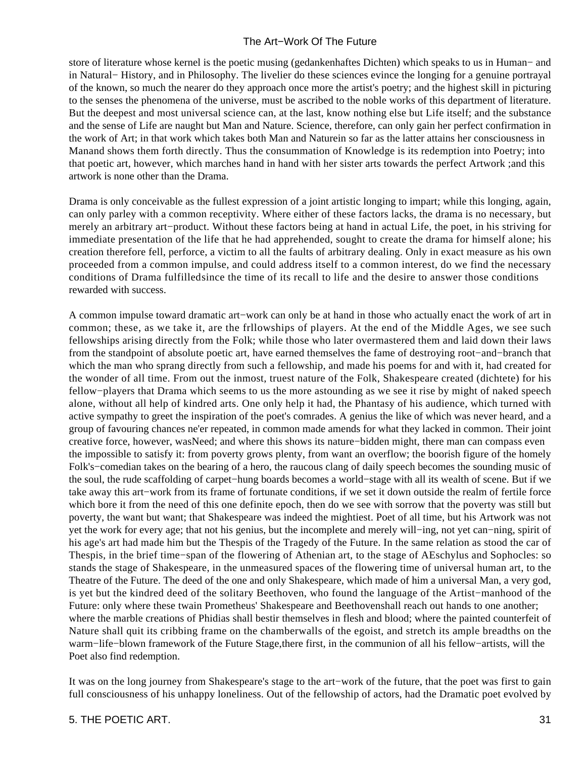store of literature whose kernel is the poetic musing (gedankenhaftes Dichten) which speaks to us in Human− and in Natural− History, and in Philosophy. The livelier do these sciences evince the longing for a genuine portrayal of the known, so much the nearer do they approach once more the artist's poetry; and the highest skill in picturing to the senses the phenomena of the universe, must be ascribed to the noble works of this department of literature. But the deepest and most universal science can, at the last, know nothing else but Life itself; and the substance and the sense of Life are naught but Man and Nature. Science, therefore, can only gain her perfect confirmation in the work of Art; in that work which takes both Man and Naturein so far as the latter attains her consciousness in Manand shows them forth directly. Thus the consummation of Knowledge is its redemption into Poetry; into that poetic art, however, which marches hand in hand with her sister arts towards the perfect Artwork ;and this artwork is none other than the Drama.

Drama is only conceivable as the fullest expression of a joint artistic longing to impart; while this longing, again, can only parley with a common receptivity. Where either of these factors lacks, the drama is no necessary, but merely an arbitrary art−product. Without these factors being at hand in actual Life, the poet, in his striving for immediate presentation of the life that he had apprehended, sought to create the drama for himself alone; his creation therefore fell, perforce, a victim to all the faults of arbitrary dealing. Only in exact measure as his own proceeded from a common impulse, and could address itself to a common interest, do we find the necessary conditions of Drama fulfilledsince the time of its recall to life and the desire to answer those conditions rewarded with success.

A common impulse toward dramatic art−work can only be at hand in those who actually enact the work of art in common; these, as we take it, are the frllowships of players. At the end of the Middle Ages, we see such fellowships arising directly from the Folk; while those who later overmastered them and laid down their laws from the standpoint of absolute poetic art, have earned themselves the fame of destroying root−and−branch that which the man who sprang directly from such a fellowship, and made his poems for and with it, had created for the wonder of all time. From out the inmost, truest nature of the Folk, Shakespeare created (dichtete) for his fellow−players that Drama which seems to us the more astounding as we see it rise by might of naked speech alone, without all help of kindred arts. One only help it had, the Phantasy of his audience, which turned with active sympathy to greet the inspiration of the poet's comrades. A genius the like of which was never heard, and a group of favouring chances ne'er repeated, in common made amends for what they lacked in common. Their joint creative force, however, wasNeed; and where this shows its nature−bidden might, there man can compass even the impossible to satisfy it: from poverty grows plenty, from want an overflow; the boorish figure of the homely Folk's−comedian takes on the bearing of a hero, the raucous clang of daily speech becomes the sounding music of the soul, the rude scaffolding of carpet−hung boards becomes a world−stage with all its wealth of scene. But if we take away this art−work from its frame of fortunate conditions, if we set it down outside the realm of fertile force which bore it from the need of this one definite epoch, then do we see with sorrow that the poverty was still but poverty, the want but want; that Shakespeare was indeed the mightiest. Poet of all time, but his Artwork was not yet the work for every age; that not his genius, but the incomplete and merely will−ing, not yet can−ning, spirit of his age's art had made him but the Thespis of the Tragedy of the Future. In the same relation as stood the car of Thespis, in the brief time−span of the flowering of Athenian art, to the stage of AEschylus and Sophocles: so stands the stage of Shakespeare, in the unmeasured spaces of the flowering time of universal human art, to the Theatre of the Future. The deed of the one and only Shakespeare, which made of him a universal Man, a very god, is yet but the kindred deed of the solitary Beethoven, who found the language of the Artist−manhood of the Future: only where these twain Prometheus' Shakespeare and Beethovenshall reach out hands to one another; where the marble creations of Phidias shall bestir themselves in flesh and blood; where the painted counterfeit of Nature shall quit its cribbing frame on the chamberwalls of the egoist, and stretch its ample breadths on the warm−life−blown framework of the Future Stage,there first, in the communion of all his fellow−artists, will the Poet also find redemption.

It was on the long journey from Shakespeare's stage to the art−work of the future, that the poet was first to gain full consciousness of his unhappy loneliness. Out of the fellowship of actors, had the Dramatic poet evolved by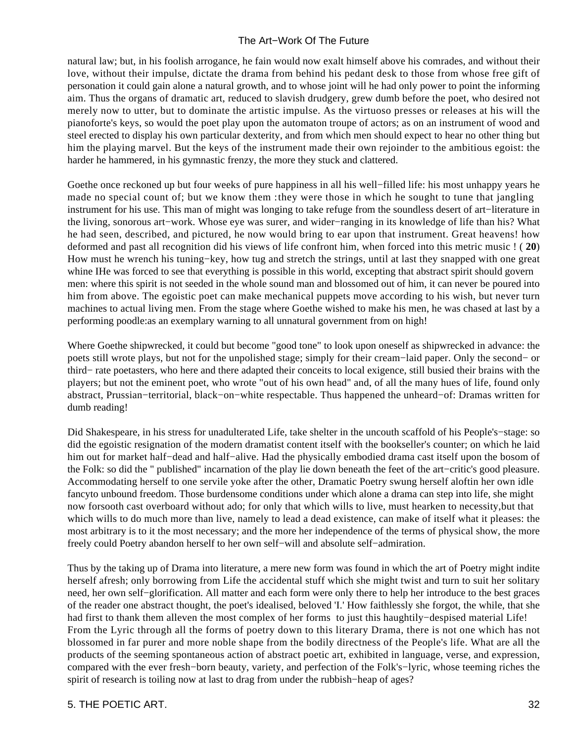natural law; but, in his foolish arrogance, he fain would now exalt himself above his comrades, and without their love, without their impulse, dictate the drama from behind his pedant desk to those from whose free gift of personation it could gain alone a natural growth, and to whose joint will he had only power to point the informing aim. Thus the organs of dramatic art, reduced to slavish drudgery, grew dumb before the poet, who desired not merely now to utter, but to dominate the artistic impulse. As the virtuoso presses or releases at his will the pianoforte's keys, so would the poet play upon the automaton troupe of actors; as on an instrument of wood and steel erected to display his own particular dexterity, and from which men should expect to hear no other thing but him the playing marvel. But the keys of the instrument made their own rejoinder to the ambitious egoist: the harder he hammered, in his gymnastic frenzy, the more they stuck and clattered.

Goethe once reckoned up but four weeks of pure happiness in all his well−filled life: his most unhappy years he made no special count of; but we know them :they were those in which he sought to tune that jangling instrument for his use. This man of might was longing to take refuge from the soundless desert of art−literature in the living, sonorous art−work. Whose eye was surer, and wider−ranging in its knowledge of life than his? What he had seen, described, and pictured, he now would bring to ear upon that instrument. Great heavens! how deformed and past all recognition did his views of life confront him, when forced into this metric music ! ( **20**) How must he wrench his tuning−key, how tug and stretch the strings, until at last they snapped with one great whine IHe was forced to see that everything is possible in this world, excepting that abstract spirit should govern men: where this spirit is not seeded in the whole sound man and blossomed out of him, it can never be poured into him from above. The egoistic poet can make mechanical puppets move according to his wish, but never turn machines to actual living men. From the stage where Goethe wished to make his men, he was chased at last by a performing poodle:as an exemplary warning to all unnatural government from on high!

Where Goethe shipwrecked, it could but become "good tone" to look upon oneself as shipwrecked in advance: the poets still wrote plays, but not for the unpolished stage; simply for their cream−laid paper. Only the second− or third− rate poetasters, who here and there adapted their conceits to local exigence, still busied their brains with the players; but not the eminent poet, who wrote "out of his own head" and, of all the many hues of life, found only abstract, Prussian−territorial, black−on−white respectable. Thus happened the unheard−of: Dramas written for dumb reading!

Did Shakespeare, in his stress for unadulterated Life, take shelter in the uncouth scaffold of his People's−stage: so did the egoistic resignation of the modern dramatist content itself with the bookseller's counter; on which he laid him out for market half−dead and half−alive. Had the physically embodied drama cast itself upon the bosom of the Folk: so did the " published" incarnation of the play lie down beneath the feet of the art−critic's good pleasure. Accommodating herself to one servile yoke after the other, Dramatic Poetry swung herself aloftin her own idle fancyto unbound freedom. Those burdensome conditions under which alone a drama can step into life, she might now forsooth cast overboard without ado; for only that which wills to live, must hearken to necessity,but that which wills to do much more than live, namely to lead a dead existence, can make of itself what it pleases: the most arbitrary is to it the most necessary; and the more her independence of the terms of physical show, the more freely could Poetry abandon herself to her own self−will and absolute self−admiration.

Thus by the taking up of Drama into literature, a mere new form was found in which the art of Poetry might indite herself afresh; only borrowing from Life the accidental stuff which she might twist and turn to suit her solitary need, her own self−glorification. All matter and each form were only there to help her introduce to the best graces of the reader one abstract thought, the poet's idealised, beloved 'I.' How faithlessly she forgot, the while, that she had first to thank them alleven the most complex of her forms to just this haughtily−despised material Life! From the Lyric through all the forms of poetry down to this literary Drama, there is not one which has not blossomed in far purer and more noble shape from the bodily directness of the People's life. What are all the products of the seeming spontaneous action of abstract poetic art, exhibited in language, verse, and expression, compared with the ever fresh−born beauty, variety, and perfection of the Folk's−lyric, whose teeming riches the spirit of research is toiling now at last to drag from under the rubbish−heap of ages?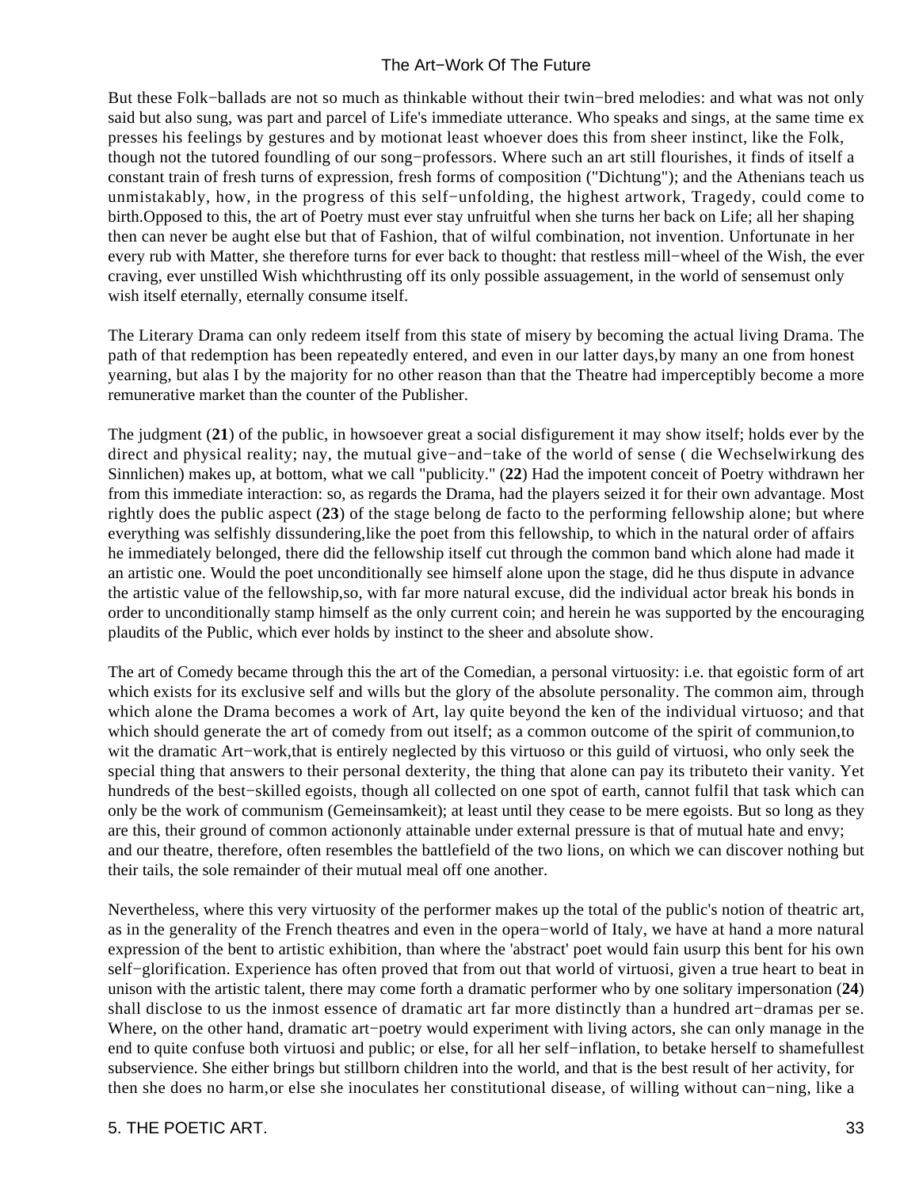But these Folk−ballads are not so much as thinkable without their twin−bred melodies: and what was not only said but also sung, was part and parcel of Life's immediate utterance. Who speaks and sings, at the same time ex presses his feelings by gestures and by motionat least whoever does this from sheer instinct, like the Folk, though not the tutored foundling of our song−professors. Where such an art still flourishes, it finds of itself a constant train of fresh turns of expression, fresh forms of composition ("Dichtung"); and the Athenians teach us unmistakably, how, in the progress of this self−unfolding, the highest artwork, Tragedy, could come to birth.Opposed to this, the art of Poetry must ever stay unfruitful when she turns her back on Life; all her shaping then can never be aught else but that of Fashion, that of wilful combination, not invention. Unfortunate in her every rub with Matter, she therefore turns for ever back to thought: that restless mill−wheel of the Wish, the ever craving, ever unstilled Wish whichthrusting off its only possible assuagement, in the world of sensemust only wish itself eternally, eternally consume itself.

The Literary Drama can only redeem itself from this state of misery by becoming the actual living Drama. The path of that redemption has been repeatedly entered, and even in our latter days,by many an one from honest yearning, but alas I by the majority for no other reason than that the Theatre had imperceptibly become a more remunerative market than the counter of the Publisher.

The judgment (**21**) of the public, in howsoever great a social disfigurement it may show itself; holds ever by the direct and physical reality; nay, the mutual give−and−take of the world of sense ( die Wechselwirkung des Sinnlichen) makes up, at bottom, what we call "publicity." (**22**) Had the impotent conceit of Poetry withdrawn her from this immediate interaction: so, as regards the Drama, had the players seized it for their own advantage. Most rightly does the public aspect (**23**) of the stage belong de facto to the performing fellowship alone; but where everything was selfishly dissundering,like the poet from this fellowship, to which in the natural order of affairs he immediately belonged, there did the fellowship itself cut through the common band which alone had made it an artistic one. Would the poet unconditionally see himself alone upon the stage, did he thus dispute in advance the artistic value of the fellowship,so, with far more natural excuse, did the individual actor break his bonds in order to unconditionally stamp himself as the only current coin; and herein he was supported by the encouraging plaudits of the Public, which ever holds by instinct to the sheer and absolute show.

The art of Comedy became through this the art of the Comedian, a personal virtuosity: i.e. that egoistic form of art which exists for its exclusive self and wills but the glory of the absolute personality. The common aim, through which alone the Drama becomes a work of Art, lay quite beyond the ken of the individual virtuoso; and that which should generate the art of comedy from out itself; as a common outcome of the spirit of communion,to wit the dramatic Art−work,that is entirely neglected by this virtuoso or this guild of virtuosi, who only seek the special thing that answers to their personal dexterity, the thing that alone can pay its tributeto their vanity. Yet hundreds of the best−skilled egoists, though all collected on one spot of earth, cannot fulfil that task which can only be the work of communism (Gemeinsamkeit); at least until they cease to be mere egoists. But so long as they are this, their ground of common actiononly attainable under external pressure is that of mutual hate and envy; and our theatre, therefore, often resembles the battlefield of the two lions, on which we can discover nothing but their tails, the sole remainder of their mutual meal off one another.

Nevertheless, where this very virtuosity of the performer makes up the total of the public's notion of theatric art, as in the generality of the French theatres and even in the opera−world of Italy, we have at hand a more natural expression of the bent to artistic exhibition, than where the 'abstract' poet would fain usurp this bent for his own self−glorification. Experience has often proved that from out that world of virtuosi, given a true heart to beat in unison with the artistic talent, there may come forth a dramatic performer who by one solitary impersonation (**24**) shall disclose to us the inmost essence of dramatic art far more distinctly than a hundred art−dramas per se. Where, on the other hand, dramatic art−poetry would experiment with living actors, she can only manage in the end to quite confuse both virtuosi and public; or else, for all her self−inflation, to betake herself to shamefullest subservience. She either brings but stillborn children into the world, and that is the best result of her activity, for then she does no harm,or else she inoculates her constitutional disease, of willing without can−ning, like a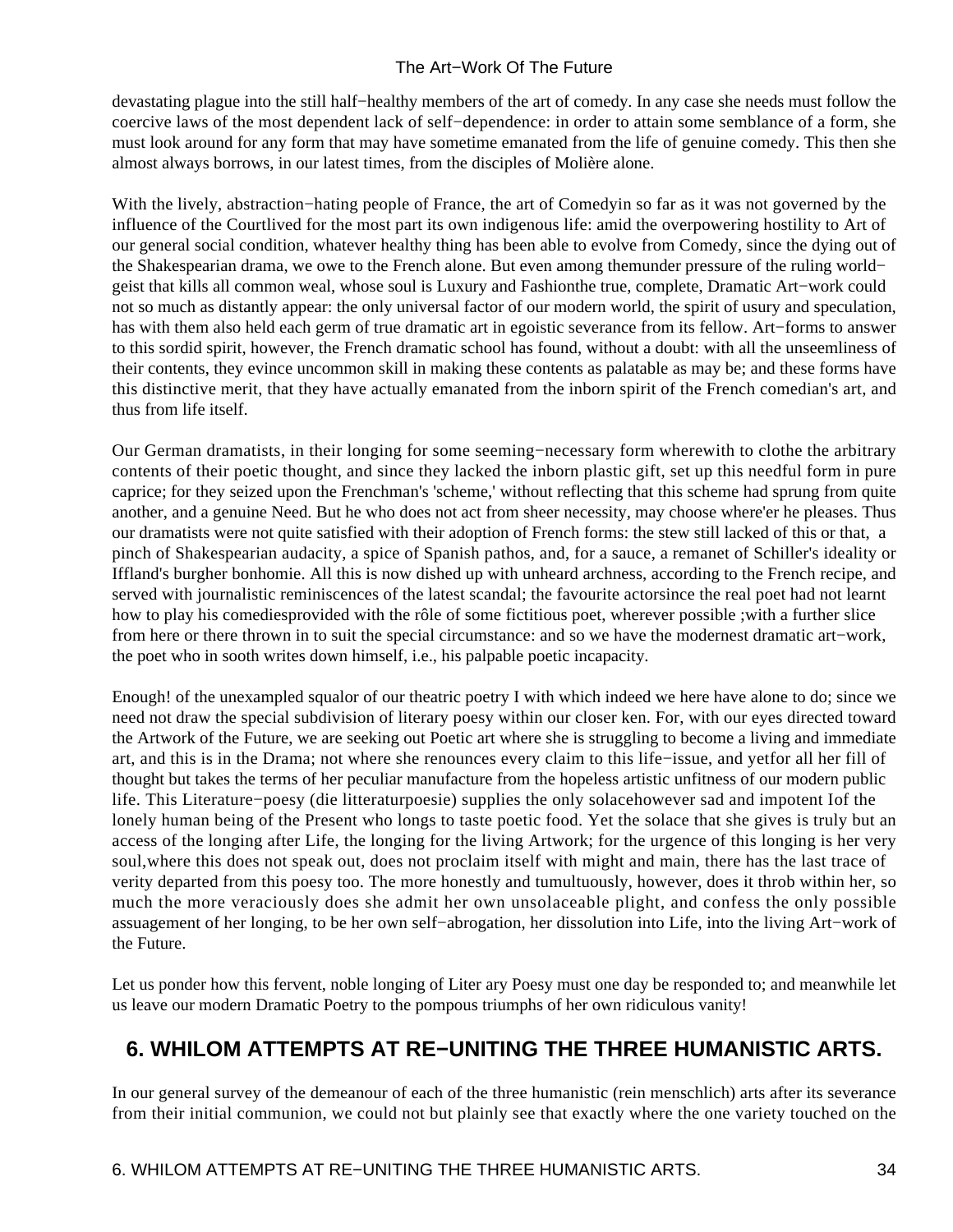devastating plague into the still half−healthy members of the art of comedy. In any case she needs must follow the coercive laws of the most dependent lack of self−dependence: in order to attain some semblance of a form, she must look around for any form that may have sometime emanated from the life of genuine comedy. This then she almost always borrows, in our latest times, from the disciples of Molière alone.

With the lively, abstraction−hating people of France, the art of Comedyin so far as it was not governed by the influence of the Courtlived for the most part its own indigenous life: amid the overpowering hostility to Art of our general social condition, whatever healthy thing has been able to evolve from Comedy, since the dying out of the Shakespearian drama, we owe to the French alone. But even among themunder pressure of the ruling world−geist that kills all common weal, whose soul is Luxury and Fashionthe true, complete, Dramatic Art−work could not so much as distantly appear: the only universal factor of our modern world, the spirit of usury and speculation, has with them also held each germ of true dramatic art in egoistic severance from its fellow. Art−forms to answer to this sordid spirit, however, the French dramatic school has found, without a doubt: with all the unseemliness of their contents, they evince uncommon skill in making these contents as palatable as may be; and these forms have this distinctive merit, that they have actually emanated from the inborn spirit of the French comedian's art, and thus from life itself.

Our German dramatists, in their longing for some seeming−necessary form wherewith to clothe the arbitrary contents of their poetic thought, and since they lacked the inborn plastic gift, set up this needful form in pure caprice; for they seized upon the Frenchman's 'scheme,' without reflecting that this scheme had sprung from quite another, and a genuine Need. But he who does not act from sheer necessity, may choose where'er he pleases. Thus our dramatists were not quite satisfied with their adoption of French forms: the stew still lacked of this or that, a pinch of Shakespearian audacity, a spice of Spanish pathos, and, for a sauce, a remanet of Schiller's ideality or Iffland's burgher bonhomie. All this is now dished up with unheard archness, according to the French recipe, and served with journalistic reminiscences of the latest scandal; the favourite actorsince the real poet had not learnt how to play his comediesprovided with the rôle of some fictitious poet, wherever possible ;with a further slice from here or there thrown in to suit the special circumstance: and so we have the modernest dramatic art−work, the poet who in sooth writes down himself, i.e., his palpable poetic incapacity.

Enough! of the unexampled squalor of our theatric poetry I with which indeed we here have alone to do; since we need not draw the special subdivision of literary poesy within our closer ken. For, with our eyes directed toward the Artwork of the Future, we are seeking out Poetic art where she is struggling to become a living and immediate art, and this is in the Drama; not where she renounces every claim to this life−issue, and yetfor all her fill of thought but takes the terms of her peculiar manufacture from the hopeless artistic unfitness of our modern public life. This Literature−poesy (die litteraturpoesie) supplies the only solacehowever sad and impotent Iof the lonely human being of the Present who longs to taste poetic food. Yet the solace that she gives is truly but an access of the longing after Life, the longing for the living Artwork; for the urgence of this longing is her very soul,where this does not speak out, does not proclaim itself with might and main, there has the last trace of verity departed from this poesy too. The more honestly and tumultuously, however, does it throb within her, so much the more veraciously does she admit her own unsolaceable plight, and confess the only possible assuagement of her longing, to be her own self−abrogation, her dissolution into Life, into the living Art−work of the Future.

Let us ponder how this fervent, noble longing of Liter ary Poesy must one day be responded to; and meanwhile let us leave our modern Dramatic Poetry to the pompous triumphs of her own ridiculous vanity!

## 6. WHILOM ATTEMPTS AT RE−UNITING THE THREE HUMANISTIC ARTS.

In our general survey of the demeanour of each of the three humanistic (rein menschlich) arts after its severance from their initial communion, we could not but plainly see that exactly where the one variety touched on the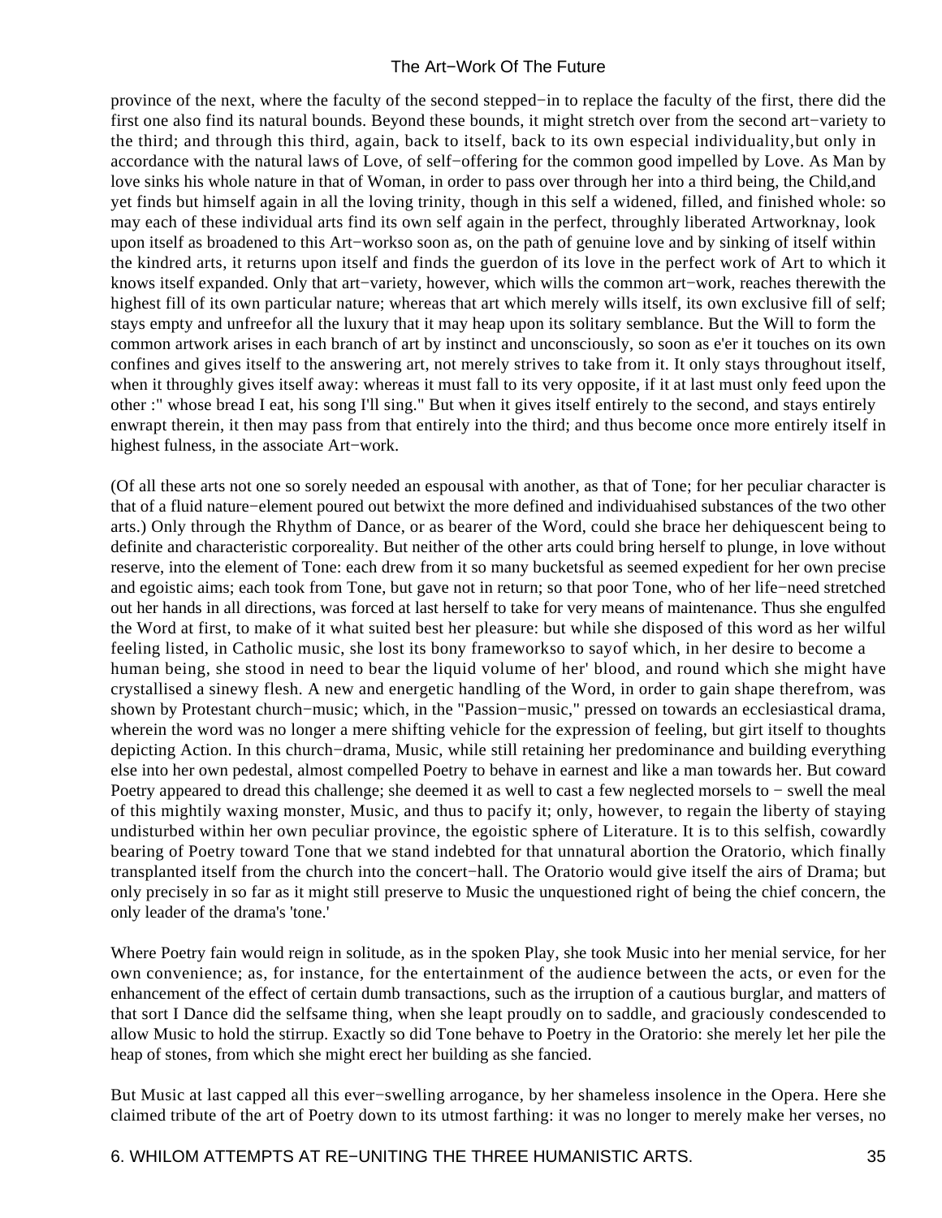province of the next, where the faculty of the second stepped−in to replace the faculty of the first, there did the first one also find its natural bounds. Beyond these bounds, it might stretch over from the second art−variety to the third; and through this third, again, back to itself, back to its own especial individuality,but only in accordance with the natural laws of Love, of self−offering for the common good impelled by Love. As Man by love sinks his whole nature in that of Woman, in order to pass over through her into a third being, the Child,and yet finds but himself again in all the loving trinity, though in this self a widened, filled, and finished whole: so may each of these individual arts find its own self again in the perfect, throughly liberated Artworknay, look upon itself as broadened to this Art−workso soon as, on the path of genuine love and by sinking of itself within the kindred arts, it returns upon itself and finds the guerdon of its love in the perfect work of Art to which it knows itself expanded. Only that art−variety, however, which wills the common art−work, reaches therewith the highest fill of its own particular nature; whereas that art which merely wills itself, its own exclusive fill of self; stays empty and unfreefor all the luxury that it may heap upon its solitary semblance. But the Will to form the common artwork arises in each branch of art by instinct and unconsciously, so soon as e'er it touches on its own confines and gives itself to the answering art, not merely strives to take from it. It only stays throughout itself, when it throughly gives itself away: whereas it must fall to its very opposite, if it at last must only feed upon the other :" whose bread I eat, his song I'll sing." But when it gives itself entirely to the second, and stays entirely enwrapt therein, it then may pass from that entirely into the third; and thus become once more entirely itself in highest fulness, in the associate Art−work.

(Of all these arts not one so sorely needed an espousal with another, as that of Tone; for her peculiar character is that of a fluid nature−element poured out betwixt the more defined and individuahised substances of the two other arts.) Only through the Rhythm of Dance, or as bearer of the Word, could she brace her dehiquescent being to definite and characteristic corporeality. But neither of the other arts could bring herself to plunge, in love without reserve, into the element of Tone: each drew from it so many bucketsful as seemed expedient for her own precise and egoistic aims; each took from Tone, but gave not in return; so that poor Tone, who of her life−need stretched out her hands in all directions, was forced at last herself to take for very means of maintenance. Thus she engulfed the Word at first, to make of it what suited best her pleasure: but while she disposed of this word as her wilful feeling listed, in Catholic music, she lost its bony frameworkso to sayof which, in her desire to become a human being, she stood in need to bear the liquid volume of her' blood, and round which she might have crystallised a sinewy flesh. A new and energetic handling of the Word, in order to gain shape therefrom, was shown by Protestant church−music; which, in the "Passion−music," pressed on towards an ecclesiastical drama, wherein the word was no longer a mere shifting vehicle for the expression of feeling, but girt itself to thoughts depicting Action. In this church−drama, Music, while still retaining her predominance and building everything else into her own pedestal, almost compelled Poetry to behave in earnest and like a man towards her. But coward Poetry appeared to dread this challenge; she deemed it as well to cast a few neglected morsels to − swell the meal of this mightily waxing monster, Music, and thus to pacify it; only, however, to regain the liberty of staying undisturbed within her own peculiar province, the egoistic sphere of Literature. It is to this selfish, cowardly bearing of Poetry toward Tone that we stand indebted for that unnatural abortion the Oratorio, which finally transplanted itself from the church into the concert−hall. The Oratorio would give itself the airs of Drama; but only precisely in so far as it might still preserve to Music the unquestioned right of being the chief concern, the only leader of the drama's 'tone.'

Where Poetry fain would reign in solitude, as in the spoken Play, she took Music into her menial service, for her own convenience; as, for instance, for the entertainment of the audience between the acts, or even for the enhancement of the effect of certain dumb transactions, such as the irruption of a cautious burglar, and matters of that sort I Dance did the selfsame thing, when she leapt proudly on to saddle, and graciously condescended to allow Music to hold the stirrup. Exactly so did Tone behave to Poetry in the Oratorio: she merely let her pile the heap of stones, from which she might erect her building as she fancied.

But Music at last capped all this ever−swelling arrogance, by her shameless insolence in the Opera. Here she claimed tribute of the art of Poetry down to its utmost farthing: it was no longer to merely make her verses, no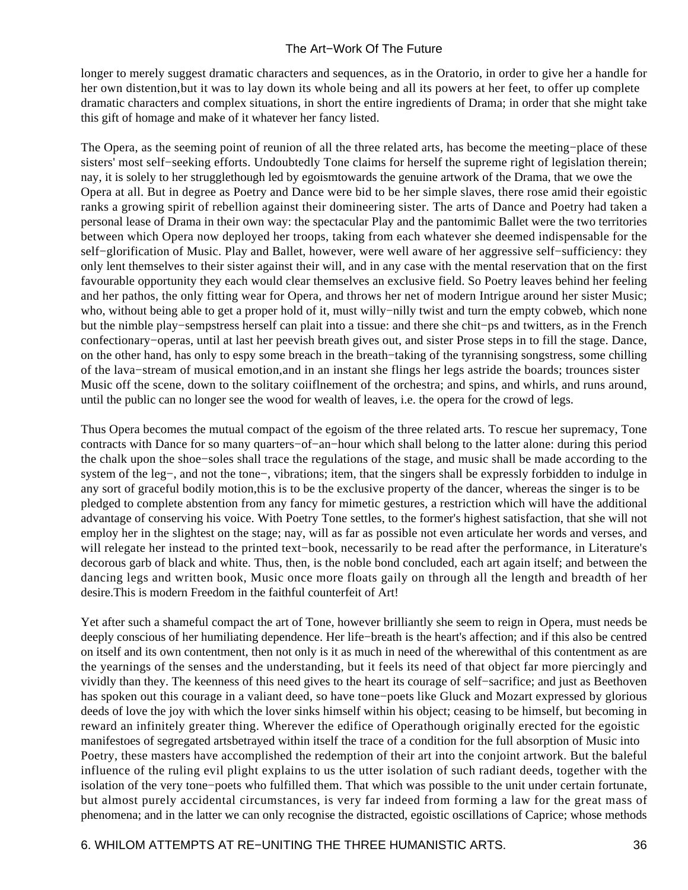longer to merely suggest dramatic characters and sequences, as in the Oratorio, in order to give her a handle for her own distention,but it was to lay down its whole being and all its powers at her feet, to offer up complete dramatic characters and complex situations, in short the entire ingredients of Drama; in order that she might take this gift of homage and make of it whatever her fancy listed.

The Opera, as the seeming point of reunion of all the three related arts, has become the meeting−place of these sisters' most self−seeking efforts. Undoubtedly Tone claims for herself the supreme right of legislation therein; nay, it is solely to her strugglethough led by egoismtowards the genuine artwork of the Drama, that we owe the Opera at all. But in degree as Poetry and Dance were bid to be her simple slaves, there rose amid their egoistic ranks a growing spirit of rebellion against their domineering sister. The arts of Dance and Poetry had taken a personal lease of Drama in their own way: the spectacular Play and the pantomimic Ballet were the two territories between which Opera now deployed her troops, taking from each whatever she deemed indispensable for the self−glorification of Music. Play and Ballet, however, were well aware of her aggressive self−sufficiency: they only lent themselves to their sister against their will, and in any case with the mental reservation that on the first favourable opportunity they each would clear themselves an exclusive field. So Poetry leaves behind her feeling and her pathos, the only fitting wear for Opera, and throws her net of modern Intrigue around her sister Music; who, without being able to get a proper hold of it, must willy−nilly twist and turn the empty cobweb, which none but the nimble play−sempstress herself can plait into a tissue: and there she chit−ps and twitters, as in the French confectionary−operas, until at last her peevish breath gives out, and sister Prose steps in to fill the stage. Dance, on the other hand, has only to espy some breach in the breath−taking of the tyrannising songstress, some chilling of the lava−stream of musical emotion,and in an instant she flings her legs astride the boards; trounces sister Music off the scene, down to the solitary coiiflnement of the orchestra; and spins, and whirls, and runs around, until the public can no longer see the wood for wealth of leaves, i.e. the opera for the crowd of legs.

Thus Opera becomes the mutual compact of the egoism of the three related arts. To rescue her supremacy, Tone contracts with Dance for so many quarters−of−an−hour which shall belong to the latter alone: during this period the chalk upon the shoe−soles shall trace the regulations of the stage, and music shall be made according to the system of the leg−, and not the tone−, vibrations; item, that the singers shall be expressly forbidden to indulge in any sort of graceful bodily motion,this is to be the exclusive property of the dancer, whereas the singer is to be pledged to complete abstention from any fancy for mimetic gestures, a restriction which will have the additional advantage of conserving his voice. With Poetry Tone settles, to the former's highest satisfaction, that she will not employ her in the slightest on the stage; nay, will as far as possible not even articulate her words and verses, and will relegate her instead to the printed text−book, necessarily to be read after the performance, in Literature's decorous garb of black and white. Thus, then, is the noble bond concluded, each art again itself; and between the dancing legs and written book, Music once more floats gaily on through all the length and breadth of her desire.This is modern Freedom in the faithful counterfeit of Art!

Yet after such a shameful compact the art of Tone, however brilliantly she seem to reign in Opera, must needs be deeply conscious of her humiliating dependence. Her life−breath is the heart's affection; and if this also be centred on itself and its own contentment, then not only is it as much in need of the wherewithal of this contentment as are the yearnings of the senses and the understanding, but it feels its need of that object far more piercingly and vividly than they. The keenness of this need gives to the heart its courage of self−sacrifice; and just as Beethoven has spoken out this courage in a valiant deed, so have tone−poets like Gluck and Mozart expressed by glorious deeds of love the joy with which the lover sinks himself within his object; ceasing to be himself, but becoming in reward an infinitely greater thing. Wherever the edifice of Operathough originally erected for the egoistic manifestoes of segregated artsbetrayed within itself the trace of a condition for the full absorption of Music into Poetry, these masters have accomplished the redemption of their art into the conjoint artwork. But the baleful influence of the ruling evil plight explains to us the utter isolation of such radiant deeds, together with the isolation of the very tone−poets who fulfilled them. That which was possible to the unit under certain fortunate, but almost purely accidental circumstances, is very far indeed from forming a law for the great mass of phenomena; and in the latter we can only recognise the distracted, egoistic oscillations of Caprice; whose methods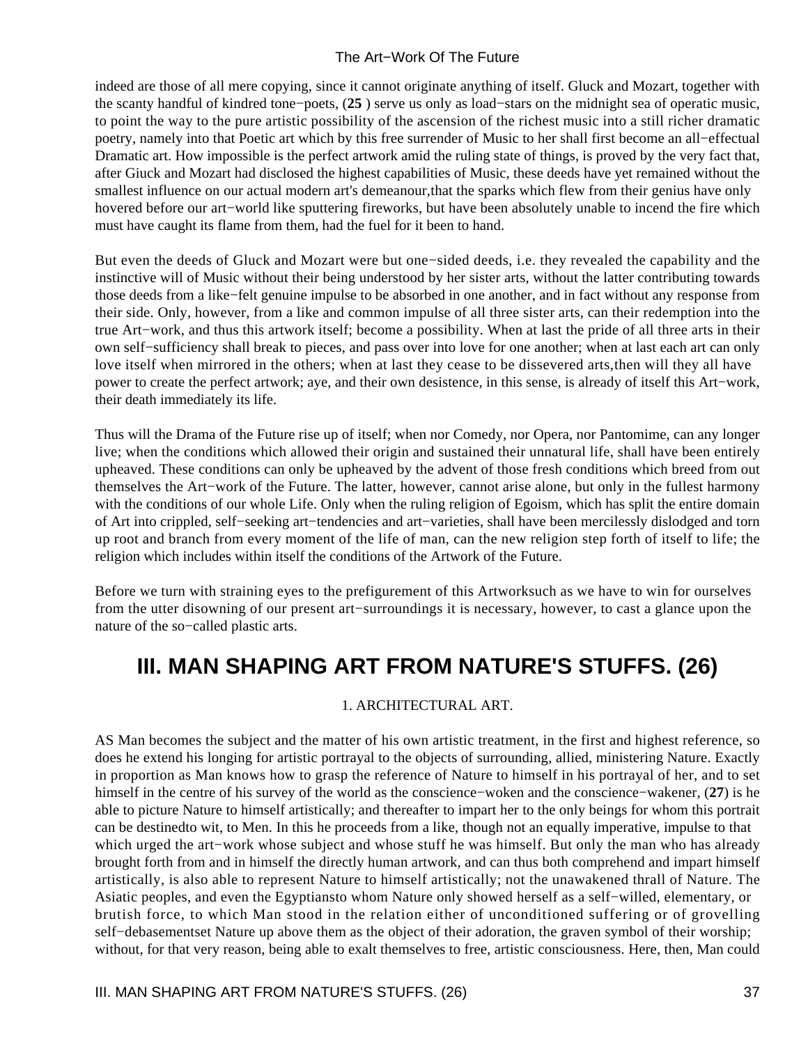indeed are those of all mere copying, since it cannot originate anything of itself. Gluck and Mozart, together with the scanty handful of kindred tone−poets, (**25** ) serve us only as load−stars on the midnight sea of operatic music, to point the way to the pure artistic possibility of the ascension of the richest music into a still richer dramatic poetry, namely into that Poetic art which by this free surrender of Music to her shall first become an all−effectual Dramatic art. How impossible is the perfect artwork amid the ruling state of things, is proved by the very fact that, after Giuck and Mozart had disclosed the highest capabilities of Music, these deeds have yet remained without the smallest influence on our actual modern art's demeanour,that the sparks which flew from their genius have only hovered before our art−world like sputtering fireworks, but have been absolutely unable to incend the fire which must have caught its flame from them, had the fuel for it been to hand.

But even the deeds of Gluck and Mozart were but one−sided deeds, i.e. they revealed the capability and the instinctive will of Music without their being understood by her sister arts, without the latter contributing towards those deeds from a like−felt genuine impulse to be absorbed in one another, and in fact without any response from their side. Only, however, from a like and common impulse of all three sister arts, can their redemption into the true Art−work, and thus this artwork itself; become a possibility. When at last the pride of all three arts in their own self−sufficiency shall break to pieces, and pass over into love for one another; when at last each art can only love itself when mirrored in the others; when at last they cease to be dissevered arts,then will they all have power to create the perfect artwork; aye, and their own desistence, in this sense, is already of itself this Art−work, their death immediately its life.

Thus will the Drama of the Future rise up of itself; when nor Comedy, nor Opera, nor Pantomime, can any longer live; when the conditions which allowed their origin and sustained their unnatural life, shall have been entirely upheaved. These conditions can only be upheaved by the advent of those fresh conditions which breed from out themselves the Art−work of the Future. The latter, however, cannot arise alone, but only in the fullest harmony with the conditions of our whole Life. Only when the ruling religion of Egoism, which has split the entire domain of Art into crippled, self−seeking art−tendencies and art−varieties, shall have been mercilessly dislodged and torn up root and branch from every moment of the life of man, can the new religion step forth of itself to life; the religion which includes within itself the conditions of the Artwork of the Future.

Before we turn with straining eyes to the prefigurement of this Artworksuch as we have to win for ourselves from the utter disowning of our present art−surroundings it is necessary, however, to cast a glance upon the nature of the so−called plastic arts.

# III. MAN SHAPING ART FROM NATURE'S STUFFS. (26)

1. ARCHITECTURAL ART.

AS Man becomes the subject and the matter of his own artistic treatment, in the first and highest reference, so does he extend his longing for artistic portrayal to the objects of surrounding, allied, ministering Nature. Exactly in proportion as Man knows how to grasp the reference of Nature to himself in his portrayal of her, and to set himself in the centre of his survey of the world as the conscience−woken and the conscience−wakener, (**27**) is he able to picture Nature to himself artistically; and thereafter to impart her to the only beings for whom this portrait can be destinedto wit, to Men. In this he proceeds from a like, though not an equally imperative, impulse to that which urged the art−work whose subject and whose stuff he was himself. But only the man who has already brought forth from and in himself the directly human artwork, and can thus both comprehend and impart himself artistically, is also able to represent Nature to himself artistically; not the unawakened thrall of Nature. The Asiatic peoples, and even the Egyptiansto whom Nature only showed herself as a self−willed, elementary, or brutish force, to which Man stood in the relation either of unconditioned suffering or of grovelling self−debasementset Nature up above them as the object of their adoration, the graven symbol of their worship; without, for that very reason, being able to exalt themselves to free, artistic consciousness. Here, then, Man could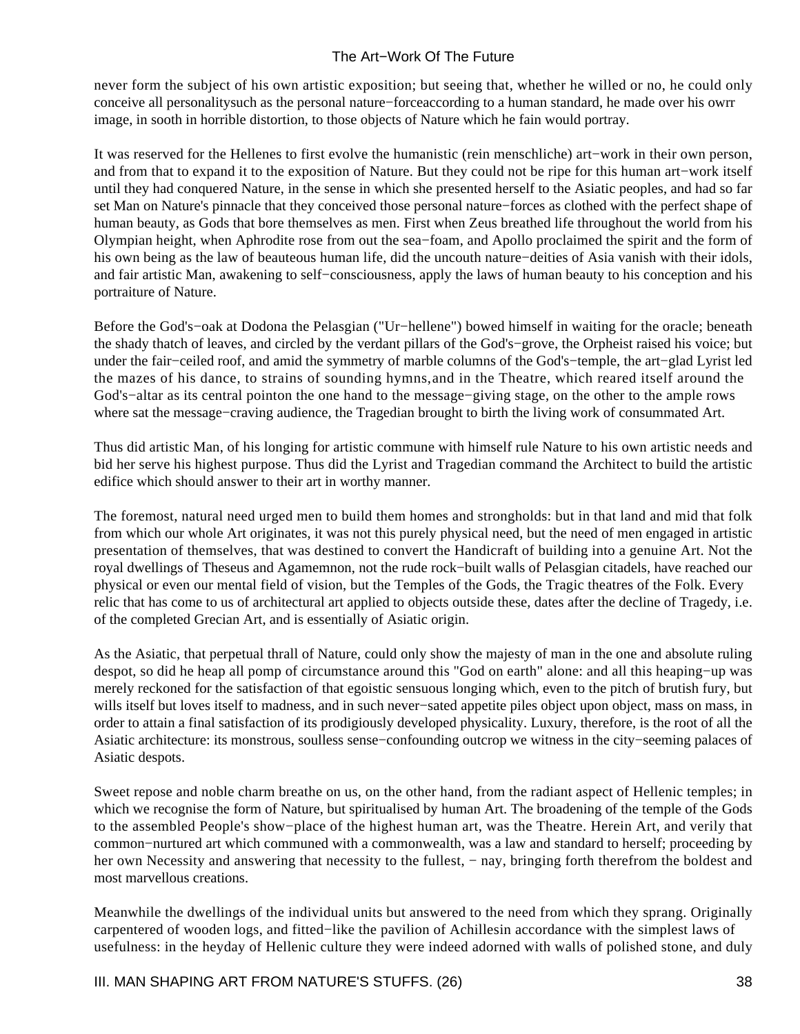never form the subject of his own artistic exposition; but seeing that, whether he willed or no, he could only conceive all personalitysuch as the personal nature−forceaccording to a human standard, he made over his owrr image, in sooth in horrible distortion, to those objects of Nature which he fain would portray.

It was reserved for the Hellenes to first evolve the humanistic (rein menschliche) art−work in their own person, and from that to expand it to the exposition of Nature. But they could not be ripe for this human art−work itself until they had conquered Nature, in the sense in which she presented herself to the Asiatic peoples, and had so far set Man on Nature's pinnacle that they conceived those personal nature−forces as clothed with the perfect shape of human beauty, as Gods that bore themselves as men. First when Zeus breathed life throughout the world from his Olympian height, when Aphrodite rose from out the sea−foam, and Apollo proclaimed the spirit and the form of his own being as the law of beauteous human life, did the uncouth nature−deities of Asia vanish with their idols, and fair artistic Man, awakening to self−consciousness, apply the laws of human beauty to his conception and his portraiture of Nature.

Before the God's−oak at Dodona the Pelasgian ("Ur−hellene") bowed himself in waiting for the oracle; beneath the shady thatch of leaves, and circled by the verdant pillars of the God's−grove, the Orpheist raised his voice; but under the fair−ceiled roof, and amid the symmetry of marble columns of the God's−temple, the art−glad Lyrist led the mazes of his dance, to strains of sounding hymns,and in the Theatre, which reared itself around the God's−altar as its central pointon the one hand to the message−giving stage, on the other to the ample rows where sat the message−craving audience, the Tragedian brought to birth the living work of consummated Art.

Thus did artistic Man, of his longing for artistic commune with himself rule Nature to his own artistic needs and bid her serve his highest purpose. Thus did the Lyrist and Tragedian command the Architect to build the artistic edifice which should answer to their art in worthy manner.

The foremost, natural need urged men to build them homes and strongholds: but in that land and mid that folk from which our whole Art originates, it was not this purely physical need, but the need of men engaged in artistic presentation of themselves, that was destined to convert the Handicraft of building into a genuine Art. Not the royal dwellings of Theseus and Agamemnon, not the rude rock−built walls of Pelasgian citadels, have reached our physical or even our mental field of vision, but the Temples of the Gods, the Tragic theatres of the Folk. Every relic that has come to us of architectural art applied to objects outside these, dates after the decline of Tragedy, i.e. of the completed Grecian Art, and is essentially of Asiatic origin.

As the Asiatic, that perpetual thrall of Nature, could only show the majesty of man in the one and absolute ruling despot, so did he heap all pomp of circumstance around this "God on earth" alone: and all this heaping−up was merely reckoned for the satisfaction of that egoistic sensuous longing which, even to the pitch of brutish fury, but wills itself but loves itself to madness, and in such never−sated appetite piles object upon object, mass on mass, in order to attain a final satisfaction of its prodigiously developed physicality. Luxury, therefore, is the root of all the Asiatic architecture: its monstrous, soulless sense−confounding outcrop we witness in the city−seeming palaces of Asiatic despots.

Sweet repose and noble charm breathe on us, on the other hand, from the radiant aspect of Hellenic temples; in which we recognise the form of Nature, but spiritualised by human Art. The broadening of the temple of the Gods to the assembled People's show−place of the highest human art, was the Theatre. Herein Art, and verily that common−nurtured art which communed with a commonwealth, was a law and standard to herself; proceeding by her own Necessity and answering that necessity to the fullest, − nay, bringing forth therefrom the boldest and most marvellous creations.

Meanwhile the dwellings of the individual units but answered to the need from which they sprang. Originally carpentered of wooden logs, and fitted−like the pavilion of Achillesin accordance with the simplest laws of usefulness: in the heyday of Hellenic culture they were indeed adorned with walls of polished stone, and duly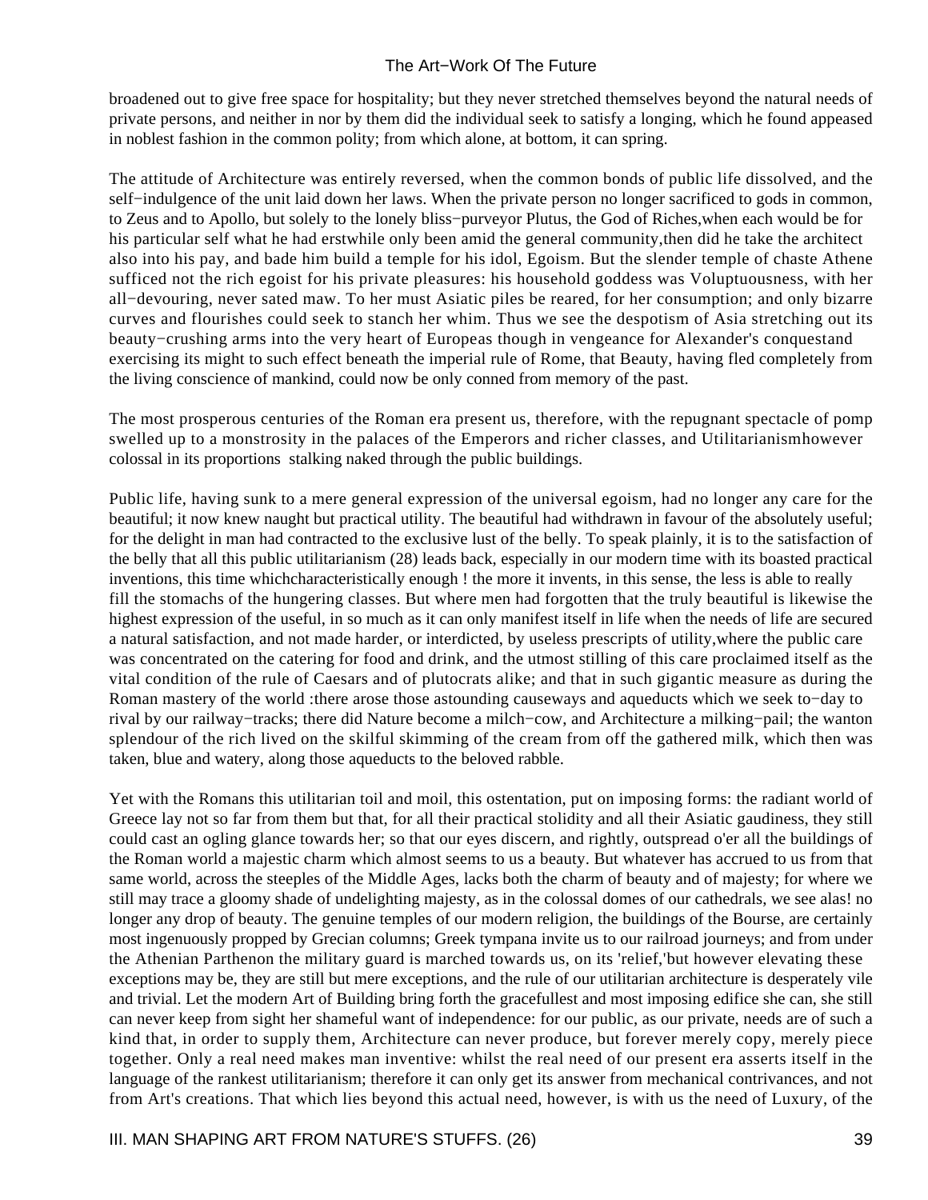broadened out to give free space for hospitality; but they never stretched themselves beyond the natural needs of private persons, and neither in nor by them did the individual seek to satisfy a longing, which he found appeased in noblest fashion in the common polity; from which alone, at bottom, it can spring.

The attitude of Architecture was entirely reversed, when the common bonds of public life dissolved, and the self−indulgence of the unit laid down her laws. When the private person no longer sacrificed to gods in common, to Zeus and to Apollo, but solely to the lonely bliss−purveyor Plutus, the God of Riches,when each would be for his particular self what he had erstwhile only been amid the general community,then did he take the architect also into his pay, and bade him build a temple for his idol, Egoism. But the slender temple of chaste Athene sufficed not the rich egoist for his private pleasures: his household goddess was Voluptuousness, with her all−devouring, never sated maw. To her must Asiatic piles be reared, for her consumption; and only bizarre curves and flourishes could seek to stanch her whim. Thus we see the despotism of Asia stretching out its beauty−crushing arms into the very heart of Europeas though in vengeance for Alexander's conquestand exercising its might to such effect beneath the imperial rule of Rome, that Beauty, having fled completely from the living conscience of mankind, could now be only conned from memory of the past.

The most prosperous centuries of the Roman era present us, therefore, with the repugnant spectacle of pomp swelled up to a monstrosity in the palaces of the Emperors and richer classes, and Utilitarianismhowever colossal in its proportions stalking naked through the public buildings.

Public life, having sunk to a mere general expression of the universal egoism, had no longer any care for the beautiful; it now knew naught but practical utility. The beautiful had withdrawn in favour of the absolutely useful; for the delight in man had contracted to the exclusive lust of the belly. To speak plainly, it is to the satisfaction of the belly that all this public utilitarianism (28) leads back, especially in our modern time with its boasted practical inventions, this time whichcharacteristically enough ! the more it invents, in this sense, the less is able to really fill the stomachs of the hungering classes. But where men had forgotten that the truly beautiful is likewise the highest expression of the useful, in so much as it can only manifest itself in life when the needs of life are secured a natural satisfaction, and not made harder, or interdicted, by useless prescripts of utility,where the public care was concentrated on the catering for food and drink, and the utmost stilling of this care proclaimed itself as the vital condition of the rule of Caesars and of plutocrats alike; and that in such gigantic measure as during the Roman mastery of the world :there arose those astounding causeways and aqueducts which we seek to−day to rival by our railway−tracks; there did Nature become a milch−cow, and Architecture a milking−pail; the wanton splendour of the rich lived on the skilful skimming of the cream from off the gathered milk, which then was taken, blue and watery, along those aqueducts to the beloved rabble.

Yet with the Romans this utilitarian toil and moil, this ostentation, put on imposing forms: the radiant world of Greece lay not so far from them but that, for all their practical stolidity and all their Asiatic gaudiness, they still could cast an ogling glance towards her; so that our eyes discern, and rightly, outspread o'er all the buildings of the Roman world a majestic charm which almost seems to us a beauty. But whatever has accrued to us from that same world, across the steeples of the Middle Ages, lacks both the charm of beauty and of majesty; for where we still may trace a gloomy shade of undelighting majesty, as in the colossal domes of our cathedrals, we see alas! no longer any drop of beauty. The genuine temples of our modern religion, the buildings of the Bourse, are certainly most ingenuously propped by Grecian columns; Greek tympana invite us to our railroad journeys; and from under the Athenian Parthenon the military guard is marched towards us, on its 'relief,'but however elevating these exceptions may be, they are still but mere exceptions, and the rule of our utilitarian architecture is desperately vile and trivial. Let the modern Art of Building bring forth the gracefullest and most imposing edifice she can, she still can never keep from sight her shameful want of independence: for our public, as our private, needs are of such a kind that, in order to supply them, Architecture can never produce, but forever merely copy, merely piece together. Only a real need makes man inventive: whilst the real need of our present era asserts itself in the language of the rankest utilitarianism; therefore it can only get its answer from mechanical contrivances, and not from Art's creations. That which lies beyond this actual need, however, is with us the need of Luxury, of the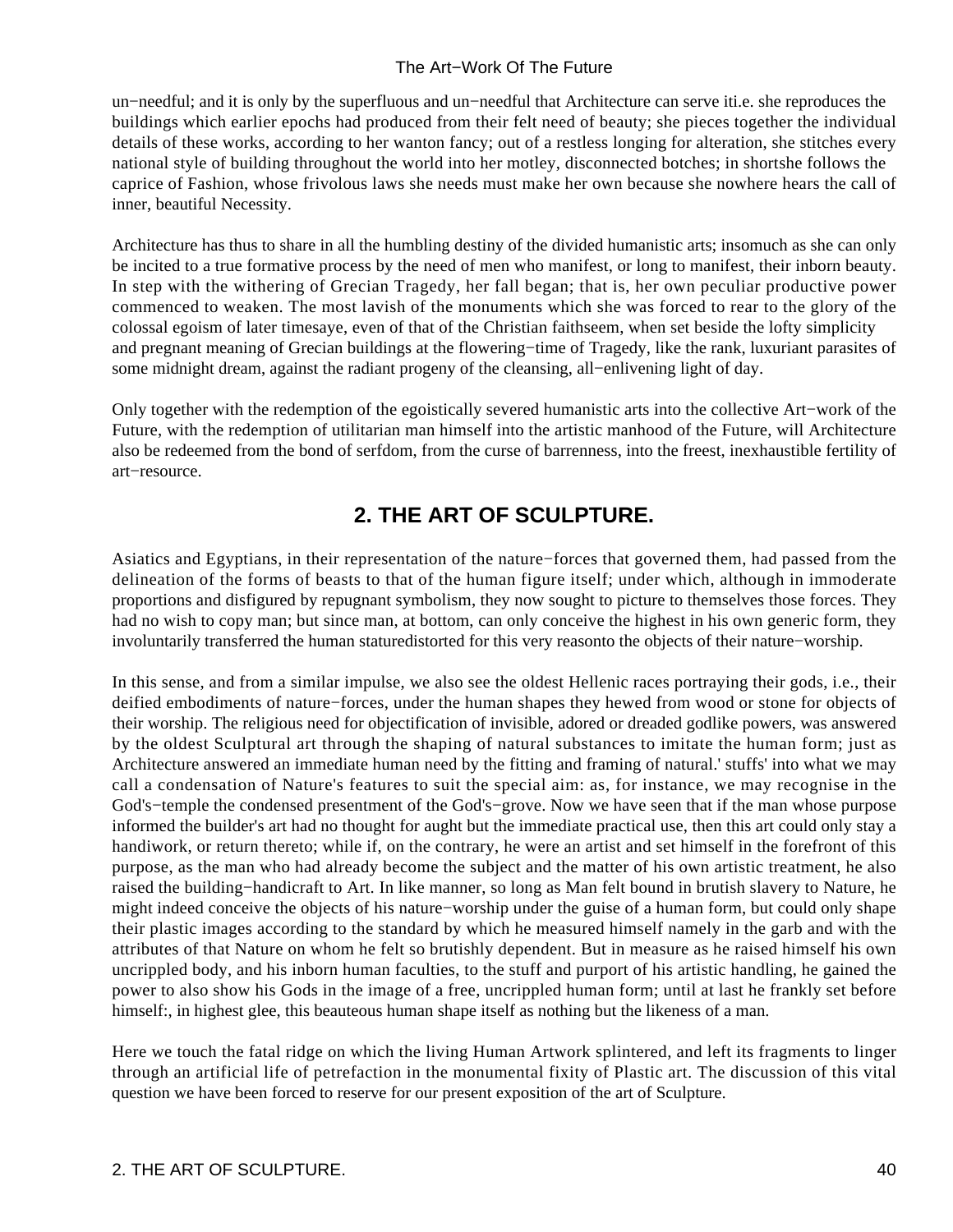un−needful; and it is only by the superfluous and un−needful that Architecture can serve iti.e. she reproduces the buildings which earlier epochs had produced from their felt need of beauty; she pieces together the individual details of these works, according to her wanton fancy; out of a restless longing for alteration, she stitches every national style of building throughout the world into her motley, disconnected botches; in shortshe follows the caprice of Fashion, whose frivolous laws she needs must make her own because she nowhere hears the call of inner, beautiful Necessity.

Architecture has thus to share in all the humbling destiny of the divided humanistic arts; insomuch as she can only be incited to a true formative process by the need of men who manifest, or long to manifest, their inborn beauty. In step with the withering of Grecian Tragedy, her fall began; that is, her own peculiar productive power commenced to weaken. The most lavish of the monuments which she was forced to rear to the glory of the colossal egoism of later timesaye, even of that of the Christian faithseem, when set beside the lofty simplicity and pregnant meaning of Grecian buildings at the flowering−time of Tragedy, like the rank, luxuriant parasites of some midnight dream, against the radiant progeny of the cleansing, all−enlivening light of day.

Only together with the redemption of the egoistically severed humanistic arts into the collective Art−work of the Future, with the redemption of utilitarian man himself into the artistic manhood of the Future, will Architecture also be redeemed from the bond of serfdom, from the curse of barrenness, into the freest, inexhaustible fertility of art−resource.

## 2. THE ART OF SCULPTURE.

Asiatics and Egyptians, in their representation of the nature−forces that governed them, had passed from the delineation of the forms of beasts to that of the human figure itself; under which, although in immoderate proportions and disfigured by repugnant symbolism, they now sought to picture to themselves those forces. They had no wish to copy man; but since man, at bottom, can only conceive the highest in his own generic form, they involuntarily transferred the human staturedistorted for this very reasonto the objects of their nature−worship.

In this sense, and from a similar impulse, we also see the oldest Hellenic races portraying their gods, i.e., their deified embodiments of nature−forces, under the human shapes they hewed from wood or stone for objects of their worship. The religious need for objectification of invisible, adored or dreaded godlike powers, was answered by the oldest Sculptural art through the shaping of natural substances to imitate the human form; just as Architecture answered an immediate human need by the fitting and framing of natural.' stuffs' into what we may call a condensation of Nature's features to suit the special aim: as, for instance, we may recognise in the God's−temple the condensed presentment of the God's−grove. Now we have seen that if the man whose purpose informed the builder's art had no thought for aught but the immediate practical use, then this art could only stay a handiwork, or return thereto; while if, on the contrary, he were an artist and set himself in the forefront of this purpose, as the man who had already become the subject and the matter of his own artistic treatment, he also raised the building−handicraft to Art. In like manner, so long as Man felt bound in brutish slavery to Nature, he might indeed conceive the objects of his nature−worship under the guise of a human form, but could only shape their plastic images according to the standard by which he measured himself namely in the garb and with the attributes of that Nature on whom he felt so brutishly dependent. But in measure as he raised himself his own uncrippled body, and his inborn human faculties, to the stuff and purport of his artistic handling, he gained the power to also show his Gods in the image of a free, uncrippled human form; until at last he frankly set before himself:, in highest glee, this beauteous human shape itself as nothing but the likeness of a man.

Here we touch the fatal ridge on which the living Human Artwork splintered, and left its fragments to linger through an artificial life of petrefaction in the monumental fixity of Plastic art. The discussion of this vital question we have been forced to reserve for our present exposition of the art of Sculpture.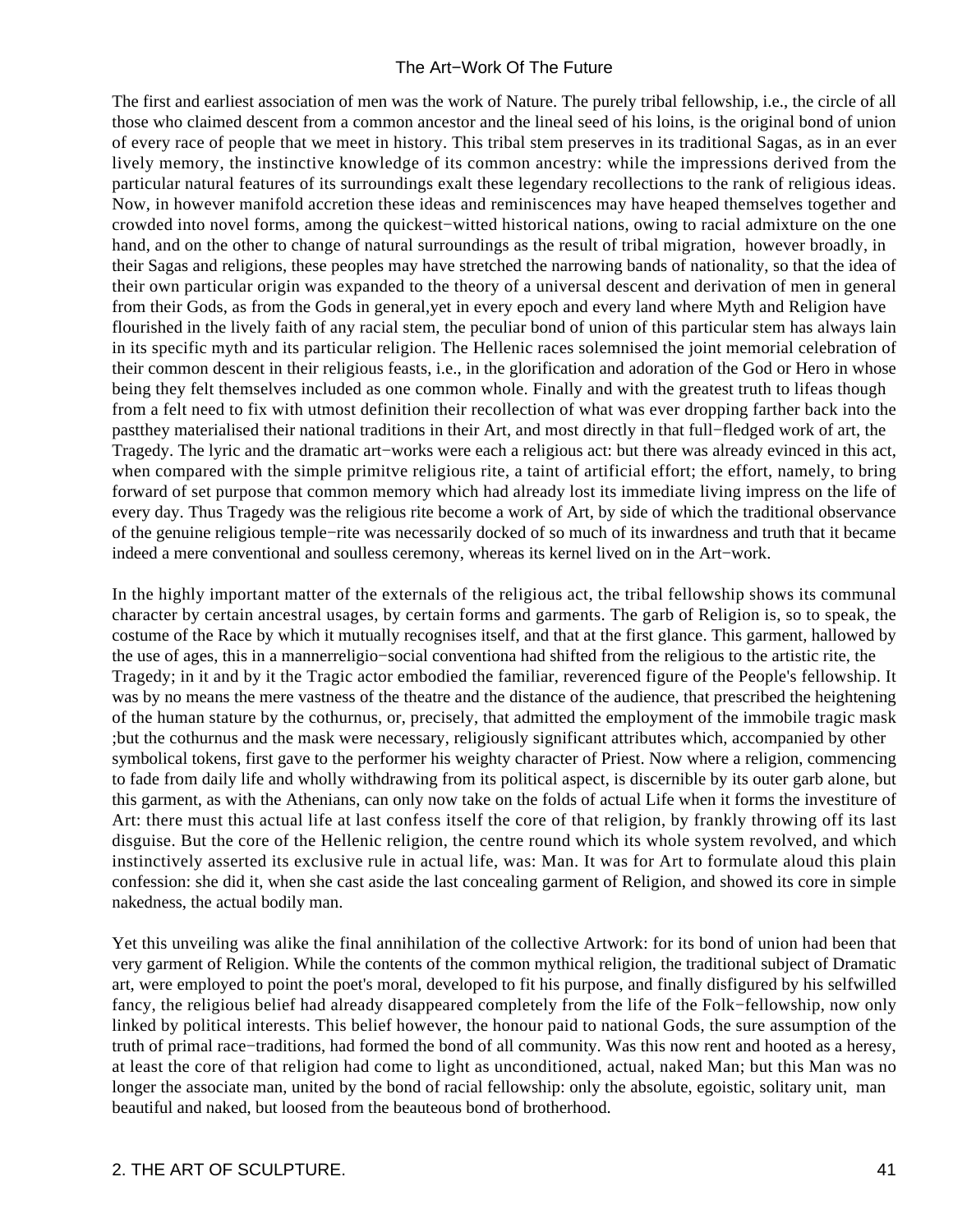The first and earliest association of men was the work of Nature. The purely tribal fellowship, i.e., the circle of all those who claimed descent from a common ancestor and the lineal seed of his loins, is the original bond of union of every race of people that we meet in history. This tribal stem preserves in its traditional Sagas, as in an ever lively memory, the instinctive knowledge of its common ancestry: while the impressions derived from the particular natural features of its surroundings exalt these legendary recollections to the rank of religious ideas. Now, in however manifold accretion these ideas and reminiscences may have heaped themselves together and crowded into novel forms, among the quickest−witted historical nations, owing to racial admixture on the one hand, and on the other to change of natural surroundings as the result of tribal migration, however broadly, in their Sagas and religions, these peoples may have stretched the narrowing bands of nationality, so that the idea of their own particular origin was expanded to the theory of a universal descent and derivation of men in general from their Gods, as from the Gods in general,yet in every epoch and every land where Myth and Religion have flourished in the lively faith of any racial stem, the peculiar bond of union of this particular stem has always lain in its specific myth and its particular religion. The Hellenic races solemnised the joint memorial celebration of their common descent in their religious feasts, i.e., in the glorification and adoration of the God or Hero in whose being they felt themselves included as one common whole. Finally and with the greatest truth to lifeas though from a felt need to fix with utmost definition their recollection of what was ever dropping farther back into the pastthey materialised their national traditions in their Art, and most directly in that full−fledged work of art, the Tragedy. The lyric and the dramatic art−works were each a religious act: but there was already evinced in this act, when compared with the simple primitve religious rite, a taint of artificial effort; the effort, namely, to bring forward of set purpose that common memory which had already lost its immediate living impress on the life of every day. Thus Tragedy was the religious rite become a work of Art, by side of which the traditional observance of the genuine religious temple−rite was necessarily docked of so much of its inwardness and truth that it became indeed a mere conventional and soulless ceremony, whereas its kernel lived on in the Art−work.

In the highly important matter of the externals of the religious act, the tribal fellowship shows its communal character by certain ancestral usages, by certain forms and garments. The garb of Religion is, so to speak, the costume of the Race by which it mutually recognises itself, and that at the first glance. This garment, hallowed by the use of ages, this in a mannerreligio−social conventiona had shifted from the religious to the artistic rite, the Tragedy; in it and by it the Tragic actor embodied the familiar, reverenced figure of the People's fellowship. It was by no means the mere vastness of the theatre and the distance of the audience, that prescribed the heightening of the human stature by the cothurnus, or, precisely, that admitted the employment of the immobile tragic mask ;but the cothurnus and the mask were necessary, religiously significant attributes which, accompanied by other symbolical tokens, first gave to the performer his weighty character of Priest. Now where a religion, commencing to fade from daily life and wholly withdrawing from its political aspect, is discernible by its outer garb alone, but this garment, as with the Athenians, can only now take on the folds of actual Life when it forms the investiture of Art: there must this actual life at last confess itself the core of that religion, by frankly throwing off its last disguise. But the core of the Hellenic religion, the centre round which its whole system revolved, and which instinctively asserted its exclusive rule in actual life, was: Man. It was for Art to formulate aloud this plain confession: she did it, when she cast aside the last concealing garment of Religion, and showed its core in simple nakedness, the actual bodily man.

Yet this unveiling was alike the final annihilation of the collective Artwork: for its bond of union had been that very garment of Religion. While the contents of the common mythical religion, the traditional subject of Dramatic art, were employed to point the poet's moral, developed to fit his purpose, and finally disfigured by his selfwilled fancy, the religious belief had already disappeared completely from the life of the Folk−fellowship, now only linked by political interests. This belief however, the honour paid to national Gods, the sure assumption of the truth of primal race−traditions, had formed the bond of all community. Was this now rent and hooted as a heresy, at least the core of that religion had come to light as unconditioned, actual, naked Man; but this Man was no longer the associate man, united by the bond of racial fellowship: only the absolute, egoistic, solitary unit, man beautiful and naked, but loosed from the beauteous bond of brotherhood.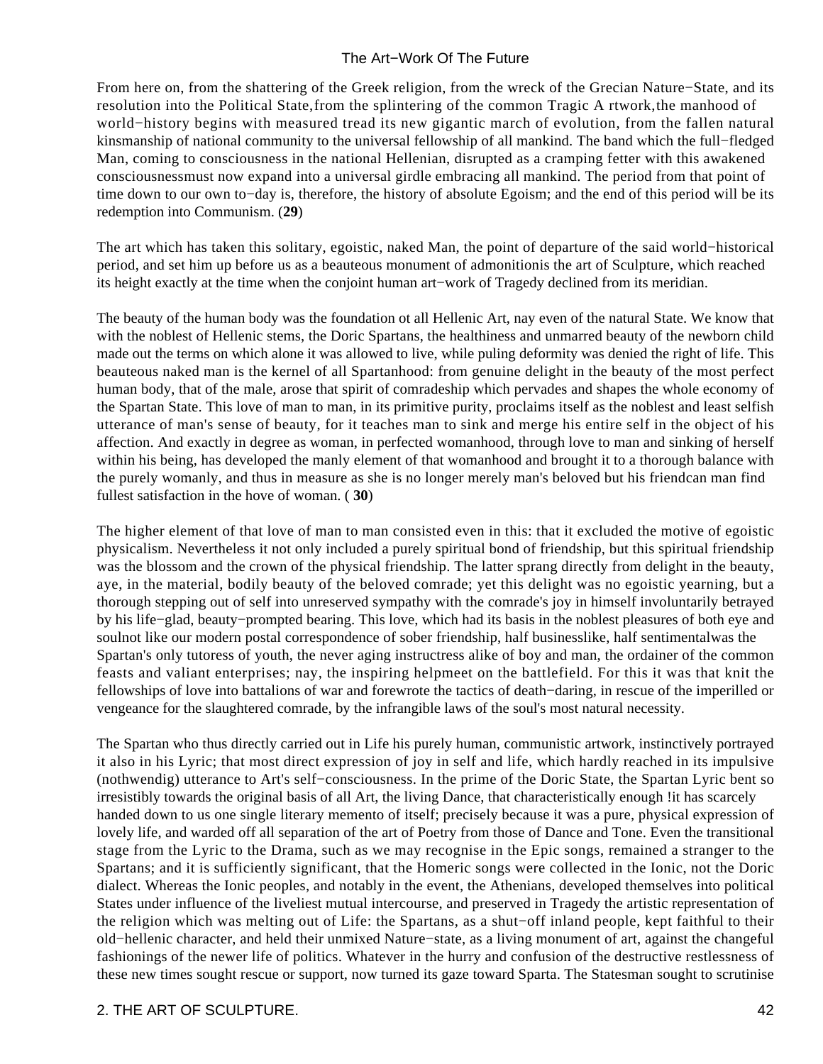From here on, from the shattering of the Greek religion, from the wreck of the Grecian Nature−State, and its resolution into the Political State,from the splintering of the common Tragic A rtwork,the manhood of world−history begins with measured tread its new gigantic march of evolution, from the fallen natural kinsmanship of national community to the universal fellowship of all mankind. The band which the full−fledged Man, coming to consciousness in the national Hellenian, disrupted as a cramping fetter with this awakened consciousnessmust now expand into a universal girdle embracing all mankind. The period from that point of time down to our own to−day is, therefore, the history of absolute Egoism; and the end of this period will be its redemption into Communism. (**29**)

The art which has taken this solitary, egoistic, naked Man, the point of departure of the said world−historical period, and set him up before us as a beauteous monument of admonitionis the art of Sculpture, which reached its height exactly at the time when the conjoint human art−work of Tragedy declined from its meridian.

The beauty of the human body was the foundation ot all Hellenic Art, nay even of the natural State. We know that with the noblest of Hellenic stems, the Doric Spartans, the healthiness and unmarred beauty of the newborn child made out the terms on which alone it was allowed to live, while puling deformity was denied the right of life. This beauteous naked man is the kernel of all Spartanhood: from genuine delight in the beauty of the most perfect human body, that of the male, arose that spirit of comradeship which pervades and shapes the whole economy of the Spartan State. This love of man to man, in its primitive purity, proclaims itself as the noblest and least selfish utterance of man's sense of beauty, for it teaches man to sink and merge his entire self in the object of his affection. And exactly in degree as woman, in perfected womanhood, through love to man and sinking of herself within his being, has developed the manly element of that womanhood and brought it to a thorough balance with the purely womanly, and thus in measure as she is no longer merely man's beloved but his friendcan man find fullest satisfaction in the hove of woman. ( **30**)

The higher element of that love of man to man consisted even in this: that it excluded the motive of egoistic physicalism. Nevertheless it not only included a purely spiritual bond of friendship, but this spiritual friendship was the blossom and the crown of the physical friendship. The latter sprang directly from delight in the beauty, aye, in the material, bodily beauty of the beloved comrade; yet this delight was no egoistic yearning, but a thorough stepping out of self into unreserved sympathy with the comrade's joy in himself involuntarily betrayed by his life−glad, beauty−prompted bearing. This love, which had its basis in the noblest pleasures of both eye and soulnot like our modern postal correspondence of sober friendship, half businesslike, half sentimentalwas the Spartan's only tutoress of youth, the never aging instructress alike of boy and man, the ordainer of the common feasts and valiant enterprises; nay, the inspiring helpmeet on the battlefield. For this it was that knit the fellowships of love into battalions of war and forewrote the tactics of death−daring, in rescue of the imperilled or vengeance for the slaughtered comrade, by the infrangible laws of the soul's most natural necessity.

The Spartan who thus directly carried out in Life his purely human, communistic artwork, instinctively portrayed it also in his Lyric; that most direct expression of joy in self and life, which hardly reached in its impulsive (nothwendig) utterance to Art's self−consciousness. In the prime of the Doric State, the Spartan Lyric bent so irresistibly towards the original basis of all Art, the living Dance, that characteristically enough !it has scarcely handed down to us one single literary memento of itself; precisely because it was a pure, physical expression of lovely life, and warded off all separation of the art of Poetry from those of Dance and Tone. Even the transitional stage from the Lyric to the Drama, such as we may recognise in the Epic songs, remained a stranger to the Spartans; and it is sufficiently significant, that the Homeric songs were collected in the Ionic, not the Doric dialect. Whereas the Ionic peoples, and notably in the event, the Athenians, developed themselves into political States under influence of the liveliest mutual intercourse, and preserved in Tragedy the artistic representation of the religion which was melting out of Life: the Spartans, as a shut−off inland people, kept faithful to their old−hellenic character, and held their unmixed Nature−state, as a living monument of art, against the changeful fashionings of the newer life of politics. Whatever in the hurry and confusion of the destructive restlessness of these new times sought rescue or support, now turned its gaze toward Sparta. The Statesman sought to scrutinise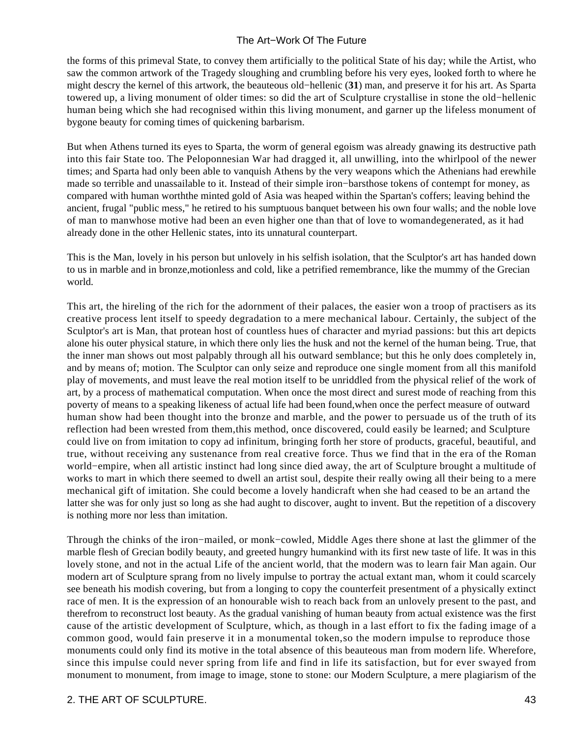the forms of this primeval State, to convey them artificially to the political State of his day; while the Artist, who saw the common artwork of the Tragedy sloughing and crumbling before his very eyes, looked forth to where he might descry the kernel of this artwork, the beauteous old−hellenic (**31**) man, and preserve it for his art. As Sparta towered up, a living monument of older times: so did the art of Sculpture crystallise in stone the old−hellenic human being which she had recognised within this living monument, and garner up the lifeless monument of bygone beauty for coming times of quickening barbarism.

But when Athens turned its eyes to Sparta, the worm of general egoism was already gnawing its destructive path into this fair State too. The Peloponnesian War had dragged it, all unwilling, into the whirlpool of the newer times; and Sparta had only been able to vanquish Athens by the very weapons which the Athenians had erewhile made so terrible and unassailable to it. Instead of their simple iron−barsthose tokens of contempt for money, as compared with human worththe minted gold of Asia was heaped within the Spartan's coffers; leaving behind the ancient, frugal "public mess," he retired to his sumptuous banquet between his own four walls; and the noble love of man to manwhose motive had been an even higher one than that of love to womandegenerated, as it had already done in the other Hellenic states, into its unnatural counterpart.

This is the Man, lovely in his person but unlovely in his selfish isolation, that the Sculptor's art has handed down to us in marble and in bronze,motionless and cold, like a petrified remembrance, like the mummy of the Grecian world.

This art, the hireling of the rich for the adornment of their palaces, the easier won a troop of practisers as its creative process lent itself to speedy degradation to a mere mechanical labour. Certainly, the subject of the Sculptor's art is Man, that protean host of countless hues of character and myriad passions: but this art depicts alone his outer physical stature, in which there only lies the husk and not the kernel of the human being. True, that the inner man shows out most palpably through all his outward semblance; but this he only does completely in, and by means of; motion. The Sculptor can only seize and reproduce one single moment from all this manifold play of movements, and must leave the real motion itself to be unriddled from the physical relief of the work of art, by a process of mathematical computation. When once the most direct and surest mode of reaching from this poverty of means to a speaking likeness of actual life had been found,when once the perfect measure of outward human show had been thought into the bronze and marble, and the power to persuade us of the truth of its reflection had been wrested from them,this method, once discovered, could easily be learned; and Sculpture could live on from imitation to copy ad infinitum, bringing forth her store of products, graceful, beautiful, and true, without receiving any sustenance from real creative force. Thus we find that in the era of the Roman world−empire, when all artistic instinct had long since died away, the art of Sculpture brought a multitude of works to mart in which there seemed to dwell an artist soul, despite their really owing all their being to a mere mechanical gift of imitation. She could become a lovely handicraft when she had ceased to be an artand the latter she was for only just so long as she had aught to discover, aught to invent. But the repetition of a discovery is nothing more nor less than imitation.

Through the chinks of the iron−mailed, or monk−cowled, Middle Ages there shone at last the glimmer of the marble flesh of Grecian bodily beauty, and greeted hungry humankind with its first new taste of life. It was in this lovely stone, and not in the actual Life of the ancient world, that the modern was to learn fair Man again. Our modern art of Sculpture sprang from no lively impulse to portray the actual extant man, whom it could scarcely see beneath his modish covering, but from a longing to copy the counterfeit presentment of a physically extinct race of men. It is the expression of an honourable wish to reach back from an unlovely present to the past, and therefrom to reconstruct lost beauty. As the gradual vanishing of human beauty from actual existence was the first cause of the artistic development of Sculpture, which, as though in a last effort to fix the fading image of a common good, would fain preserve it in a monumental token,so the modern impulse to reproduce those monuments could only find its motive in the total absence of this beauteous man from modern life. Wherefore, since this impulse could never spring from life and find in life its satisfaction, but for ever swayed from monument to monument, from image to image, stone to stone: our Modern Sculpture, a mere plagiarism of the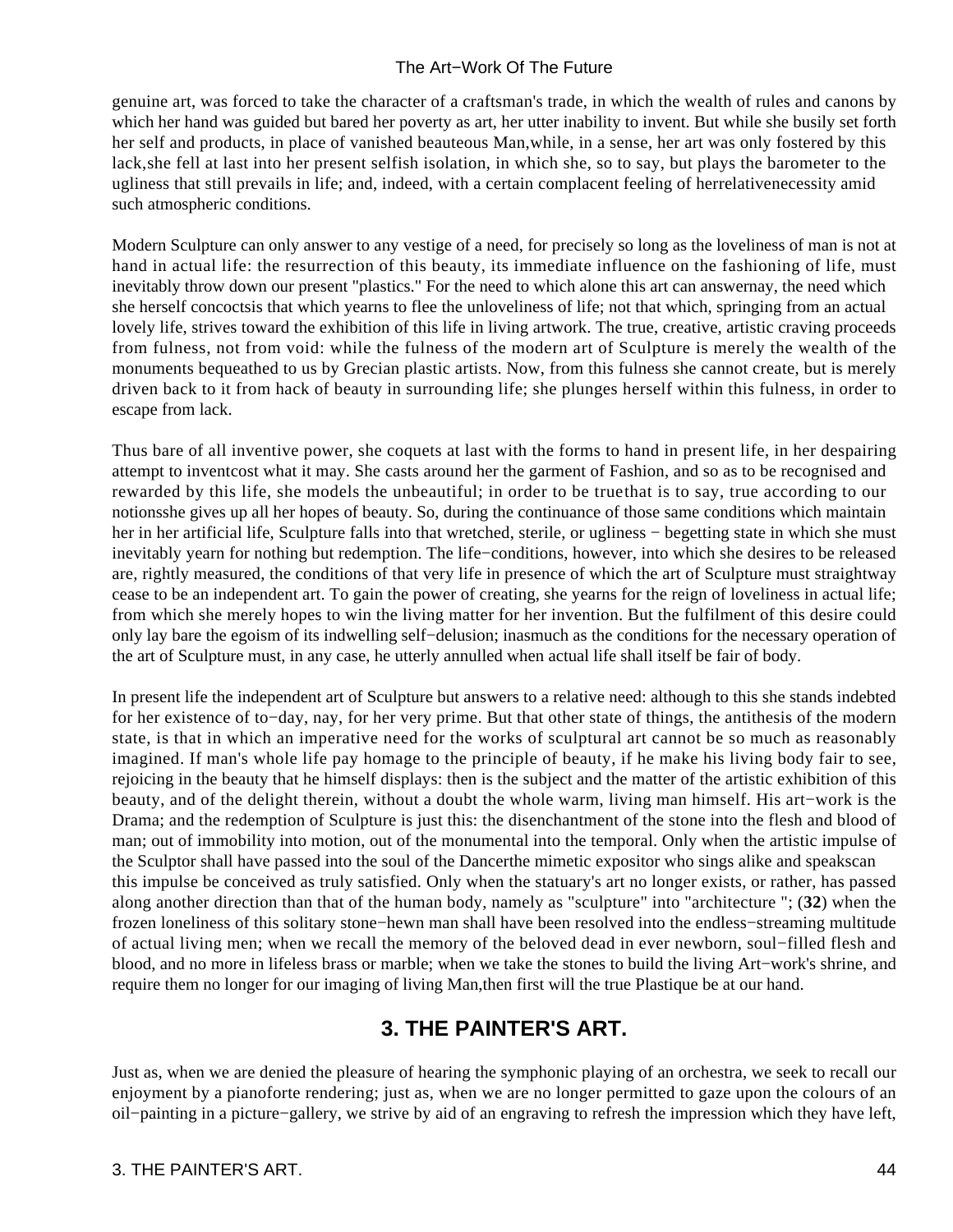genuine art, was forced to take the character of a craftsman's trade, in which the wealth of rules and canons by which her hand was guided but bared her poverty as art, her utter inability to invent. But while she busily set forth her self and products, in place of vanished beauteous Man,while, in a sense, her art was only fostered by this lack,she fell at last into her present selfish isolation, in which she, so to say, but plays the barometer to the ugliness that still prevails in life; and, indeed, with a certain complacent feeling of herrelativenecessity amid such atmospheric conditions.

Modern Sculpture can only answer to any vestige of a need, for precisely so long as the loveliness of man is not at hand in actual life: the resurrection of this beauty, its immediate influence on the fashioning of life, must inevitably throw down our present "plastics." For the need to which alone this art can answernay, the need which she herself concoctsis that which yearns to flee the unloveliness of life; not that which, springing from an actual lovely life, strives toward the exhibition of this life in living artwork. The true, creative, artistic craving proceeds from fulness, not from void: while the fulness of the modern art of Sculpture is merely the wealth of the monuments bequeathed to us by Grecian plastic artists. Now, from this fulness she cannot create, but is merely driven back to it from hack of beauty in surrounding life; she plunges herself within this fulness, in order to escape from lack.

Thus bare of all inventive power, she coquets at last with the forms to hand in present life, in her despairing attempt to inventcost what it may. She casts around her the garment of Fashion, and so as to be recognised and rewarded by this life, she models the unbeautiful; in order to be truethat is to say, true according to our notionsshe gives up all her hopes of beauty. So, during the continuance of those same conditions which maintain her in her artificial life, Sculpture falls into that wretched, sterile, or ugliness − begetting state in which she must inevitably yearn for nothing but redemption. The life−conditions, however, into which she desires to be released are, rightly measured, the conditions of that very life in presence of which the art of Sculpture must straightway cease to be an independent art. To gain the power of creating, she yearns for the reign of loveliness in actual life; from which she merely hopes to win the living matter for her invention. But the fulfilment of this desire could only lay bare the egoism of its indwelling self−delusion; inasmuch as the conditions for the necessary operation of the art of Sculpture must, in any case, he utterly annulled when actual life shall itself be fair of body.

In present life the independent art of Sculpture but answers to a relative need: although to this she stands indebted for her existence of to−day, nay, for her very prime. But that other state of things, the antithesis of the modern state, is that in which an imperative need for the works of sculptural art cannot be so much as reasonably imagined. If man's whole life pay homage to the principle of beauty, if he make his living body fair to see, rejoicing in the beauty that he himself displays: then is the subject and the matter of the artistic exhibition of this beauty, and of the delight therein, without a doubt the whole warm, living man himself. His art−work is the Drama; and the redemption of Sculpture is just this: the disenchantment of the stone into the flesh and blood of man; out of immobility into motion, out of the monumental into the temporal. Only when the artistic impulse of the Sculptor shall have passed into the soul of the Dancerthe mimetic expositor who sings alike and speakscan this impulse be conceived as truly satisfied. Only when the statuary's art no longer exists, or rather, has passed along another direction than that of the human body, namely as "sculpture" into "architecture "; (**32**) when the frozen loneliness of this solitary stone−hewn man shall have been resolved into the endless−streaming multitude of actual living men; when we recall the memory of the beloved dead in ever newborn, soul−filled flesh and blood, and no more in lifeless brass or marble; when we take the stones to build the living Art−work's shrine, and require them no longer for our imaging of living Man,then first will the true Plastique be at our hand.

## 3. THE PAINTER'S ART.

Just as, when we are denied the pleasure of hearing the symphonic playing of an orchestra, we seek to recall our enjoyment by a pianoforte rendering; just as, when we are no longer permitted to gaze upon the colours of an oil−painting in a picture−gallery, we strive by aid of an engraving to refresh the impression which they have left,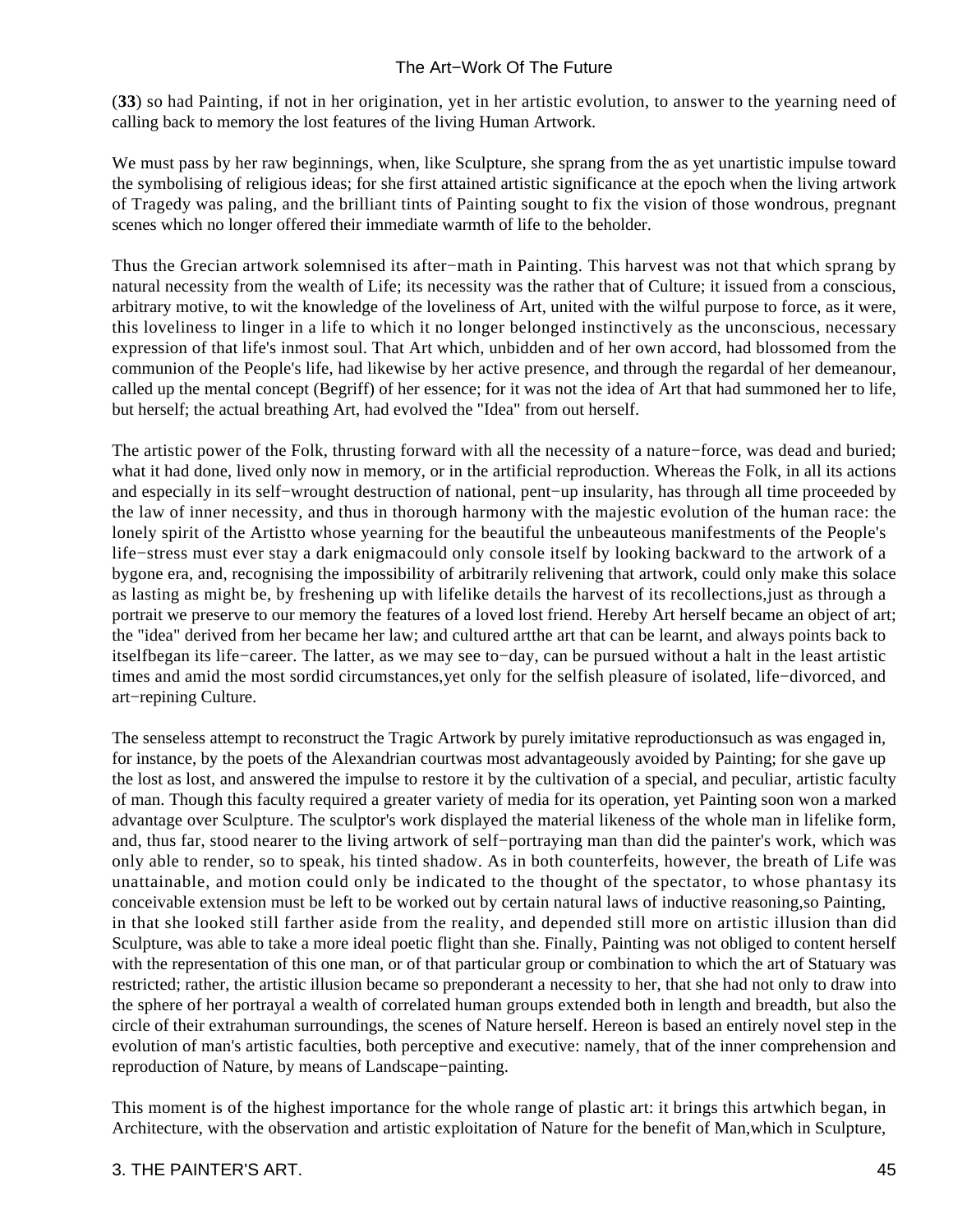(**33**) so had Painting, if not in her origination, yet in her artistic evolution, to answer to the yearning need of calling back to memory the lost features of the living Human Artwork.

We must pass by her raw beginnings, when, like Sculpture, she sprang from the as yet unartistic impulse toward the symbolising of religious ideas; for she first attained artistic significance at the epoch when the living artwork of Tragedy was paling, and the brilliant tints of Painting sought to fix the vision of those wondrous, pregnant scenes which no longer offered their immediate warmth of life to the beholder.

Thus the Grecian artwork solemnised its after−math in Painting. This harvest was not that which sprang by natural necessity from the wealth of Life; its necessity was the rather that of Culture; it issued from a conscious, arbitrary motive, to wit the knowledge of the loveliness of Art, united with the wilful purpose to force, as it were, this loveliness to linger in a life to which it no longer belonged instinctively as the unconscious, necessary expression of that life's inmost soul. That Art which, unbidden and of her own accord, had blossomed from the communion of the People's life, had likewise by her active presence, and through the regardal of her demeanour, called up the mental concept (Begriff) of her essence; for it was not the idea of Art that had summoned her to life, but herself; the actual breathing Art, had evolved the "Idea" from out herself.

The artistic power of the Folk, thrusting forward with all the necessity of a nature−force, was dead and buried; what it had done, lived only now in memory, or in the artificial reproduction. Whereas the Folk, in all its actions and especially in its self−wrought destruction of national, pent−up insularity, has through all time proceeded by the law of inner necessity, and thus in thorough harmony with the majestic evolution of the human race: the lonely spirit of the Artistto whose yearning for the beautiful the unbeauteous manifestments of the People's life−stress must ever stay a dark enigmacould only console itself by looking backward to the artwork of a bygone era, and, recognising the impossibility of arbitrarily relivening that artwork, could only make this solace as lasting as might be, by freshening up with lifelike details the harvest of its recollections,just as through a portrait we preserve to our memory the features of a loved lost friend. Hereby Art herself became an object of art; the "idea" derived from her became her law; and cultured artthe art that can be learnt, and always points back to itselfbegan its life−career. The latter, as we may see to−day, can be pursued without a halt in the least artistic times and amid the most sordid circumstances,yet only for the selfish pleasure of isolated, life−divorced, and art−repining Culture.

The senseless attempt to reconstruct the Tragic Artwork by purely imitative reproductionsuch as was engaged in, for instance, by the poets of the Alexandrian courtwas most advantageously avoided by Painting; for she gave up the lost as lost, and answered the impulse to restore it by the cultivation of a special, and peculiar, artistic faculty of man. Though this faculty required a greater variety of media for its operation, yet Painting soon won a marked advantage over Sculpture. The sculptor's work displayed the material likeness of the whole man in lifelike form, and, thus far, stood nearer to the living artwork of self−portraying man than did the painter's work, which was only able to render, so to speak, his tinted shadow. As in both counterfeits, however, the breath of Life was unattainable, and motion could only be indicated to the thought of the spectator, to whose phantasy its conceivable extension must be left to be worked out by certain natural laws of inductive reasoning,so Painting, in that she looked still farther aside from the reality, and depended still more on artistic illusion than did Sculpture, was able to take a more ideal poetic flight than she. Finally, Painting was not obliged to content herself with the representation of this one man, or of that particular group or combination to which the art of Statuary was restricted; rather, the artistic illusion became so preponderant a necessity to her, that she had not only to draw into the sphere of her portrayal a wealth of correlated human groups extended both in length and breadth, but also the circle of their extrahuman surroundings, the scenes of Nature herself. Hereon is based an entirely novel step in the evolution of man's artistic faculties, both perceptive and executive: namely, that of the inner comprehension and reproduction of Nature, by means of Landscape−painting.

This moment is of the highest importance for the whole range of plastic art: it brings this artwhich began, in Architecture, with the observation and artistic exploitation of Nature for the benefit of Man,which in Sculpture,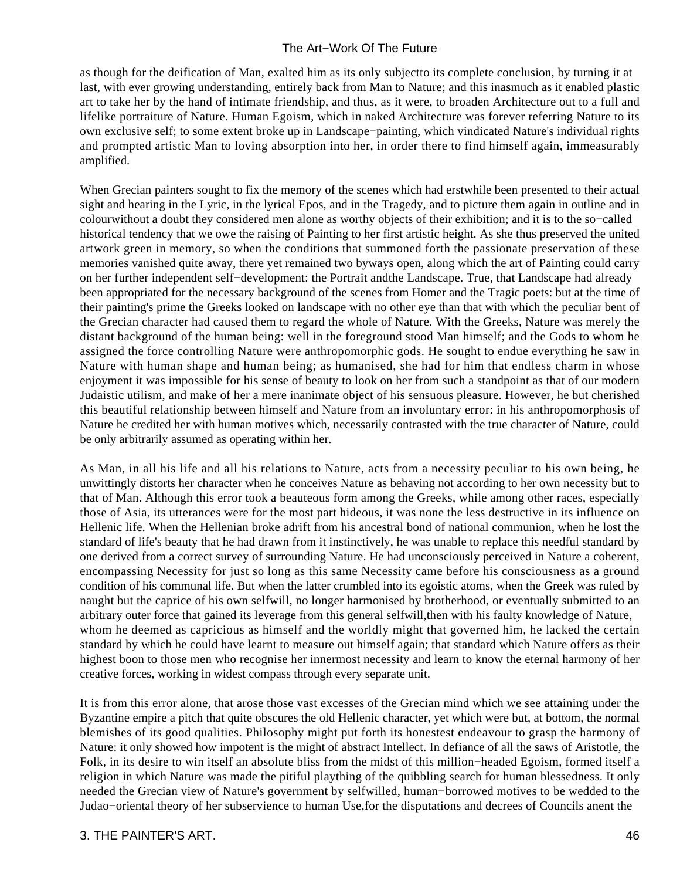as though for the deification of Man, exalted him as its only subjectto its complete conclusion, by turning it at last, with ever growing understanding, entirely back from Man to Nature; and this inasmuch as it enabled plastic art to take her by the hand of intimate friendship, and thus, as it were, to broaden Architecture out to a full and lifelike portraiture of Nature. Human Egoism, which in naked Architecture was forever referring Nature to its own exclusive self; to some extent broke up in Landscape−painting, which vindicated Nature's individual rights and prompted artistic Man to loving absorption into her, in order there to find himself again, immeasurably amplified.

When Grecian painters sought to fix the memory of the scenes which had erstwhile been presented to their actual sight and hearing in the Lyric, in the lyrical Epos, and in the Tragedy, and to picture them again in outline and in colourwithout a doubt they considered men alone as worthy objects of their exhibition; and it is to the so−called historical tendency that we owe the raising of Painting to her first artistic height. As she thus preserved the united artwork green in memory, so when the conditions that summoned forth the passionate preservation of these memories vanished quite away, there yet remained two byways open, along which the art of Painting could carry on her further independent self−development: the Portrait andthe Landscape. True, that Landscape had already been appropriated for the necessary background of the scenes from Homer and the Tragic poets: but at the time of their painting's prime the Greeks looked on landscape with no other eye than that with which the peculiar bent of the Grecian character had caused them to regard the whole of Nature. With the Greeks, Nature was merely the distant background of the human being: well in the foreground stood Man himself; and the Gods to whom he assigned the force controlling Nature were anthropomorphic gods. He sought to endue everything he saw in Nature with human shape and human being; as humanised, she had for him that endless charm in whose enjoyment it was impossible for his sense of beauty to look on her from such a standpoint as that of our modern Judaistic utilism, and make of her a mere inanimate object of his sensuous pleasure. However, he but cherished this beautiful relationship between himself and Nature from an involuntary error: in his anthropomorphosis of Nature he credited her with human motives which, necessarily contrasted with the true character of Nature, could be only arbitrarily assumed as operating within her.

As Man, in all his life and all his relations to Nature, acts from a necessity peculiar to his own being, he unwittingly distorts her character when he conceives Nature as behaving not according to her own necessity but to that of Man. Although this error took a beauteous form among the Greeks, while among other races, especially those of Asia, its utterances were for the most part hideous, it was none the less destructive in its influence on Hellenic life. When the Hellenian broke adrift from his ancestral bond of national communion, when he lost the standard of life's beauty that he had drawn from it instinctively, he was unable to replace this needful standard by one derived from a correct survey of surrounding Nature. He had unconsciously perceived in Nature a coherent, encompassing Necessity for just so long as this same Necessity came before his consciousness as a ground condition of his communal life. But when the latter crumbled into its egoistic atoms, when the Greek was ruled by naught but the caprice of his own selfwill, no longer harmonised by brotherhood, or eventually submitted to an arbitrary outer force that gained its leverage from this general selfwill,then with his faulty knowledge of Nature, whom he deemed as capricious as himself and the worldly might that governed him, he lacked the certain standard by which he could have learnt to measure out himself again; that standard which Nature offers as their highest boon to those men who recognise her innermost necessity and learn to know the eternal harmony of her creative forces, working in widest compass through every separate unit.

It is from this error alone, that arose those vast excesses of the Grecian mind which we see attaining under the Byzantine empire a pitch that quite obscures the old Hellenic character, yet which were but, at bottom, the normal blemishes of its good qualities. Philosophy might put forth its honestest endeavour to grasp the harmony of Nature: it only showed how impotent is the might of abstract Intellect. In defiance of all the saws of Aristotle, the Folk, in its desire to win itself an absolute bliss from the midst of this million−headed Egoism, formed itself a religion in which Nature was made the pitiful plaything of the quibbling search for human blessedness. It only needed the Grecian view of Nature's government by selfwilled, human−borrowed motives to be wedded to the Judao−oriental theory of her subservience to human Use,for the disputations and decrees of Councils anent the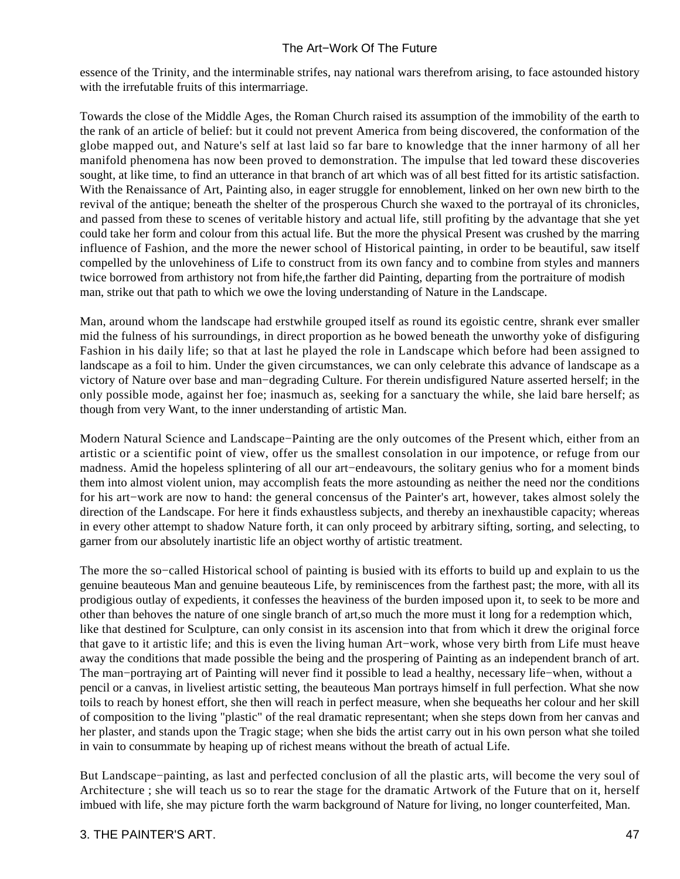essence of the Trinity, and the interminable strifes, nay national wars therefrom arising, to face astounded history with the irrefutable fruits of this intermarriage.

Towards the close of the Middle Ages, the Roman Church raised its assumption of the immobility of the earth to the rank of an article of belief: but it could not prevent America from being discovered, the conformation of the globe mapped out, and Nature's self at last laid so far bare to knowledge that the inner harmony of all her manifold phenomena has now been proved to demonstration. The impulse that led toward these discoveries sought, at like time, to find an utterance in that branch of art which was of all best fitted for its artistic satisfaction. With the Renaissance of Art, Painting also, in eager struggle for ennoblement, linked on her own new birth to the revival of the antique; beneath the shelter of the prosperous Church she waxed to the portrayal of its chronicles, and passed from these to scenes of veritable history and actual life, still profiting by the advantage that she yet could take her form and colour from this actual life. But the more the physical Present was crushed by the marring influence of Fashion, and the more the newer school of Historical painting, in order to be beautiful, saw itself compelled by the unlovehiness of Life to construct from its own fancy and to combine from styles and manners twice borrowed from arthistory not from hife,the farther did Painting, departing from the portraiture of modish man, strike out that path to which we owe the loving understanding of Nature in the Landscape.

Man, around whom the landscape had erstwhile grouped itself as round its egoistic centre, shrank ever smaller mid the fulness of his surroundings, in direct proportion as he bowed beneath the unworthy yoke of disfiguring Fashion in his daily life; so that at last he played the role in Landscape which before had been assigned to landscape as a foil to him. Under the given circumstances, we can only celebrate this advance of landscape as a victory of Nature over base and man−degrading Culture. For therein undisfigured Nature asserted herself; in the only possible mode, against her foe; inasmuch as, seeking for a sanctuary the while, she laid bare herself; as though from very Want, to the inner understanding of artistic Man.

Modern Natural Science and Landscape−Painting are the only outcomes of the Present which, either from an artistic or a scientific point of view, offer us the smallest consolation in our impotence, or refuge from our madness. Amid the hopeless splintering of all our art−endeavours, the solitary genius who for a moment binds them into almost violent union, may accomplish feats the more astounding as neither the need nor the conditions for his art−work are now to hand: the general concensus of the Painter's art, however, takes almost solely the direction of the Landscape. For here it finds exhaustless subjects, and thereby an inexhaustible capacity; whereas in every other attempt to shadow Nature forth, it can only proceed by arbitrary sifting, sorting, and selecting, to garner from our absolutely inartistic life an object worthy of artistic treatment.

The more the so−called Historical school of painting is busied with its efforts to build up and explain to us the genuine beauteous Man and genuine beauteous Life, by reminiscences from the farthest past; the more, with all its prodigious outlay of expedients, it confesses the heaviness of the burden imposed upon it, to seek to be more and other than behoves the nature of one single branch of art,so much the more must it long for a redemption which, like that destined for Sculpture, can only consist in its ascension into that from which it drew the original force that gave to it artistic life; and this is even the living human Art−work, whose very birth from Life must heave away the conditions that made possible the being and the prospering of Painting as an independent branch of art. The man−portraying art of Painting will never find it possible to lead a healthy, necessary life−when, without a pencil or a canvas, in liveliest artistic setting, the beauteous Man portrays himself in full perfection. What she now toils to reach by honest effort, she then will reach in perfect measure, when she bequeaths her colour and her skill of composition to the living "plastic" of the real dramatic representant; when she steps down from her canvas and her plaster, and stands upon the Tragic stage; when she bids the artist carry out in his own person what she toiled in vain to consummate by heaping up of richest means without the breath of actual Life.

But Landscape−painting, as last and perfected conclusion of all the plastic arts, will become the very soul of Architecture ; she will teach us so to rear the stage for the dramatic Artwork of the Future that on it, herself imbued with life, she may picture forth the warm background of Nature for living, no longer counterfeited, Man.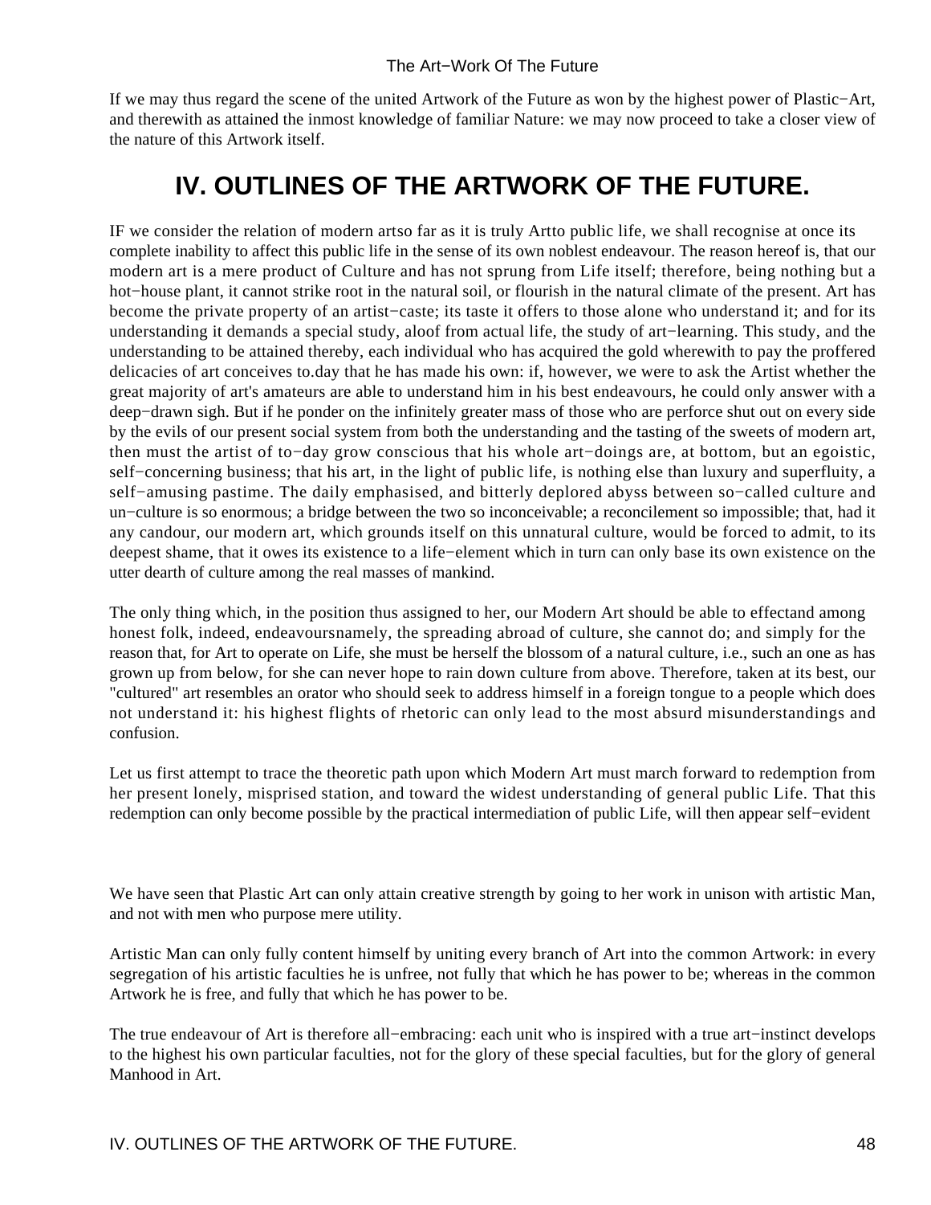If we may thus regard the scene of the united Artwork of the Future as won by the highest power of Plastic−Art, and therewith as attained the inmost knowledge of familiar Nature: we may now proceed to take a closer view of the nature of this Artwork itself.

# IV. OUTLINES OF THE ARTWORK OF THE FUTURE.

IF we consider the relation of modern artso far as it is truly Artto public life, we shall recognise at once its complete inability to affect this public life in the sense of its own noblest endeavour. The reason hereof is, that our modern art is a mere product of Culture and has not sprung from Life itself; therefore, being nothing but a hot−house plant, it cannot strike root in the natural soil, or flourish in the natural climate of the present. Art has become the private property of an artist−caste; its taste it offers to those alone who understand it; and for its understanding it demands a special study, aloof from actual life, the study of art−learning. This study, and the understanding to be attained thereby, each individual who has acquired the gold wherewith to pay the proffered delicacies of art conceives to.day that he has made his own: if, however, we were to ask the Artist whether the great majority of art's amateurs are able to understand him in his best endeavours, he could only answer with a deep−drawn sigh. But if he ponder on the infinitely greater mass of those who are perforce shut out on every side by the evils of our present social system from both the understanding and the tasting of the sweets of modern art, then must the artist of to−day grow conscious that his whole art−doings are, at bottom, but an egoistic, self−concerning business; that his art, in the light of public life, is nothing else than luxury and superfluity, a self−amusing pastime. The daily emphasised, and bitterly deplored abyss between so−called culture and un−culture is so enormous; a bridge between the two so inconceivable; a reconcilement so impossible; that, had it any candour, our modern art, which grounds itself on this unnatural culture, would be forced to admit, to its deepest shame, that it owes its existence to a life−element which in turn can only base its own existence on the utter dearth of culture among the real masses of mankind.

The only thing which, in the position thus assigned to her, our Modern Art should be able to effectand among honest folk, indeed, endeavoursnamely, the spreading abroad of culture, she cannot do; and simply for the reason that, for Art to operate on Life, she must be herself the blossom of a natural culture, i.e., such an one as has grown up from below, for she can never hope to rain down culture from above. Therefore, taken at its best, our "cultured" art resembles an orator who should seek to address himself in a foreign tongue to a people which does not understand it: his highest flights of rhetoric can only lead to the most absurd misunderstandings and confusion.

Let us first attempt to trace the theoretic path upon which Modern Art must march forward to redemption from her present lonely, misprised station, and toward the widest understanding of general public Life. That this redemption can only become possible by the practical intermediation of public Life, will then appear self−evident

We have seen that Plastic Art can only attain creative strength by going to her work in unison with artistic Man, and not with men who purpose mere utility.

Artistic Man can only fully content himself by uniting every branch of Art into the common Artwork: in every segregation of his artistic faculties he is unfree, not fully that which he has power to be; whereas in the common Artwork he is free, and fully that which he has power to be.

The true endeavour of Art is therefore all−embracing: each unit who is inspired with a true art−instinct develops to the highest his own particular faculties, not for the glory of these special faculties, but for the glory of general Manhood in Art.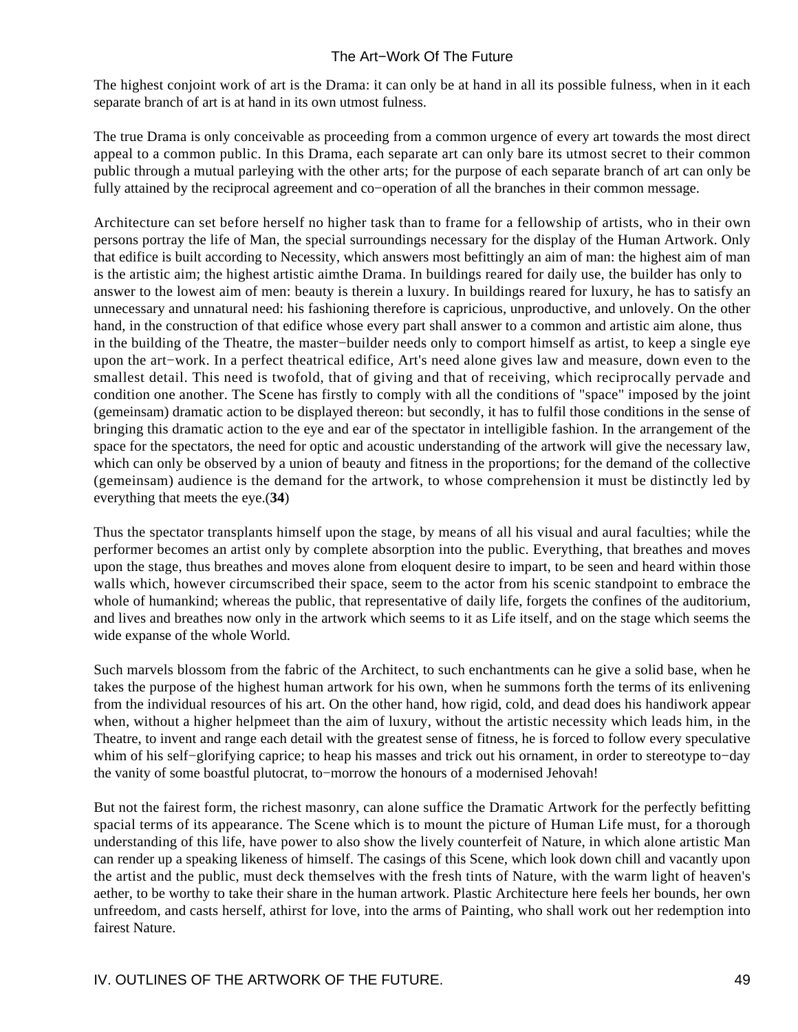The highest conjoint work of art is the Drama: it can only be at hand in all its possible fulness, when in it each separate branch of art is at hand in its own utmost fulness.

The true Drama is only conceivable as proceeding from a common urgence of every art towards the most direct appeal to a common public. In this Drama, each separate art can only bare its utmost secret to their common public through a mutual parleying with the other arts; for the purpose of each separate branch of art can only be fully attained by the reciprocal agreement and co−operation of all the branches in their common message.

Architecture can set before herself no higher task than to frame for a fellowship of artists, who in their own persons portray the life of Man, the special surroundings necessary for the display of the Human Artwork. Only that edifice is built according to Necessity, which answers most befittingly an aim of man: the highest aim of man is the artistic aim; the highest artistic aimthe Drama. In buildings reared for daily use, the builder has only to answer to the lowest aim of men: beauty is therein a luxury. In buildings reared for luxury, he has to satisfy an unnecessary and unnatural need: his fashioning therefore is capricious, unproductive, and unlovely. On the other hand, in the construction of that edifice whose every part shall answer to a common and artistic aim alone, thus in the building of the Theatre, the master−builder needs only to comport himself as artist, to keep a single eye upon the art−work. In a perfect theatrical edifice, Art's need alone gives law and measure, down even to the smallest detail. This need is twofold, that of giving and that of receiving, which reciprocally pervade and condition one another. The Scene has firstly to comply with all the conditions of "space" imposed by the joint (gemeinsam) dramatic action to be displayed thereon: but secondly, it has to fulfil those conditions in the sense of bringing this dramatic action to the eye and ear of the spectator in intelligible fashion. In the arrangement of the space for the spectators, the need for optic and acoustic understanding of the artwork will give the necessary law, which can only be observed by a union of beauty and fitness in the proportions; for the demand of the collective (gemeinsam) audience is the demand for the artwork, to whose comprehension it must be distinctly led by everything that meets the eye.(**34**)

Thus the spectator transplants himself upon the stage, by means of all his visual and aural faculties; while the performer becomes an artist only by complete absorption into the public. Everything, that breathes and moves upon the stage, thus breathes and moves alone from eloquent desire to impart, to be seen and heard within those walls which, however circumscribed their space, seem to the actor from his scenic standpoint to embrace the whole of humankind; whereas the public, that representative of daily life, forgets the confines of the auditorium, and lives and breathes now only in the artwork which seems to it as Life itself, and on the stage which seems the wide expanse of the whole World.

Such marvels blossom from the fabric of the Architect, to such enchantments can he give a solid base, when he takes the purpose of the highest human artwork for his own, when he summons forth the terms of its enlivening from the individual resources of his art. On the other hand, how rigid, cold, and dead does his handiwork appear when, without a higher helpmeet than the aim of luxury, without the artistic necessity which leads him, in the Theatre, to invent and range each detail with the greatest sense of fitness, he is forced to follow every speculative whim of his self−glorifying caprice; to heap his masses and trick out his ornament, in order to stereotype to−day the vanity of some boastful plutocrat, to−morrow the honours of a modernised Jehovah!

But not the fairest form, the richest masonry, can alone suffice the Dramatic Artwork for the perfectly befitting spacial terms of its appearance. The Scene which is to mount the picture of Human Life must, for a thorough understanding of this life, have power to also show the lively counterfeit of Nature, in which alone artistic Man can render up a speaking likeness of himself. The casings of this Scene, which look down chill and vacantly upon the artist and the public, must deck themselves with the fresh tints of Nature, with the warm light of heaven's aether, to be worthy to take their share in the human artwork. Plastic Architecture here feels her bounds, her own unfreedom, and casts herself, athirst for love, into the arms of Painting, who shall work out her redemption into fairest Nature.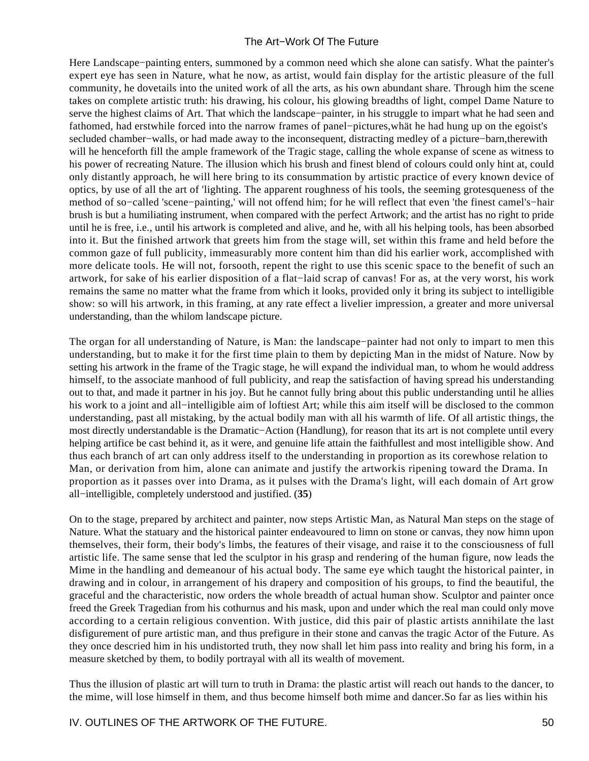Here Landscape−painting enters, summoned by a common need which she alone can satisfy. What the painter's expert eye has seen in Nature, what he now, as artist, would fain display for the artistic pleasure of the full community, he dovetails into the united work of all the arts, as his own abundant share. Through him the scene takes on complete artistic truth: his drawing, his colour, his glowing breadths of light, compel Dame Nature to serve the highest claims of Art. That which the landscape−painter, in his struggle to impart what he had seen and fathomed, had erstwhile forced into the narrow frames of panel−pictures,whät he had hung up on the egoist's secluded chamber−walls, or had made away to the inconsequent, distracting medley of a picture−barn,therewith will he henceforth fill the ample framework of the Tragic stage, calling the whole expanse of scene as witness to his power of recreating Nature. The illusion which his brush and finest blend of colours could only hint at, could only distantly approach, he will here bring to its consummation by artistic practice of every known device of optics, by use of all the art of 'lighting. The apparent roughness of his tools, the seeming grotesqueness of the method of so−called 'scene−painting,' will not offend him; for he will reflect that even 'the finest camel's−hair brush is but a humiliating instrument, when compared with the perfect Artwork; and the artist has no right to pride until he is free, i.e., until his artwork is completed and alive, and he, with all his helping tools, has been absorbed into it. But the finished artwork that greets him from the stage will, set within this frame and held before the common gaze of full publicity, immeasurably more content him than did his earlier work, accomplished with more delicate tools. He will not, forsooth, repent the right to use this scenic space to the benefit of such an artwork, for sake of his earlier disposition of a flat−laid scrap of canvas! For as, at the very worst, his work remains the same no matter what the frame from which it looks, provided only it bring its subject to intelligible show: so will his artwork, in this framing, at any rate effect a livelier impression, a greater and more universal understanding, than the whilom landscape picture.

The organ for all understanding of Nature, is Man: the landscape−painter had not only to impart to men this understanding, but to make it for the first time plain to them by depicting Man in the midst of Nature. Now by setting his artwork in the frame of the Tragic stage, he will expand the individual man, to whom he would address himself, to the associate manhood of full publicity, and reap the satisfaction of having spread his understanding out to that, and made it partner in his joy. But he cannot fully bring about this public understanding until he allies his work to a joint and all−intelligible aim of loftiest Art; while this aim itself will be disclosed to the common understanding, past all mistaking, by the actual bodily man with all his warmth of life. Of all artistic things, the most directly understandable is the Dramatic−Action (Handlung), for reason that its art is not complete until every helping artifice be cast behind it, as it were, and genuine life attain the faithfullest and most intelligible show. And thus each branch of art can only address itself to the understanding in proportion as its corewhose relation to Man, or derivation from him, alone can animate and justify the artworkis ripening toward the Drama. In proportion as it passes over into Drama, as it pulses with the Drama's light, will each domain of Art grow all−intelligible, completely understood and justified. (**35**)

On to the stage, prepared by architect and painter, now steps Artistic Man, as Natural Man steps on the stage of Nature. What the statuary and the historical painter endeavoured to limn on stone or canvas, they now himn upon themselves, their form, their body's limbs, the features of their visage, and raise it to the consciousness of full artistic life. The same sense that led the sculptor in his grasp and rendering of the human figure, now leads the Mime in the handling and demeanour of his actual body. The same eye which taught the historical painter, in drawing and in colour, in arrangement of his drapery and composition of his groups, to find the beautiful, the graceful and the characteristic, now orders the whole breadth of actual human show. Sculptor and painter once freed the Greek Tragedian from his cothurnus and his mask, upon and under which the real man could only move according to a certain religious convention. With justice, did this pair of plastic artists annihilate the last disfigurement of pure artistic man, and thus prefigure in their stone and canvas the tragic Actor of the Future. As they once descried him in his undistorted truth, they now shall let him pass into reality and bring his form, in a measure sketched by them, to bodily portrayal with all its wealth of movement.

Thus the illusion of plastic art will turn to truth in Drama: the plastic artist will reach out hands to the dancer, to the mime, will lose himself in them, and thus become himself both mime and dancer.So far as lies within his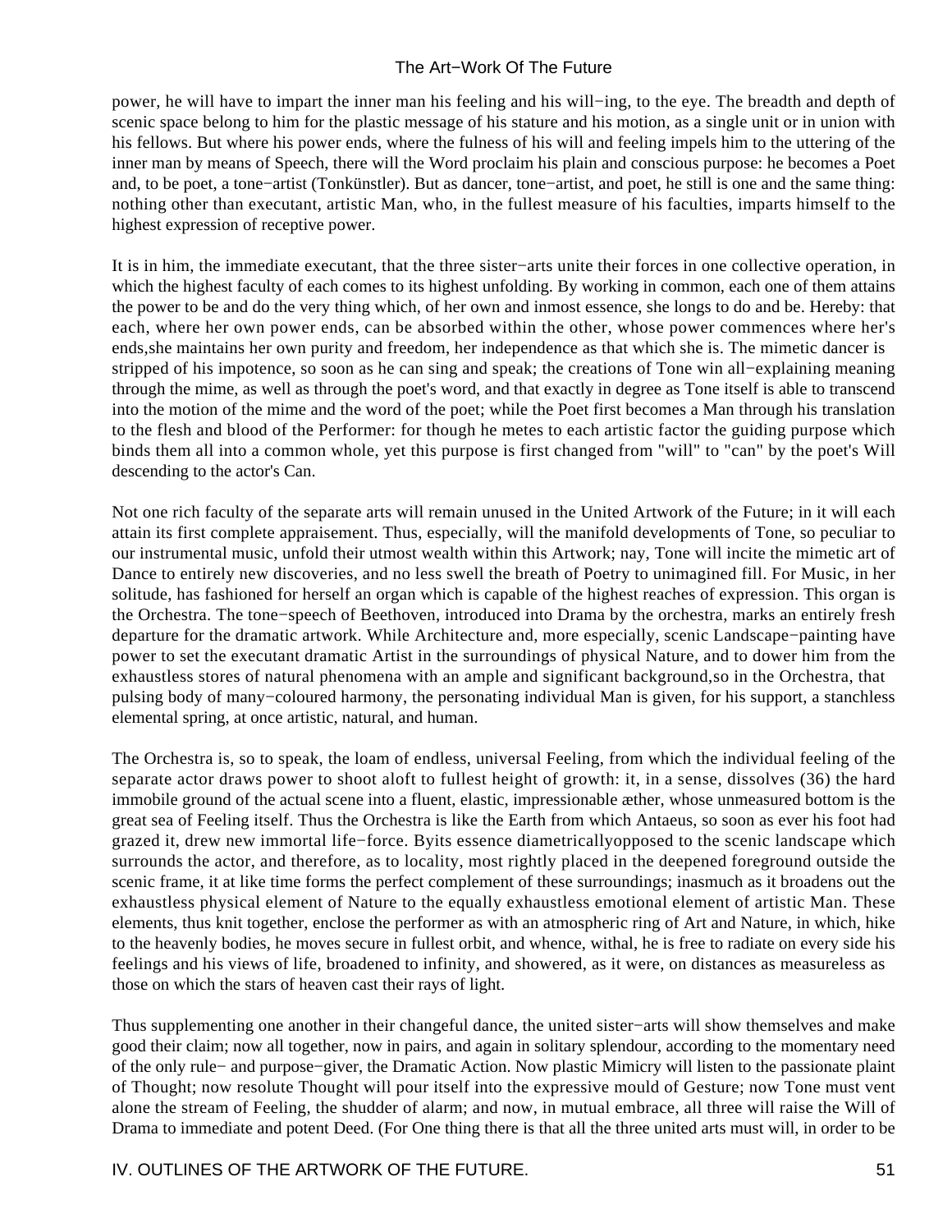power, he will have to impart the inner man his feeling and his will−ing, to the eye. The breadth and depth of scenic space belong to him for the plastic message of his stature and his motion, as a single unit or in union with his fellows. But where his power ends, where the fulness of his will and feeling impels him to the uttering of the inner man by means of Speech, there will the Word proclaim his plain and conscious purpose: he becomes a Poet and, to be poet, a tone−artist (Tonkünstler). But as dancer, tone−artist, and poet, he still is one and the same thing: nothing other than executant, artistic Man, who, in the fullest measure of his faculties, imparts himself to the highest expression of receptive power.

It is in him, the immediate executant, that the three sister−arts unite their forces in one collective operation, in which the highest faculty of each comes to its highest unfolding. By working in common, each one of them attains the power to be and do the very thing which, of her own and inmost essence, she longs to do and be. Hereby: that each, where her own power ends, can be absorbed within the other, whose power commences where her's ends,she maintains her own purity and freedom, her independence as that which she is. The mimetic dancer is stripped of his impotence, so soon as he can sing and speak; the creations of Tone win all−explaining meaning through the mime, as well as through the poet's word, and that exactly in degree as Tone itself is able to transcend into the motion of the mime and the word of the poet; while the Poet first becomes a Man through his translation to the flesh and blood of the Performer: for though he metes to each artistic factor the guiding purpose which binds them all into a common whole, yet this purpose is first changed from "will" to "can" by the poet's Will descending to the actor's Can.

Not one rich faculty of the separate arts will remain unused in the United Artwork of the Future; in it will each attain its first complete appraisement. Thus, especially, will the manifold developments of Tone, so peculiar to our instrumental music, unfold their utmost wealth within this Artwork; nay, Tone will incite the mimetic art of Dance to entirely new discoveries, and no less swell the breath of Poetry to unimagined fill. For Music, in her solitude, has fashioned for herself an organ which is capable of the highest reaches of expression. This organ is the Orchestra. The tone−speech of Beethoven, introduced into Drama by the orchestra, marks an entirely fresh departure for the dramatic artwork. While Architecture and, more especially, scenic Landscape−painting have power to set the executant dramatic Artist in the surroundings of physical Nature, and to dower him from the exhaustless stores of natural phenomena with an ample and significant background,so in the Orchestra, that pulsing body of many−coloured harmony, the personating individual Man is given, for his support, a stanchless elemental spring, at once artistic, natural, and human.

The Orchestra is, so to speak, the loam of endless, universal Feeling, from which the individual feeling of the separate actor draws power to shoot aloft to fullest height of growth: it, in a sense, dissolves (36) the hard immobile ground of the actual scene into a fluent, elastic, impressionable æther, whose unmeasured bottom is the great sea of Feeling itself. Thus the Orchestra is like the Earth from which Antaeus, so soon as ever his foot had grazed it, drew new immortal life−force. Byits essence diametricallyopposed to the scenic landscape which surrounds the actor, and therefore, as to locality, most rightly placed in the deepened foreground outside the scenic frame, it at like time forms the perfect complement of these surroundings; inasmuch as it broadens out the exhaustless physical element of Nature to the equally exhaustless emotional element of artistic Man. These elements, thus knit together, enclose the performer as with an atmospheric ring of Art and Nature, in which, hike to the heavenly bodies, he moves secure in fullest orbit, and whence, withal, he is free to radiate on every side his feelings and his views of life, broadened to infinity, and showered, as it were, on distances as measureless as those on which the stars of heaven cast their rays of light.

Thus supplementing one another in their changeful dance, the united sister−arts will show themselves and make good their claim; now all together, now in pairs, and again in solitary splendour, according to the momentary need of the only rule− and purpose−giver, the Dramatic Action. Now plastic Mimicry will listen to the passionate plaint of Thought; now resolute Thought will pour itself into the expressive mould of Gesture; now Tone must vent alone the stream of Feeling, the shudder of alarm; and now, in mutual embrace, all three will raise the Will of Drama to immediate and potent Deed. (For One thing there is that all the three united arts must will, in order to be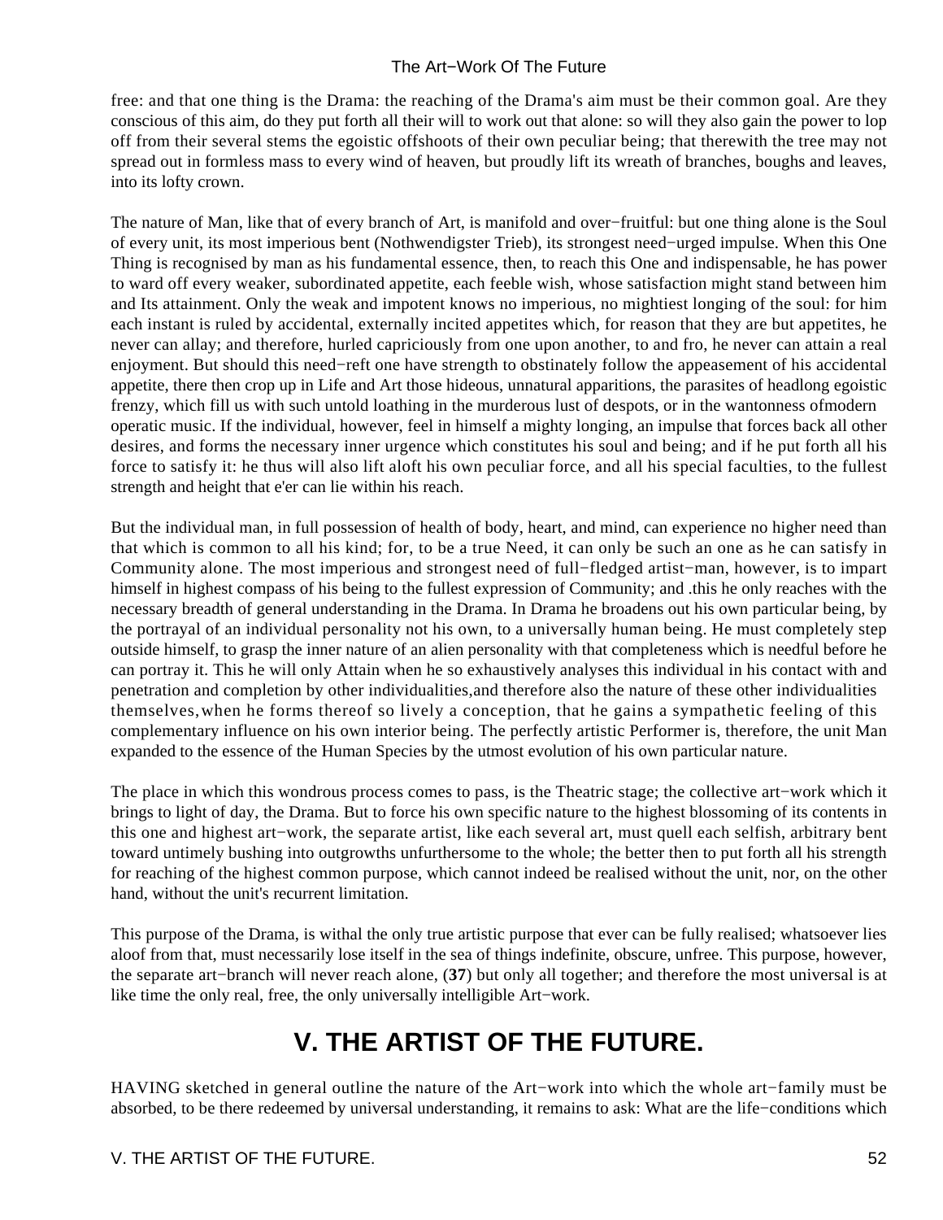free: and that one thing is the Drama: the reaching of the Drama's aim must be their common goal. Are they conscious of this aim, do they put forth all their will to work out that alone: so will they also gain the power to lop off from their several stems the egoistic offshoots of their own peculiar being; that therewith the tree may not spread out in formless mass to every wind of heaven, but proudly lift its wreath of branches, boughs and leaves, into its lofty crown.

The nature of Man, like that of every branch of Art, is manifold and over−fruitful: but one thing alone is the Soul of every unit, its most imperious bent (Nothwendigster Trieb), its strongest need−urged impulse. When this One Thing is recognised by man as his fundamental essence, then, to reach this One and indispensable, he has power to ward off every weaker, subordinated appetite, each feeble wish, whose satisfaction might stand between him and Its attainment. Only the weak and impotent knows no imperious, no mightiest longing of the soul: for him each instant is ruled by accidental, externally incited appetites which, for reason that they are but appetites, he never can allay; and therefore, hurled capriciously from one upon another, to and fro, he never can attain a real enjoyment. But should this need−reft one have strength to obstinately follow the appeasement of his accidental appetite, there then crop up in Life and Art those hideous, unnatural apparitions, the parasites of headlong egoistic frenzy, which fill us with such untold loathing in the murderous lust of despots, or in the wantonness ofmodern operatic music. If the individual, however, feel in himself a mighty longing, an impulse that forces back all other desires, and forms the necessary inner urgence which constitutes his soul and being; and if he put forth all his force to satisfy it: he thus will also lift aloft his own peculiar force, and all his special faculties, to the fullest strength and height that e'er can lie within his reach.

But the individual man, in full possession of health of body, heart, and mind, can experience no higher need than that which is common to all his kind; for, to be a true Need, it can only be such an one as he can satisfy in Community alone. The most imperious and strongest need of full−fledged artist−man, however, is to impart himself in highest compass of his being to the fullest expression of Community; and .this he only reaches with the necessary breadth of general understanding in the Drama. In Drama he broadens out his own particular being, by the portrayal of an individual personality not his own, to a universally human being. He must completely step outside himself, to grasp the inner nature of an alien personality with that completeness which is needful before he can portray it. This he will only Attain when he so exhaustively analyses this individual in his contact with and penetration and completion by other individualities,and therefore also the nature of these other individualities themselves,when he forms thereof so lively a conception, that he gains a sympathetic feeling of this complementary influence on his own interior being. The perfectly artistic Performer is, therefore, the unit Man expanded to the essence of the Human Species by the utmost evolution of his own particular nature.

The place in which this wondrous process comes to pass, is the Theatric stage; the collective art−work which it brings to light of day, the Drama. But to force his own specific nature to the highest blossoming of its contents in this one and highest art−work, the separate artist, like each several art, must quell each selfish, arbitrary bent toward untimely bushing into outgrowths unfurthersome to the whole; the better then to put forth all his strength for reaching of the highest common purpose, which cannot indeed be realised without the unit, nor, on the other hand, without the unit's recurrent limitation.

This purpose of the Drama, is withal the only true artistic purpose that ever can be fully realised; whatsoever lies aloof from that, must necessarily lose itself in the sea of things indefinite, obscure, unfree. This purpose, however, the separate art−branch will never reach alone, (**37**) but only all together; and therefore the most universal is at like time the only real, free, the only universally intelligible Art−work.

## V. THE ARTIST OF THE FUTURE.

HAVING sketched in general outline the nature of the Art−work into which the whole art−family must be absorbed, to be there redeemed by universal understanding, it remains to ask: What are the life−conditions which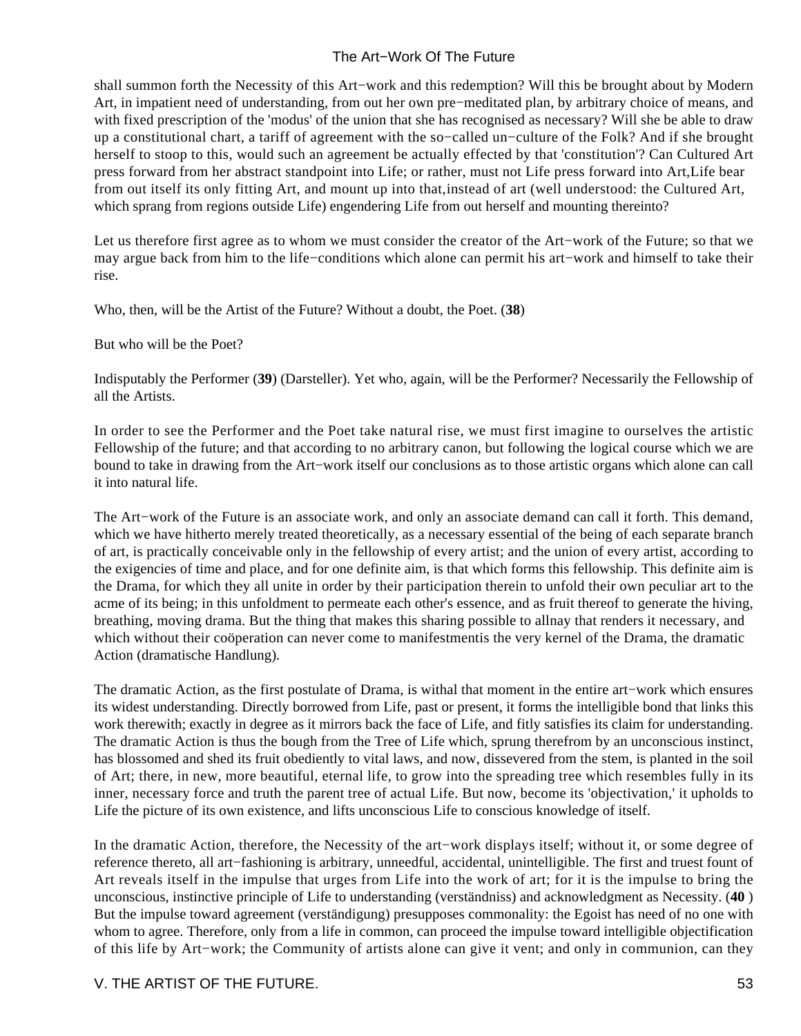shall summon forth the Necessity of this Art−work and this redemption? Will this be brought about by Modern Art, in impatient need of understanding, from out her own pre−meditated plan, by arbitrary choice of means, and with fixed prescription of the 'modus' of the union that she has recognised as necessary? Will she be able to draw up a constitutional chart, a tariff of agreement with the so−called un−culture of the Folk? And if she brought herself to stoop to this, would such an agreement be actually effected by that 'constitution'? Can Cultured Art press forward from her abstract standpoint into Life; or rather, must not Life press forward into Art,Life bear from out itself its only fitting Art, and mount up into that,instead of art (well understood: the Cultured Art, which sprang from regions outside Life) engendering Life from out herself and mounting thereinto?

Let us therefore first agree as to whom we must consider the creator of the Art−work of the Future; so that we may argue back from him to the life−conditions which alone can permit his art−work and himself to take their rise.

Who, then, will be the Artist of the Future? Without a doubt, the Poet. (**38**)

But who will be the Poet?

Indisputably the Performer (**39**) (Darsteller). Yet who, again, will be the Performer? Necessarily the Fellowship of all the Artists.

In order to see the Performer and the Poet take natural rise, we must first imagine to ourselves the artistic Fellowship of the future; and that according to no arbitrary canon, but following the logical course which we are bound to take in drawing from the Art−work itself our conclusions as to those artistic organs which alone can call it into natural life.

The Art−work of the Future is an associate work, and only an associate demand can call it forth. This demand, which we have hitherto merely treated theoretically, as a necessary essential of the being of each separate branch of art, is practically conceivable only in the fellowship of every artist; and the union of every artist, according to the exigencies of time and place, and for one definite aim, is that which forms this fellowship. This definite aim is the Drama, for which they all unite in order by their participation therein to unfold their own peculiar art to the acme of its being; in this unfoldment to permeate each other's essence, and as fruit thereof to generate the hiving, breathing, moving drama. But the thing that makes this sharing possible to allnay that renders it necessary, and which without their coöperation can never come to manifestmentis the very kernel of the Drama, the dramatic Action (dramatische Handlung).

The dramatic Action, as the first postulate of Drama, is withal that moment in the entire art−work which ensures its widest understanding. Directly borrowed from Life, past or present, it forms the intelligible bond that links this work therewith; exactly in degree as it mirrors back the face of Life, and fitly satisfies its claim for understanding. The dramatic Action is thus the bough from the Tree of Life which, sprung therefrom by an unconscious instinct, has blossomed and shed its fruit obediently to vital laws, and now, dissevered from the stem, is planted in the soil of Art; there, in new, more beautiful, eternal life, to grow into the spreading tree which resembles fully in its inner, necessary force and truth the parent tree of actual Life. But now, become its 'objectivation,' it upholds to Life the picture of its own existence, and lifts unconscious Life to conscious knowledge of itself.

In the dramatic Action, therefore, the Necessity of the art−work displays itself; without it, or some degree of reference thereto, all art−fashioning is arbitrary, unneedful, accidental, unintelligible. The first and truest fount of Art reveals itself in the impulse that urges from Life into the work of art; for it is the impulse to bring the unconscious, instinctive principle of Life to understanding (verständniss) and acknowledgment as Necessity. (**40** ) But the impulse toward agreement (verständigung) presupposes commonality: the Egoist has need of no one with whom to agree. Therefore, only from a life in common, can proceed the impulse toward intelligible objectification of this life by Art−work; the Community of artists alone can give it vent; and only in communion, can they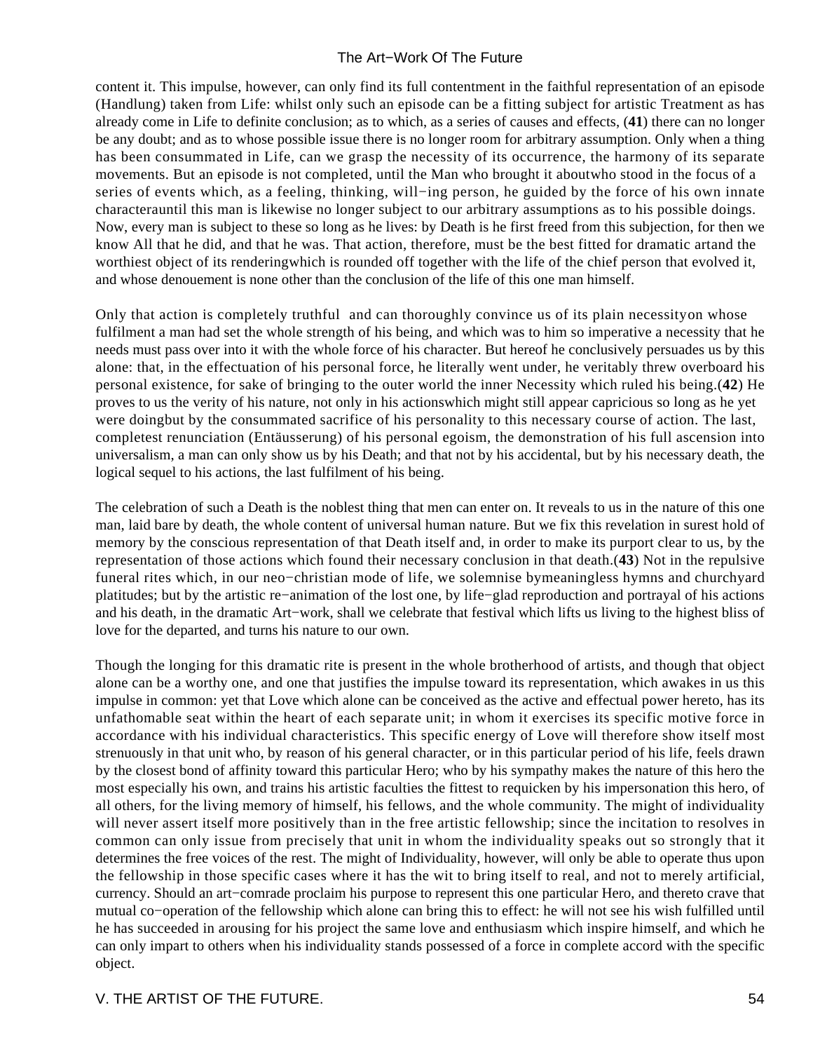content it. This impulse, however, can only find its full contentment in the faithful representation of an episode (Handlung) taken from Life: whilst only such an episode can be a fitting subject for artistic Treatment as has already come in Life to definite conclusion; as to which, as a series of causes and effects, (**41**) there can no longer be any doubt; and as to whose possible issue there is no longer room for arbitrary assumption. Only when a thing has been consummated in Life, can we grasp the necessity of its occurrence, the harmony of its separate movements. But an episode is not completed, until the Man who brought it aboutwho stood in the focus of a series of events which, as a feeling, thinking, will−ing person, he guided by the force of his own innate characterauntil this man is likewise no longer subject to our arbitrary assumptions as to his possible doings. Now, every man is subject to these so long as he lives: by Death is he first freed from this subjection, for then we know All that he did, and that he was. That action, therefore, must be the best fitted for dramatic artand the worthiest object of its renderingwhich is rounded off together with the life of the chief person that evolved it, and whose denouement is none other than the conclusion of the life of this one man himself.

Only that action is completely truthful  and can thoroughly convince us of its plain necessityon whose fulfilment a man had set the whole strength of his being, and which was to him so imperative a necessity that he needs must pass over into it with the whole force of his character. But hereof he conclusively persuades us by this alone: that, in the effectuation of his personal force, he literally went under, he veritably threw overboard his personal existence, for sake of bringing to the outer world the inner Necessity which ruled his being.(**42**) He proves to us the verity of his nature, not only in his actionswhich might still appear capricious so long as he yet were doingbut by the consummated sacrifice of his personality to this necessary course of action. The last, completest renunciation (Entäusserung) of his personal egoism, the demonstration of his full ascension into universalism, a man can only show us by his Death; and that not by his accidental, but by his necessary death, the logical sequel to his actions, the last fulfilment of his being.

The celebration of such a Death is the noblest thing that men can enter on. It reveals to us in the nature of this one man, laid bare by death, the whole content of universal human nature. But we fix this revelation in surest hold of memory by the conscious representation of that Death itself and, in order to make its purport clear to us, by the representation of those actions which found their necessary conclusion in that death.(**43**) Not in the repulsive funeral rites which, in our neo−christian mode of life, we solemnise bymeaningless hymns and churchyard platitudes; but by the artistic re−animation of the lost one, by life−glad reproduction and portrayal of his actions and his death, in the dramatic Art−work, shall we celebrate that festival which lifts us living to the highest bliss of love for the departed, and turns his nature to our own.

Though the longing for this dramatic rite is present in the whole brotherhood of artists, and though that object alone can be a worthy one, and one that justifies the impulse toward its representation, which awakes in us this impulse in common: yet that Love which alone can be conceived as the active and effectual power hereto, has its unfathomable seat within the heart of each separate unit; in whom it exercises its specific motive force in accordance with his individual characteristics. This specific energy of Love will therefore show itself most strenuously in that unit who, by reason of his general character, or in this particular period of his life, feels drawn by the closest bond of affinity toward this particular Hero; who by his sympathy makes the nature of this hero the most especially his own, and trains his artistic faculties the fittest to requicken by his impersonation this hero, of all others, for the living memory of himself, his fellows, and the whole community. The might of individuality will never assert itself more positively than in the free artistic fellowship; since the incitation to resolves in common can only issue from precisely that unit in whom the individuality speaks out so strongly that it determines the free voices of the rest. The might of Individuality, however, will only be able to operate thus upon the fellowship in those specific cases where it has the wit to bring itself to real, and not to merely artificial, currency. Should an art−comrade proclaim his purpose to represent this one particular Hero, and thereto crave that mutual co−operation of the fellowship which alone can bring this to effect: he will not see his wish fulfilled until he has succeeded in arousing for his project the same love and enthusiasm which inspire himself, and which he can only impart to others when his individuality stands possessed of a force in complete accord with the specific object.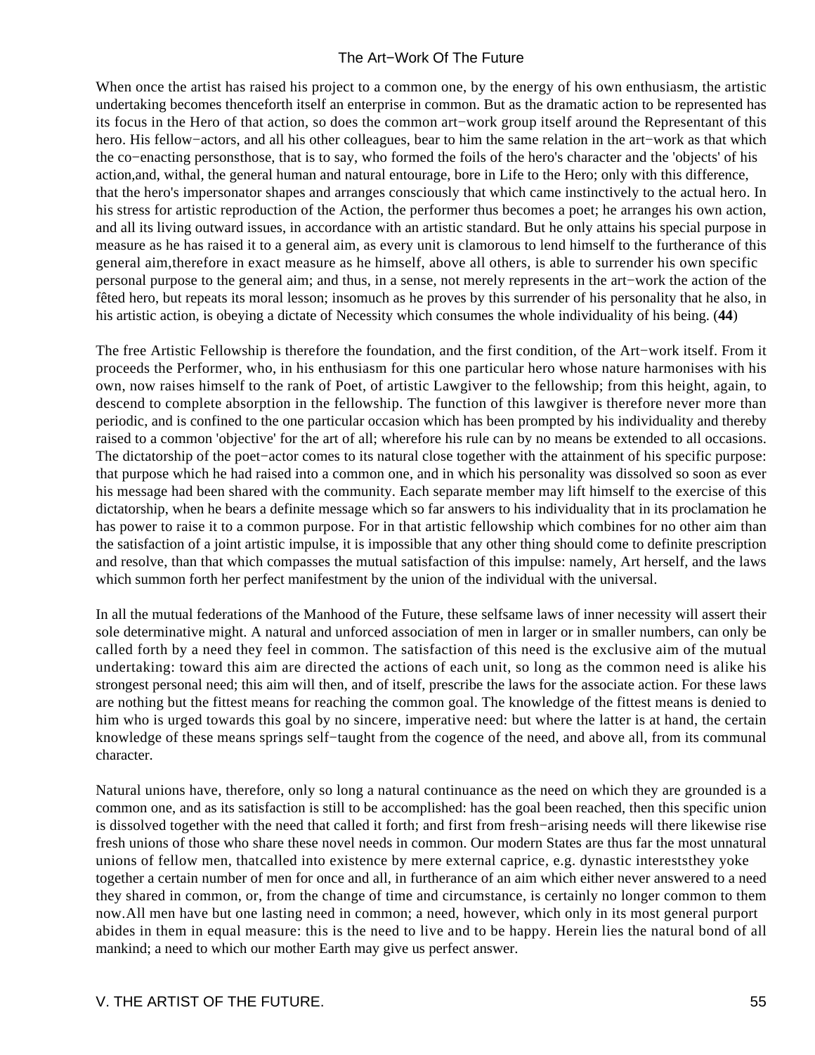When once the artist has raised his project to a common one, by the energy of his own enthusiasm, the artistic undertaking becomes thenceforth itself an enterprise in common. But as the dramatic action to be represented has its focus in the Hero of that action, so does the common art−work group itself around the Representant of this hero. His fellow−actors, and all his other colleagues, bear to him the same relation in the art−work as that which the co−enacting personsthose, that is to say, who formed the foils of the hero's character and the 'objects' of his action,and, withal, the general human and natural entourage, bore in Life to the Hero; only with this difference, that the hero's impersonator shapes and arranges consciously that which came instinctively to the actual hero. In his stress for artistic reproduction of the Action, the performer thus becomes a poet; he arranges his own action, and all its living outward issues, in accordance with an artistic standard. But he only attains his special purpose in measure as he has raised it to a general aim, as every unit is clamorous to lend himself to the furtherance of this general aim,therefore in exact measure as he himself, above all others, is able to surrender his own specific personal purpose to the general aim; and thus, in a sense, not merely represents in the art−work the action of the fêted hero, but repeats its moral lesson; insomuch as he proves by this surrender of his personality that he also, in his artistic action, is obeying a dictate of Necessity which consumes the whole individuality of his being. (**44**)

The free Artistic Fellowship is therefore the foundation, and the first condition, of the Art−work itself. From it proceeds the Performer, who, in his enthusiasm for this one particular hero whose nature harmonises with his own, now raises himself to the rank of Poet, of artistic Lawgiver to the fellowship; from this height, again, to descend to complete absorption in the fellowship. The function of this lawgiver is therefore never more than periodic, and is confined to the one particular occasion which has been prompted by his individuality and thereby raised to a common 'objective' for the art of all; wherefore his rule can by no means be extended to all occasions. The dictatorship of the poet−actor comes to its natural close together with the attainment of his specific purpose: that purpose which he had raised into a common one, and in which his personality was dissolved so soon as ever his message had been shared with the community. Each separate member may lift himself to the exercise of this dictatorship, when he bears a definite message which so far answers to his individuality that in its proclamation he has power to raise it to a common purpose. For in that artistic fellowship which combines for no other aim than the satisfaction of a joint artistic impulse, it is impossible that any other thing should come to definite prescription and resolve, than that which compasses the mutual satisfaction of this impulse: namely, Art herself, and the laws which summon forth her perfect manifestment by the union of the individual with the universal.

In all the mutual federations of the Manhood of the Future, these selfsame laws of inner necessity will assert their sole determinative might. A natural and unforced association of men in larger or in smaller numbers, can only be called forth by a need they feel in common. The satisfaction of this need is the exclusive aim of the mutual undertaking: toward this aim are directed the actions of each unit, so long as the common need is alike his strongest personal need; this aim will then, and of itself, prescribe the laws for the associate action. For these laws are nothing but the fittest means for reaching the common goal. The knowledge of the fittest means is denied to him who is urged towards this goal by no sincere, imperative need: but where the latter is at hand, the certain knowledge of these means springs self−taught from the cogence of the need, and above all, from its communal character.

Natural unions have, therefore, only so long a natural continuance as the need on which they are grounded is a common one, and as its satisfaction is still to be accomplished: has the goal been reached, then this specific union is dissolved together with the need that called it forth; and first from fresh−arising needs will there likewise rise fresh unions of those who share these novel needs in common. Our modern States are thus far the most unnatural unions of fellow men, thatcalled into existence by mere external caprice, e.g. dynastic intereststhey yoke together a certain number of men for once and all, in furtherance of an aim which either never answered to a need they shared in common, or, from the change of time and circumstance, is certainly no longer common to them now.All men have but one lasting need in common; a need, however, which only in its most general purport abides in them in equal measure: this is the need to live and to be happy. Herein lies the natural bond of all mankind; a need to which our mother Earth may give us perfect answer.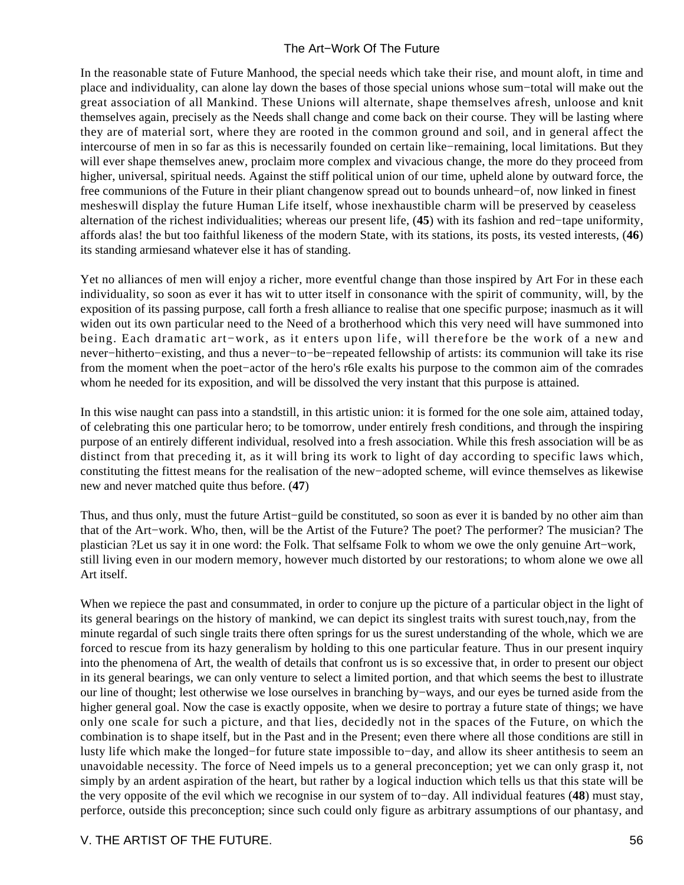In the reasonable state of Future Manhood, the special needs which take their rise, and mount aloft, in time and place and individuality, can alone lay down the bases of those special unions whose sum−total will make out the great association of all Mankind. These Unions will alternate, shape themselves afresh, unloose and knit themselves again, precisely as the Needs shall change and come back on their course. They will be lasting where they are of material sort, where they are rooted in the common ground and soil, and in general affect the intercourse of men in so far as this is necessarily founded on certain like−remaining, local limitations. But they will ever shape themselves anew, proclaim more complex and vivacious change, the more do they proceed from higher, universal, spiritual needs. Against the stiff political union of our time, upheld alone by outward force, the free communions of the Future in their pliant changenow spread out to bounds unheard−of, now linked in finest mesheswill display the future Human Life itself, whose inexhaustible charm will be preserved by ceaseless alternation of the richest individualities; whereas our present life, (**45**) with its fashion and red−tape uniformity, affords alas! the but too faithful likeness of the modern State, with its stations, its posts, its vested interests, (**46**) its standing armiesand whatever else it has of standing.

Yet no alliances of men will enjoy a richer, more eventful change than those inspired by Art For in these each individuality, so soon as ever it has wit to utter itself in consonance with the spirit of community, will, by the exposition of its passing purpose, call forth a fresh alliance to realise that one specific purpose; inasmuch as it will widen out its own particular need to the Need of a brotherhood which this very need will have summoned into being. Each dramatic art−work, as it enters upon life, will therefore be the work of a new and never−hitherto−existing, and thus a never−to−be−repeated fellowship of artists: its communion will take its rise from the moment when the poet−actor of the hero's r6le exalts his purpose to the common aim of the comrades whom he needed for its exposition, and will be dissolved the very instant that this purpose is attained.

In this wise naught can pass into a standstill, in this artistic union: it is formed for the one sole aim, attained today, of celebrating this one particular hero; to be tomorrow, under entirely fresh conditions, and through the inspiring purpose of an entirely different individual, resolved into a fresh association. While this fresh association will be as distinct from that preceding it, as it will bring its work to light of day according to specific laws which, constituting the fittest means for the realisation of the new−adopted scheme, will evince themselves as likewise new and never matched quite thus before. (**47**)

Thus, and thus only, must the future Artist−guild be constituted, so soon as ever it is banded by no other aim than that of the Art−work. Who, then, will be the Artist of the Future? The poet? The performer? The musician? The plastician ?Let us say it in one word: the Folk. That selfsame Folk to whom we owe the only genuine Art−work, still living even in our modern memory, however much distorted by our restorations; to whom alone we owe all Art itself.

When we repiece the past and consummated, in order to conjure up the picture of a particular object in the light of its general bearings on the history of mankind, we can depict its singlest traits with surest touch,nay, from the minute regardal of such single traits there often springs for us the surest understanding of the whole, which we are forced to rescue from its hazy generalism by holding to this one particular feature. Thus in our present inquiry into the phenomena of Art, the wealth of details that confront us is so excessive that, in order to present our object in its general bearings, we can only venture to select a limited portion, and that which seems the best to illustrate our line of thought; lest otherwise we lose ourselves in branching by−ways, and our eyes be turned aside from the higher general goal. Now the case is exactly opposite, when we desire to portray a future state of things; we have only one scale for such a picture, and that lies, decidedly not in the spaces of the Future, on which the combination is to shape itself, but in the Past and in the Present; even there where all those conditions are still in lusty life which make the longed−for future state impossible to−day, and allow its sheer antithesis to seem an unavoidable necessity. The force of Need impels us to a general preconception; yet we can only grasp it, not simply by an ardent aspiration of the heart, but rather by a logical induction which tells us that this state will be the very opposite of the evil which we recognise in our system of to−day. All individual features (**48**) must stay, perforce, outside this preconception; since such could only figure as arbitrary assumptions of our phantasy, and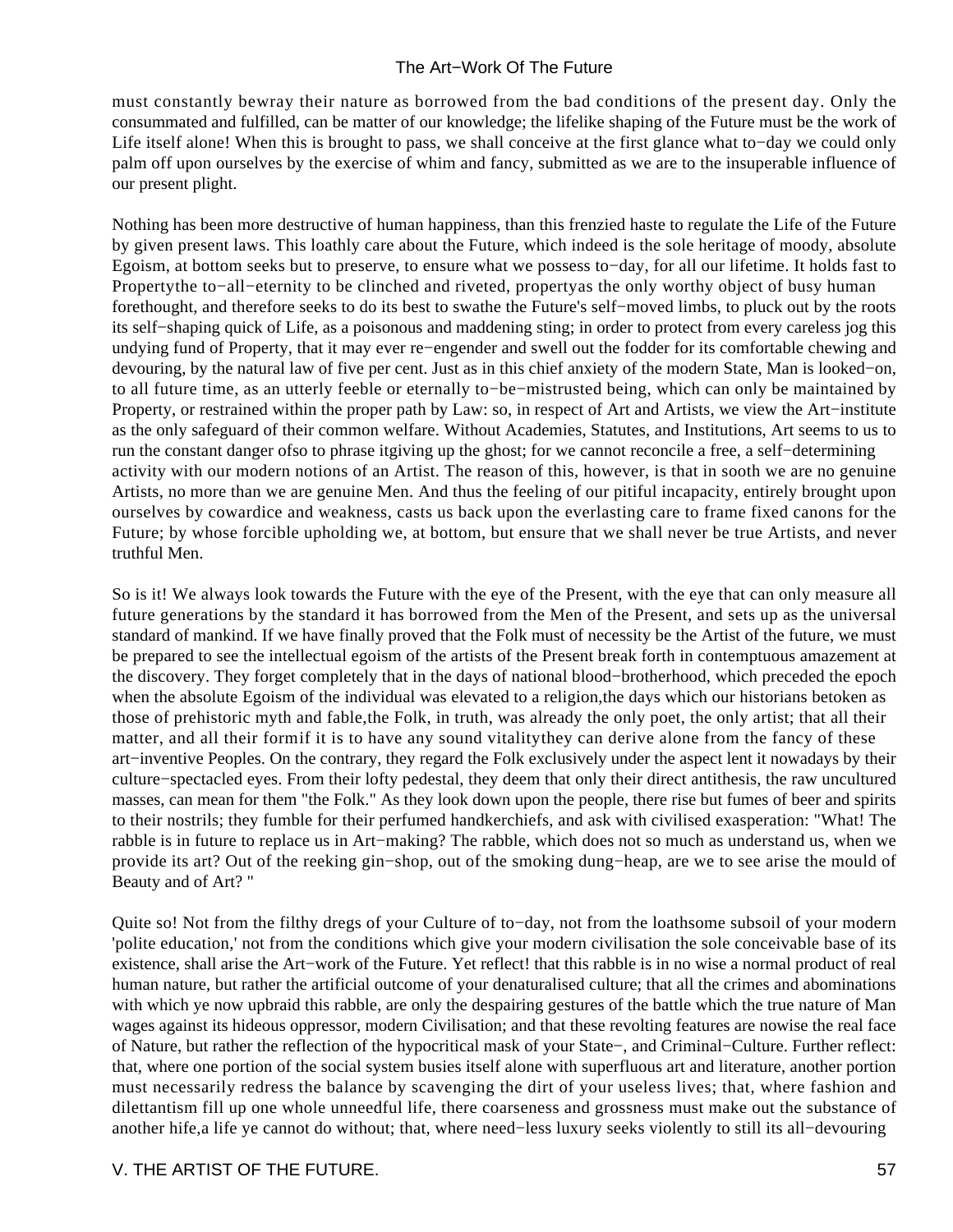must constantly bewray their nature as borrowed from the bad conditions of the present day. Only the consummated and fulfilled, can be matter of our knowledge; the lifelike shaping of the Future must be the work of Life itself alone! When this is brought to pass, we shall conceive at the first glance what to−day we could only palm off upon ourselves by the exercise of whim and fancy, submitted as we are to the insuperable influence of our present plight.

Nothing has been more destructive of human happiness, than this frenzied haste to regulate the Life of the Future by given present laws. This loathly care about the Future, which indeed is the sole heritage of moody, absolute Egoism, at bottom seeks but to preserve, to ensure what we possess to−day, for all our lifetime. It holds fast to Propertythe to−all−eternity to be clinched and riveted, propertyas the only worthy object of busy human forethought, and therefore seeks to do its best to swathe the Future's self−moved limbs, to pluck out by the roots its self−shaping quick of Life, as a poisonous and maddening sting; in order to protect from every careless jog this undying fund of Property, that it may ever re−engender and swell out the fodder for its comfortable chewing and devouring, by the natural law of five per cent. Just as in this chief anxiety of the modern State, Man is looked−on, to all future time, as an utterly feeble or eternally to−be−mistrusted being, which can only be maintained by Property, or restrained within the proper path by Law: so, in respect of Art and Artists, we view the Art−institute as the only safeguard of their common welfare. Without Academies, Statutes, and Institutions, Art seems to us to run the constant danger ofso to phrase itgiving up the ghost; for we cannot reconcile a free, a self−determining activity with our modern notions of an Artist. The reason of this, however, is that in sooth we are no genuine Artists, no more than we are genuine Men. And thus the feeling of our pitiful incapacity, entirely brought upon ourselves by cowardice and weakness, casts us back upon the everlasting care to frame fixed canons for the Future; by whose forcible upholding we, at bottom, but ensure that we shall never be true Artists, and never truthful Men.

So is it! We always look towards the Future with the eye of the Present, with the eye that can only measure all future generations by the standard it has borrowed from the Men of the Present, and sets up as the universal standard of mankind. If we have finally proved that the Folk must of necessity be the Artist of the future, we must be prepared to see the intellectual egoism of the artists of the Present break forth in contemptuous amazement at the discovery. They forget completely that in the days of national blood−brotherhood, which preceded the epoch when the absolute Egoism of the individual was elevated to a religion,the days which our historians betoken as those of prehistoric myth and fable,the Folk, in truth, was already the only poet, the only artist; that all their matter, and all their formif it is to have any sound vitalitythey can derive alone from the fancy of these art−inventive Peoples. On the contrary, they regard the Folk exclusively under the aspect lent it nowadays by their culture−spectacled eyes. From their lofty pedestal, they deem that only their direct antithesis, the raw uncultured masses, can mean for them "the Folk." As they look down upon the people, there rise but fumes of beer and spirits to their nostrils; they fumble for their perfumed handkerchiefs, and ask with civilised exasperation: "What! The rabble is in future to replace us in Art−making? The rabble, which does not so much as understand us, when we provide its art? Out of the reeking gin−shop, out of the smoking dung−heap, are we to see arise the mould of Beauty and of Art? "

Quite so! Not from the filthy dregs of your Culture of to−day, not from the loathsome subsoil of your modern 'polite education,' not from the conditions which give your modern civilisation the sole conceivable base of its existence, shall arise the Art−work of the Future. Yet reflect! that this rabble is in no wise a normal product of real human nature, but rather the artificial outcome of your denaturalised culture; that all the crimes and abominations with which ye now upbraid this rabble, are only the despairing gestures of the battle which the true nature of Man wages against its hideous oppressor, modern Civilisation; and that these revolting features are nowise the real face of Nature, but rather the reflection of the hypocritical mask of your State−, and Criminal−Culture. Further reflect: that, where one portion of the social system busies itself alone with superfluous art and literature, another portion must necessarily redress the balance by scavenging the dirt of your useless lives; that, where fashion and dilettantism fill up one whole unneedful life, there coarseness and grossness must make out the substance of another hife,a life ye cannot do without; that, where need−less luxury seeks violently to still its all−devouring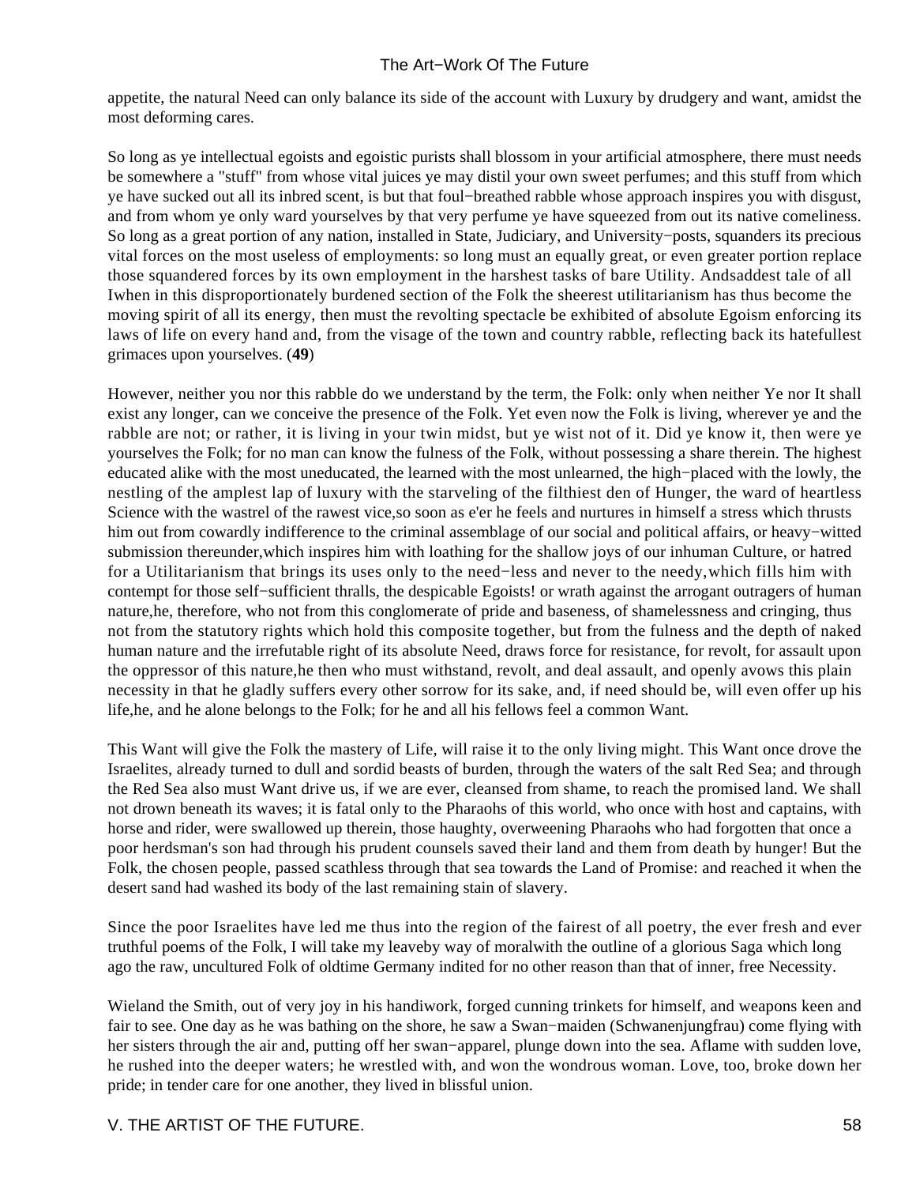appetite, the natural Need can only balance its side of the account with Luxury by drudgery and want, amidst the most deforming cares.

So long as ye intellectual egoists and egoistic purists shall blossom in your artificial atmosphere, there must needs be somewhere a "stuff" from whose vital juices ye may distil your own sweet perfumes; and this stuff from which ye have sucked out all its inbred scent, is but that foul−breathed rabble whose approach inspires you with disgust, and from whom ye only ward yourselves by that very perfume ye have squeezed from out its native comeliness. So long as a great portion of any nation, installed in State, Judiciary, and University−posts, squanders its precious vital forces on the most useless of employments: so long must an equally great, or even greater portion replace those squandered forces by its own employment in the harshest tasks of bare Utility. Andsaddest tale of all Iwhen in this disproportionately burdened section of the Folk the sheerest utilitarianism has thus become the moving spirit of all its energy, then must the revolting spectacle be exhibited of absolute Egoism enforcing its laws of life on every hand and, from the visage of the town and country rabble, reflecting back its hatefullest grimaces upon yourselves. (**49**)

However, neither you nor this rabble do we understand by the term, the Folk: only when neither Ye nor It shall exist any longer, can we conceive the presence of the Folk. Yet even now the Folk is living, wherever ye and the rabble are not; or rather, it is living in your twin midst, but ye wist not of it. Did ye know it, then were ye yourselves the Folk; for no man can know the fulness of the Folk, without possessing a share therein. The highest educated alike with the most uneducated, the learned with the most unlearned, the high−placed with the lowly, the nestling of the amplest lap of luxury with the starveling of the filthiest den of Hunger, the ward of heartless Science with the wastrel of the rawest vice,so soon as e'er he feels and nurtures in himself a stress which thrusts him out from cowardly indifference to the criminal assemblage of our social and political affairs, or heavy−witted submission thereunder,which inspires him with loathing for the shallow joys of our inhuman Culture, or hatred for a Utilitarianism that brings its uses only to the need−less and never to the needy,which fills him with contempt for those self−sufficient thralls, the despicable Egoists! or wrath against the arrogant outragers of human nature,he, therefore, who not from this conglomerate of pride and baseness, of shamelessness and cringing, thus not from the statutory rights which hold this composite together, but from the fulness and the depth of naked human nature and the irrefutable right of its absolute Need, draws force for resistance, for revolt, for assault upon the oppressor of this nature,he then who must withstand, revolt, and deal assault, and openly avows this plain necessity in that he gladly suffers every other sorrow for its sake, and, if need should be, will even offer up his life,he, and he alone belongs to the Folk; for he and all his fellows feel a common Want.

This Want will give the Folk the mastery of Life, will raise it to the only living might. This Want once drove the Israelites, already turned to dull and sordid beasts of burden, through the waters of the salt Red Sea; and through the Red Sea also must Want drive us, if we are ever, cleansed from shame, to reach the promised land. We shall not drown beneath its waves; it is fatal only to the Pharaohs of this world, who once with host and captains, with horse and rider, were swallowed up therein, those haughty, overweening Pharaohs who had forgotten that once a poor herdsman's son had through his prudent counsels saved their land and them from death by hunger! But the Folk, the chosen people, passed scathless through that sea towards the Land of Promise: and reached it when the desert sand had washed its body of the last remaining stain of slavery.

Since the poor Israelites have led me thus into the region of the fairest of all poetry, the ever fresh and ever truthful poems of the Folk, I will take my leaveby way of moralwith the outline of a glorious Saga which long ago the raw, uncultured Folk of oldtime Germany indited for no other reason than that of inner, free Necessity.

Wieland the Smith, out of very joy in his handiwork, forged cunning trinkets for himself, and weapons keen and fair to see. One day as he was bathing on the shore, he saw a Swan−maiden (Schwanenjungfrau) come flying with her sisters through the air and, putting off her swan−apparel, plunge down into the sea. Aflame with sudden love, he rushed into the deeper waters; he wrestled with, and won the wondrous woman. Love, too, broke down her pride; in tender care for one another, they lived in blissful union.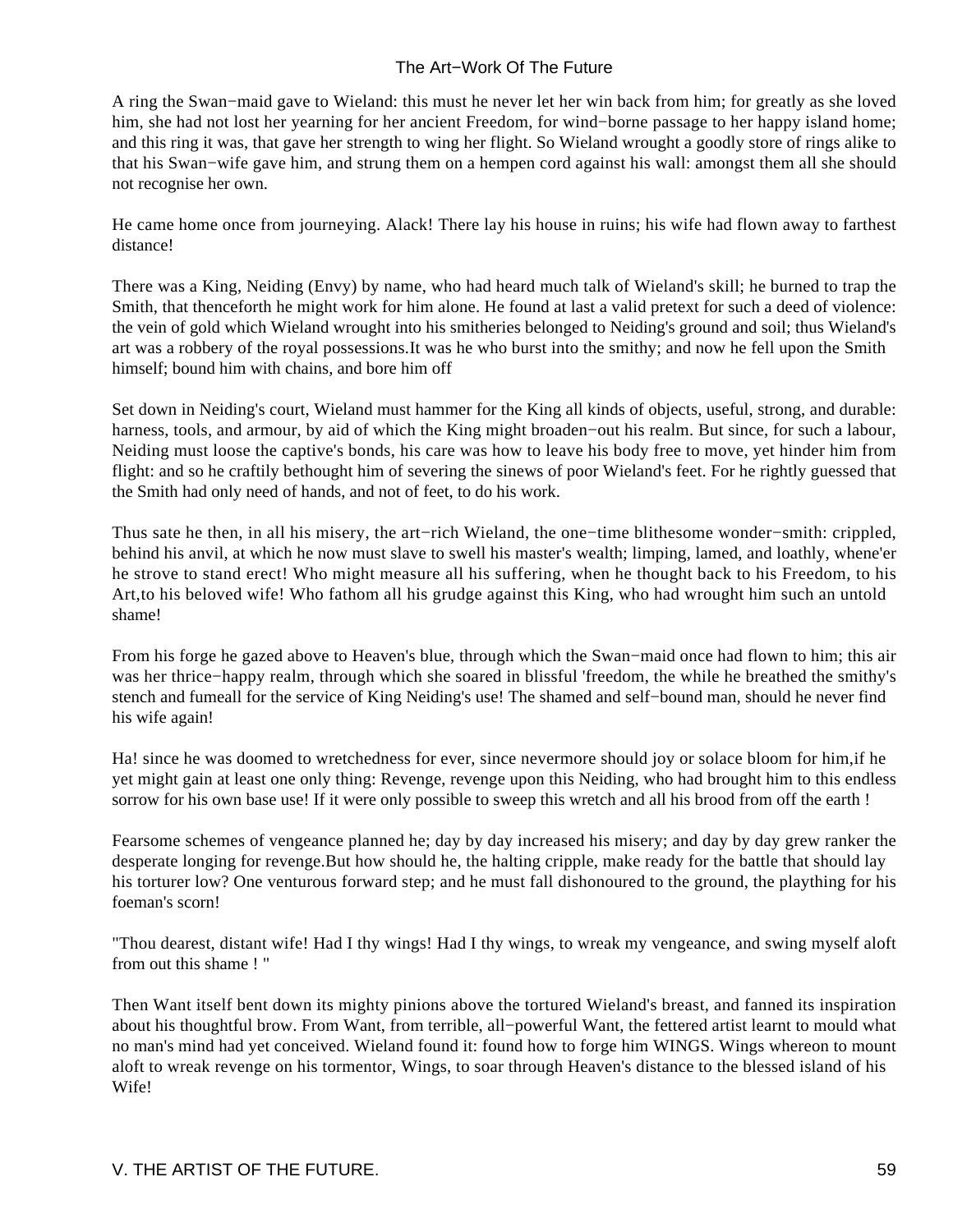A ring the Swan−maid gave to Wieland: this must he never let her win back from him; for greatly as she loved him, she had not lost her yearning for her ancient Freedom, for wind−borne passage to her happy island home; and this ring it was, that gave her strength to wing her flight. So Wieland wrought a goodly store of rings alike to that his Swan−wife gave him, and strung them on a hempen cord against his wall: amongst them all she should not recognise her own.

He came home once from journeying. Alack! There lay his house in ruins; his wife had flown away to farthest distance!

There was a King, Neiding (Envy) by name, who had heard much talk of Wieland's skill; he burned to trap the Smith, that thenceforth he might work for him alone. He found at last a valid pretext for such a deed of violence: the vein of gold which Wieland wrought into his smitheries belonged to Neiding's ground and soil; thus Wieland's art was a robbery of the royal possessions.It was he who burst into the smithy; and now he fell upon the Smith himself; bound him with chains, and bore him off

Set down in Neiding's court, Wieland must hammer for the King all kinds of objects, useful, strong, and durable: harness, tools, and armour, by aid of which the King might broaden−out his realm. But since, for such a labour, Neiding must loose the captive's bonds, his care was how to leave his body free to move, yet hinder him from flight: and so he craftily bethought him of severing the sinews of poor Wieland's feet. For he rightly guessed that the Smith had only need of hands, and not of feet, to do his work.

Thus sate he then, in all his misery, the art−rich Wieland, the one−time blithesome wonder−smith: crippled, behind his anvil, at which he now must slave to swell his master's wealth; limping, lamed, and loathly, whene'er he strove to stand erect! Who might measure all his suffering, when he thought back to his Freedom, to his Art,to his beloved wife! Who fathom all his grudge against this King, who had wrought him such an untold shame!

From his forge he gazed above to Heaven's blue, through which the Swan−maid once had flown to him; this air was her thrice−happy realm, through which she soared in blissful 'freedom, the while he breathed the smithy's stench and fumeall for the service of King Neiding's use! The shamed and self−bound man, should he never find his wife again!

Ha! since he was doomed to wretchedness for ever, since nevermore should joy or solace bloom for him,if he yet might gain at least one only thing: Revenge, revenge upon this Neiding, who had brought him to this endless sorrow for his own base use! If it were only possible to sweep this wretch and all his brood from off the earth !

Fearsome schemes of vengeance planned he; day by day increased his misery; and day by day grew ranker the desperate longing for revenge.But how should he, the halting cripple, make ready for the battle that should lay his torturer low? One venturous forward step; and he must fall dishonoured to the ground, the plaything for his foeman's scorn!

"Thou dearest, distant wife! Had I thy wings! Had I thy wings, to wreak my vengeance, and swing myself aloft from out this shame ! "

Then Want itself bent down its mighty pinions above the tortured Wieland's breast, and fanned its inspiration about his thoughtful brow. From Want, from terrible, all−powerful Want, the fettered artist learnt to mould what no man's mind had yet conceived. Wieland found it: found how to forge him WINGS. Wings whereon to mount aloft to wreak revenge on his tormentor, Wings, to soar through Heaven's distance to the blessed island of his Wife!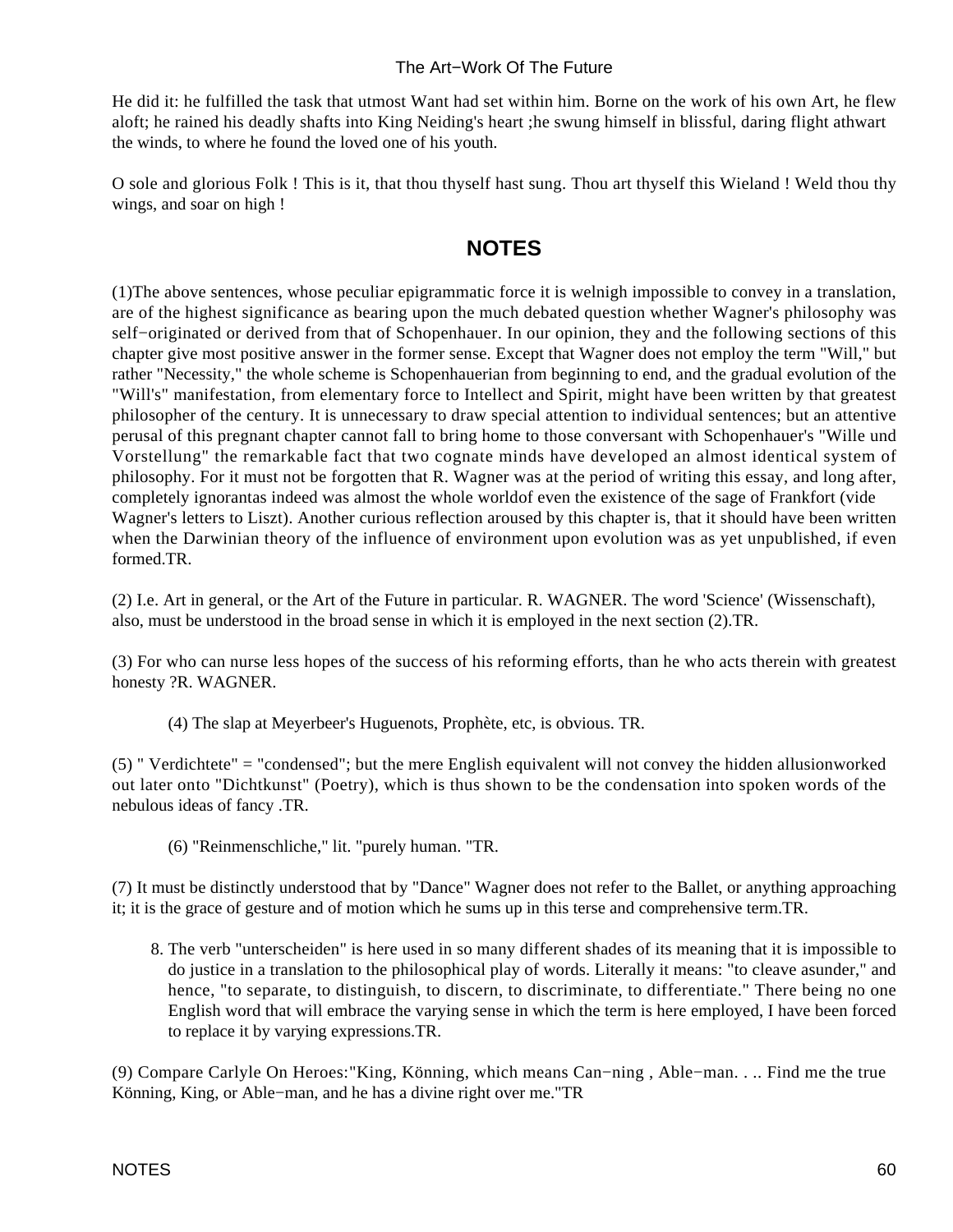He did it: he fulfilled the task that utmost Want had set within him. Borne on the work of his own Art, he flew aloft; he rained his deadly shafts into King Neiding's heart ;he swung himself in blissful, daring flight athwart the winds, to where he found the loved one of his youth.

O sole and glorious Folk ! This is it, that thou thyself hast sung. Thou art thyself this Wieland ! Weld thou thy wings, and soar on high !

## NOTES

(1)The above sentences, whose peculiar epigrammatic force it is welnigh impossible to convey in a translation, are of the highest significance as bearing upon the much debated question whether Wagner's philosophy was self−originated or derived from that of Schopenhauer. In our opinion, they and the following sections of this chapter give most positive answer in the former sense. Except that Wagner does not employ the term "Will," but rather "Necessity," the whole scheme is Schopenhauerian from beginning to end, and the gradual evolution of the "Will's" manifestation, from elementary force to Intellect and Spirit, might have been written by that greatest philosopher of the century. It is unnecessary to draw special attention to individual sentences; but an attentive perusal of this pregnant chapter cannot fall to bring home to those conversant with Schopenhauer's "Wille und Vorstellung" the remarkable fact that two cognate minds have developed an almost identical system of philosophy. For it must not be forgotten that R. Wagner was at the period of writing this essay, and long after, completely ignorantas indeed was almost the whole worldof even the existence of the sage of Frankfort (vide Wagner's letters to Liszt). Another curious reflection aroused by this chapter is, that it should have been written when the Darwinian theory of the influence of environment upon evolution was as yet unpublished, if even formed.TR.

(2) I.e. Art in general, or the Art of the Future in particular. R. WAGNER. The word 'Science' (Wissenschaft), also, must be understood in the broad sense in which it is employed in the next section (2).TR.

(3) For who can nurse less hopes of the success of his reforming efforts, than he who acts therein with greatest honesty ?R. WAGNER.

(4) The slap at Meyerbeer's Huguenots, Prophète, etc, is obvious. TR.

(5) " Verdichtete" = "condensed"; but the mere English equivalent will not convey the hidden allusionworked out later onto "Dichtkunst" (Poetry), which is thus shown to be the condensation into spoken words of the nebulous ideas of fancy .TR.

(6) "Reinmenschliche," lit. "purely human. "TR.

(7) It must be distinctly understood that by "Dance" Wagner does not refer to the Ballet, or anything approaching it; it is the grace of gesture and of motion which he sums up in this terse and comprehensive term.TR.

8. The verb "unterscheiden" is here used in so many different shades of its meaning that it is impossible to do justice in a translation to the philosophical play of words. Literally it means: "to cleave asunder," and hence, "to separate, to distinguish, to discern, to discriminate, to differentiate." There being no one English word that will embrace the varying sense in which the term is here employed, I have been forced to replace it by varying expressions.TR.

(9) Compare Carlyle On Heroes:"King, Könning, which means Can−ning , Able−man. . .. Find me the true Könning, King, or Able−man, and he has a divine right over me."TR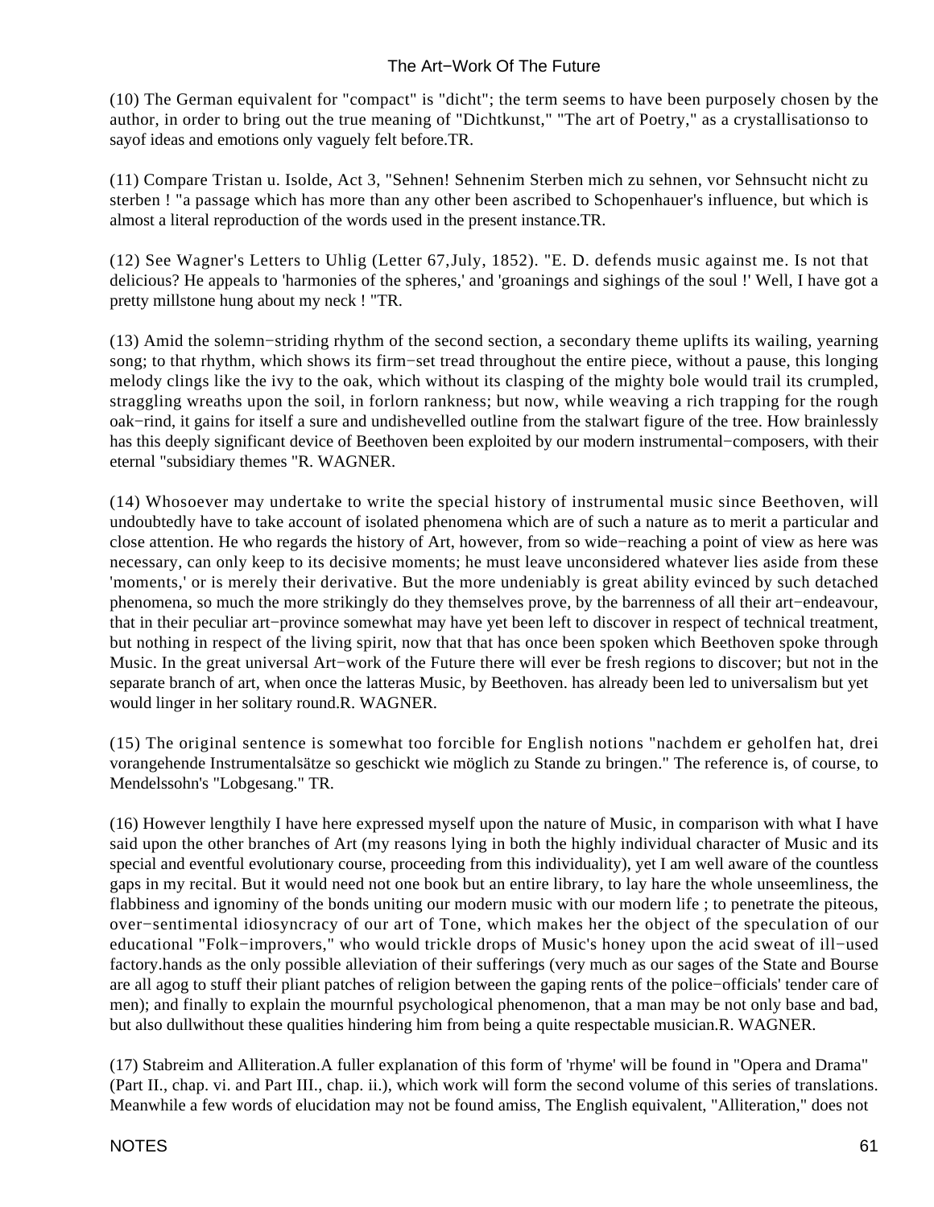(10) The German equivalent for "compact" is "dicht"; the term seems to have been purposely chosen by the author, in order to bring out the true meaning of "Dichtkunst," "The art of Poetry," as a crystallisationso to sayof ideas and emotions only vaguely felt before.TR.

(11) Compare Tristan u. Isolde, Act 3, "Sehnen! Sehnenim Sterben mich zu sehnen, vor Sehnsucht nicht zu sterben ! "a passage which has more than any other been ascribed to Schopenhauer's influence, but which is almost a literal reproduction of the words used in the present instance.TR.

(12) See Wagner's Letters to Uhlig (Letter 67,July, 1852). "E. D. defends music against me. Is not that delicious? He appeals to 'harmonies of the spheres,' and 'groanings and sighings of the soul !' Well, I have got a pretty millstone hung about my neck ! "TR.

(13) Amid the solemn−striding rhythm of the second section, a secondary theme uplifts its wailing, yearning song; to that rhythm, which shows its firm−set tread throughout the entire piece, without a pause, this longing melody clings like the ivy to the oak, which without its clasping of the mighty bole would trail its crumpled, straggling wreaths upon the soil, in forlorn rankness; but now, while weaving a rich trapping for the rough oak−rind, it gains for itself a sure and undishevelled outline from the stalwart figure of the tree. How brainlessly has this deeply significant device of Beethoven been exploited by our modern instrumental−composers, with their eternal "subsidiary themes "R. WAGNER.

(14) Whosoever may undertake to write the special history of instrumental music since Beethoven, will undoubtedly have to take account of isolated phenomena which are of such a nature as to merit a particular and close attention. He who regards the history of Art, however, from so wide−reaching a point of view as here was necessary, can only keep to its decisive moments; he must leave unconsidered whatever lies aside from these 'moments,' or is merely their derivative. But the more undeniably is great ability evinced by such detached phenomena, so much the more strikingly do they themselves prove, by the barrenness of all their art−endeavour, that in their peculiar art−province somewhat may have yet been left to discover in respect of technical treatment, but nothing in respect of the living spirit, now that that has once been spoken which Beethoven spoke through Music. In the great universal Art−work of the Future there will ever be fresh regions to discover; but not in the separate branch of art, when once the latteras Music, by Beethoven. has already been led to universalism but yet would linger in her solitary round.R. WAGNER.

(15) The original sentence is somewhat too forcible for English notions "nachdem er geholfen hat, drei vorangehende Instrumentalsätze so geschickt wie möglich zu Stande zu bringen." The reference is, of course, to Mendelssohn's "Lobgesang." TR.

(16) However lengthily I have here expressed myself upon the nature of Music, in comparison with what I have said upon the other branches of Art (my reasons lying in both the highly individual character of Music and its special and eventful evolutionary course, proceeding from this individuality), yet I am well aware of the countless gaps in my recital. But it would need not one book but an entire library, to lay hare the whole unseemliness, the flabbiness and ignominy of the bonds uniting our modern music with our modern life ; to penetrate the piteous, over−sentimental idiosyncracy of our art of Tone, which makes her the object of the speculation of our educational "Folk−improvers," who would trickle drops of Music's honey upon the acid sweat of ill−used factory.hands as the only possible alleviation of their sufferings (very much as our sages of the State and Bourse are all agog to stuff their pliant patches of religion between the gaping rents of the police−officials' tender care of men); and finally to explain the mournful psychological phenomenon, that a man may be not only base and bad, but also dullwithout these qualities hindering him from being a quite respectable musician.R. WAGNER.

(17) Stabreim and Alliteration.A fuller explanation of this form of 'rhyme' will be found in "Opera and Drama" (Part II., chap. vi. and Part III., chap. ii.), which work will form the second volume of this series of translations. Meanwhile a few words of elucidation may not be found amiss, The English equivalent, "Alliteration," does not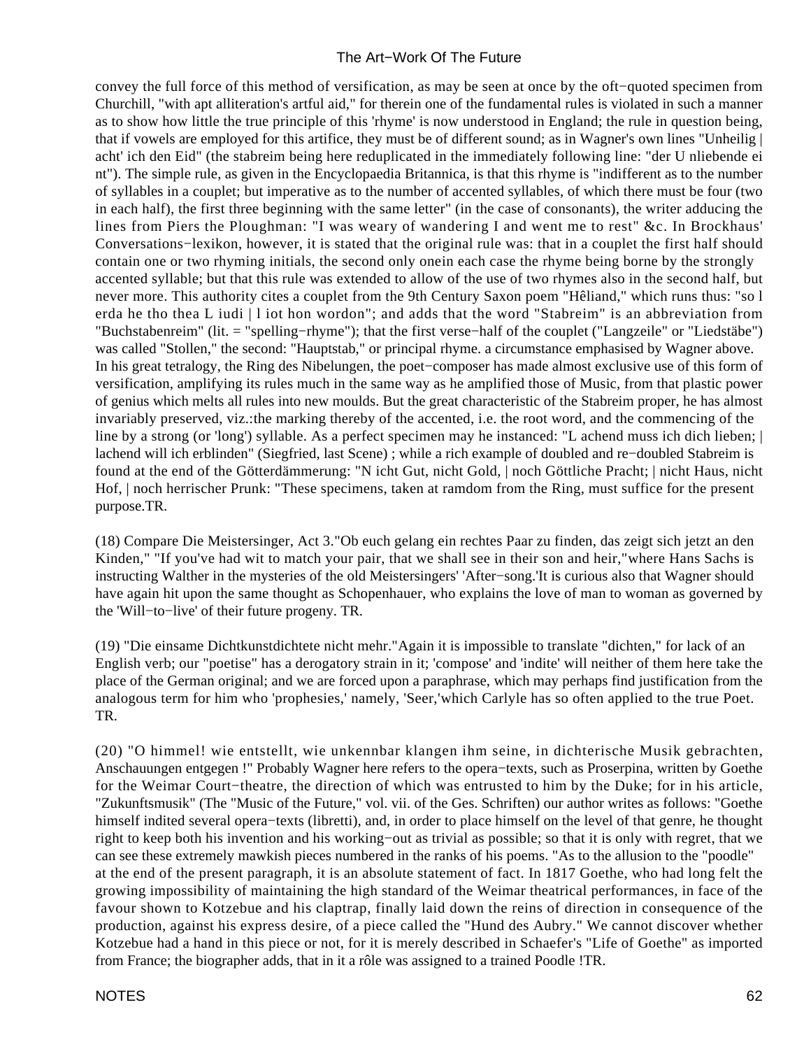convey the full force of this method of versification, as may be seen at once by the oft−quoted specimen from Churchill, "with apt alliteration's artful aid," for therein one of the fundamental rules is violated in such a manner as to show how little the true principle of this 'rhyme' is now understood in England; the rule in question being, that if vowels are employed for this artifice, they must be of different sound; as in Wagner's own lines "Unheilig | acht' ich den Eid" (the stabreim being here reduplicated in the immediately following line: "der U nliebende ei nt"). The simple rule, as given in the Encyclopaedia Britannica, is that this rhyme is "indifferent as to the number of syllables in a couplet; but imperative as to the number of accented syllables, of which there must be four (two in each half), the first three beginning with the same letter" (in the case of consonants), the writer adducing the lines from Piers the Ploughman: "I was weary of wandering I and went me to rest" &c. In Brockhaus' Conversations−lexikon, however, it is stated that the original rule was: that in a couplet the first half should contain one or two rhyming initials, the second only onein each case the rhyme being borne by the strongly accented syllable; but that this rule was extended to allow of the use of two rhymes also in the second half, but never more. This authority cites a couplet from the 9th Century Saxon poem "Hêliand," which runs thus: "so l erda he tho thea L iudi | l iot hon wordon"; and adds that the word "Stabreim" is an abbreviation from "Buchstabenreim" (lit. = "spelling−rhyme"); that the first verse−half of the couplet ("Langzeile" or "Liedstäbe") was called "Stollen," the second: "Hauptstab," or principal rhyme. a circumstance emphasised by Wagner above. In his great tetralogy, the Ring des Nibelungen, the poet−composer has made almost exclusive use of this form of versification, amplifying its rules much in the same way as he amplified those of Music, from that plastic power of genius which melts all rules into new moulds. But the great characteristic of the Stabreim proper, he has almost invariably preserved, viz.:the marking thereby of the accented, i.e. the root word, and the commencing of the line by a strong (or 'long') syllable. As a perfect specimen may he instanced: "L achend muss ich dich lieben; | lachend will ich erblinden" (Siegfried, last Scene) ; while a rich example of doubled and re−doubled Stabreim is found at the end of the Götterdämmerung: "N icht Gut, nicht Gold, | noch Göttliche Pracht; | nicht Haus, nicht Hof, | noch herrischer Prunk: "These specimens, taken at ramdom from the Ring, must suffice for the present purpose.TR.

(18) Compare Die Meistersinger, Act 3."Ob euch gelang ein rechtes Paar zu finden, das zeigt sich jetzt an den Kinden," "If you've had wit to match your pair, that we shall see in their son and heir,"where Hans Sachs is instructing Walther in the mysteries of the old Meistersingers' 'After−song.'It is curious also that Wagner should have again hit upon the same thought as Schopenhauer, who explains the love of man to woman as governed by the 'Will−to−live' of their future progeny. TR.

(19) "Die einsame Dichtkunstdichtete nicht mehr."Again it is impossible to translate "dichten," for lack of an English verb; our "poetise" has a derogatory strain in it; 'compose' and 'indite' will neither of them here take the place of the German original; and we are forced upon a paraphrase, which may perhaps find justification from the analogous term for him who 'prophesies,' namely, 'Seer,'which Carlyle has so often applied to the true Poet. TR.

(20) "O himmel! wie entstellt, wie unkennbar klangen ihm seine, in dichterische Musik gebrachten, Anschauungen entgegen !" Probably Wagner here refers to the opera−texts, such as Proserpina, written by Goethe for the Weimar Court−theatre, the direction of which was entrusted to him by the Duke; for in his article, "Zukunftsmusik" (The "Music of the Future," vol. vii. of the Ges. Schriften) our author writes as follows: "Goethe himself indited several opera−texts (libretti), and, in order to place himself on the level of that genre, he thought right to keep both his invention and his working−out as trivial as possible; so that it is only with regret, that we can see these extremely mawkish pieces numbered in the ranks of his poems. "As to the allusion to the "poodle" at the end of the present paragraph, it is an absolute statement of fact. In 1817 Goethe, who had long felt the growing impossibility of maintaining the high standard of the Weimar theatrical performances, in face of the favour shown to Kotzebue and his claptrap, finally laid down the reins of direction in consequence of the production, against his express desire, of a piece called the "Hund des Aubry." We cannot discover whether Kotzebue had a hand in this piece or not, for it is merely described in Schaefer's "Life of Goethe" as imported from France; the biographer adds, that in it a rôle was assigned to a trained Poodle !TR.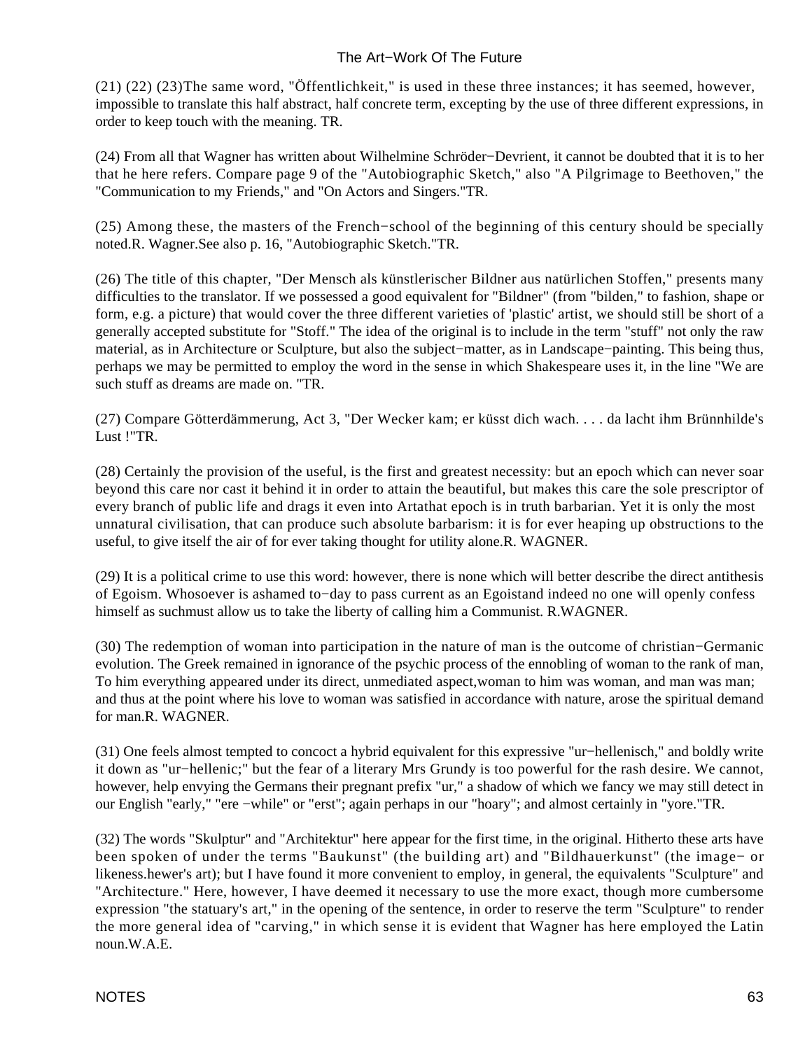(21) (22) (23)The same word, "Öffentlichkeit," is used in these three instances; it has seemed, however, impossible to translate this half abstract, half concrete term, excepting by the use of three different expressions, in order to keep touch with the meaning. TR.

(24) From all that Wagner has written about Wilhelmine Schröder−Devrient, it cannot be doubted that it is to her that he here refers. Compare page 9 of the "Autobiographic Sketch," also "A Pilgrimage to Beethoven," the "Communication to my Friends," and "On Actors and Singers."TR.

(25) Among these, the masters of the French−school of the beginning of this century should be specially noted.R. Wagner.See also p. 16, "Autobiographic Sketch."TR.

(26) The title of this chapter, "Der Mensch als künstlerischer Bildner aus natürlichen Stoffen," presents many difficulties to the translator. If we possessed a good equivalent for "Bildner" (from "bilden," to fashion, shape or form, e.g. a picture) that would cover the three different varieties of 'plastic' artist, we should still be short of a generally accepted substitute for "Stoff." The idea of the original is to include in the term "stuff" not only the raw material, as in Architecture or Sculpture, but also the subject−matter, as in Landscape−painting. This being thus, perhaps we may be permitted to employ the word in the sense in which Shakespeare uses it, in the line "We are such stuff as dreams are made on. "TR.

(27) Compare Götterdämmerung, Act 3, "Der Wecker kam; er küsst dich wach. . . . da lacht ihm Brünnhilde's Lust !"TR.

(28) Certainly the provision of the useful, is the first and greatest necessity: but an epoch which can never soar beyond this care nor cast it behind it in order to attain the beautiful, but makes this care the sole prescriptor of every branch of public life and drags it even into Artathat epoch is in truth barbarian. Yet it is only the most unnatural civilisation, that can produce such absolute barbarism: it is for ever heaping up obstructions to the useful, to give itself the air of for ever taking thought for utility alone.R. WAGNER.

(29) It is a political crime to use this word: however, there is none which will better describe the direct antithesis of Egoism. Whosoever is ashamed to−day to pass current as an Egoistand indeed no one will openly confess himself as suchmust allow us to take the liberty of calling him a Communist. R.WAGNER.

(30) The redemption of woman into participation in the nature of man is the outcome of christian−Germanic evolution. The Greek remained in ignorance of the psychic process of the ennobling of woman to the rank of man, To him everything appeared under its direct, unmediated aspect,woman to him was woman, and man was man; and thus at the point where his love to woman was satisfied in accordance with nature, arose the spiritual demand for man.R. WAGNER.

(31) One feels almost tempted to concoct a hybrid equivalent for this expressive "ur−hellenisch," and boldly write it down as "ur−hellenic;" but the fear of a literary Mrs Grundy is too powerful for the rash desire. We cannot, however, help envying the Germans their pregnant prefix "ur," a shadow of which we fancy we may still detect in our English "early," "ere −while" or "erst"; again perhaps in our "hoary"; and almost certainly in "yore."TR.

(32) The words "Skulptur" and "Architektur" here appear for the first time, in the original. Hitherto these arts have been spoken of under the terms "Baukunst" (the building art) and "Bildhauerkunst" (the image− or likeness.hewer's art); but I have found it more convenient to employ, in general, the equivalents "Sculpture" and "Architecture." Here, however, I have deemed it necessary to use the more exact, though more cumbersome expression "the statuary's art," in the opening of the sentence, in order to reserve the term "Sculpture" to render the more general idea of "carving," in which sense it is evident that Wagner has here employed the Latin noun.W.A.E.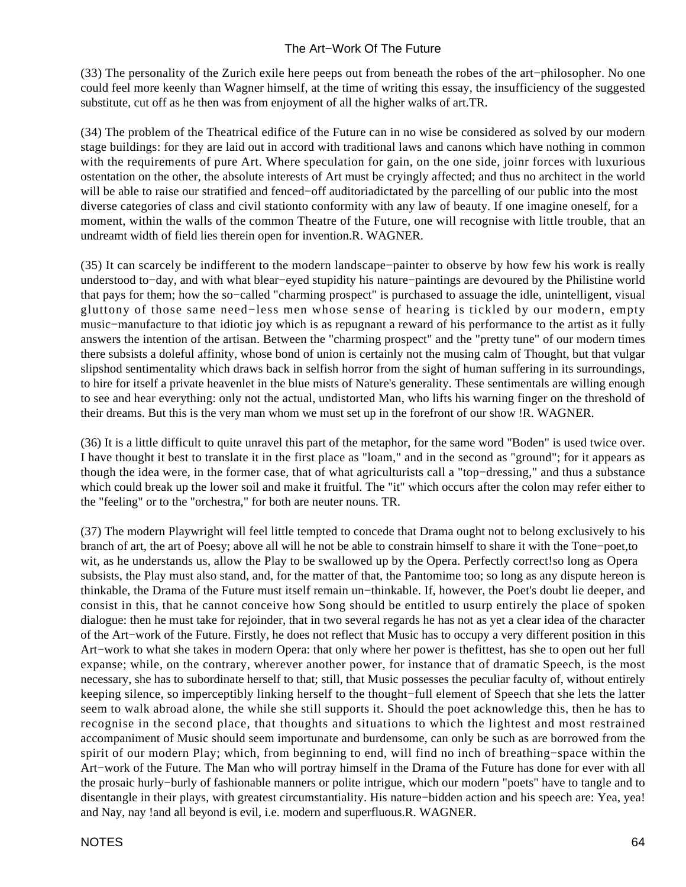(33) The personality of the Zurich exile here peeps out from beneath the robes of the art−philosopher. No one could feel more keenly than Wagner himself, at the time of writing this essay, the insufficiency of the suggested substitute, cut off as he then was from enjoyment of all the higher walks of art.TR.

(34) The problem of the Theatrical edifice of the Future can in no wise be considered as solved by our modern stage buildings: for they are laid out in accord with traditional laws and canons which have nothing in common with the requirements of pure Art. Where speculation for gain, on the one side, joinr forces with luxurious ostentation on the other, the absolute interests of Art must be cryingly affected; and thus no architect in the world will be able to raise our stratified and fenced−off auditoriadictated by the parcelling of our public into the most diverse categories of class and civil stationto conformity with any law of beauty. If one imagine oneself, for a moment, within the walls of the common Theatre of the Future, one will recognise with little trouble, that an undreamt width of field lies therein open for invention.R. WAGNER.

(35) It can scarcely be indifferent to the modern landscape−painter to observe by how few his work is really understood to−day, and with what blear−eyed stupidity his nature−paintings are devoured by the Philistine world that pays for them; how the so−called "charming prospect" is purchased to assuage the idle, unintelligent, visual gluttony of those same need−less men whose sense of hearing is tickled by our modern, empty music−manufacture to that idiotic joy which is as repugnant a reward of his performance to the artist as it fully answers the intention of the artisan. Between the "charming prospect" and the "pretty tune" of our modern times there subsists a doleful affinity, whose bond of union is certainly not the musing calm of Thought, but that vulgar slipshod sentimentality which draws back in selfish horror from the sight of human suffering in its surroundings, to hire for itself a private heavenlet in the blue mists of Nature's generality. These sentimentals are willing enough to see and hear everything: only not the actual, undistorted Man, who lifts his warning finger on the threshold of their dreams. But this is the very man whom we must set up in the forefront of our show !R. WAGNER.

(36) It is a little difficult to quite unravel this part of the metaphor, for the same word "Boden" is used twice over. I have thought it best to translate it in the first place as "loam," and in the second as "ground"; for it appears as though the idea were, in the former case, that of what agriculturists call a "top−dressing," and thus a substance which could break up the lower soil and make it fruitful. The "it" which occurs after the colon may refer either to the "feeling" or to the "orchestra," for both are neuter nouns. TR.

(37) The modern Playwright will feel little tempted to concede that Drama ought not to belong exclusively to his branch of art, the art of Poesy; above all will he not be able to constrain himself to share it with the Tone−poet,to wit, as he understands us, allow the Play to be swallowed up by the Opera. Perfectly correct!so long as Opera subsists, the Play must also stand, and, for the matter of that, the Pantomime too; so long as any dispute hereon is thinkable, the Drama of the Future must itself remain un−thinkable. If, however, the Poet's doubt lie deeper, and consist in this, that he cannot conceive how Song should be entitled to usurp entirely the place of spoken dialogue: then he must take for rejoinder, that in two several regards he has not as yet a clear idea of the character of the Art−work of the Future. Firstly, he does not reflect that Music has to occupy a very different position in this Art−work to what she takes in modern Opera: that only where her power is thefittest, has she to open out her full expanse; while, on the contrary, wherever another power, for instance that of dramatic Speech, is the most necessary, she has to subordinate herself to that; still, that Music possesses the peculiar faculty of, without entirely keeping silence, so imperceptibly linking herself to the thought−full element of Speech that she lets the latter seem to walk abroad alone, the while she still supports it. Should the poet acknowledge this, then he has to recognise in the second place, that thoughts and situations to which the lightest and most restrained accompaniment of Music should seem importunate and burdensome, can only be such as are borrowed from the spirit of our modern Play; which, from beginning to end, will find no inch of breathing−space within the Art−work of the Future. The Man who will portray himself in the Drama of the Future has done for ever with all the prosaic hurly−burly of fashionable manners or polite intrigue, which our modern "poets" have to tangle and to disentangle in their plays, with greatest circumstantiality. His nature−bidden action and his speech are: Yea, yea! and Nay, nay !and all beyond is evil, i.e. modern and superfluous.R. WAGNER.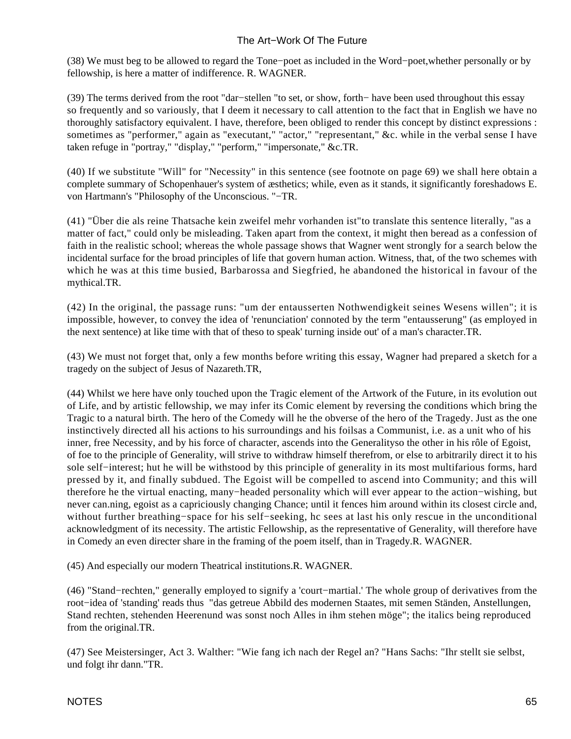(38) We must beg to be allowed to regard the Tone−poet as included in the Word−poet,whether personally or by fellowship, is here a matter of indifference. R. WAGNER.

(39) The terms derived from the root "dar−stellen "to set, or show, forth− have been used throughout this essay so frequently and so variously, that I deem it necessary to call attention to the fact that in English we have no thoroughly satisfactory equivalent. I have, therefore, been obliged to render this concept by distinct expressions : sometimes as "performer," again as "executant," "actor," "representant," &c. while in the verbal sense I have taken refuge in "portray," "display," "perform," "impersonate," &c.TR.

(40) If we substitute "Will" for "Necessity" in this sentence (see footnote on page 69) we shall here obtain a complete summary of Schopenhauer's system of æsthetics; while, even as it stands, it significantly foreshadows E. von Hartmann's "Philosophy of the Unconscious. "−TR.

(41) "Über die als reine Thatsache kein zweifel mehr vorhanden ist"to translate this sentence literally, "as a matter of fact," could only be misleading. Taken apart from the context, it might then beread as a confession of faith in the realistic school; whereas the whole passage shows that Wagner went strongly for a search below the incidental surface for the broad principles of life that govern human action. Witness, that, of the two schemes with which he was at this time busied, Barbarossa and Siegfried, he abandoned the historical in favour of the mythical.TR.

(42) In the original, the passage runs: "um der entausserten Nothwendigkeit seines Wesens willen"; it is impossible, however, to convey the idea of 'renunciation' connoted by the term "entausserung" (as employed in the next sentence) at like time with that of theso to speak' turning inside out' of a man's character.TR.

(43) We must not forget that, only a few months before writing this essay, Wagner had prepared a sketch for a tragedy on the subject of Jesus of Nazareth.TR,

(44) Whilst we here have only touched upon the Tragic element of the Artwork of the Future, in its evolution out of Life, and by artistic fellowship, we may infer its Comic element by reversing the conditions which bring the Tragic to a natural birth. The hero of the Comedy will he the obverse of the hero of the Tragedy. Just as the one instinctively directed all his actions to his surroundings and his foilsas a Communist, i.e. as a unit who of his inner, free Necessity, and by his force of character, ascends into the Generalityso the other in his rôle of Egoist, of foe to the principle of Generality, will strive to withdraw himself therefrom, or else to arbitrarily direct it to his sole self−interest; hut he will be withstood by this principle of generality in its most multifarious forms, hard pressed by it, and finally subdued. The Egoist will be compelled to ascend into Community; and this will therefore he the virtual enacting, many−headed personality which will ever appear to the action−wishing, but never can.ning, egoist as a capriciously changing Chance; until it fences him around within its closest circle and, without further breathing−space for his self−seeking, hc sees at last his only rescue in the unconditional acknowledgment of its necessity. The artistic Fellowship, as the representative of Generality, will therefore have in Comedy an even directer share in the framing of the poem itself, than in Tragedy.R. WAGNER.

(45) And especially our modern Theatrical institutions.R. WAGNER.

(46) "Stand−rechten," generally employed to signify a 'court−martial.' The whole group of derivatives from the root−idea of 'standing' reads thus "das getreue Abbild des modernen Staates, mit semen Ständen, Anstellungen, Stand rechten, stehenden Heerenund was sonst noch Alles in ihm stehen möge"; the italics being reproduced from the original.TR.

(47) See Meistersinger, Act 3. Walther: "Wie fang ich nach der Regel an? "Hans Sachs: "Ihr stellt sie selbst, und folgt ihr dann."TR.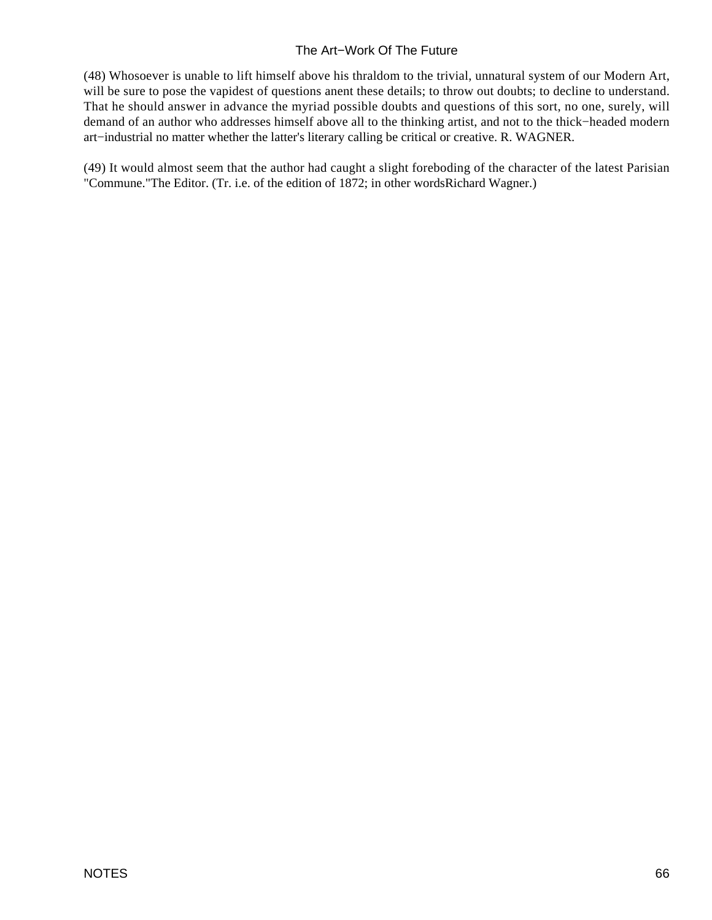(48) Whosoever is unable to lift himself above his thraldom to the trivial, unnatural system of our Modern Art, will be sure to pose the vapidest of questions anent these details; to throw out doubts; to decline to understand. That he should answer in advance the myriad possible doubts and questions of this sort, no one, surely, will demand of an author who addresses himself above all to the thinking artist, and not to the thick−headed modern art−industrial no matter whether the latter's literary calling be critical or creative. R. WAGNER.

(49) It would almost seem that the author had caught a slight foreboding of the character of the latest Parisian "Commune."The Editor. (Tr. i.e. of the edition of 1872; in other wordsRichard Wagner.)